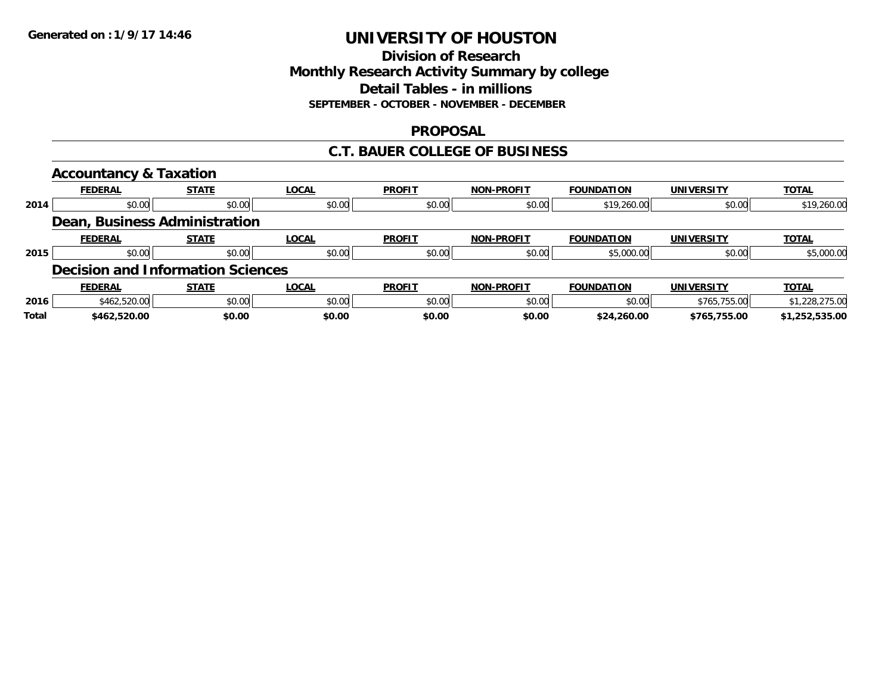Generated on :1/9/17 14:46

# UNIVERSITY OF HOUSTON

## Division of Research
## Monthly Research Activity Summary by college
## Detail Tables - in millions
### SEPTEMBER - OCTOBER - NOVEMBER - DECEMBER

### PROPOSAL

### C.T. BAUER COLLEGE OF BUSINESS

#### Accountancy & Taxation

| | FEDERAL | STATE | LOCAL | PROFIT | NON-PROFIT | FOUNDATION | UNIVERSITY | TOTAL |
|---|---|---|---|---|---|---|---|---|
| 2014 | $0.00 | $0.00 | $0.00 | $0.00 | $0.00 | $19,260.00 | $0.00 | $19,260.00 |

#### Dean, Business Administration

| | FEDERAL | STATE | LOCAL | PROFIT | NON-PROFIT | FOUNDATION | UNIVERSITY | TOTAL |
|---|---|---|---|---|---|---|---|---|
| 2015 | $0.00 | $0.00 | $0.00 | $0.00 | $0.00 | $5,000.00 | $0.00 | $5,000.00 |

#### Decision and Information Sciences

| | FEDERAL | STATE | LOCAL | PROFIT | NON-PROFIT | FOUNDATION | UNIVERSITY | TOTAL |
|---|---|---|---|---|---|---|---|---|
| 2016 | $462,520.00 | $0.00 | $0.00 | $0.00 | $0.00 | $0.00 | $765,755.00 | $1,228,275.00 |
| **Total** | **$462,520.00** | **$0.00** | **$0.00** | **$0.00** | **$0.00** | **$24,260.00** | **$765,755.00** | **$1,252,535.00** |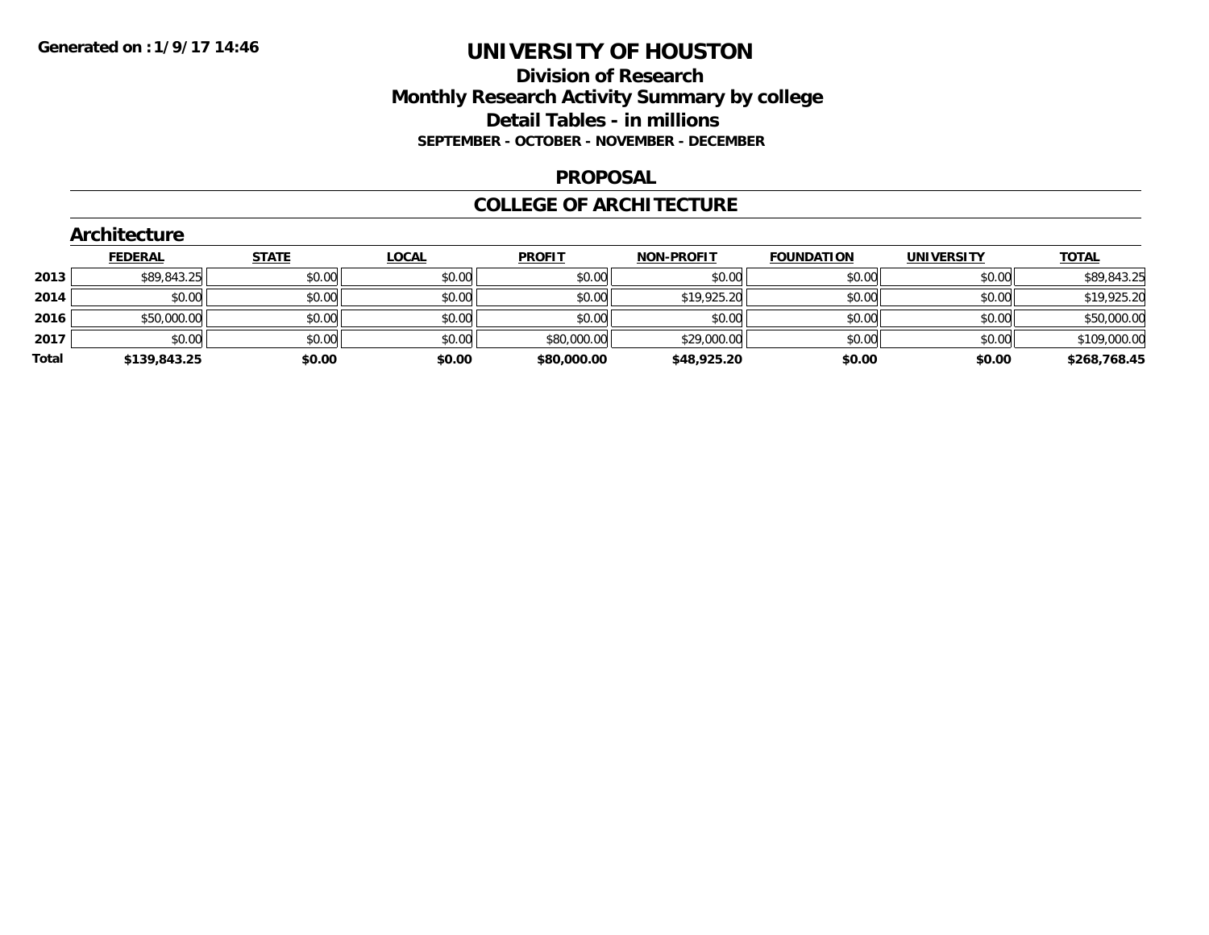**Generated on :1/9/17 14:46**

# UNIVERSITY OF HOUSTON

## Division of Research
## Monthly Research Activity Summary by college
## Detail Tables - in millions
### SEPTEMBER - OCTOBER - NOVEMBER - DECEMBER

## PROPOSAL

## COLLEGE OF ARCHITECTURE

### Architecture

| | FEDERAL | STATE | LOCAL | PROFIT | NON-PROFIT | FOUNDATION | UNIVERSITY | TOTAL |
|---|---|---|---|---|---|---|---|---|
| 2013 | $89,843.25 | $0.00 | $0.00 | $0.00 | $0.00 | $0.00 | $0.00 | $89,843.25 |
| 2014 | $0.00 | $0.00 | $0.00 | $0.00 | $19,925.20 | $0.00 | $0.00 | $19,925.20 |
| 2016 | $50,000.00 | $0.00 | $0.00 | $0.00 | $0.00 | $0.00 | $0.00 | $50,000.00 |
| 2017 | $0.00 | $0.00 | $0.00 | $80,000.00 | $29,000.00 | $0.00 | $0.00 | $109,000.00 |
| **Total** | **$139,843.25** | **$0.00** | **$0.00** | **$80,000.00** | **$48,925.20** | **$0.00** | **$0.00** | **$268,768.45** |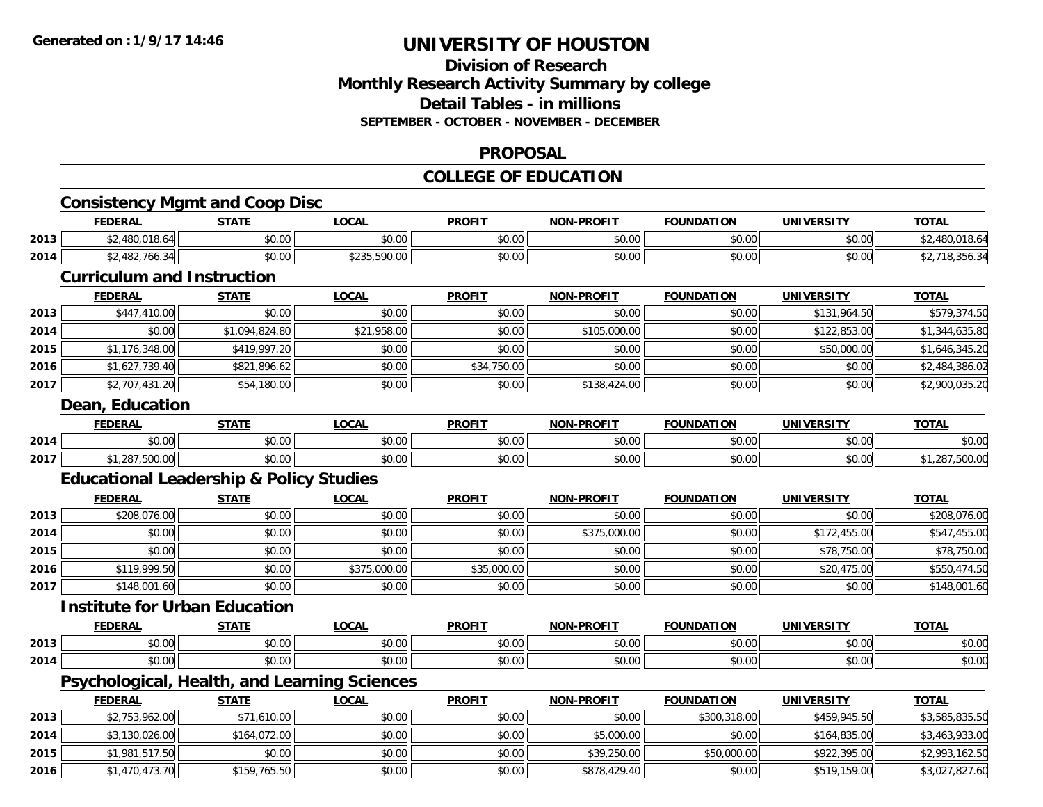# UNIVERSITY OF HOUSTON

## Division of Research
## Monthly Research Activity Summary by college
## Detail Tables - in millions
### SEPTEMBER - OCTOBER - NOVEMBER - DECEMBER

## PROPOSAL

## COLLEGE OF EDUCATION

### Consistency Mgmt and Coop Disc

| | FEDERAL | STATE | LOCAL | PROFIT | NON-PROFIT | FOUNDATION | UNIVERSITY | TOTAL |
|---|---|---|---|---|---|---|---|---|
| 2013 | $2,480,018.64 | $0.00 | $0.00 | $0.00 | $0.00 | $0.00 | $0.00 | $2,480,018.64 |
| 2014 | $2,482,766.34 | $0.00 | $235,590.00 | $0.00 | $0.00 | $0.00 | $0.00 | $2,718,356.34 |

### Curriculum and Instruction

| | FEDERAL | STATE | LOCAL | PROFIT | NON-PROFIT | FOUNDATION | UNIVERSITY | TOTAL |
|---|---|---|---|---|---|---|---|---|
| 2013 | $447,410.00 | $0.00 | $0.00 | $0.00 | $0.00 | $0.00 | $131,964.50 | $579,374.50 |
| 2014 | $0.00 | $1,094,824.80 | $21,958.00 | $0.00 | $105,000.00 | $0.00 | $122,853.00 | $1,344,635.80 |
| 2015 | $1,176,348.00 | $419,997.20 | $0.00 | $0.00 | $0.00 | $0.00 | $50,000.00 | $1,646,345.20 |
| 2016 | $1,627,739.40 | $821,896.62 | $0.00 | $34,750.00 | $0.00 | $0.00 | $0.00 | $2,484,386.02 |
| 2017 | $2,707,431.20 | $54,180.00 | $0.00 | $0.00 | $138,424.00 | $0.00 | $0.00 | $2,900,035.20 |

### Dean, Education

| | FEDERAL | STATE | LOCAL | PROFIT | NON-PROFIT | FOUNDATION | UNIVERSITY | TOTAL |
|---|---|---|---|---|---|---|---|---|
| 2014 | $0.00 | $0.00 | $0.00 | $0.00 | $0.00 | $0.00 | $0.00 | $0.00 |
| 2017 | $1,287,500.00 | $0.00 | $0.00 | $0.00 | $0.00 | $0.00 | $0.00 | $1,287,500.00 |

### Educational Leadership & Policy Studies

| | FEDERAL | STATE | LOCAL | PROFIT | NON-PROFIT | FOUNDATION | UNIVERSITY | TOTAL |
|---|---|---|---|---|---|---|---|---|
| 2013 | $208,076.00 | $0.00 | $0.00 | $0.00 | $0.00 | $0.00 | $0.00 | $208,076.00 |
| 2014 | $0.00 | $0.00 | $0.00 | $0.00 | $375,000.00 | $0.00 | $172,455.00 | $547,455.00 |
| 2015 | $0.00 | $0.00 | $0.00 | $0.00 | $0.00 | $0.00 | $78,750.00 | $78,750.00 |
| 2016 | $119,999.50 | $0.00 | $375,000.00 | $35,000.00 | $0.00 | $0.00 | $20,475.00 | $550,474.50 |
| 2017 | $148,001.60 | $0.00 | $0.00 | $0.00 | $0.00 | $0.00 | $0.00 | $148,001.60 |

### Institute for Urban Education

| | FEDERAL | STATE | LOCAL | PROFIT | NON-PROFIT | FOUNDATION | UNIVERSITY | TOTAL |
|---|---|---|---|---|---|---|---|---|
| 2013 | $0.00 | $0.00 | $0.00 | $0.00 | $0.00 | $0.00 | $0.00 | $0.00 |
| 2014 | $0.00 | $0.00 | $0.00 | $0.00 | $0.00 | $0.00 | $0.00 | $0.00 |

### Psychological, Health, and Learning Sciences

| | FEDERAL | STATE | LOCAL | PROFIT | NON-PROFIT | FOUNDATION | UNIVERSITY | TOTAL |
|---|---|---|---|---|---|---|---|---|
| 2013 | $2,753,962.00 | $71,610.00 | $0.00 | $0.00 | $0.00 | $300,318.00 | $459,945.50 | $3,585,835.50 |
| 2014 | $3,130,026.00 | $164,072.00 | $0.00 | $0.00 | $5,000.00 | $0.00 | $164,835.00 | $3,463,933.00 |
| 2015 | $1,981,517.50 | $0.00 | $0.00 | $0.00 | $39,250.00 | $50,000.00 | $922,395.00 | $2,993,162.50 |
| 2016 | $1,470,473.70 | $159,765.50 | $0.00 | $0.00 | $878,429.40 | $0.00 | $519,159.00 | $3,027,827.60 |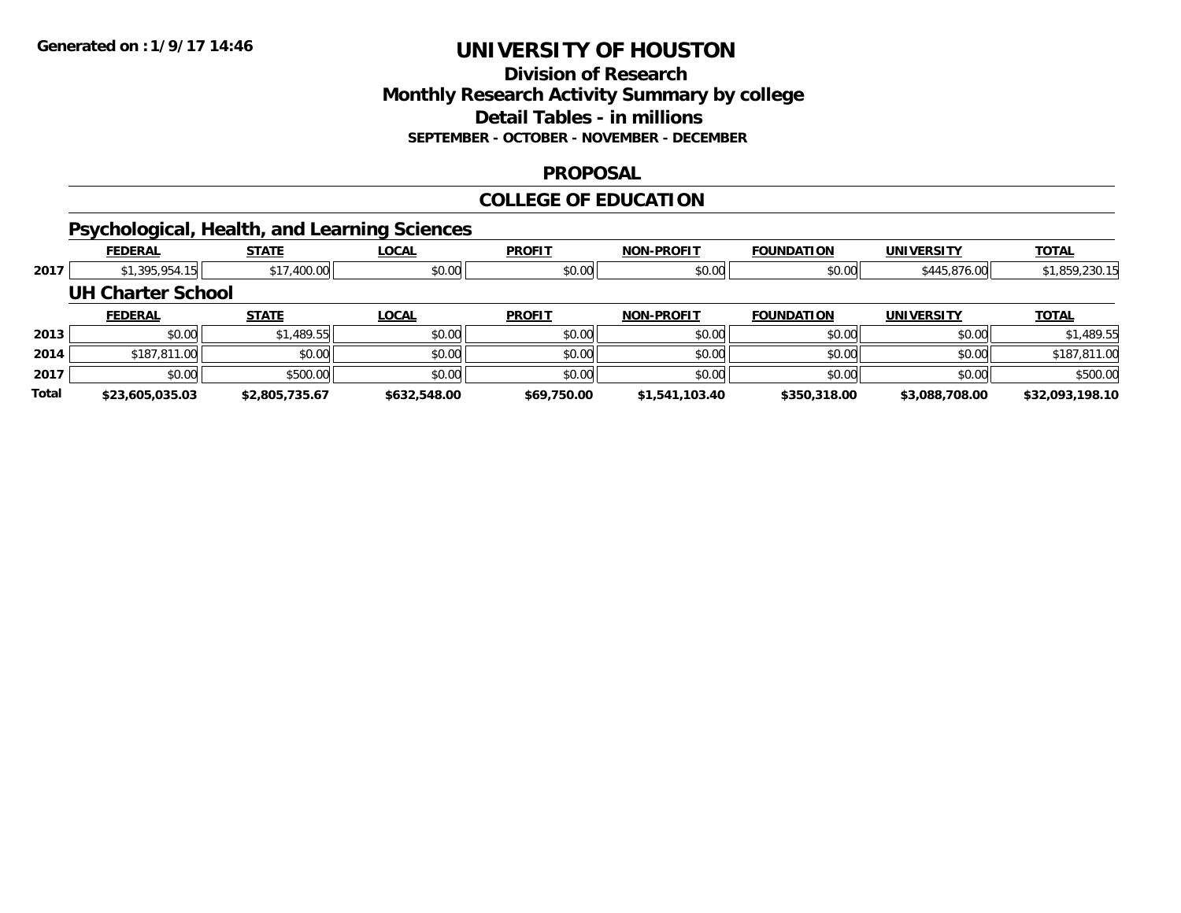# UNIVERSITY OF HOUSTON

## Division of Research
## Monthly Research Activity Summary by college
## Detail Tables - in millions
### SEPTEMBER - OCTOBER - NOVEMBER - DECEMBER

## PROPOSAL

## COLLEGE OF EDUCATION

### Psychological, Health, and Learning Sciences

| | FEDERAL | STATE | LOCAL | PROFIT | NON-PROFIT | FOUNDATION | UNIVERSITY | TOTAL |
|---|---|---|---|---|---|---|---|---|
| 2017 | $1,395,954.15 | $17,400.00 | $0.00 | $0.00 | $0.00 | $0.00 | $445,876.00 | $1,859,230.15 |

### UH Charter School

| | FEDERAL | STATE | LOCAL | PROFIT | NON-PROFIT | FOUNDATION | UNIVERSITY | TOTAL |
|---|---|---|---|---|---|---|---|---|
| 2013 | $0.00 | $1,489.55 | $0.00 | $0.00 | $0.00 | $0.00 | $0.00 | $1,489.55 |
| 2014 | $187,811.00 | $0.00 | $0.00 | $0.00 | $0.00 | $0.00 | $0.00 | $187,811.00 |
| 2017 | $0.00 | $500.00 | $0.00 | $0.00 | $0.00 | $0.00 | $0.00 | $500.00 |
| **Total** | **$23,605,035.03** | **$2,805,735.67** | **$632,548.00** | **$69,750.00** | **$1,541,103.40** | **$350,318.00** | **$3,088,708.00** | **$32,093,198.10** |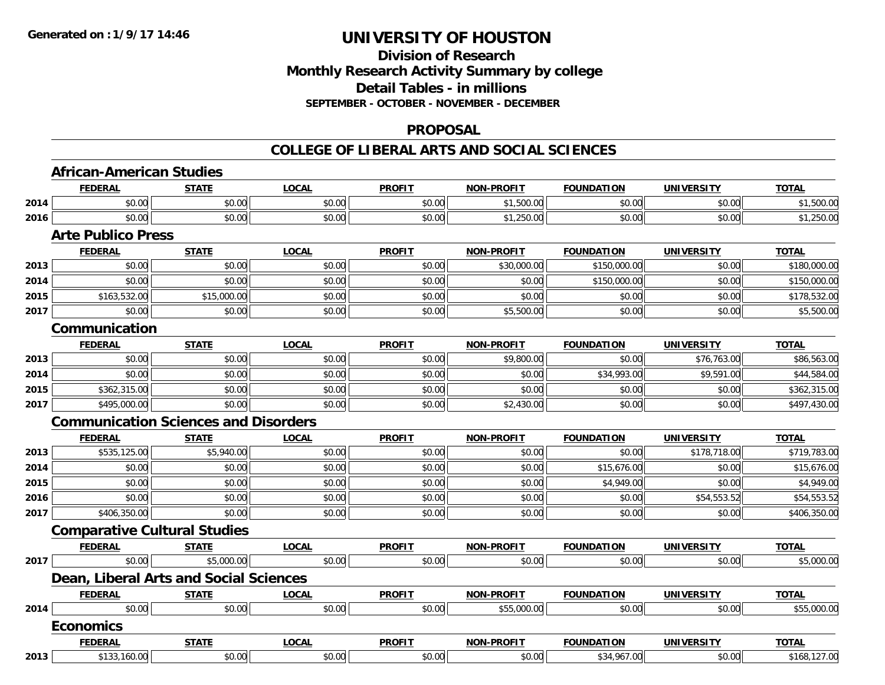**Generated on :1/9/17 14:46**

# UNIVERSITY OF HOUSTON

## Division of Research
## Monthly Research Activity Summary by college
## Detail Tables - in millions
### SEPTEMBER - OCTOBER - NOVEMBER - DECEMBER

## PROPOSAL

## COLLEGE OF LIBERAL ARTS AND SOCIAL SCIENCES

### African-American Studies

| | FEDERAL | STATE | LOCAL | PROFIT | NON-PROFIT | FOUNDATION | UNIVERSITY | TOTAL |
|---|---|---|---|---|---|---|---|---|
| 2014 | $0.00 | $0.00 | $0.00 | $0.00 | $1,500.00 | $0.00 | $0.00 | $1,500.00 |
| 2016 | $0.00 | $0.00 | $0.00 | $0.00 | $1,250.00 | $0.00 | $0.00 | $1,250.00 |

### Arte Publico Press

| | FEDERAL | STATE | LOCAL | PROFIT | NON-PROFIT | FOUNDATION | UNIVERSITY | TOTAL |
|---|---|---|---|---|---|---|---|---|
| 2013 | $0.00 | $0.00 | $0.00 | $0.00 | $30,000.00 | $150,000.00 | $0.00 | $180,000.00 |
| 2014 | $0.00 | $0.00 | $0.00 | $0.00 | $0.00 | $150,000.00 | $0.00 | $150,000.00 |
| 2015 | $163,532.00 | $15,000.00 | $0.00 | $0.00 | $0.00 | $0.00 | $0.00 | $178,532.00 |
| 2017 | $0.00 | $0.00 | $0.00 | $0.00 | $5,500.00 | $0.00 | $0.00 | $5,500.00 |

### Communication

| | FEDERAL | STATE | LOCAL | PROFIT | NON-PROFIT | FOUNDATION | UNIVERSITY | TOTAL |
|---|---|---|---|---|---|---|---|---|
| 2013 | $0.00 | $0.00 | $0.00 | $0.00 | $9,800.00 | $0.00 | $76,763.00 | $86,563.00 |
| 2014 | $0.00 | $0.00 | $0.00 | $0.00 | $0.00 | $34,993.00 | $9,591.00 | $44,584.00 |
| 2015 | $362,315.00 | $0.00 | $0.00 | $0.00 | $0.00 | $0.00 | $0.00 | $362,315.00 |
| 2017 | $495,000.00 | $0.00 | $0.00 | $0.00 | $2,430.00 | $0.00 | $0.00 | $497,430.00 |

### Communication Sciences and Disorders

| | FEDERAL | STATE | LOCAL | PROFIT | NON-PROFIT | FOUNDATION | UNIVERSITY | TOTAL |
|---|---|---|---|---|---|---|---|---|
| 2013 | $535,125.00 | $5,940.00 | $0.00 | $0.00 | $0.00 | $0.00 | $178,718.00 | $719,783.00 |
| 2014 | $0.00 | $0.00 | $0.00 | $0.00 | $0.00 | $15,676.00 | $0.00 | $15,676.00 |
| 2015 | $0.00 | $0.00 | $0.00 | $0.00 | $0.00 | $4,949.00 | $0.00 | $4,949.00 |
| 2016 | $0.00 | $0.00 | $0.00 | $0.00 | $0.00 | $0.00 | $54,553.52 | $54,553.52 |
| 2017 | $406,350.00 | $0.00 | $0.00 | $0.00 | $0.00 | $0.00 | $0.00 | $406,350.00 |

### Comparative Cultural Studies

| | FEDERAL | STATE | LOCAL | PROFIT | NON-PROFIT | FOUNDATION | UNIVERSITY | TOTAL |
|---|---|---|---|---|---|---|---|---|
| 2017 | $0.00 | $5,000.00 | $0.00 | $0.00 | $0.00 | $0.00 | $0.00 | $5,000.00 |

### Dean, Liberal Arts and Social Sciences

| | FEDERAL | STATE | LOCAL | PROFIT | NON-PROFIT | FOUNDATION | UNIVERSITY | TOTAL |
|---|---|---|---|---|---|---|---|---|
| 2014 | $0.00 | $0.00 | $0.00 | $0.00 | $55,000.00 | $0.00 | $0.00 | $55,000.00 |

### Economics

| | FEDERAL | STATE | LOCAL | PROFIT | NON-PROFIT | FOUNDATION | UNIVERSITY | TOTAL |
|---|---|---|---|---|---|---|---|---|
| 2013 | $133,160.00 | $0.00 | $0.00 | $0.00 | $0.00 | $34,967.00 | $0.00 | $168,127.00 |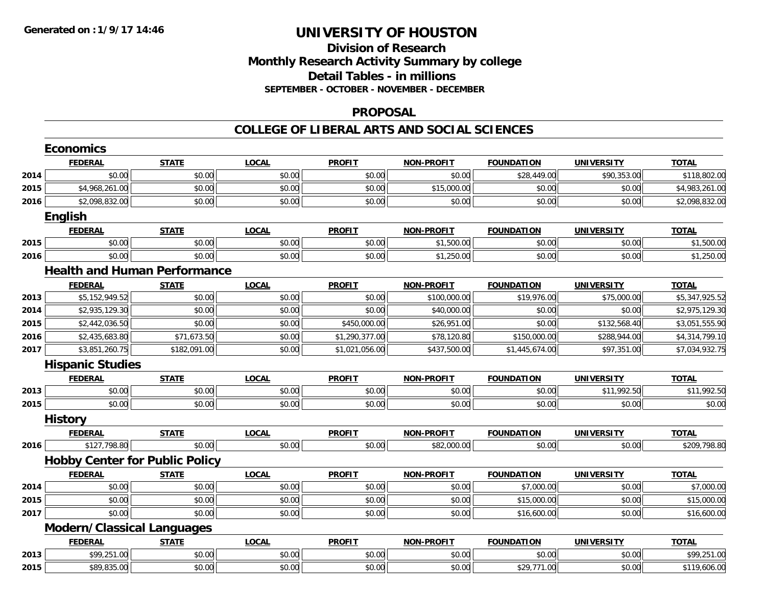# UNIVERSITY OF HOUSTON

## Division of Research
## Monthly Research Activity Summary by college
## Detail Tables - in millions
### SEPTEMBER - OCTOBER - NOVEMBER - DECEMBER

## PROPOSAL

## COLLEGE OF LIBERAL ARTS AND SOCIAL SCIENCES

### Economics

| | FEDERAL | STATE | LOCAL | PROFIT | NON-PROFIT | FOUNDATION | UNIVERSITY | TOTAL |
|---|---|---|---|---|---|---|---|---|
| 2014 | $0.00 | $0.00 | $0.00 | $0.00 | $0.00 | $28,449.00 | $90,353.00 | $118,802.00 |
| 2015 | $4,968,261.00 | $0.00 | $0.00 | $0.00 | $15,000.00 | $0.00 | $0.00 | $4,983,261.00 |
| 2016 | $2,098,832.00 | $0.00 | $0.00 | $0.00 | $0.00 | $0.00 | $0.00 | $2,098,832.00 |

### English

| | FEDERAL | STATE | LOCAL | PROFIT | NON-PROFIT | FOUNDATION | UNIVERSITY | TOTAL |
|---|---|---|---|---|---|---|---|---|
| 2015 | $0.00 | $0.00 | $0.00 | $0.00 | $1,500.00 | $0.00 | $0.00 | $1,500.00 |
| 2016 | $0.00 | $0.00 | $0.00 | $0.00 | $1,250.00 | $0.00 | $0.00 | $1,250.00 |

### Health and Human Performance

| | FEDERAL | STATE | LOCAL | PROFIT | NON-PROFIT | FOUNDATION | UNIVERSITY | TOTAL |
|---|---|---|---|---|---|---|---|---|
| 2013 | $5,152,949.52 | $0.00 | $0.00 | $0.00 | $100,000.00 | $19,976.00 | $75,000.00 | $5,347,925.52 |
| 2014 | $2,935,129.30 | $0.00 | $0.00 | $0.00 | $40,000.00 | $0.00 | $0.00 | $2,975,129.30 |
| 2015 | $2,442,036.50 | $0.00 | $0.00 | $450,000.00 | $26,951.00 | $0.00 | $132,568.40 | $3,051,555.90 |
| 2016 | $2,435,683.80 | $71,673.50 | $0.00 | $1,290,377.00 | $78,120.80 | $150,000.00 | $288,944.00 | $4,314,799.10 |
| 2017 | $3,851,260.75 | $182,091.00 | $0.00 | $1,021,056.00 | $437,500.00 | $1,445,674.00 | $97,351.00 | $7,034,932.75 |

### Hispanic Studies

| | FEDERAL | STATE | LOCAL | PROFIT | NON-PROFIT | FOUNDATION | UNIVERSITY | TOTAL |
|---|---|---|---|---|---|---|---|---|
| 2013 | $0.00 | $0.00 | $0.00 | $0.00 | $0.00 | $0.00 | $11,992.50 | $11,992.50 |
| 2015 | $0.00 | $0.00 | $0.00 | $0.00 | $0.00 | $0.00 | $0.00 | $0.00 |

### History

| | FEDERAL | STATE | LOCAL | PROFIT | NON-PROFIT | FOUNDATION | UNIVERSITY | TOTAL |
|---|---|---|---|---|---|---|---|---|
| 2016 | $127,798.80 | $0.00 | $0.00 | $0.00 | $82,000.00 | $0.00 | $0.00 | $209,798.80 |

### Hobby Center for Public Policy

| | FEDERAL | STATE | LOCAL | PROFIT | NON-PROFIT | FOUNDATION | UNIVERSITY | TOTAL |
|---|---|---|---|---|---|---|---|---|
| 2014 | $0.00 | $0.00 | $0.00 | $0.00 | $0.00 | $7,000.00 | $0.00 | $7,000.00 |
| 2015 | $0.00 | $0.00 | $0.00 | $0.00 | $0.00 | $15,000.00 | $0.00 | $15,000.00 |
| 2017 | $0.00 | $0.00 | $0.00 | $0.00 | $0.00 | $16,600.00 | $0.00 | $16,600.00 |

### Modern/Classical Languages

| | FEDERAL | STATE | LOCAL | PROFIT | NON-PROFIT | FOUNDATION | UNIVERSITY | TOTAL |
|---|---|---|---|---|---|---|---|---|
| 2013 | $99,251.00 | $0.00 | $0.00 | $0.00 | $0.00 | $0.00 | $0.00 | $99,251.00 |
| 2015 | $89,835.00 | $0.00 | $0.00 | $0.00 | $0.00 | $29,771.00 | $0.00 | $119,606.00 |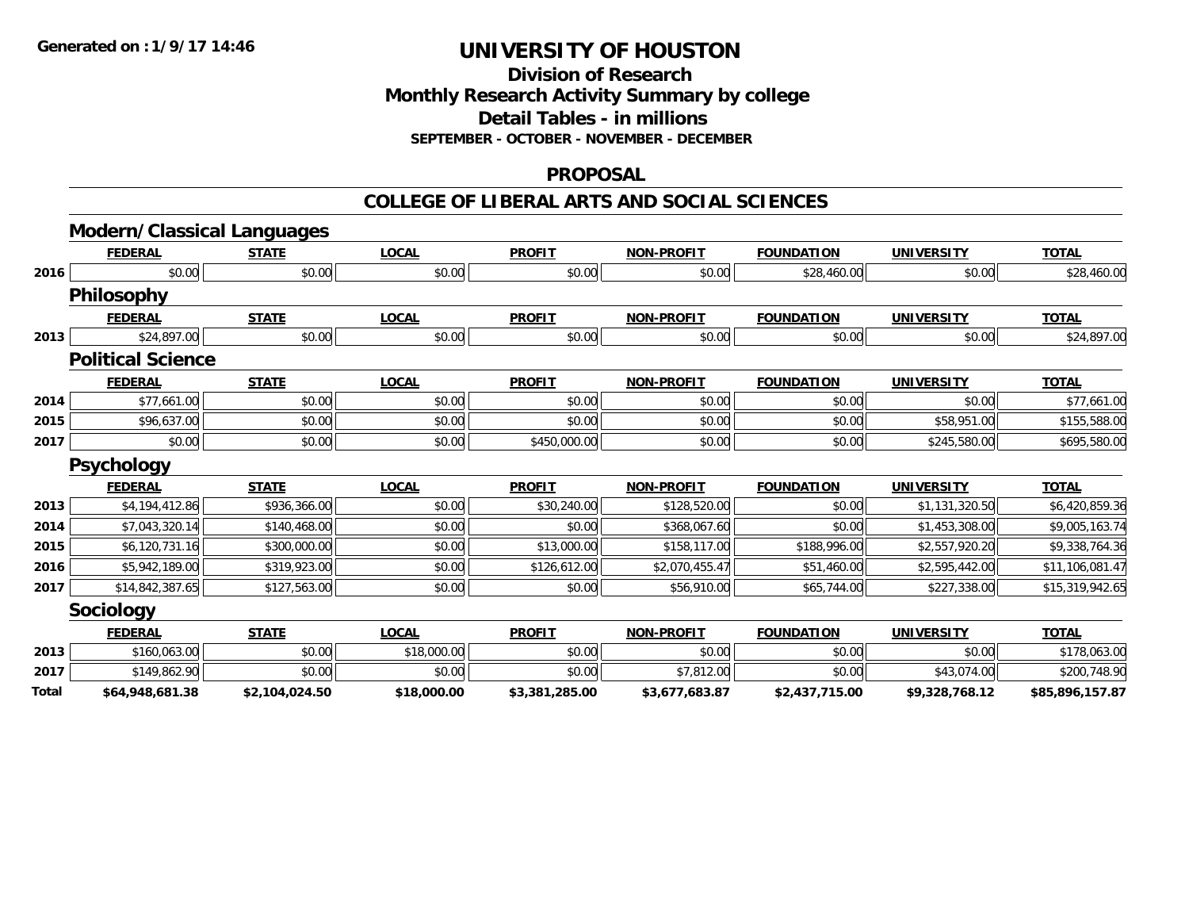# UNIVERSITY OF HOUSTON

## Division of Research
## Monthly Research Activity Summary by college
## Detail Tables - in millions
### SEPTEMBER - OCTOBER - NOVEMBER - DECEMBER

### PROPOSAL

### COLLEGE OF LIBERAL ARTS AND SOCIAL SCIENCES

#### Modern/Classical Languages

| | FEDERAL | STATE | LOCAL | PROFIT | NON-PROFIT | FOUNDATION | UNIVERSITY | TOTAL |
|---|---|---|---|---|---|---|---|---|
| 2016 | $0.00 | $0.00 | $0.00 | $0.00 | $0.00 | $28,460.00 | $0.00 | $28,460.00 |

#### Philosophy

| | FEDERAL | STATE | LOCAL | PROFIT | NON-PROFIT | FOUNDATION | UNIVERSITY | TOTAL |
|---|---|---|---|---|---|---|---|---|
| 2013 | $24,897.00 | $0.00 | $0.00 | $0.00 | $0.00 | $0.00 | $0.00 | $24,897.00 |

#### Political Science

| | FEDERAL | STATE | LOCAL | PROFIT | NON-PROFIT | FOUNDATION | UNIVERSITY | TOTAL |
|---|---|---|---|---|---|---|---|---|
| 2014 | $77,661.00 | $0.00 | $0.00 | $0.00 | $0.00 | $0.00 | $0.00 | $77,661.00 |
| 2015 | $96,637.00 | $0.00 | $0.00 | $0.00 | $0.00 | $0.00 | $58,951.00 | $155,588.00 |
| 2017 | $0.00 | $0.00 | $0.00 | $450,000.00 | $0.00 | $0.00 | $245,580.00 | $695,580.00 |

#### Psychology

| | FEDERAL | STATE | LOCAL | PROFIT | NON-PROFIT | FOUNDATION | UNIVERSITY | TOTAL |
|---|---|---|---|---|---|---|---|---|
| 2013 | $4,194,412.86 | $936,366.00 | $0.00 | $30,240.00 | $128,520.00 | $0.00 | $1,131,320.50 | $6,420,859.36 |
| 2014 | $7,043,320.14 | $140,468.00 | $0.00 | $0.00 | $368,067.60 | $0.00 | $1,453,308.00 | $9,005,163.74 |
| 2015 | $6,120,731.16 | $300,000.00 | $0.00 | $13,000.00 | $158,117.00 | $188,996.00 | $2,557,920.20 | $9,338,764.36 |
| 2016 | $5,942,189.00 | $319,923.00 | $0.00 | $126,612.00 | $2,070,455.47 | $51,460.00 | $2,595,442.00 | $11,106,081.47 |
| 2017 | $14,842,387.65 | $127,563.00 | $0.00 | $0.00 | $56,910.00 | $65,744.00 | $227,338.00 | $15,319,942.65 |

#### Sociology

| | FEDERAL | STATE | LOCAL | PROFIT | NON-PROFIT | FOUNDATION | UNIVERSITY | TOTAL |
|---|---|---|---|---|---|---|---|---|
| 2013 | $160,063.00 | $0.00 | $18,000.00 | $0.00 | $0.00 | $0.00 | $0.00 | $178,063.00 |
| 2017 | $149,862.90 | $0.00 | $0.00 | $0.00 | $7,812.00 | $0.00 | $43,074.00 | $200,748.90 |
| **Total** | **$64,948,681.38** | **$2,104,024.50** | **$18,000.00** | **$3,381,285.00** | **$3,677,683.87** | **$2,437,715.00** | **$9,328,768.12** | **$85,896,157.87** |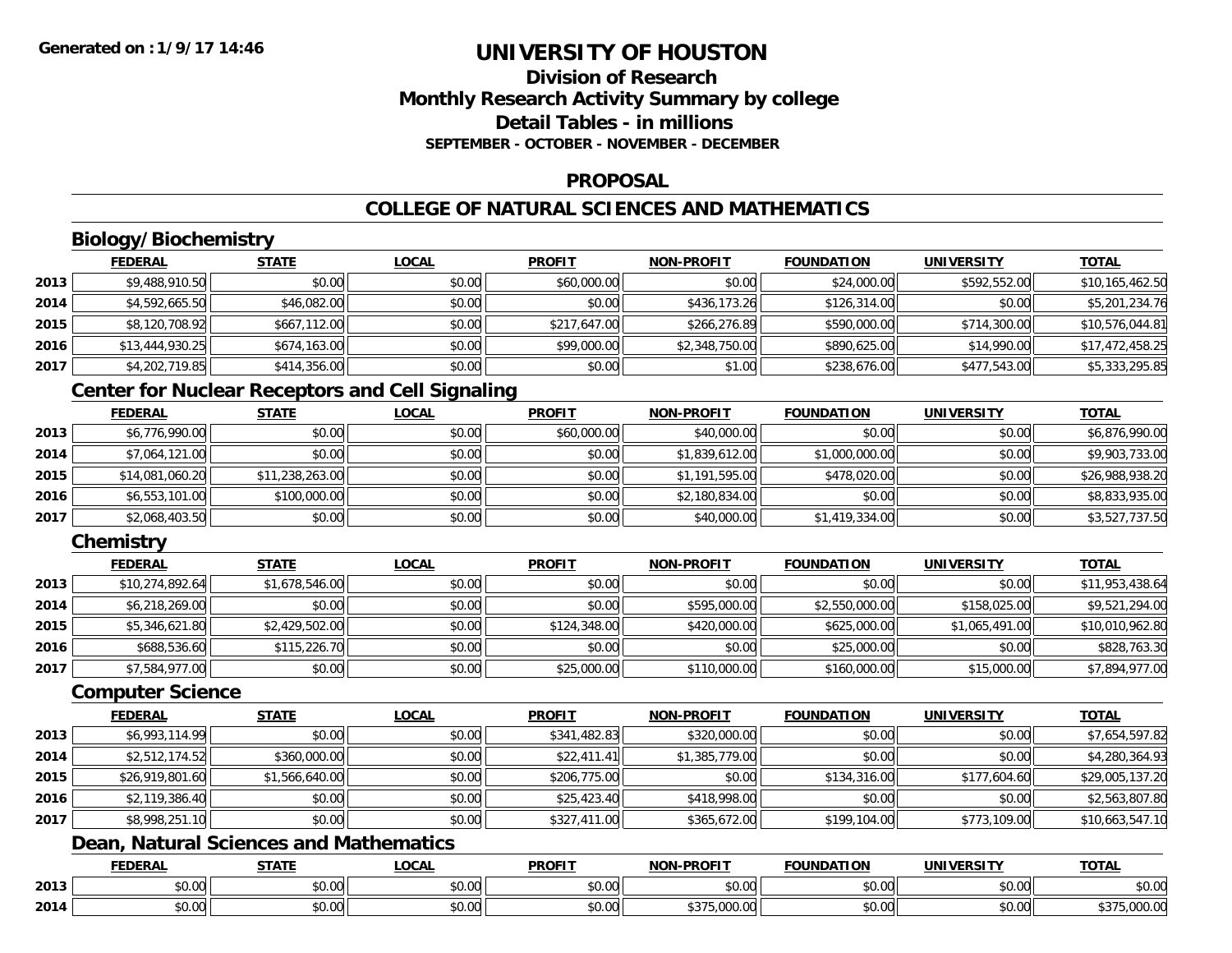**Generated on :1/9/17 14:46**

# UNIVERSITY OF HOUSTON

## Division of Research
## Monthly Research Activity Summary by college
## Detail Tables - in millions
### SEPTEMBER - OCTOBER - NOVEMBER - DECEMBER

## PROPOSAL

## COLLEGE OF NATURAL SCIENCES AND MATHEMATICS

### Biology/Biochemistry

| | FEDERAL | STATE | LOCAL | PROFIT | NON-PROFIT | FOUNDATION | UNIVERSITY | TOTAL |
|---|---|---|---|---|---|---|---|---|
| 2013 | $9,488,910.50 | $0.00 | $0.00 | $60,000.00 | $0.00 | $24,000.00 | $592,552.00 | $10,165,462.50 |
| 2014 | $4,592,665.50 | $46,082.00 | $0.00 | $0.00 | $436,173.26 | $126,314.00 | $0.00 | $5,201,234.76 |
| 2015 | $8,120,708.92 | $667,112.00 | $0.00 | $217,647.00 | $266,276.89 | $590,000.00 | $714,300.00 | $10,576,044.81 |
| 2016 | $13,444,930.25 | $674,163.00 | $0.00 | $99,000.00 | $2,348,750.00 | $890,625.00 | $14,990.00 | $17,472,458.25 |
| 2017 | $4,202,719.85 | $414,356.00 | $0.00 | $0.00 | $1.00 | $238,676.00 | $477,543.00 | $5,333,295.85 |

### Center for Nuclear Receptors and Cell Signaling

| | FEDERAL | STATE | LOCAL | PROFIT | NON-PROFIT | FOUNDATION | UNIVERSITY | TOTAL |
|---|---|---|---|---|---|---|---|---|
| 2013 | $6,776,990.00 | $0.00 | $0.00 | $60,000.00 | $40,000.00 | $0.00 | $0.00 | $6,876,990.00 |
| 2014 | $7,064,121.00 | $0.00 | $0.00 | $0.00 | $1,839,612.00 | $1,000,000.00 | $0.00 | $9,903,733.00 |
| 2015 | $14,081,060.20 | $11,238,263.00 | $0.00 | $0.00 | $1,191,595.00 | $478,020.00 | $0.00 | $26,988,938.20 |
| 2016 | $6,553,101.00 | $100,000.00 | $0.00 | $0.00 | $2,180,834.00 | $0.00 | $0.00 | $8,833,935.00 |
| 2017 | $2,068,403.50 | $0.00 | $0.00 | $0.00 | $40,000.00 | $1,419,334.00 | $0.00 | $3,527,737.50 |

### Chemistry

| | FEDERAL | STATE | LOCAL | PROFIT | NON-PROFIT | FOUNDATION | UNIVERSITY | TOTAL |
|---|---|---|---|---|---|---|---|---|
| 2013 | $10,274,892.64 | $1,678,546.00 | $0.00 | $0.00 | $0.00 | $0.00 | $0.00 | $11,953,438.64 |
| 2014 | $6,218,269.00 | $0.00 | $0.00 | $0.00 | $595,000.00 | $2,550,000.00 | $158,025.00 | $9,521,294.00 |
| 2015 | $5,346,621.80 | $2,429,502.00 | $0.00 | $124,348.00 | $420,000.00 | $625,000.00 | $1,065,491.00 | $10,010,962.80 |
| 2016 | $688,536.60 | $115,226.70 | $0.00 | $0.00 | $0.00 | $25,000.00 | $0.00 | $828,763.30 |
| 2017 | $7,584,977.00 | $0.00 | $0.00 | $25,000.00 | $110,000.00 | $160,000.00 | $15,000.00 | $7,894,977.00 |

### Computer Science

| | FEDERAL | STATE | LOCAL | PROFIT | NON-PROFIT | FOUNDATION | UNIVERSITY | TOTAL |
|---|---|---|---|---|---|---|---|---|
| 2013 | $6,993,114.99 | $0.00 | $0.00 | $341,482.83 | $320,000.00 | $0.00 | $0.00 | $7,654,597.82 |
| 2014 | $2,512,174.52 | $360,000.00 | $0.00 | $22,411.41 | $1,385,779.00 | $0.00 | $0.00 | $4,280,364.93 |
| 2015 | $26,919,801.60 | $1,566,640.00 | $0.00 | $206,775.00 | $0.00 | $134,316.00 | $177,604.60 | $29,005,137.20 |
| 2016 | $2,119,386.40 | $0.00 | $0.00 | $25,423.40 | $418,998.00 | $0.00 | $0.00 | $2,563,807.80 |
| 2017 | $8,998,251.10 | $0.00 | $0.00 | $327,411.00 | $365,672.00 | $199,104.00 | $773,109.00 | $10,663,547.10 |

### Dean, Natural Sciences and Mathematics

| | FEDERAL | STATE | LOCAL | PROFIT | NON-PROFIT | FOUNDATION | UNIVERSITY | TOTAL |
|---|---|---|---|---|---|---|---|---|
| 2013 | $0.00 | $0.00 | $0.00 | $0.00 | $0.00 | $0.00 | $0.00 | $0.00 |
| 2014 | $0.00 | $0.00 | $0.00 | $0.00 | $375,000.00 | $0.00 | $0.00 | $375,000.00 |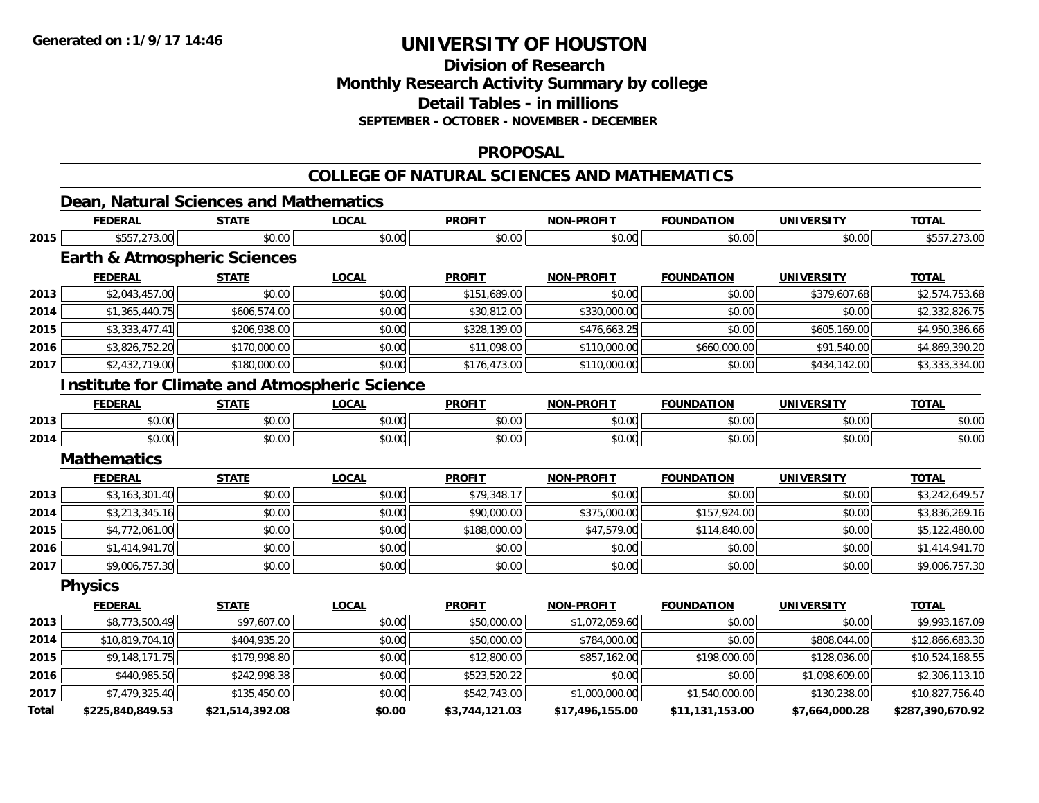**Generated on : 1/9/17 14:46**

# UNIVERSITY OF HOUSTON

## Division of Research
## Monthly Research Activity Summary by college
## Detail Tables - in millions
### SEPTEMBER - OCTOBER - NOVEMBER - DECEMBER

## PROPOSAL

## COLLEGE OF NATURAL SCIENCES AND MATHEMATICS

### Dean, Natural Sciences and Mathematics

| | FEDERAL | STATE | LOCAL | PROFIT | NON-PROFIT | FOUNDATION | UNIVERSITY | TOTAL |
|---|---|---|---|---|---|---|---|---|
| 2015 | $557,273.00 | $0.00 | $0.00 | $0.00 | $0.00 | $0.00 | $0.00 | $557,273.00 |

### Earth & Atmospheric Sciences

| | FEDERAL | STATE | LOCAL | PROFIT | NON-PROFIT | FOUNDATION | UNIVERSITY | TOTAL |
|---|---|---|---|---|---|---|---|---|
| 2013 | $2,043,457.00 | $0.00 | $0.00 | $151,689.00 | $0.00 | $0.00 | $379,607.68 | $2,574,753.68 |
| 2014 | $1,365,440.75 | $606,574.00 | $0.00 | $30,812.00 | $330,000.00 | $0.00 | $0.00 | $2,332,826.75 |
| 2015 | $3,333,477.41 | $206,938.00 | $0.00 | $328,139.00 | $476,663.25 | $0.00 | $605,169.00 | $4,950,386.66 |
| 2016 | $3,826,752.20 | $170,000.00 | $0.00 | $11,098.00 | $110,000.00 | $660,000.00 | $91,540.00 | $4,869,390.20 |
| 2017 | $2,432,719.00 | $180,000.00 | $0.00 | $176,473.00 | $110,000.00 | $0.00 | $434,142.00 | $3,333,334.00 |

### Institute for Climate and Atmospheric Science

| | FEDERAL | STATE | LOCAL | PROFIT | NON-PROFIT | FOUNDATION | UNIVERSITY | TOTAL |
|---|---|---|---|---|---|---|---|---|
| 2013 | $0.00 | $0.00 | $0.00 | $0.00 | $0.00 | $0.00 | $0.00 | $0.00 |
| 2014 | $0.00 | $0.00 | $0.00 | $0.00 | $0.00 | $0.00 | $0.00 | $0.00 |

### Mathematics

| | FEDERAL | STATE | LOCAL | PROFIT | NON-PROFIT | FOUNDATION | UNIVERSITY | TOTAL |
|---|---|---|---|---|---|---|---|---|
| 2013 | $3,163,301.40 | $0.00 | $0.00 | $79,348.17 | $0.00 | $0.00 | $0.00 | $3,242,649.57 |
| 2014 | $3,213,345.16 | $0.00 | $0.00 | $90,000.00 | $375,000.00 | $157,924.00 | $0.00 | $3,836,269.16 |
| 2015 | $4,772,061.00 | $0.00 | $0.00 | $188,000.00 | $47,579.00 | $114,840.00 | $0.00 | $5,122,480.00 |
| 2016 | $1,414,941.70 | $0.00 | $0.00 | $0.00 | $0.00 | $0.00 | $0.00 | $1,414,941.70 |
| 2017 | $9,006,757.30 | $0.00 | $0.00 | $0.00 | $0.00 | $0.00 | $0.00 | $9,006,757.30 |

### Physics

| | FEDERAL | STATE | LOCAL | PROFIT | NON-PROFIT | FOUNDATION | UNIVERSITY | TOTAL |
|---|---|---|---|---|---|---|---|---|
| 2013 | $8,773,500.49 | $97,607.00 | $0.00 | $50,000.00 | $1,072,059.60 | $0.00 | $0.00 | $9,993,167.09 |
| 2014 | $10,819,704.10 | $404,935.20 | $0.00 | $50,000.00 | $784,000.00 | $0.00 | $808,044.00 | $12,866,683.30 |
| 2015 | $9,148,171.75 | $179,998.80 | $0.00 | $12,800.00 | $857,162.00 | $198,000.00 | $128,036.00 | $10,524,168.55 |
| 2016 | $440,985.50 | $242,998.38 | $0.00 | $523,520.22 | $0.00 | $0.00 | $1,098,609.00 | $2,306,113.10 |
| 2017 | $7,479,325.40 | $135,450.00 | $0.00 | $542,743.00 | $1,000,000.00 | $1,540,000.00 | $130,238.00 | $10,827,756.40 |
| **Total** | **$225,840,849.53** | **$21,514,392.08** | **$0.00** | **$3,744,121.03** | **$17,496,155.00** | **$11,131,153.00** | **$7,664,000.28** | **$287,390,670.92** |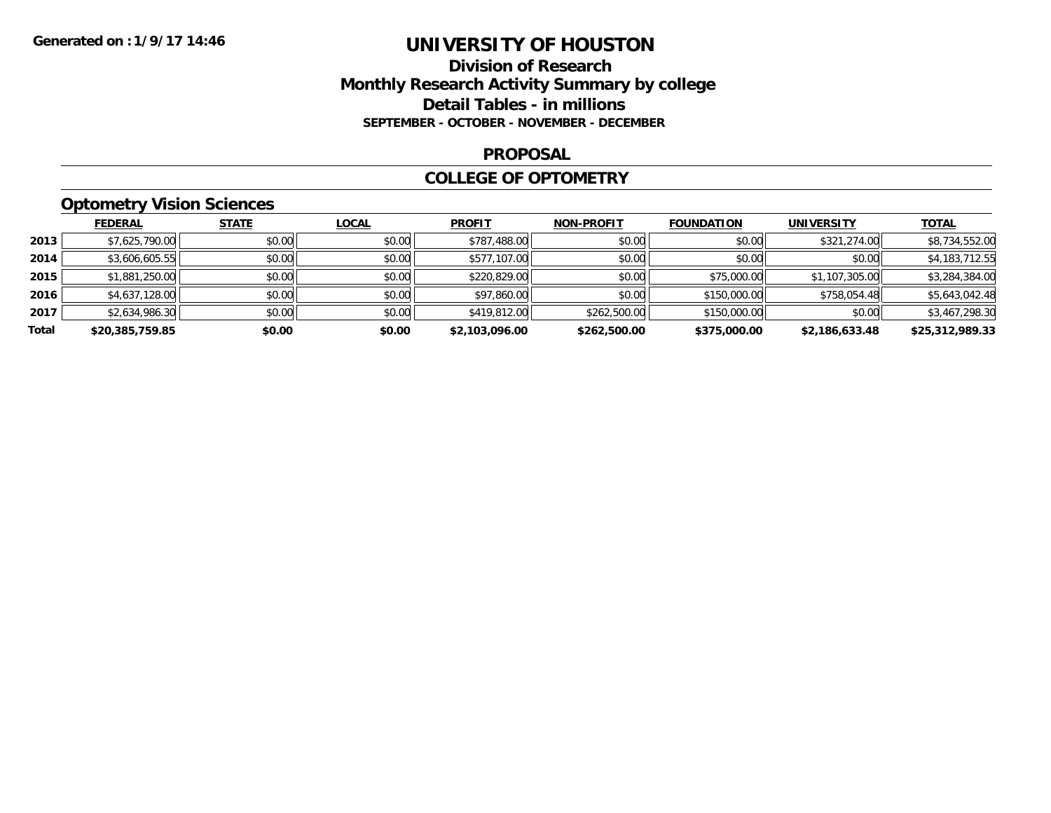# UNIVERSITY OF HOUSTON

## Division of Research
## Monthly Research Activity Summary by college
## Detail Tables - in millions

**SEPTEMBER - OCTOBER - NOVEMBER - DECEMBER**

## PROPOSAL

## COLLEGE OF OPTOMETRY

### Optometry Vision Sciences

| | FEDERAL | STATE | LOCAL | PROFIT | NON-PROFIT | FOUNDATION | UNIVERSITY | TOTAL |
|---|---|---|---|---|---|---|---|---|
| **2013** | $7,625,790.00 | $0.00 | $0.00 | $787,488.00 | $0.00 | $0.00 | $321,274.00 | $8,734,552.00 |
| **2014** | $3,606,605.55 | $0.00 | $0.00 | $577,107.00 | $0.00 | $0.00 | $0.00 | $4,183,712.55 |
| **2015** | $1,881,250.00 | $0.00 | $0.00 | $220,829.00 | $0.00 | $75,000.00 | $1,107,305.00 | $3,284,384.00 |
| **2016** | $4,637,128.00 | $0.00 | $0.00 | $97,860.00 | $0.00 | $150,000.00 | $758,054.48 | $5,643,042.48 |
| **2017** | $2,634,986.30 | $0.00 | $0.00 | $419,812.00 | $262,500.00 | $150,000.00 | $0.00 | $3,467,298.30 |
| **Total** | **$20,385,759.85** | **$0.00** | **$0.00** | **$2,103,096.00** | **$262,500.00** | **$375,000.00** | **$2,186,633.48** | **$25,312,989.33** |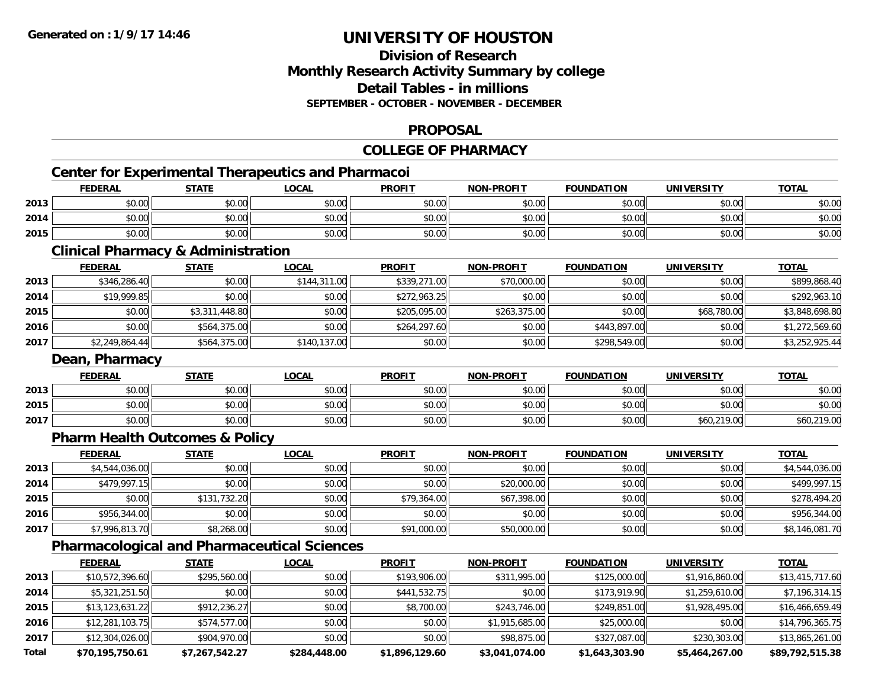# UNIVERSITY OF HOUSTON

## Division of Research
## Monthly Research Activity Summary by college
## Detail Tables - in millions
### SEPTEMBER - OCTOBER - NOVEMBER - DECEMBER

## PROPOSAL

## COLLEGE OF PHARMACY

### Center for Experimental Therapeutics and Pharmacoi

| | FEDERAL | STATE | LOCAL | PROFIT | NON-PROFIT | FOUNDATION | UNIVERSITY | TOTAL |
|---|---|---|---|---|---|---|---|---|
| 2013 | $0.00 | $0.00 | $0.00 | $0.00 | $0.00 | $0.00 | $0.00 | $0.00 |
| 2014 | $0.00 | $0.00 | $0.00 | $0.00 | $0.00 | $0.00 | $0.00 | $0.00 |
| 2015 | $0.00 | $0.00 | $0.00 | $0.00 | $0.00 | $0.00 | $0.00 | $0.00 |

### Clinical Pharmacy & Administration

| | FEDERAL | STATE | LOCAL | PROFIT | NON-PROFIT | FOUNDATION | UNIVERSITY | TOTAL |
|---|---|---|---|---|---|---|---|---|
| 2013 | $346,286.40 | $0.00 | $144,311.00 | $339,271.00 | $70,000.00 | $0.00 | $0.00 | $899,868.40 |
| 2014 | $19,999.85 | $0.00 | $0.00 | $272,963.25 | $0.00 | $0.00 | $0.00 | $292,963.10 |
| 2015 | $0.00 | $3,311,448.80 | $0.00 | $205,095.00 | $263,375.00 | $0.00 | $68,780.00 | $3,848,698.80 |
| 2016 | $0.00 | $564,375.00 | $0.00 | $264,297.60 | $0.00 | $443,897.00 | $0.00 | $1,272,569.60 |
| 2017 | $2,249,864.44 | $564,375.00 | $140,137.00 | $0.00 | $0.00 | $298,549.00 | $0.00 | $3,252,925.44 |

### Dean, Pharmacy

| | FEDERAL | STATE | LOCAL | PROFIT | NON-PROFIT | FOUNDATION | UNIVERSITY | TOTAL |
|---|---|---|---|---|---|---|---|---|
| 2013 | $0.00 | $0.00 | $0.00 | $0.00 | $0.00 | $0.00 | $0.00 | $0.00 |
| 2015 | $0.00 | $0.00 | $0.00 | $0.00 | $0.00 | $0.00 | $0.00 | $0.00 |
| 2017 | $0.00 | $0.00 | $0.00 | $0.00 | $0.00 | $0.00 | $60,219.00 | $60,219.00 |

### Pharm Health Outcomes & Policy

| | FEDERAL | STATE | LOCAL | PROFIT | NON-PROFIT | FOUNDATION | UNIVERSITY | TOTAL |
|---|---|---|---|---|---|---|---|---|
| 2013 | $4,544,036.00 | $0.00 | $0.00 | $0.00 | $0.00 | $0.00 | $0.00 | $4,544,036.00 |
| 2014 | $479,997.15 | $0.00 | $0.00 | $0.00 | $20,000.00 | $0.00 | $0.00 | $499,997.15 |
| 2015 | $0.00 | $131,732.20 | $0.00 | $79,364.00 | $67,398.00 | $0.00 | $0.00 | $278,494.20 |
| 2016 | $956,344.00 | $0.00 | $0.00 | $0.00 | $0.00 | $0.00 | $0.00 | $956,344.00 |
| 2017 | $7,996,813.70 | $8,268.00 | $0.00 | $91,000.00 | $50,000.00 | $0.00 | $0.00 | $8,146,081.70 |

### Pharmacological and Pharmaceutical Sciences

| | FEDERAL | STATE | LOCAL | PROFIT | NON-PROFIT | FOUNDATION | UNIVERSITY | TOTAL |
|---|---|---|---|---|---|---|---|---|
| 2013 | $10,572,396.60 | $295,560.00 | $0.00 | $193,906.00 | $311,995.00 | $125,000.00 | $1,916,860.00 | $13,415,717.60 |
| 2014 | $5,321,251.50 | $0.00 | $0.00 | $441,532.75 | $0.00 | $173,919.90 | $1,259,610.00 | $7,196,314.15 |
| 2015 | $13,123,631.22 | $912,236.27 | $0.00 | $8,700.00 | $243,746.00 | $249,851.00 | $1,928,495.00 | $16,466,659.49 |
| 2016 | $12,281,103.75 | $574,577.00 | $0.00 | $0.00 | $1,915,685.00 | $25,000.00 | $0.00 | $14,796,365.75 |
| 2017 | $12,304,026.00 | $904,970.00 | $0.00 | $0.00 | $98,875.00 | $327,087.00 | $230,303.00 | $13,865,261.00 |
| **Total** | **$70,195,750.61** | **$7,267,542.27** | **$284,448.00** | **$1,896,129.60** | **$3,041,074.00** | **$1,643,303.90** | **$5,464,267.00** | **$89,792,515.38** |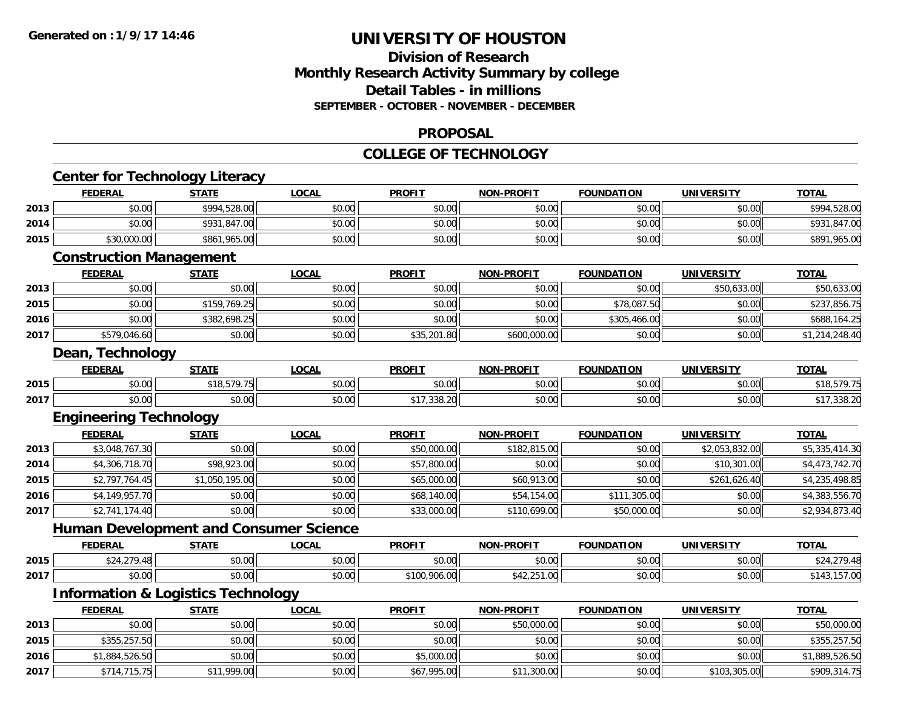# UNIVERSITY OF HOUSTON

## Division of Research
## Monthly Research Activity Summary by college
## Detail Tables - in millions
### SEPTEMBER - OCTOBER - NOVEMBER - DECEMBER

## PROPOSAL

## COLLEGE OF TECHNOLOGY

### Center for Technology Literacy

| | FEDERAL | STATE | LOCAL | PROFIT | NON-PROFIT | FOUNDATION | UNIVERSITY | TOTAL |
|---|---|---|---|---|---|---|---|---|
| 2013 | $0.00 | $994,528.00 | $0.00 | $0.00 | $0.00 | $0.00 | $0.00 | $994,528.00 |
| 2014 | $0.00 | $931,847.00 | $0.00 | $0.00 | $0.00 | $0.00 | $0.00 | $931,847.00 |
| 2015 | $30,000.00 | $861,965.00 | $0.00 | $0.00 | $0.00 | $0.00 | $0.00 | $891,965.00 |

### Construction Management

| | FEDERAL | STATE | LOCAL | PROFIT | NON-PROFIT | FOUNDATION | UNIVERSITY | TOTAL |
|---|---|---|---|---|---|---|---|---|
| 2013 | $0.00 | $0.00 | $0.00 | $0.00 | $0.00 | $0.00 | $50,633.00 | $50,633.00 |
| 2015 | $0.00 | $159,769.25 | $0.00 | $0.00 | $0.00 | $78,087.50 | $0.00 | $237,856.75 |
| 2016 | $0.00 | $382,698.25 | $0.00 | $0.00 | $0.00 | $305,466.00 | $0.00 | $688,164.25 |
| 2017 | $579,046.60 | $0.00 | $0.00 | $35,201.80 | $600,000.00 | $0.00 | $0.00 | $1,214,248.40 |

### Dean, Technology

| | FEDERAL | STATE | LOCAL | PROFIT | NON-PROFIT | FOUNDATION | UNIVERSITY | TOTAL |
|---|---|---|---|---|---|---|---|---|
| 2015 | $0.00 | $18,579.75 | $0.00 | $0.00 | $0.00 | $0.00 | $0.00 | $18,579.75 |
| 2017 | $0.00 | $0.00 | $0.00 | $17,338.20 | $0.00 | $0.00 | $0.00 | $17,338.20 |

### Engineering Technology

| | FEDERAL | STATE | LOCAL | PROFIT | NON-PROFIT | FOUNDATION | UNIVERSITY | TOTAL |
|---|---|---|---|---|---|---|---|---|
| 2013 | $3,048,767.30 | $0.00 | $0.00 | $50,000.00 | $182,815.00 | $0.00 | $2,053,832.00 | $5,335,414.30 |
| 2014 | $4,306,718.70 | $98,923.00 | $0.00 | $57,800.00 | $0.00 | $0.00 | $10,301.00 | $4,473,742.70 |
| 2015 | $2,797,764.45 | $1,050,195.00 | $0.00 | $65,000.00 | $60,913.00 | $0.00 | $261,626.40 | $4,235,498.85 |
| 2016 | $4,149,957.70 | $0.00 | $0.00 | $68,140.00 | $54,154.00 | $111,305.00 | $0.00 | $4,383,556.70 |
| 2017 | $2,741,174.40 | $0.00 | $0.00 | $33,000.00 | $110,699.00 | $50,000.00 | $0.00 | $2,934,873.40 |

### Human Development and Consumer Science

| | FEDERAL | STATE | LOCAL | PROFIT | NON-PROFIT | FOUNDATION | UNIVERSITY | TOTAL |
|---|---|---|---|---|---|---|---|---|
| 2015 | $24,279.48 | $0.00 | $0.00 | $0.00 | $0.00 | $0.00 | $0.00 | $24,279.48 |
| 2017 | $0.00 | $0.00 | $0.00 | $100,906.00 | $42,251.00 | $0.00 | $0.00 | $143,157.00 |

### Information & Logistics Technology

| | FEDERAL | STATE | LOCAL | PROFIT | NON-PROFIT | FOUNDATION | UNIVERSITY | TOTAL |
|---|---|---|---|---|---|---|---|---|
| 2013 | $0.00 | $0.00 | $0.00 | $0.00 | $50,000.00 | $0.00 | $0.00 | $50,000.00 |
| 2015 | $355,257.50 | $0.00 | $0.00 | $0.00 | $0.00 | $0.00 | $0.00 | $355,257.50 |
| 2016 | $1,884,526.50 | $0.00 | $0.00 | $5,000.00 | $0.00 | $0.00 | $0.00 | $1,889,526.50 |
| 2017 | $714,715.75 | $11,999.00 | $0.00 | $67,995.00 | $11,300.00 | $0.00 | $103,305.00 | $909,314.75 |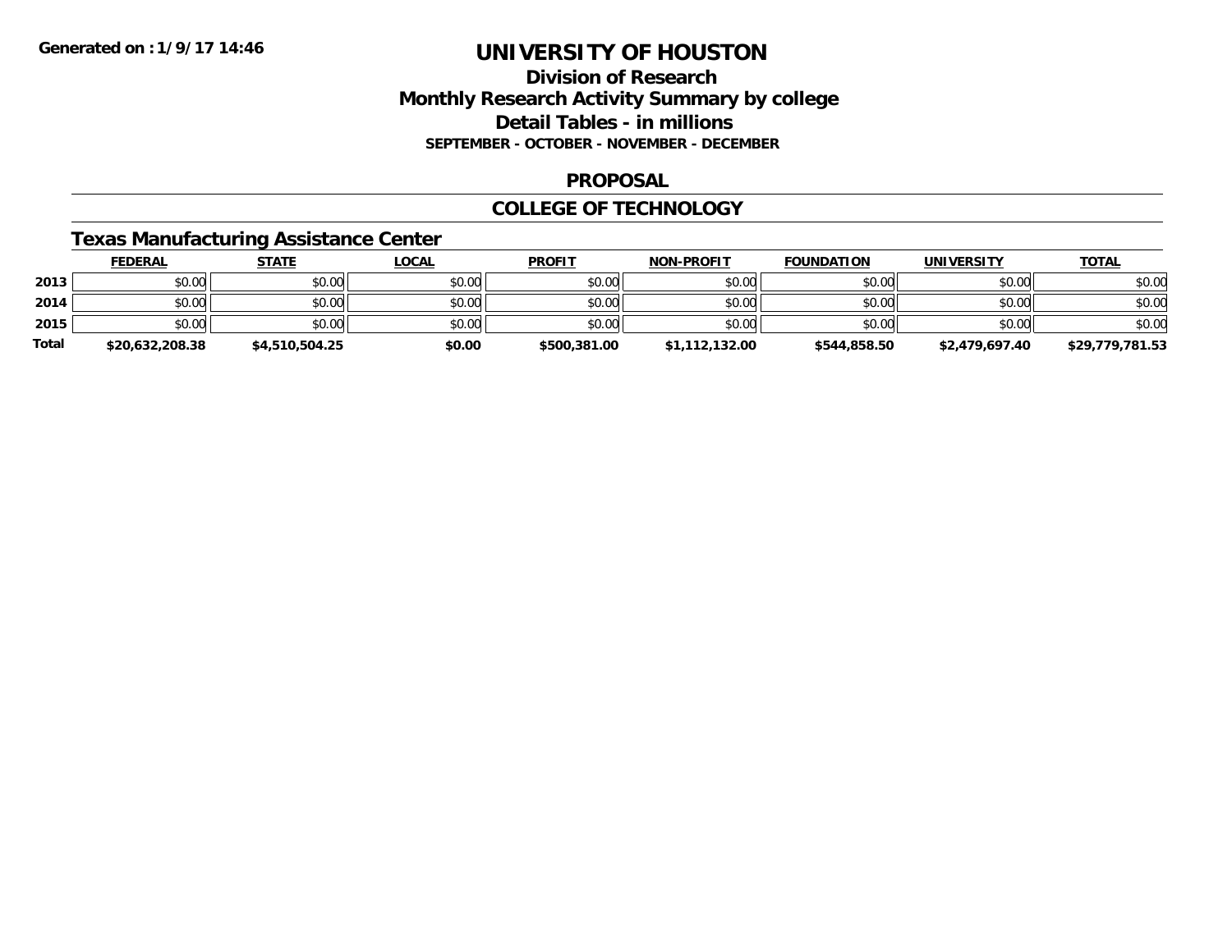# UNIVERSITY OF HOUSTON

## Division of Research
## Monthly Research Activity Summary by college
## Detail Tables - in millions
### SEPTEMBER - OCTOBER - NOVEMBER - DECEMBER

Generated on : 1/9/17 14:46

## PROPOSAL

## COLLEGE OF TECHNOLOGY

### Texas Manufacturing Assistance Center

| | FEDERAL | STATE | LOCAL | PROFIT | NON-PROFIT | FOUNDATION | UNIVERSITY | TOTAL |
|---|---|---|---|---|---|---|---|---|
| 2013 | $0.00 | $0.00 | $0.00 | $0.00 | $0.00 | $0.00 | $0.00 | $0.00 |
| 2014 | $0.00 | $0.00 | $0.00 | $0.00 | $0.00 | $0.00 | $0.00 | $0.00 |
| 2015 | $0.00 | $0.00 | $0.00 | $0.00 | $0.00 | $0.00 | $0.00 | $0.00 |
| Total | $20,632,208.38 | $4,510,504.25 | $0.00 | $500,381.00 | $1,112,132.00 | $544,858.50 | $2,479,697.40 | $29,779,781.53 |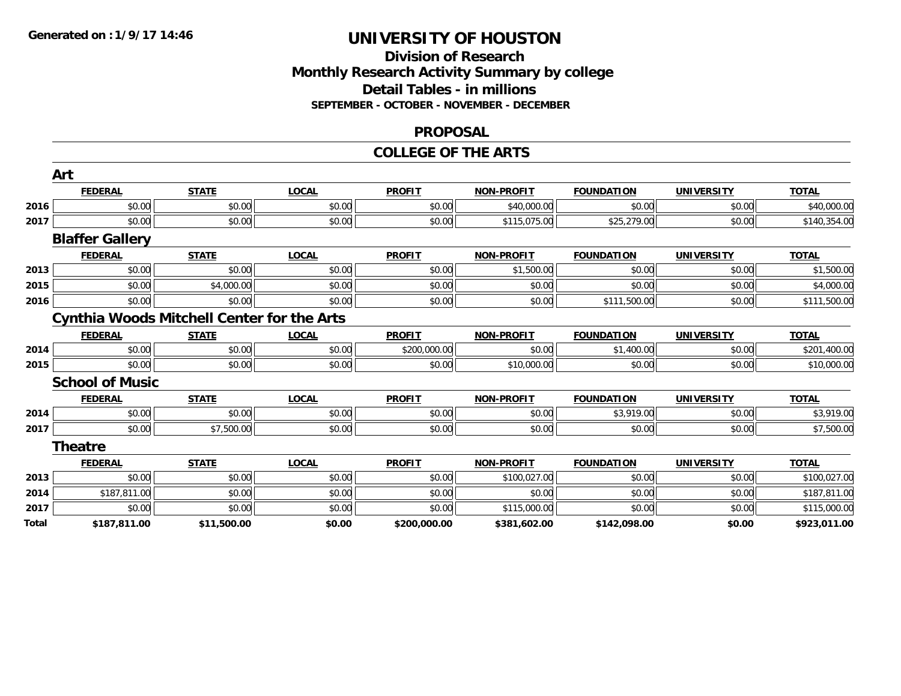**Generated on : 1/9/17 14:46**

# UNIVERSITY OF HOUSTON

## Division of Research
## Monthly Research Activity Summary by college
## Detail Tables - in millions
### SEPTEMBER - OCTOBER - NOVEMBER - DECEMBER

## PROPOSAL

## COLLEGE OF THE ARTS

### Art

| | FEDERAL | STATE | LOCAL | PROFIT | NON-PROFIT | FOUNDATION | UNIVERSITY | TOTAL |
|---|---|---|---|---|---|---|---|---|
| 2016 | $0.00 | $0.00 | $0.00 | $0.00 | $40,000.00 | $0.00 | $0.00 | $40,000.00 |
| 2017 | $0.00 | $0.00 | $0.00 | $0.00 | $115,075.00 | $25,279.00 | $0.00 | $140,354.00 |

### Blaffer Gallery

| | FEDERAL | STATE | LOCAL | PROFIT | NON-PROFIT | FOUNDATION | UNIVERSITY | TOTAL |
|---|---|---|---|---|---|---|---|---|
| 2013 | $0.00 | $0.00 | $0.00 | $0.00 | $1,500.00 | $0.00 | $0.00 | $1,500.00 |
| 2015 | $0.00 | $4,000.00 | $0.00 | $0.00 | $0.00 | $0.00 | $0.00 | $4,000.00 |
| 2016 | $0.00 | $0.00 | $0.00 | $0.00 | $0.00 | $111,500.00 | $0.00 | $111,500.00 |

### Cynthia Woods Mitchell Center for the Arts

| | FEDERAL | STATE | LOCAL | PROFIT | NON-PROFIT | FOUNDATION | UNIVERSITY | TOTAL |
|---|---|---|---|---|---|---|---|---|
| 2014 | $0.00 | $0.00 | $0.00 | $200,000.00 | $0.00 | $1,400.00 | $0.00 | $201,400.00 |
| 2015 | $0.00 | $0.00 | $0.00 | $0.00 | $10,000.00 | $0.00 | $0.00 | $10,000.00 |

### School of Music

| | FEDERAL | STATE | LOCAL | PROFIT | NON-PROFIT | FOUNDATION | UNIVERSITY | TOTAL |
|---|---|---|---|---|---|---|---|---|
| 2014 | $0.00 | $0.00 | $0.00 | $0.00 | $0.00 | $3,919.00 | $0.00 | $3,919.00 |
| 2017 | $0.00 | $7,500.00 | $0.00 | $0.00 | $0.00 | $0.00 | $0.00 | $7,500.00 |

### Theatre

| | FEDERAL | STATE | LOCAL | PROFIT | NON-PROFIT | FOUNDATION | UNIVERSITY | TOTAL |
|---|---|---|---|---|---|---|---|---|
| 2013 | $0.00 | $0.00 | $0.00 | $0.00 | $100,027.00 | $0.00 | $0.00 | $100,027.00 |
| 2014 | $187,811.00 | $0.00 | $0.00 | $0.00 | $0.00 | $0.00 | $0.00 | $187,811.00 |
| 2017 | $0.00 | $0.00 | $0.00 | $0.00 | $115,000.00 | $0.00 | $0.00 | $115,000.00 |
| **Total** | **$187,811.00** | **$11,500.00** | **$0.00** | **$200,000.00** | **$381,602.00** | **$142,098.00** | **$0.00** | **$923,011.00** |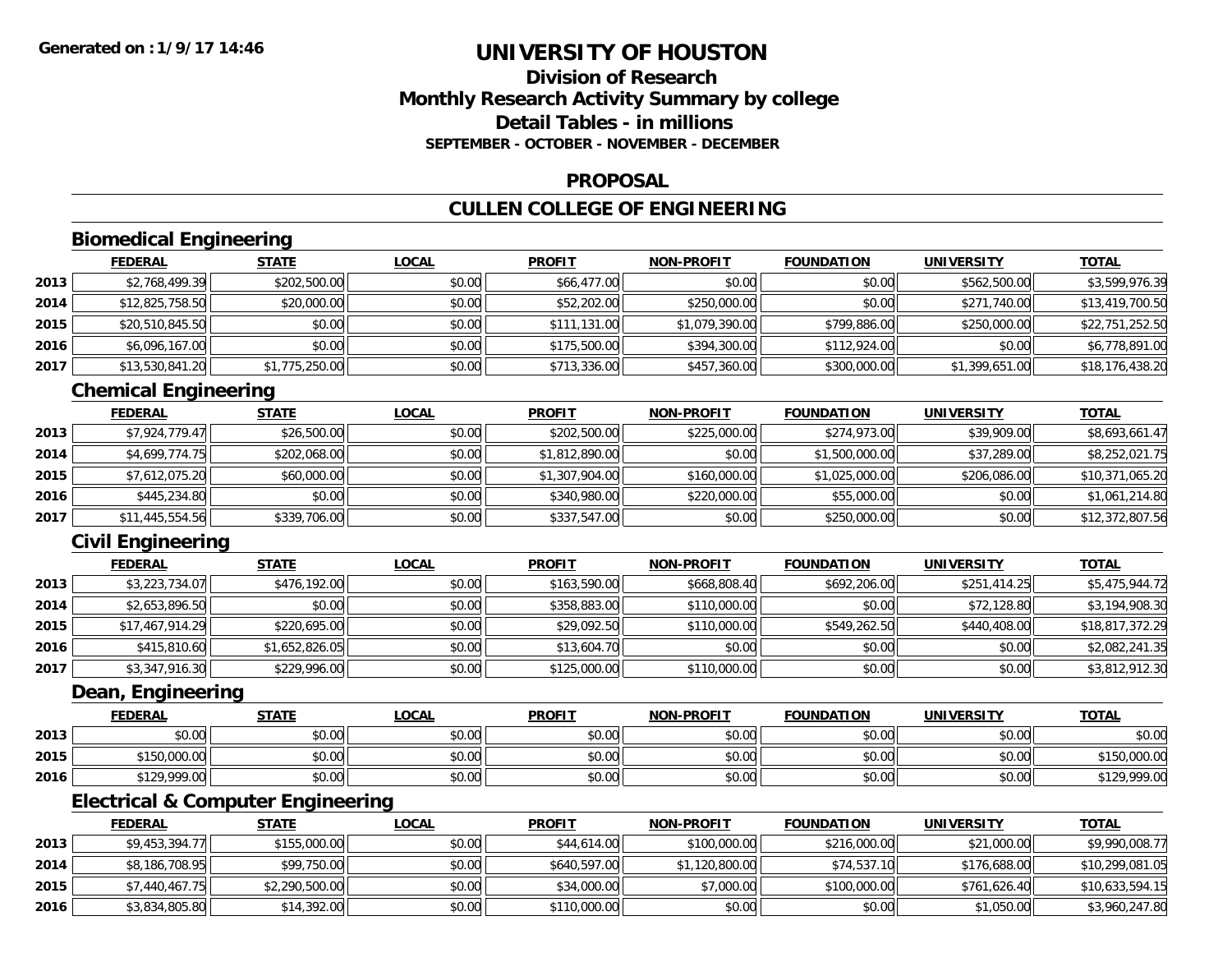# UNIVERSITY OF HOUSTON

## Division of Research
## Monthly Research Activity Summary by college
## Detail Tables - in millions
**SEPTEMBER - OCTOBER - NOVEMBER - DECEMBER**

## PROPOSAL

## CULLEN COLLEGE OF ENGINEERING

### Biomedical Engineering

| | FEDERAL | STATE | LOCAL | PROFIT | NON-PROFIT | FOUNDATION | UNIVERSITY | TOTAL |
|---|---|---|---|---|---|---|---|---|
| 2013 | $2,768,499.39 | $202,500.00 | $0.00 | $66,477.00 | $0.00 | $0.00 | $562,500.00 | $3,599,976.39 |
| 2014 | $12,825,758.50 | $20,000.00 | $0.00 | $52,202.00 | $250,000.00 | $0.00 | $271,740.00 | $13,419,700.50 |
| 2015 | $20,510,845.50 | $0.00 | $0.00 | $111,131.00 | $1,079,390.00 | $799,886.00 | $250,000.00 | $22,751,252.50 |
| 2016 | $6,096,167.00 | $0.00 | $0.00 | $175,500.00 | $394,300.00 | $112,924.00 | $0.00 | $6,778,891.00 |
| 2017 | $13,530,841.20 | $1,775,250.00 | $0.00 | $713,336.00 | $457,360.00 | $300,000.00 | $1,399,651.00 | $18,176,438.20 |

### Chemical Engineering

| | FEDERAL | STATE | LOCAL | PROFIT | NON-PROFIT | FOUNDATION | UNIVERSITY | TOTAL |
|---|---|---|---|---|---|---|---|---|
| 2013 | $7,924,779.47 | $26,500.00 | $0.00 | $202,500.00 | $225,000.00 | $274,973.00 | $39,909.00 | $8,693,661.47 |
| 2014 | $4,699,774.75 | $202,068.00 | $0.00 | $1,812,890.00 | $0.00 | $1,500,000.00 | $37,289.00 | $8,252,021.75 |
| 2015 | $7,612,075.20 | $60,000.00 | $0.00 | $1,307,904.00 | $160,000.00 | $1,025,000.00 | $206,086.00 | $10,371,065.20 |
| 2016 | $445,234.80 | $0.00 | $0.00 | $340,980.00 | $220,000.00 | $55,000.00 | $0.00 | $1,061,214.80 |
| 2017 | $11,445,554.56 | $339,706.00 | $0.00 | $337,547.00 | $0.00 | $250,000.00 | $0.00 | $12,372,807.56 |

### Civil Engineering

| | FEDERAL | STATE | LOCAL | PROFIT | NON-PROFIT | FOUNDATION | UNIVERSITY | TOTAL |
|---|---|---|---|---|---|---|---|---|
| 2013 | $3,223,734.07 | $476,192.00 | $0.00 | $163,590.00 | $668,808.40 | $692,206.00 | $251,414.25 | $5,475,944.72 |
| 2014 | $2,653,896.50 | $0.00 | $0.00 | $358,883.00 | $110,000.00 | $0.00 | $72,128.80 | $3,194,908.30 |
| 2015 | $17,467,914.29 | $220,695.00 | $0.00 | $29,092.50 | $110,000.00 | $549,262.50 | $440,408.00 | $18,817,372.29 |
| 2016 | $415,810.60 | $1,652,826.05 | $0.00 | $13,604.70 | $0.00 | $0.00 | $0.00 | $2,082,241.35 |
| 2017 | $3,347,916.30 | $229,996.00 | $0.00 | $125,000.00 | $110,000.00 | $0.00 | $0.00 | $3,812,912.30 |

### Dean, Engineering

| | FEDERAL | STATE | LOCAL | PROFIT | NON-PROFIT | FOUNDATION | UNIVERSITY | TOTAL |
|---|---|---|---|---|---|---|---|---|
| 2013 | $0.00 | $0.00 | $0.00 | $0.00 | $0.00 | $0.00 | $0.00 | $0.00 |
| 2015 | $150,000.00 | $0.00 | $0.00 | $0.00 | $0.00 | $0.00 | $0.00 | $150,000.00 |
| 2016 | $129,999.00 | $0.00 | $0.00 | $0.00 | $0.00 | $0.00 | $0.00 | $129,999.00 |

### Electrical & Computer Engineering

| | FEDERAL | STATE | LOCAL | PROFIT | NON-PROFIT | FOUNDATION | UNIVERSITY | TOTAL |
|---|---|---|---|---|---|---|---|---|
| 2013 | $9,453,394.77 | $155,000.00 | $0.00 | $44,614.00 | $100,000.00 | $216,000.00 | $21,000.00 | $9,990,008.77 |
| 2014 | $8,186,708.95 | $99,750.00 | $0.00 | $640,597.00 | $1,120,800.00 | $74,537.10 | $176,688.00 | $10,299,081.05 |
| 2015 | $7,440,467.75 | $2,290,500.00 | $0.00 | $34,000.00 | $7,000.00 | $100,000.00 | $761,626.40 | $10,633,594.15 |
| 2016 | $3,834,805.80 | $14,392.00 | $0.00 | $110,000.00 | $0.00 | $0.00 | $1,050.00 | $3,960,247.80 |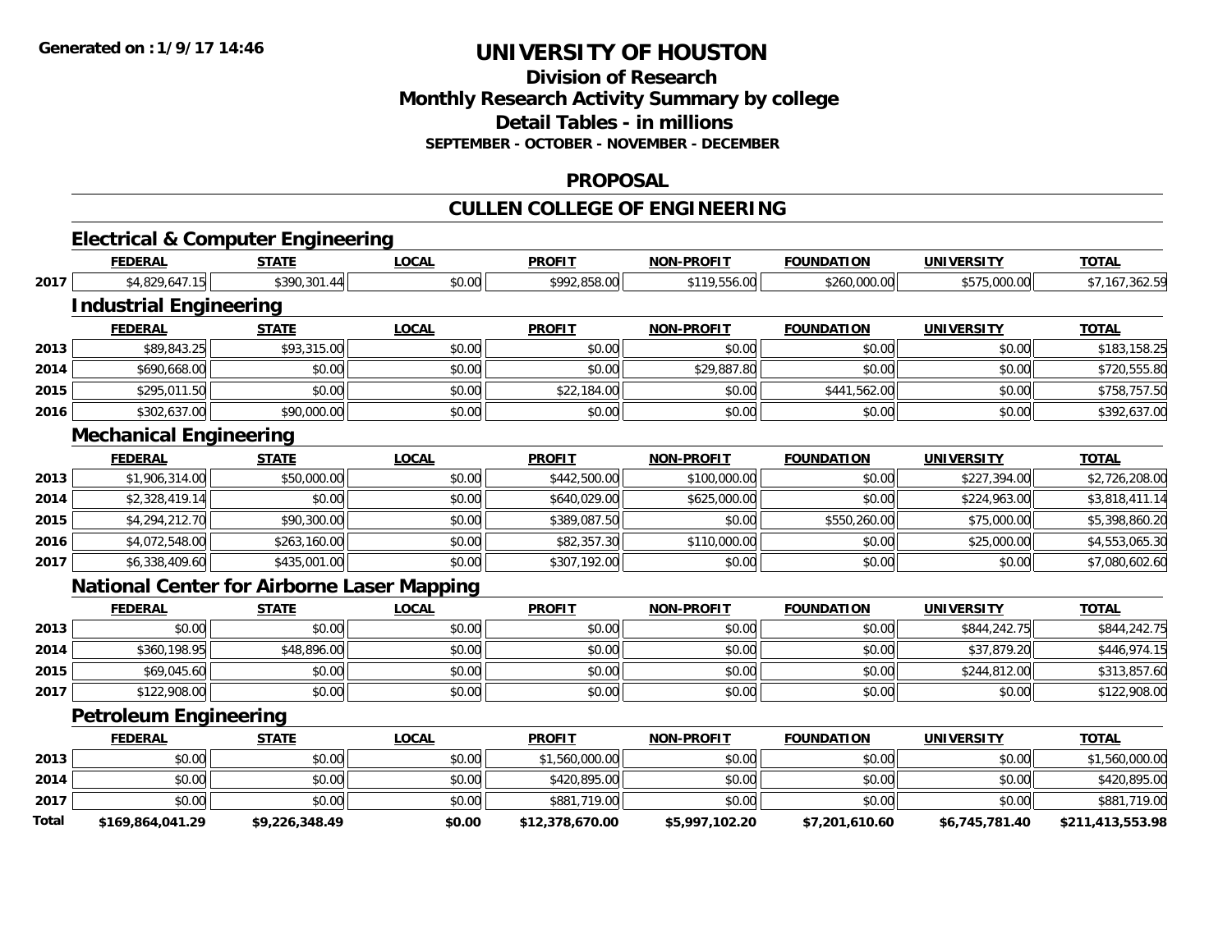**Generated on :1/9/17 14:46**

# UNIVERSITY OF HOUSTON

## Division of Research
## Monthly Research Activity Summary by college
## Detail Tables - in millions
### SEPTEMBER - OCTOBER - NOVEMBER - DECEMBER

## PROPOSAL

## CULLEN COLLEGE OF ENGINEERING

### Electrical & Computer Engineering

| | FEDERAL | STATE | LOCAL | PROFIT | NON-PROFIT | FOUNDATION | UNIVERSITY | TOTAL |
|---|---|---|---|---|---|---|---|---|
| 2017 | $4,829,647.15 | $390,301.44 | $0.00 | $992,858.00 | $119,556.00 | $260,000.00 | $575,000.00 | $7,167,362.59 |

### Industrial Engineering

| | FEDERAL | STATE | LOCAL | PROFIT | NON-PROFIT | FOUNDATION | UNIVERSITY | TOTAL |
|---|---|---|---|---|---|---|---|---|
| 2013 | $89,843.25 | $93,315.00 | $0.00 | $0.00 | $0.00 | $0.00 | $0.00 | $183,158.25 |
| 2014 | $690,668.00 | $0.00 | $0.00 | $0.00 | $29,887.80 | $0.00 | $0.00 | $720,555.80 |
| 2015 | $295,011.50 | $0.00 | $0.00 | $22,184.00 | $0.00 | $441,562.00 | $0.00 | $758,757.50 |
| 2016 | $302,637.00 | $90,000.00 | $0.00 | $0.00 | $0.00 | $0.00 | $0.00 | $392,637.00 |

### Mechanical Engineering

| | FEDERAL | STATE | LOCAL | PROFIT | NON-PROFIT | FOUNDATION | UNIVERSITY | TOTAL |
|---|---|---|---|---|---|---|---|---|
| 2013 | $1,906,314.00 | $50,000.00 | $0.00 | $442,500.00 | $100,000.00 | $0.00 | $227,394.00 | $2,726,208.00 |
| 2014 | $2,328,419.14 | $0.00 | $0.00 | $640,029.00 | $625,000.00 | $0.00 | $224,963.00 | $3,818,411.14 |
| 2015 | $4,294,212.70 | $90,300.00 | $0.00 | $389,087.50 | $0.00 | $550,260.00 | $75,000.00 | $5,398,860.20 |
| 2016 | $4,072,548.00 | $263,160.00 | $0.00 | $82,357.30 | $110,000.00 | $0.00 | $25,000.00 | $4,553,065.30 |
| 2017 | $6,338,409.60 | $435,001.00 | $0.00 | $307,192.00 | $0.00 | $0.00 | $0.00 | $7,080,602.60 |

### National Center for Airborne Laser Mapping

| | FEDERAL | STATE | LOCAL | PROFIT | NON-PROFIT | FOUNDATION | UNIVERSITY | TOTAL |
|---|---|---|---|---|---|---|---|---|
| 2013 | $0.00 | $0.00 | $0.00 | $0.00 | $0.00 | $0.00 | $844,242.75 | $844,242.75 |
| 2014 | $360,198.95 | $48,896.00 | $0.00 | $0.00 | $0.00 | $0.00 | $37,879.20 | $446,974.15 |
| 2015 | $69,045.60 | $0.00 | $0.00 | $0.00 | $0.00 | $0.00 | $244,812.00 | $313,857.60 |
| 2017 | $122,908.00 | $0.00 | $0.00 | $0.00 | $0.00 | $0.00 | $0.00 | $122,908.00 |

### Petroleum Engineering

| | FEDERAL | STATE | LOCAL | PROFIT | NON-PROFIT | FOUNDATION | UNIVERSITY | TOTAL |
|---|---|---|---|---|---|---|---|---|
| 2013 | $0.00 | $0.00 | $0.00 | $1,560,000.00 | $0.00 | $0.00 | $0.00 | $1,560,000.00 |
| 2014 | $0.00 | $0.00 | $0.00 | $420,895.00 | $0.00 | $0.00 | $0.00 | $420,895.00 |
| 2017 | $0.00 | $0.00 | $0.00 | $881,719.00 | $0.00 | $0.00 | $0.00 | $881,719.00 |
| **Total** | **$169,864,041.29** | **$9,226,348.49** | **$0.00** | **$12,378,670.00** | **$5,997,102.20** | **$7,201,610.60** | **$6,745,781.40** | **$211,413,553.98** |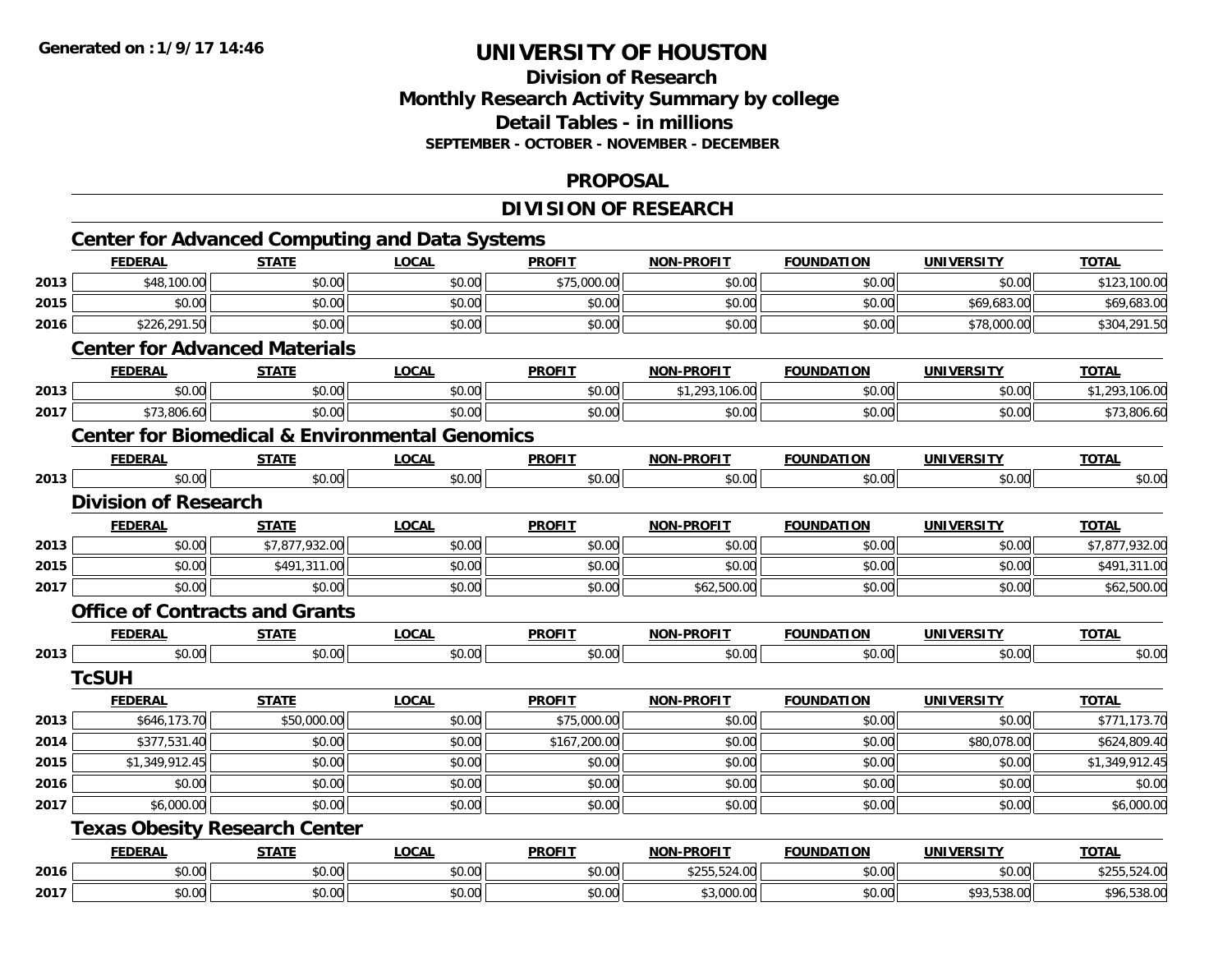Generated on :1/9/17 14:46

# UNIVERSITY OF HOUSTON

## Division of Research
## Monthly Research Activity Summary by college
## Detail Tables - in millions
### SEPTEMBER - OCTOBER - NOVEMBER - DECEMBER

## PROPOSAL

## DIVISION OF RESEARCH

### Center for Advanced Computing and Data Systems

| | FEDERAL | STATE | LOCAL | PROFIT | NON-PROFIT | FOUNDATION | UNIVERSITY | TOTAL |
|---|---|---|---|---|---|---|---|---|
| 2013 | $48,100.00 | $0.00 | $0.00 | $75,000.00 | $0.00 | $0.00 | $0.00 | $123,100.00 |
| 2015 | $0.00 | $0.00 | $0.00 | $0.00 | $0.00 | $0.00 | $69,683.00 | $69,683.00 |
| 2016 | $226,291.50 | $0.00 | $0.00 | $0.00 | $0.00 | $0.00 | $78,000.00 | $304,291.50 |

### Center for Advanced Materials

| | FEDERAL | STATE | LOCAL | PROFIT | NON-PROFIT | FOUNDATION | UNIVERSITY | TOTAL |
|---|---|---|---|---|---|---|---|---|
| 2013 | $0.00 | $0.00 | $0.00 | $0.00 | $1,293,106.00 | $0.00 | $0.00 | $1,293,106.00 |
| 2017 | $73,806.60 | $0.00 | $0.00 | $0.00 | $0.00 | $0.00 | $0.00 | $73,806.60 |

### Center for Biomedical & Environmental Genomics

| | FEDERAL | STATE | LOCAL | PROFIT | NON-PROFIT | FOUNDATION | UNIVERSITY | TOTAL |
|---|---|---|---|---|---|---|---|---|
| 2013 | $0.00 | $0.00 | $0.00 | $0.00 | $0.00 | $0.00 | $0.00 | $0.00 |

### Division of Research

| | FEDERAL | STATE | LOCAL | PROFIT | NON-PROFIT | FOUNDATION | UNIVERSITY | TOTAL |
|---|---|---|---|---|---|---|---|---|
| 2013 | $0.00 | $7,877,932.00 | $0.00 | $0.00 | $0.00 | $0.00 | $0.00 | $7,877,932.00 |
| 2015 | $0.00 | $491,311.00 | $0.00 | $0.00 | $0.00 | $0.00 | $0.00 | $491,311.00 |
| 2017 | $0.00 | $0.00 | $0.00 | $0.00 | $62,500.00 | $0.00 | $0.00 | $62,500.00 |

### Office of Contracts and Grants

| | FEDERAL | STATE | LOCAL | PROFIT | NON-PROFIT | FOUNDATION | UNIVERSITY | TOTAL |
|---|---|---|---|---|---|---|---|---|
| 2013 | $0.00 | $0.00 | $0.00 | $0.00 | $0.00 | $0.00 | $0.00 | $0.00 |

### TcSUH

| | FEDERAL | STATE | LOCAL | PROFIT | NON-PROFIT | FOUNDATION | UNIVERSITY | TOTAL |
|---|---|---|---|---|---|---|---|---|
| 2013 | $646,173.70 | $50,000.00 | $0.00 | $75,000.00 | $0.00 | $0.00 | $0.00 | $771,173.70 |
| 2014 | $377,531.40 | $0.00 | $0.00 | $167,200.00 | $0.00 | $0.00 | $80,078.00 | $624,809.40 |
| 2015 | $1,349,912.45 | $0.00 | $0.00 | $0.00 | $0.00 | $0.00 | $0.00 | $1,349,912.45 |
| 2016 | $0.00 | $0.00 | $0.00 | $0.00 | $0.00 | $0.00 | $0.00 | $0.00 |
| 2017 | $6,000.00 | $0.00 | $0.00 | $0.00 | $0.00 | $0.00 | $0.00 | $6,000.00 |

### Texas Obesity Research Center

| | FEDERAL | STATE | LOCAL | PROFIT | NON-PROFIT | FOUNDATION | UNIVERSITY | TOTAL |
|---|---|---|---|---|---|---|---|---|
| 2016 | $0.00 | $0.00 | $0.00 | $0.00 | $255,524.00 | $0.00 | $0.00 | $255,524.00 |
| 2017 | $0.00 | $0.00 | $0.00 | $0.00 | $3,000.00 | $0.00 | $93,538.00 | $96,538.00 |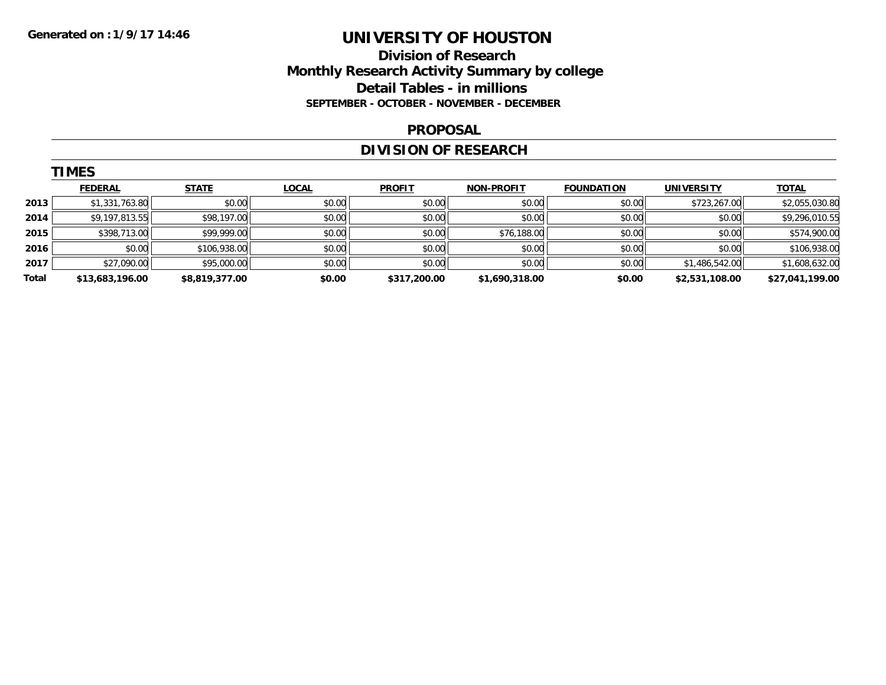# UNIVERSITY OF HOUSTON

## Division of Research

## Monthly Research Activity Summary by college

## Detail Tables - in millions

**SEPTEMBER - OCTOBER - NOVEMBER - DECEMBER**

**Generated on : 1/9/17 14:46**

### PROPOSAL

### DIVISION OF RESEARCH

#### TIMES

| | FEDERAL | STATE | LOCAL | PROFIT | NON-PROFIT | FOUNDATION | UNIVERSITY | TOTAL |
|---|---|---|---|---|---|---|---|---|
| 2013 | $1,331,763.80 | $0.00 | $0.00 | $0.00 | $0.00 | $0.00 | $723,267.00 | $2,055,030.80 |
| 2014 | $9,197,813.55 | $98,197.00 | $0.00 | $0.00 | $0.00 | $0.00 | $0.00 | $9,296,010.55 |
| 2015 | $398,713.00 | $99,999.00 | $0.00 | $0.00 | $76,188.00 | $0.00 | $0.00 | $574,900.00 |
| 2016 | $0.00 | $106,938.00 | $0.00 | $0.00 | $0.00 | $0.00 | $0.00 | $106,938.00 |
| 2017 | $27,090.00 | $95,000.00 | $0.00 | $0.00 | $0.00 | $0.00 | $1,486,542.00 | $1,608,632.00 |
| **Total** | **$13,683,196.00** | **$8,819,377.00** | **$0.00** | **$317,200.00** | **$1,690,318.00** | **$0.00** | **$2,531,108.00** | **$27,041,199.00** |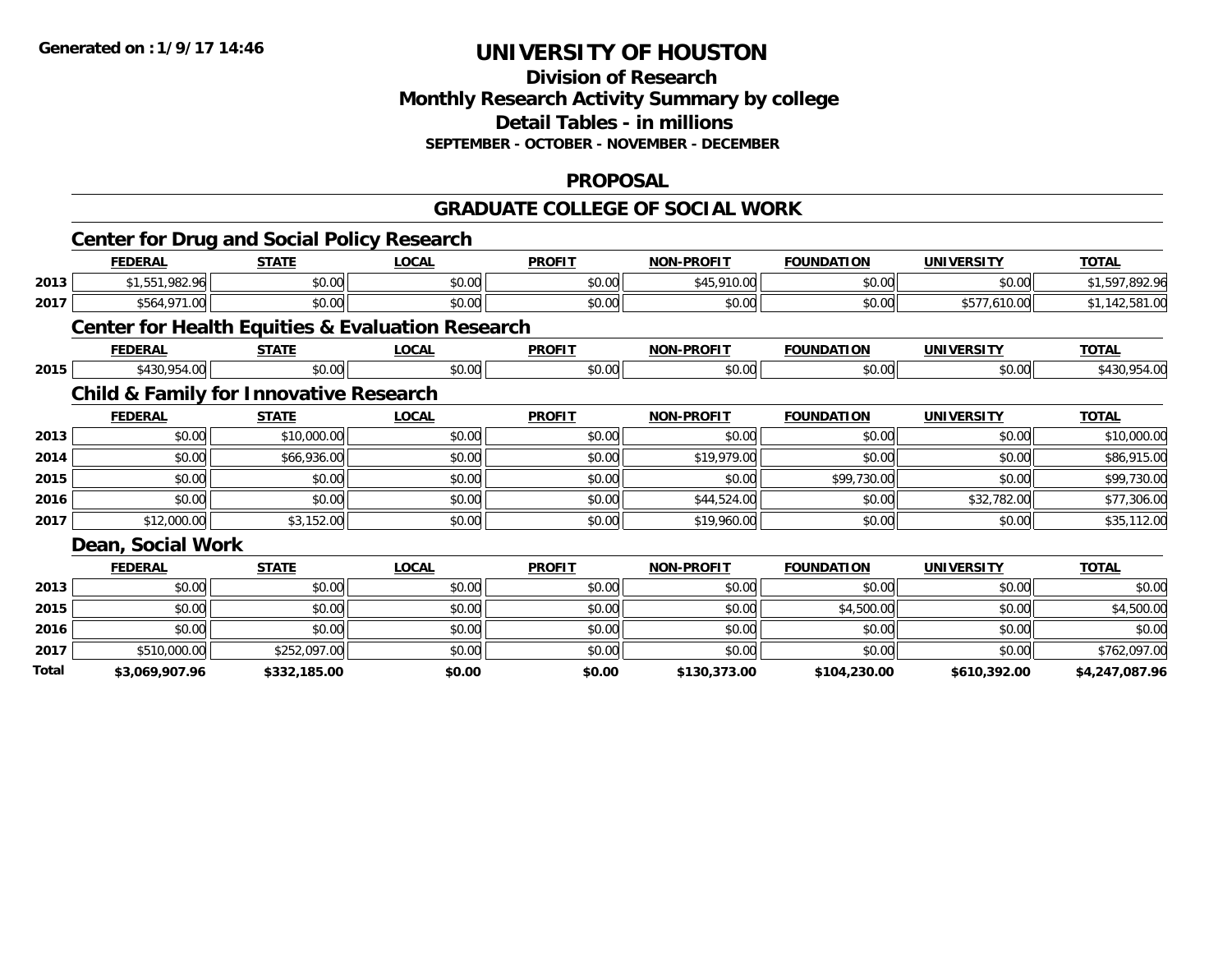**Generated on : 1/9/17 14:46**

# UNIVERSITY OF HOUSTON

## Division of Research
## Monthly Research Activity Summary by college
## Detail Tables - in millions
### SEPTEMBER - OCTOBER - NOVEMBER - DECEMBER

## PROPOSAL

## GRADUATE COLLEGE OF SOCIAL WORK

### Center for Drug and Social Policy Research

| | FEDERAL | STATE | LOCAL | PROFIT | NON-PROFIT | FOUNDATION | UNIVERSITY | TOTAL |
|---|---|---|---|---|---|---|---|---|
| 2013 | $1,551,982.96 | $0.00 | $0.00 | $0.00 | $45,910.00 | $0.00 | $0.00 | $1,597,892.96 |
| 2017 | $564,971.00 | $0.00 | $0.00 | $0.00 | $0.00 | $0.00 | $577,610.00 | $1,142,581.00 |

### Center for Health Equities & Evaluation Research

| | FEDERAL | STATE | LOCAL | PROFIT | NON-PROFIT | FOUNDATION | UNIVERSITY | TOTAL |
|---|---|---|---|---|---|---|---|---|
| 2015 | $430,954.00 | $0.00 | $0.00 | $0.00 | $0.00 | $0.00 | $0.00 | $430,954.00 |

### Child & Family for Innovative Research

| | FEDERAL | STATE | LOCAL | PROFIT | NON-PROFIT | FOUNDATION | UNIVERSITY | TOTAL |
|---|---|---|---|---|---|---|---|---|
| 2013 | $0.00 | $10,000.00 | $0.00 | $0.00 | $0.00 | $0.00 | $0.00 | $10,000.00 |
| 2014 | $0.00 | $66,936.00 | $0.00 | $0.00 | $19,979.00 | $0.00 | $0.00 | $86,915.00 |
| 2015 | $0.00 | $0.00 | $0.00 | $0.00 | $0.00 | $99,730.00 | $0.00 | $99,730.00 |
| 2016 | $0.00 | $0.00 | $0.00 | $0.00 | $44,524.00 | $0.00 | $32,782.00 | $77,306.00 |
| 2017 | $12,000.00 | $3,152.00 | $0.00 | $0.00 | $19,960.00 | $0.00 | $0.00 | $35,112.00 |

### Dean, Social Work

| | FEDERAL | STATE | LOCAL | PROFIT | NON-PROFIT | FOUNDATION | UNIVERSITY | TOTAL |
|---|---|---|---|---|---|---|---|---|
| 2013 | $0.00 | $0.00 | $0.00 | $0.00 | $0.00 | $0.00 | $0.00 | $0.00 |
| 2015 | $0.00 | $0.00 | $0.00 | $0.00 | $0.00 | $4,500.00 | $0.00 | $4,500.00 |
| 2016 | $0.00 | $0.00 | $0.00 | $0.00 | $0.00 | $0.00 | $0.00 | $0.00 |
| 2017 | $510,000.00 | $252,097.00 | $0.00 | $0.00 | $0.00 | $0.00 | $0.00 | $762,097.00 |
| **Total** | **$3,069,907.96** | **$332,185.00** | **$0.00** | **$0.00** | **$130,373.00** | **$104,230.00** | **$610,392.00** | **$4,247,087.96** |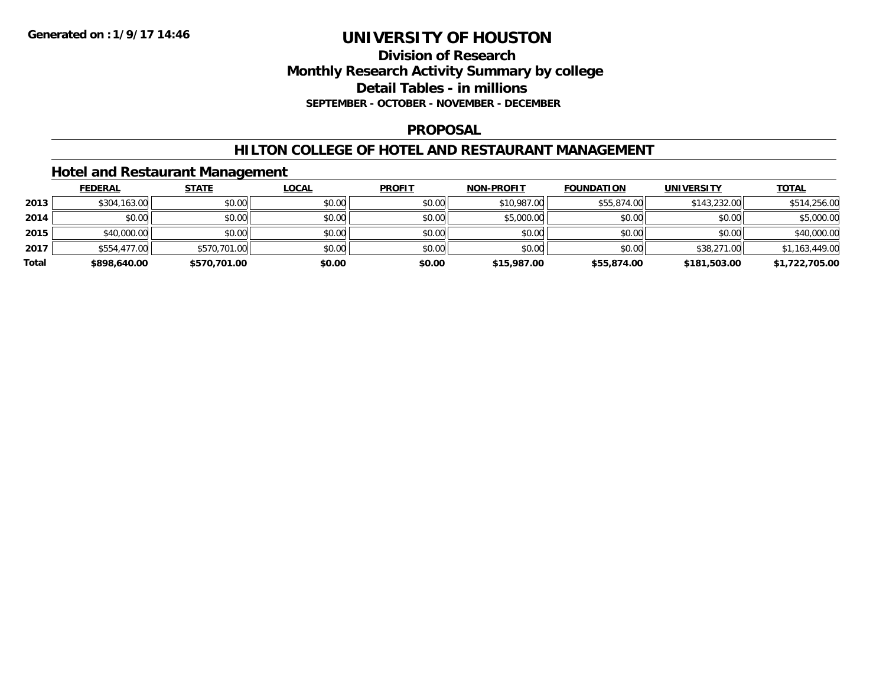# UNIVERSITY OF HOUSTON

## Division of Research
## Monthly Research Activity Summary by college
## Detail Tables - in millions
### SEPTEMBER - OCTOBER - NOVEMBER - DECEMBER

## PROPOSAL

## HILTON COLLEGE OF HOTEL AND RESTAURANT MANAGEMENT

### Hotel and Restaurant Management

| | FEDERAL | STATE | LOCAL | PROFIT | NON-PROFIT | FOUNDATION | UNIVERSITY | TOTAL |
|---|---|---|---|---|---|---|---|---|
| 2013 | $304,163.00 | $0.00 | $0.00 | $0.00 | $10,987.00 | $55,874.00 | $143,232.00 | $514,256.00 |
| 2014 | $0.00 | $0.00 | $0.00 | $0.00 | $5,000.00 | $0.00 | $0.00 | $5,000.00 |
| 2015 | $40,000.00 | $0.00 | $0.00 | $0.00 | $0.00 | $0.00 | $0.00 | $40,000.00 |
| 2017 | $554,477.00 | $570,701.00 | $0.00 | $0.00 | $0.00 | $0.00 | $38,271.00 | $1,163,449.00 |
| **Total** | **$898,640.00** | **$570,701.00** | **$0.00** | **$0.00** | **$15,987.00** | **$55,874.00** | **$181,503.00** | **$1,722,705.00** |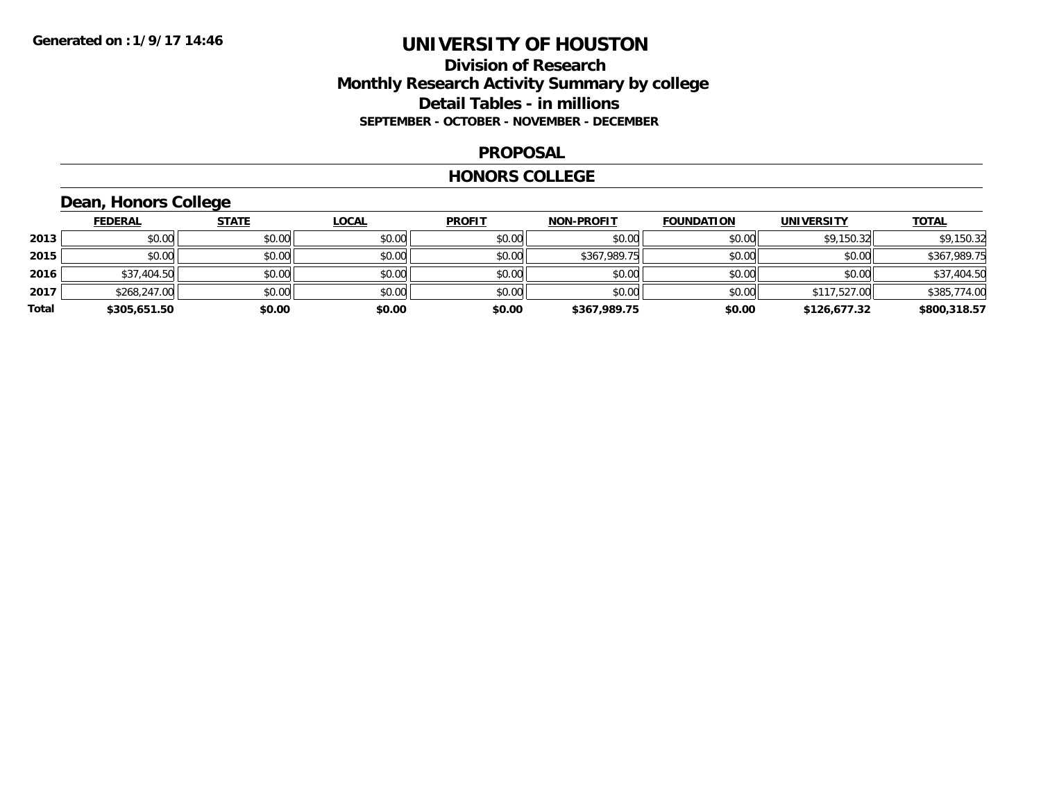Generated on :1/9/17 14:46

# UNIVERSITY OF HOUSTON

## Division of Research
## Monthly Research Activity Summary by college
## Detail Tables - in millions
### SEPTEMBER - OCTOBER - NOVEMBER - DECEMBER

### PROPOSAL

### HONORS COLLEGE

### Dean, Honors College

| | FEDERAL | STATE | LOCAL | PROFIT | NON-PROFIT | FOUNDATION | UNIVERSITY | TOTAL |
|---|---|---|---|---|---|---|---|---|
| 2013 | $0.00 | $0.00 | $0.00 | $0.00 | $0.00 | $0.00 | $9,150.32 | $9,150.32 |
| 2015 | $0.00 | $0.00 | $0.00 | $0.00 | $367,989.75 | $0.00 | $0.00 | $367,989.75 |
| 2016 | $37,404.50 | $0.00 | $0.00 | $0.00 | $0.00 | $0.00 | $0.00 | $37,404.50 |
| 2017 | $268,247.00 | $0.00 | $0.00 | $0.00 | $0.00 | $0.00 | $117,527.00 | $385,774.00 |
| **Total** | **$305,651.50** | **$0.00** | **$0.00** | **$0.00** | **$367,989.75** | **$0.00** | **$126,677.32** | **$800,318.57** |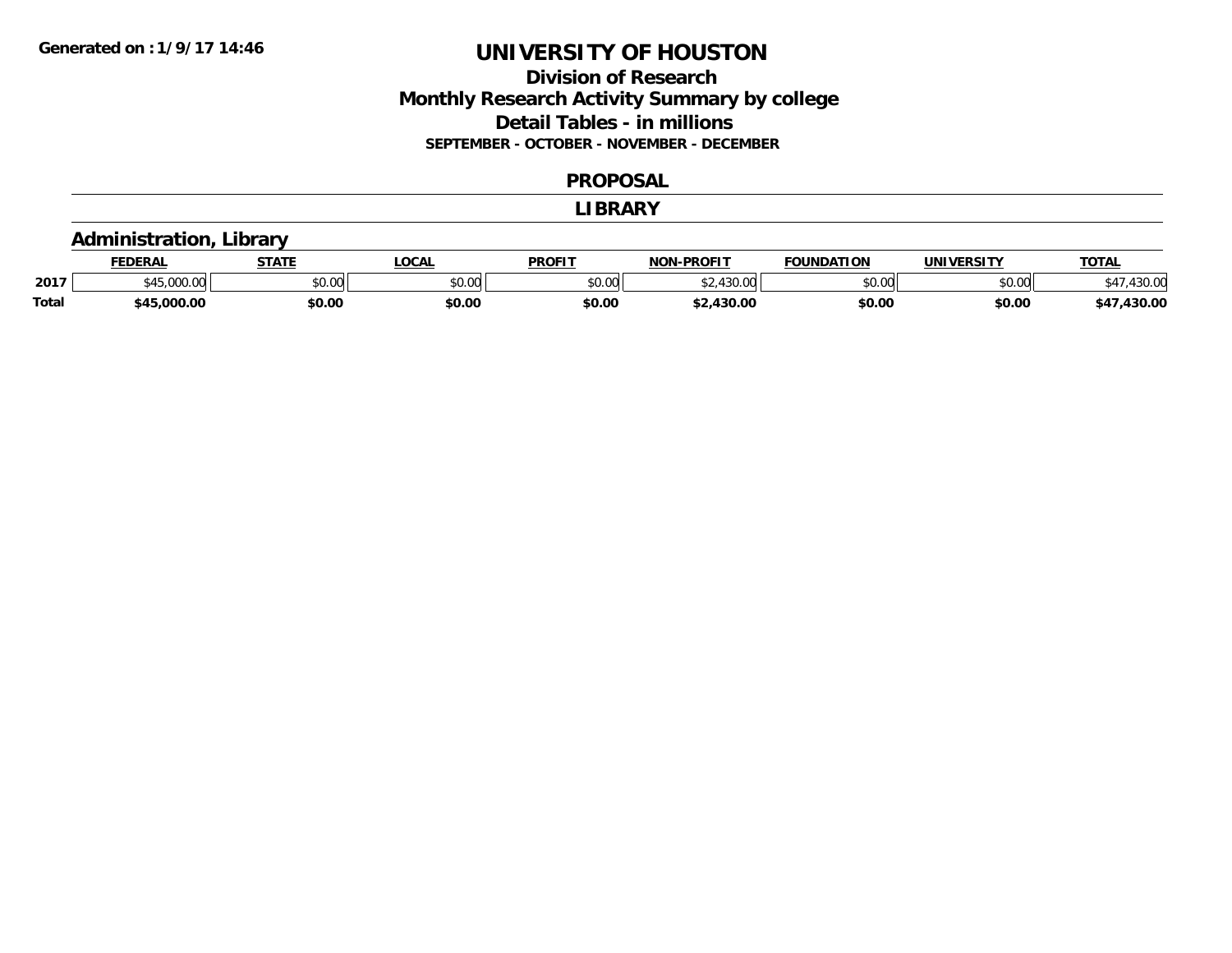# UNIVERSITY OF HOUSTON

## Division of Research
## Monthly Research Activity Summary by college
## Detail Tables - in millions
### SEPTEMBER - OCTOBER - NOVEMBER - DECEMBER

**Generated on : 1/9/17 14:46**

## PROPOSAL

## LIBRARY

### Administration, Library

| | FEDERAL | STATE | LOCAL | PROFIT | NON-PROFIT | FOUNDATION | UNIVERSITY | TOTAL |
|---|---|---|---|---|---|---|---|---|
| 2017 | $45,000.00 | $0.00 | $0.00 | $0.00 | $2,430.00 | $0.00 | $0.00 | $47,430.00 |
| **Total** | **$45,000.00** | **$0.00** | **$0.00** | **$0.00** | **$2,430.00** | **$0.00** | **$0.00** | **$47,430.00** |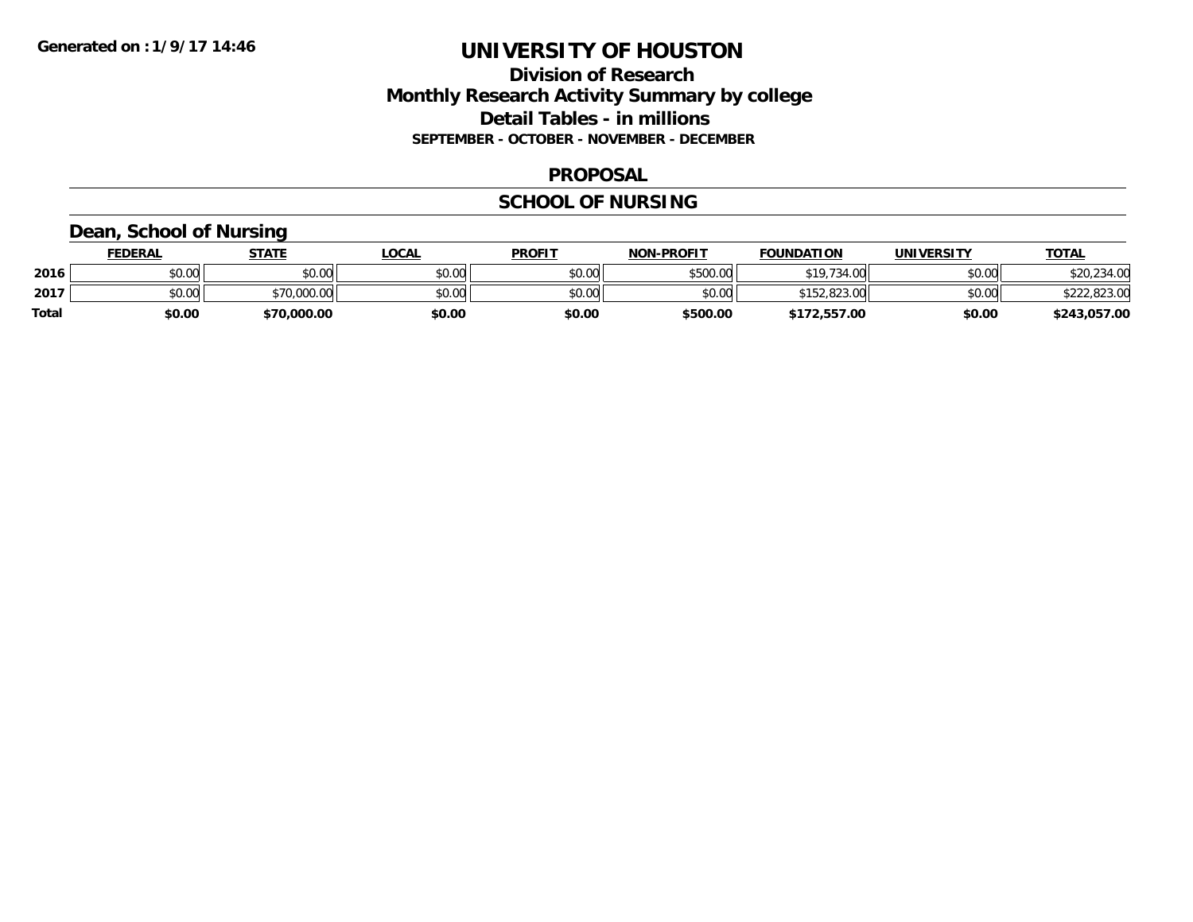# UNIVERSITY OF HOUSTON

## Division of Research
## Monthly Research Activity Summary by college
## Detail Tables - in millions

**SEPTEMBER - OCTOBER - NOVEMBER - DECEMBER**

### PROPOSAL

### SCHOOL OF NURSING

### Dean, School of Nursing

| | FEDERAL | STATE | LOCAL | PROFIT | NON-PROFIT | FOUNDATION | UNIVERSITY | TOTAL |
|---|---|---|---|---|---|---|---|---|
| 2016 | $0.00 | $0.00 | $0.00 | $0.00 | $500.00 | $19,734.00 | $0.00 | $20,234.00 |
| 2017 | $0.00 | $70,000.00 | $0.00 | $0.00 | $0.00 | $152,823.00 | $0.00 | $222,823.00 |
| **Total** | **$0.00** | **$70,000.00** | **$0.00** | **$0.00** | **$500.00** | **$172,557.00** | **$0.00** | **$243,057.00** |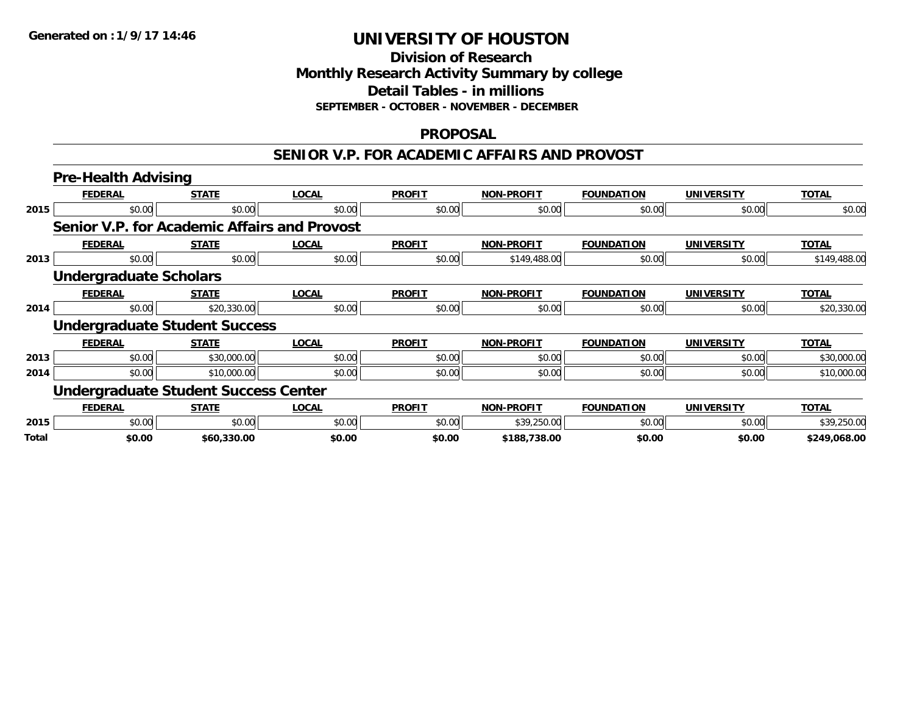**Generated on :1/9/17 14:46**

# UNIVERSITY OF HOUSTON

## Division of Research
## Monthly Research Activity Summary by college
## Detail Tables - in millions
### SEPTEMBER - OCTOBER - NOVEMBER - DECEMBER

## PROPOSAL

## SENIOR V.P. FOR ACADEMIC AFFAIRS AND PROVOST

### Pre-Health Advising

| | FEDERAL | STATE | LOCAL | PROFIT | NON-PROFIT | FOUNDATION | UNIVERSITY | TOTAL |
|---|---|---|---|---|---|---|---|---|
| 2015 | $0.00 | $0.00 | $0.00 | $0.00 | $0.00 | $0.00 | $0.00 | $0.00 |

### Senior V.P. for Academic Affairs and Provost

| | FEDERAL | STATE | LOCAL | PROFIT | NON-PROFIT | FOUNDATION | UNIVERSITY | TOTAL |
|---|---|---|---|---|---|---|---|---|
| 2013 | $0.00 | $0.00 | $0.00 | $0.00 | $149,488.00 | $0.00 | $0.00 | $149,488.00 |

### Undergraduate Scholars

| | FEDERAL | STATE | LOCAL | PROFIT | NON-PROFIT | FOUNDATION | UNIVERSITY | TOTAL |
|---|---|---|---|---|---|---|---|---|
| 2014 | $0.00 | $20,330.00 | $0.00 | $0.00 | $0.00 | $0.00 | $0.00 | $20,330.00 |

### Undergraduate Student Success

| | FEDERAL | STATE | LOCAL | PROFIT | NON-PROFIT | FOUNDATION | UNIVERSITY | TOTAL |
|---|---|---|---|---|---|---|---|---|
| 2013 | $0.00 | $30,000.00 | $0.00 | $0.00 | $0.00 | $0.00 | $0.00 | $30,000.00 |
| 2014 | $0.00 | $10,000.00 | $0.00 | $0.00 | $0.00 | $0.00 | $0.00 | $10,000.00 |

### Undergraduate Student Success Center

| | FEDERAL | STATE | LOCAL | PROFIT | NON-PROFIT | FOUNDATION | UNIVERSITY | TOTAL |
|---|---|---|---|---|---|---|---|---|
| 2015 | $0.00 | $0.00 | $0.00 | $0.00 | $39,250.00 | $0.00 | $0.00 | $39,250.00 |
| **Total** | **$0.00** | **$60,330.00** | **$0.00** | **$0.00** | **$188,738.00** | **$0.00** | **$0.00** | **$249,068.00** |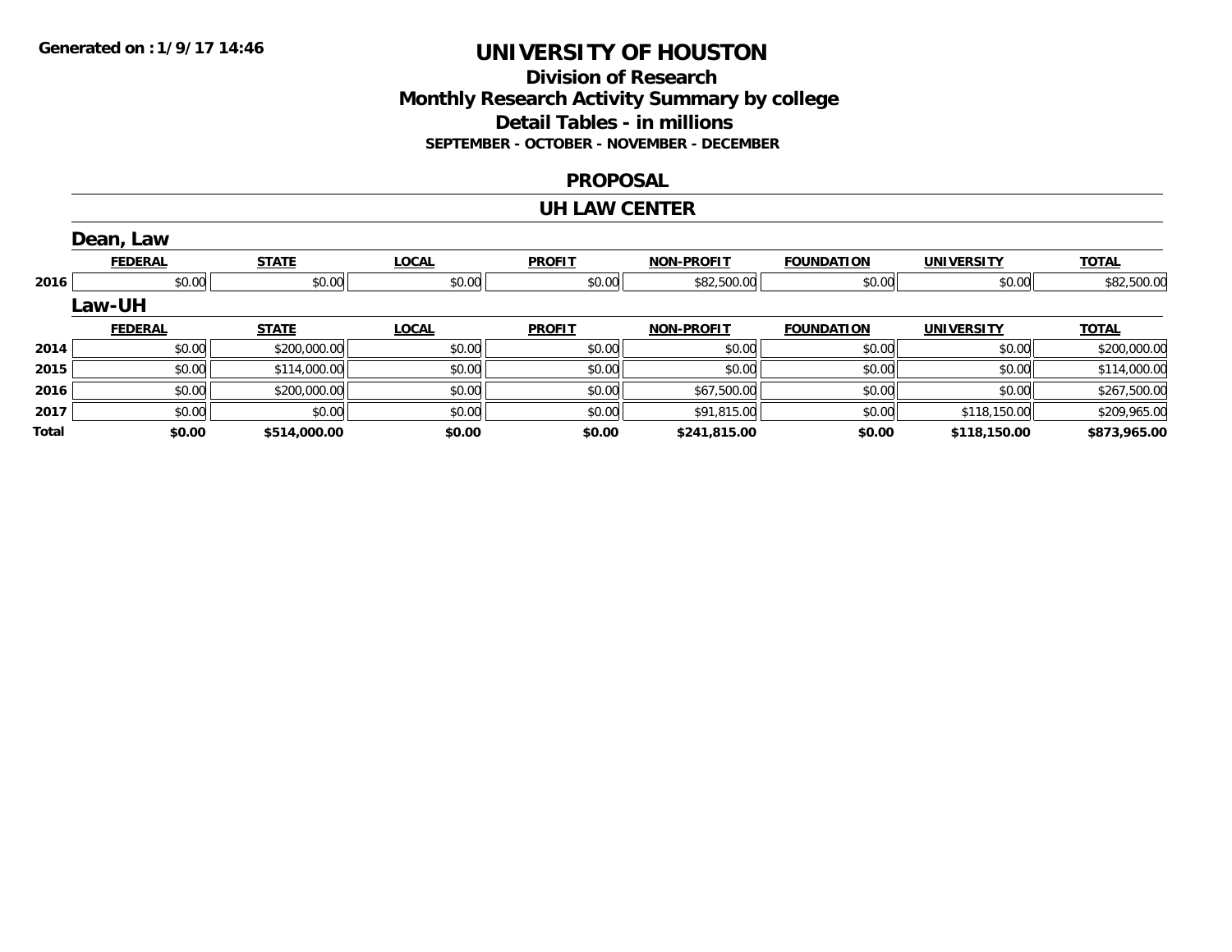Generated on :1/9/17 14:46

# UNIVERSITY OF HOUSTON

## Division of Research
## Monthly Research Activity Summary by college
## Detail Tables - in millions
### SEPTEMBER - OCTOBER - NOVEMBER - DECEMBER

## PROPOSAL

## UH LAW CENTER

### Dean, Law

| | FEDERAL | STATE | LOCAL | PROFIT | NON-PROFIT | FOUNDATION | UNIVERSITY | TOTAL |
|---|---|---|---|---|---|---|---|---|
| 2016 | $0.00 | $0.00 | $0.00 | $0.00 | $82,500.00 | $0.00 | $0.00 | $82,500.00 |

### Law-UH

| | FEDERAL | STATE | LOCAL | PROFIT | NON-PROFIT | FOUNDATION | UNIVERSITY | TOTAL |
|---|---|---|---|---|---|---|---|---|
| 2014 | $0.00 | $200,000.00 | $0.00 | $0.00 | $0.00 | $0.00 | $0.00 | $200,000.00 |
| 2015 | $0.00 | $114,000.00 | $0.00 | $0.00 | $0.00 | $0.00 | $0.00 | $114,000.00 |
| 2016 | $0.00 | $200,000.00 | $0.00 | $0.00 | $67,500.00 | $0.00 | $0.00 | $267,500.00 |
| 2017 | $0.00 | $0.00 | $0.00 | $0.00 | $91,815.00 | $0.00 | $118,150.00 | $209,965.00 |
| **Total** | **$0.00** | **$514,000.00** | **$0.00** | **$0.00** | **$241,815.00** | **$0.00** | **$118,150.00** | **$873,965.00** |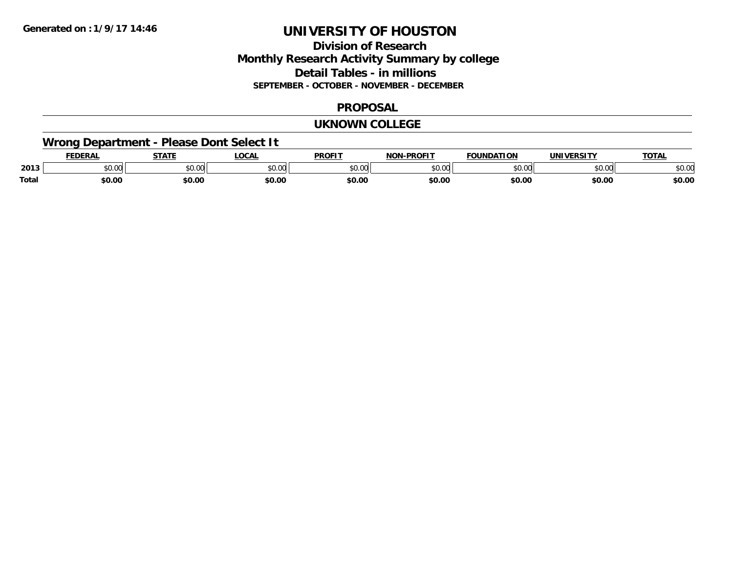**Generated on :1/9/17 14:46**

# UNIVERSITY OF HOUSTON

## Division of Research
## Monthly Research Activity Summary by college
## Detail Tables - in millions
### SEPTEMBER - OCTOBER - NOVEMBER - DECEMBER

### PROPOSAL

### UKNOWN COLLEGE

### Wrong Department - Please Dont Select It

| | FEDERAL | STATE | LOCAL | PROFIT | NON-PROFIT | FOUNDATION | UNIVERSITY | TOTAL |
|---|---|---|---|---|---|---|---|---|
| 2013 | $0.00 | $0.00 | $0.00 | $0.00 | $0.00 | $0.00 | $0.00 | $0.00 |
| **Total** | **$0.00** | **$0.00** | **$0.00** | **$0.00** | **$0.00** | **$0.00** | **$0.00** | **$0.00** |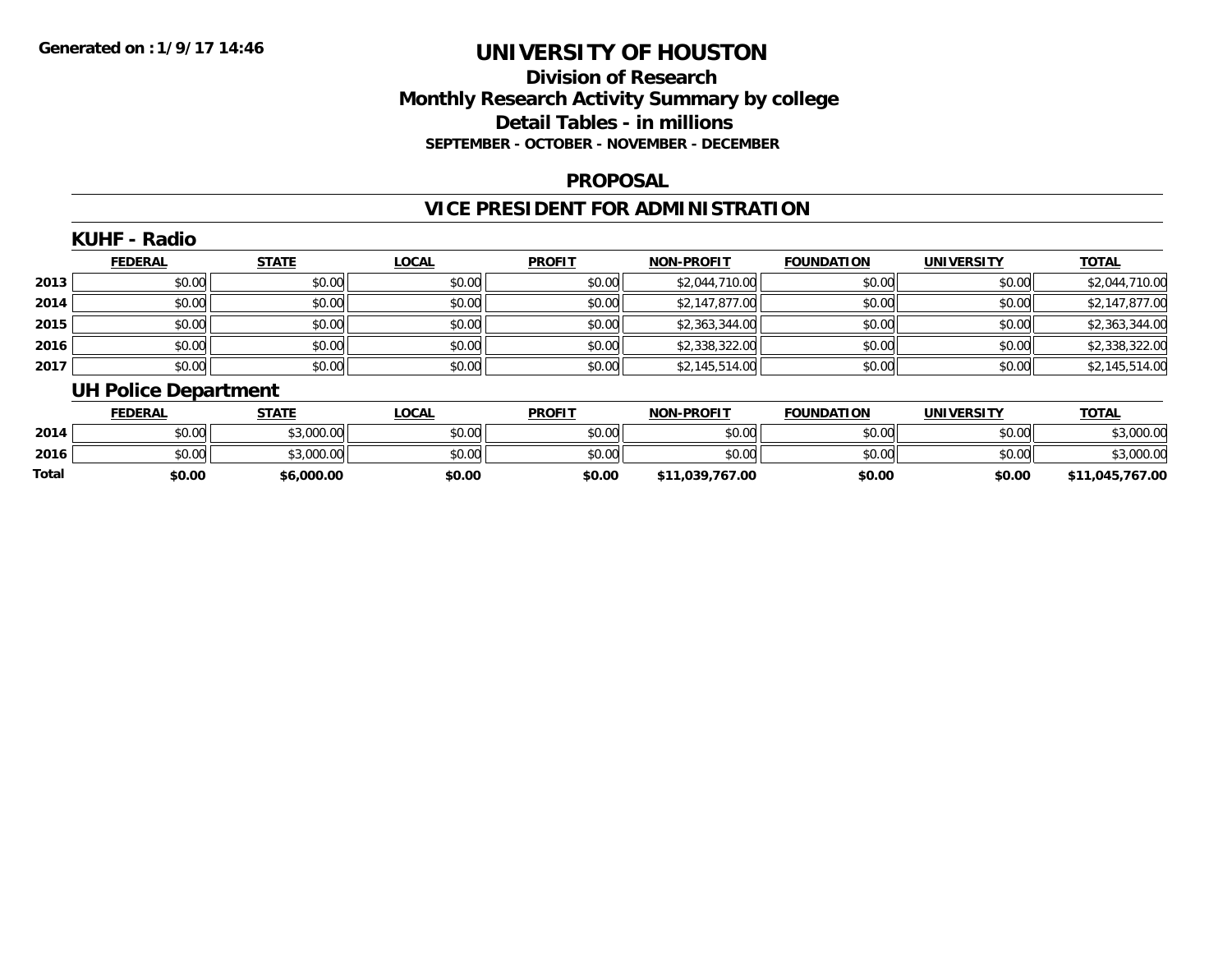**Generated on :1/9/17 14:46**

# UNIVERSITY OF HOUSTON

## Division of Research
## Monthly Research Activity Summary by college
## Detail Tables - in millions

**SEPTEMBER - OCTOBER - NOVEMBER - DECEMBER**

### PROPOSAL

### VICE PRESIDENT FOR ADMINISTRATION

#### KUHF - Radio

| | FEDERAL | STATE | LOCAL | PROFIT | NON-PROFIT | FOUNDATION | UNIVERSITY | TOTAL |
|---|---|---|---|---|---|---|---|---|
| 2013 | $0.00 | $0.00 | $0.00 | $0.00 | $2,044,710.00 | $0.00 | $0.00 | $2,044,710.00 |
| 2014 | $0.00 | $0.00 | $0.00 | $0.00 | $2,147,877.00 | $0.00 | $0.00 | $2,147,877.00 |
| 2015 | $0.00 | $0.00 | $0.00 | $0.00 | $2,363,344.00 | $0.00 | $0.00 | $2,363,344.00 |
| 2016 | $0.00 | $0.00 | $0.00 | $0.00 | $2,338,322.00 | $0.00 | $0.00 | $2,338,322.00 |
| 2017 | $0.00 | $0.00 | $0.00 | $0.00 | $2,145,514.00 | $0.00 | $0.00 | $2,145,514.00 |

#### UH Police Department

| | FEDERAL | STATE | LOCAL | PROFIT | NON-PROFIT | FOUNDATION | UNIVERSITY | TOTAL |
|---|---|---|---|---|---|---|---|---|
| 2014 | $0.00 | $3,000.00 | $0.00 | $0.00 | $0.00 | $0.00 | $0.00 | $3,000.00 |
| 2016 | $0.00 | $3,000.00 | $0.00 | $0.00 | $0.00 | $0.00 | $0.00 | $3,000.00 |
| **Total** | **$0.00** | **$6,000.00** | **$0.00** | **$0.00** | **$11,039,767.00** | **$0.00** | **$0.00** | **$11,045,767.00** |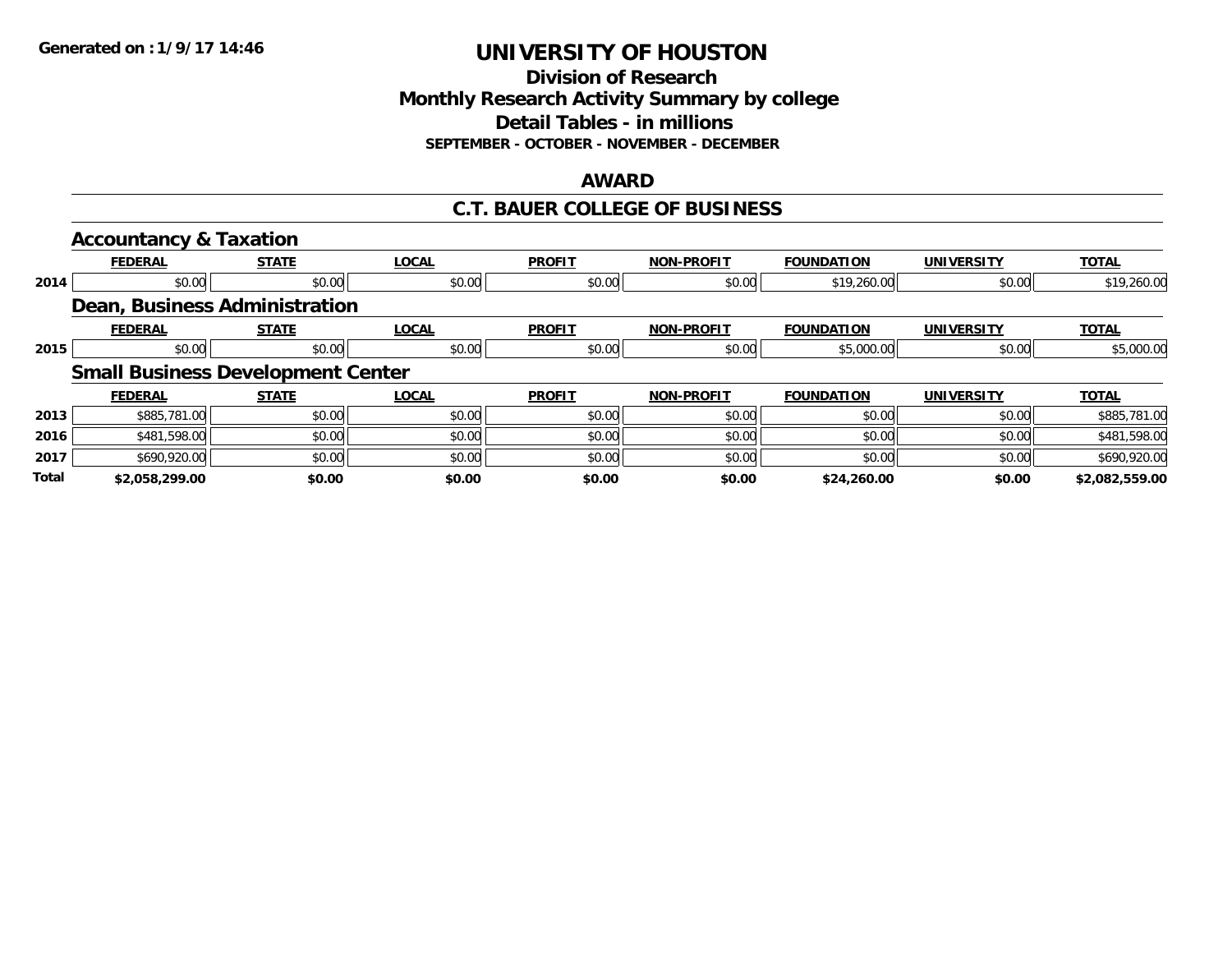# UNIVERSITY OF HOUSTON

## Division of Research
## Monthly Research Activity Summary by college
## Detail Tables - in millions
### SEPTEMBER - OCTOBER - NOVEMBER - DECEMBER

## AWARD

## C.T. BAUER COLLEGE OF BUSINESS

### Accountancy & Taxation

| | FEDERAL | STATE | LOCAL | PROFIT | NON-PROFIT | FOUNDATION | UNIVERSITY | TOTAL |
|---|---|---|---|---|---|---|---|---|
| 2014 | $0.00 | $0.00 | $0.00 | $0.00 | $0.00 | $19,260.00 | $0.00 | $19,260.00 |

### Dean, Business Administration

| | FEDERAL | STATE | LOCAL | PROFIT | NON-PROFIT | FOUNDATION | UNIVERSITY | TOTAL |
|---|---|---|---|---|---|---|---|---|
| 2015 | $0.00 | $0.00 | $0.00 | $0.00 | $0.00 | $5,000.00 | $0.00 | $5,000.00 |

### Small Business Development Center

| | FEDERAL | STATE | LOCAL | PROFIT | NON-PROFIT | FOUNDATION | UNIVERSITY | TOTAL |
|---|---|---|---|---|---|---|---|---|
| 2013 | $885,781.00 | $0.00 | $0.00 | $0.00 | $0.00 | $0.00 | $0.00 | $885,781.00 |
| 2016 | $481,598.00 | $0.00 | $0.00 | $0.00 | $0.00 | $0.00 | $0.00 | $481,598.00 |
| 2017 | $690,920.00 | $0.00 | $0.00 | $0.00 | $0.00 | $0.00 | $0.00 | $690,920.00 |
| **Total** | **$2,058,299.00** | **$0.00** | **$0.00** | **$0.00** | **$0.00** | **$24,260.00** | **$0.00** | **$2,082,559.00** |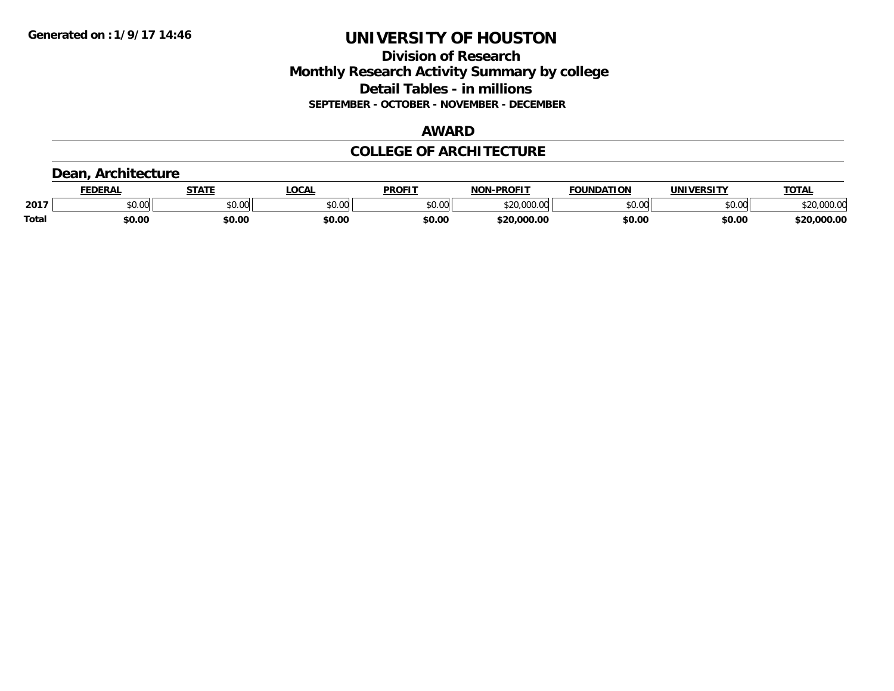**Generated on :1/9/17 14:46**

# UNIVERSITY OF HOUSTON

## Division of Research
## Monthly Research Activity Summary by college
## Detail Tables - in millions
### SEPTEMBER - OCTOBER - NOVEMBER - DECEMBER

## AWARD

## COLLEGE OF ARCHITECTURE

### Dean, Architecture

| | FEDERAL | STATE | LOCAL | PROFIT | NON-PROFIT | FOUNDATION | UNIVERSITY | TOTAL |
|---|---|---|---|---|---|---|---|---|
| 2017 | $0.00 | $0.00 | $0.00 | $0.00 | $20,000.00 | $0.00 | $0.00 | $20,000.00 |
| **Total** | **$0.00** | **$0.00** | **$0.00** | **$0.00** | **$20,000.00** | **$0.00** | **$0.00** | **$20,000.00** |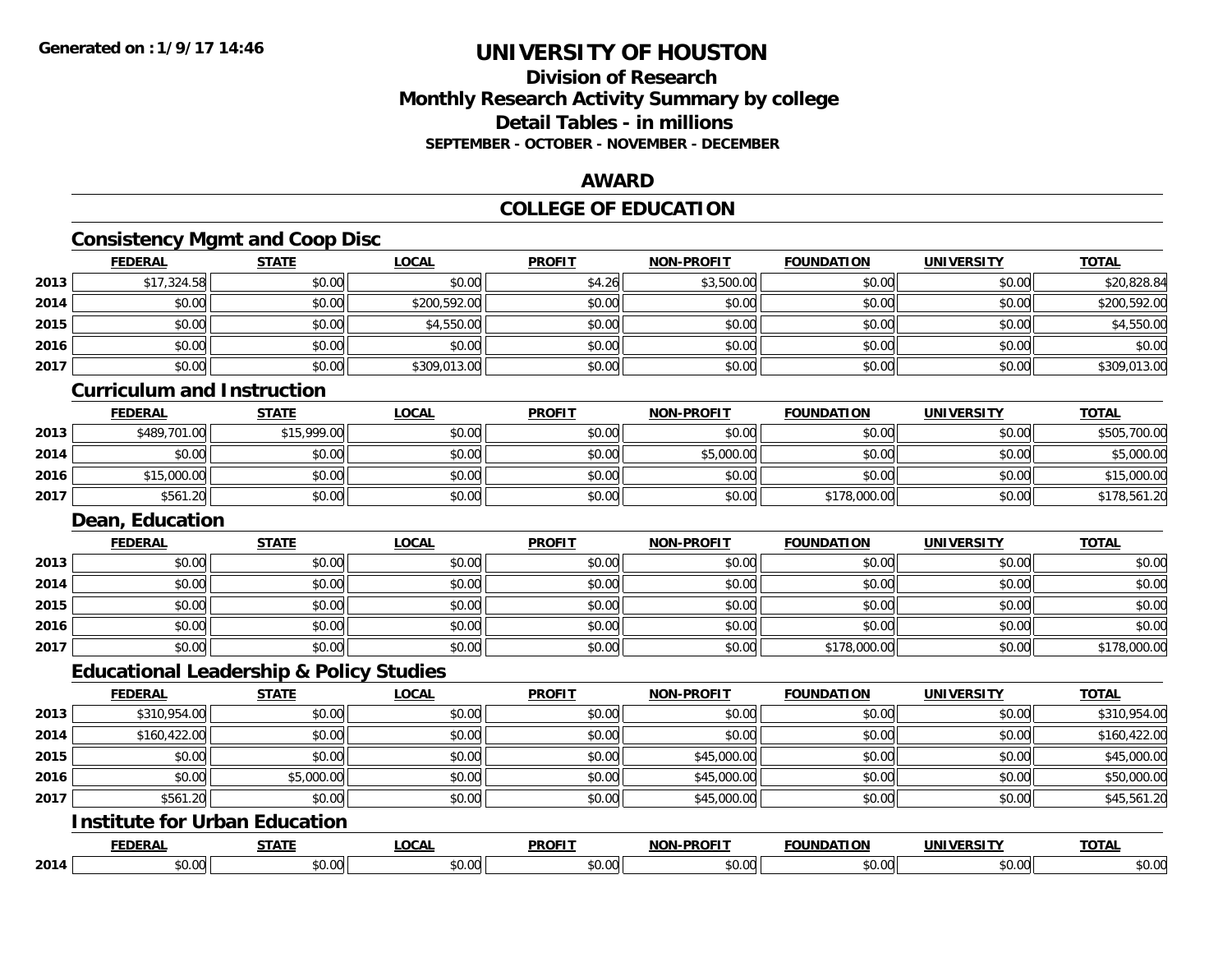**Generated on : 1/9/17 14:46**

# UNIVERSITY OF HOUSTON

## Division of Research
## Monthly Research Activity Summary by college
## Detail Tables - in millions
### SEPTEMBER - OCTOBER - NOVEMBER - DECEMBER

## AWARD

## COLLEGE OF EDUCATION

### Consistency Mgmt and Coop Disc

| | FEDERAL | STATE | LOCAL | PROFIT | NON-PROFIT | FOUNDATION | UNIVERSITY | TOTAL |
|---|---|---|---|---|---|---|---|---|
| 2013 | $17,324.58 | $0.00 | $0.00 | $4.26 | $3,500.00 | $0.00 | $0.00 | $20,828.84 |
| 2014 | $0.00 | $0.00 | $200,592.00 | $0.00 | $0.00 | $0.00 | $0.00 | $200,592.00 |
| 2015 | $0.00 | $0.00 | $4,550.00 | $0.00 | $0.00 | $0.00 | $0.00 | $4,550.00 |
| 2016 | $0.00 | $0.00 | $0.00 | $0.00 | $0.00 | $0.00 | $0.00 | $0.00 |
| 2017 | $0.00 | $0.00 | $309,013.00 | $0.00 | $0.00 | $0.00 | $0.00 | $309,013.00 |

### Curriculum and Instruction

| | FEDERAL | STATE | LOCAL | PROFIT | NON-PROFIT | FOUNDATION | UNIVERSITY | TOTAL |
|---|---|---|---|---|---|---|---|---|
| 2013 | $489,701.00 | $15,999.00 | $0.00 | $0.00 | $0.00 | $0.00 | $0.00 | $505,700.00 |
| 2014 | $0.00 | $0.00 | $0.00 | $0.00 | $5,000.00 | $0.00 | $0.00 | $5,000.00 |
| 2016 | $15,000.00 | $0.00 | $0.00 | $0.00 | $0.00 | $0.00 | $0.00 | $15,000.00 |
| 2017 | $561.20 | $0.00 | $0.00 | $0.00 | $0.00 | $178,000.00 | $0.00 | $178,561.20 |

### Dean, Education

| | FEDERAL | STATE | LOCAL | PROFIT | NON-PROFIT | FOUNDATION | UNIVERSITY | TOTAL |
|---|---|---|---|---|---|---|---|---|
| 2013 | $0.00 | $0.00 | $0.00 | $0.00 | $0.00 | $0.00 | $0.00 | $0.00 |
| 2014 | $0.00 | $0.00 | $0.00 | $0.00 | $0.00 | $0.00 | $0.00 | $0.00 |
| 2015 | $0.00 | $0.00 | $0.00 | $0.00 | $0.00 | $0.00 | $0.00 | $0.00 |
| 2016 | $0.00 | $0.00 | $0.00 | $0.00 | $0.00 | $0.00 | $0.00 | $0.00 |
| 2017 | $0.00 | $0.00 | $0.00 | $0.00 | $0.00 | $178,000.00 | $0.00 | $178,000.00 |

### Educational Leadership & Policy Studies

| | FEDERAL | STATE | LOCAL | PROFIT | NON-PROFIT | FOUNDATION | UNIVERSITY | TOTAL |
|---|---|---|---|---|---|---|---|---|
| 2013 | $310,954.00 | $0.00 | $0.00 | $0.00 | $0.00 | $0.00 | $0.00 | $310,954.00 |
| 2014 | $160,422.00 | $0.00 | $0.00 | $0.00 | $0.00 | $0.00 | $0.00 | $160,422.00 |
| 2015 | $0.00 | $0.00 | $0.00 | $0.00 | $45,000.00 | $0.00 | $0.00 | $45,000.00 |
| 2016 | $0.00 | $5,000.00 | $0.00 | $0.00 | $45,000.00 | $0.00 | $0.00 | $50,000.00 |
| 2017 | $561.20 | $0.00 | $0.00 | $0.00 | $45,000.00 | $0.00 | $0.00 | $45,561.20 |

### Institute for Urban Education

| | FEDERAL | STATE | LOCAL | PROFIT | NON-PROFIT | FOUNDATION | UNIVERSITY | TOTAL |
|---|---|---|---|---|---|---|---|---|
| 2014 | $0.00 | $0.00 | $0.00 | $0.00 | $0.00 | $0.00 | $0.00 | $0.00 |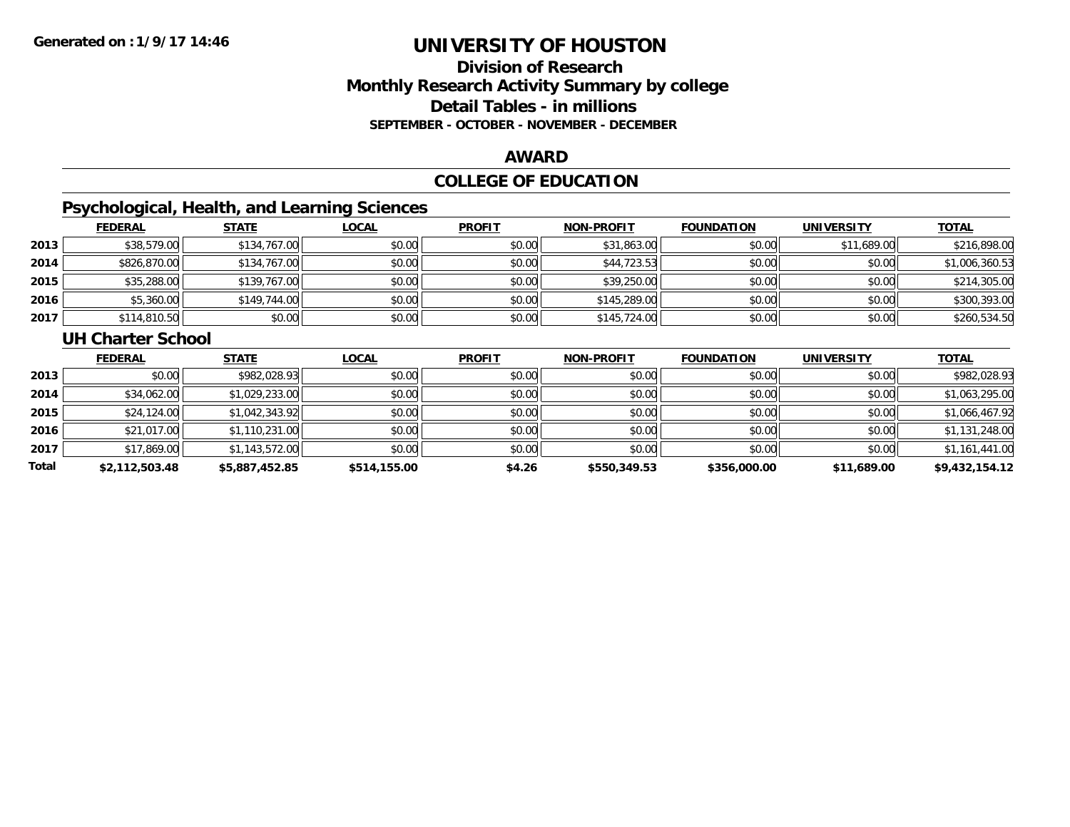**Generated on :1/9/17 14:46**

# UNIVERSITY OF HOUSTON

## Division of Research
## Monthly Research Activity Summary by college
## Detail Tables - in millions
### SEPTEMBER - OCTOBER - NOVEMBER - DECEMBER

## AWARD

## COLLEGE OF EDUCATION

### Psychological, Health, and Learning Sciences

| | FEDERAL | STATE | LOCAL | PROFIT | NON-PROFIT | FOUNDATION | UNIVERSITY | TOTAL |
|---|---|---|---|---|---|---|---|---|
| 2013 | $38,579.00 | $134,767.00 | $0.00 | $0.00 | $31,863.00 | $0.00 | $11,689.00 | $216,898.00 |
| 2014 | $826,870.00 | $134,767.00 | $0.00 | $0.00 | $44,723.53 | $0.00 | $0.00 | $1,006,360.53 |
| 2015 | $35,288.00 | $139,767.00 | $0.00 | $0.00 | $39,250.00 | $0.00 | $0.00 | $214,305.00 |
| 2016 | $5,360.00 | $149,744.00 | $0.00 | $0.00 | $145,289.00 | $0.00 | $0.00 | $300,393.00 |
| 2017 | $114,810.50 | $0.00 | $0.00 | $0.00 | $145,724.00 | $0.00 | $0.00 | $260,534.50 |

### UH Charter School

| | FEDERAL | STATE | LOCAL | PROFIT | NON-PROFIT | FOUNDATION | UNIVERSITY | TOTAL |
|---|---|---|---|---|---|---|---|---|
| 2013 | $0.00 | $982,028.93 | $0.00 | $0.00 | $0.00 | $0.00 | $0.00 | $982,028.93 |
| 2014 | $34,062.00 | $1,029,233.00 | $0.00 | $0.00 | $0.00 | $0.00 | $0.00 | $1,063,295.00 |
| 2015 | $24,124.00 | $1,042,343.92 | $0.00 | $0.00 | $0.00 | $0.00 | $0.00 | $1,066,467.92 |
| 2016 | $21,017.00 | $1,110,231.00 | $0.00 | $0.00 | $0.00 | $0.00 | $0.00 | $1,131,248.00 |
| 2017 | $17,869.00 | $1,143,572.00 | $0.00 | $0.00 | $0.00 | $0.00 | $0.00 | $1,161,441.00 |
| **Total** | **$2,112,503.48** | **$5,887,452.85** | **$514,155.00** | **$4.26** | **$550,349.53** | **$356,000.00** | **$11,689.00** | **$9,432,154.12** |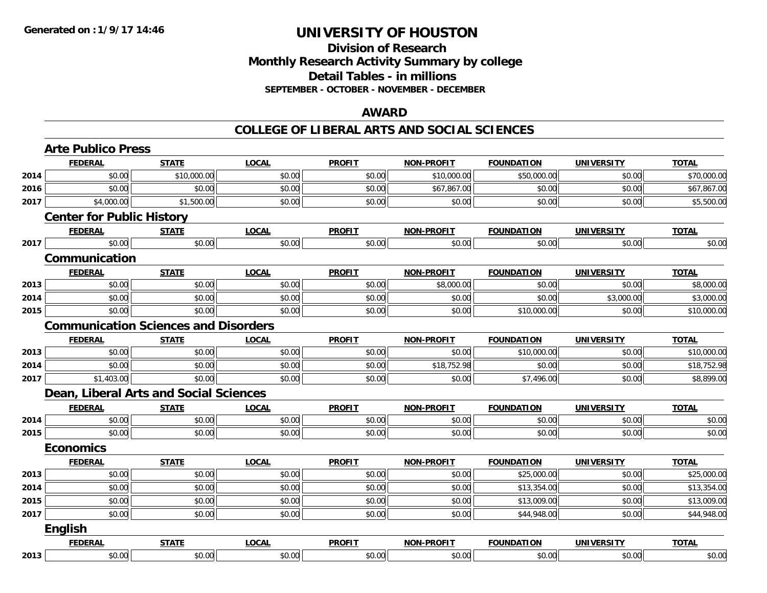**Generated on :1/9/17 14:46**

# UNIVERSITY OF HOUSTON

## Division of Research
## Monthly Research Activity Summary by college
## Detail Tables - in millions
### SEPTEMBER - OCTOBER - NOVEMBER - DECEMBER

## AWARD

## COLLEGE OF LIBERAL ARTS AND SOCIAL SCIENCES

### Arte Publico Press

| | FEDERAL | STATE | LOCAL | PROFIT | NON-PROFIT | FOUNDATION | UNIVERSITY | TOTAL |
|---|---|---|---|---|---|---|---|---|
| 2014 | $0.00 | $10,000.00 | $0.00 | $0.00 | $10,000.00 | $50,000.00 | $0.00 | $70,000.00 |
| 2016 | $0.00 | $0.00 | $0.00 | $0.00 | $67,867.00 | $0.00 | $0.00 | $67,867.00 |
| 2017 | $4,000.00 | $1,500.00 | $0.00 | $0.00 | $0.00 | $0.00 | $0.00 | $5,500.00 |

### Center for Public History

| | FEDERAL | STATE | LOCAL | PROFIT | NON-PROFIT | FOUNDATION | UNIVERSITY | TOTAL |
|---|---|---|---|---|---|---|---|---|
| 2017 | $0.00 | $0.00 | $0.00 | $0.00 | $0.00 | $0.00 | $0.00 | $0.00 |

### Communication

| | FEDERAL | STATE | LOCAL | PROFIT | NON-PROFIT | FOUNDATION | UNIVERSITY | TOTAL |
|---|---|---|---|---|---|---|---|---|
| 2013 | $0.00 | $0.00 | $0.00 | $0.00 | $8,000.00 | $0.00 | $0.00 | $8,000.00 |
| 2014 | $0.00 | $0.00 | $0.00 | $0.00 | $0.00 | $0.00 | $3,000.00 | $3,000.00 |
| 2015 | $0.00 | $0.00 | $0.00 | $0.00 | $0.00 | $10,000.00 | $0.00 | $10,000.00 |

### Communication Sciences and Disorders

| | FEDERAL | STATE | LOCAL | PROFIT | NON-PROFIT | FOUNDATION | UNIVERSITY | TOTAL |
|---|---|---|---|---|---|---|---|---|
| 2013 | $0.00 | $0.00 | $0.00 | $0.00 | $0.00 | $10,000.00 | $0.00 | $10,000.00 |
| 2014 | $0.00 | $0.00 | $0.00 | $0.00 | $18,752.98 | $0.00 | $0.00 | $18,752.98 |
| 2017 | $1,403.00 | $0.00 | $0.00 | $0.00 | $0.00 | $7,496.00 | $0.00 | $8,899.00 |

### Dean, Liberal Arts and Social Sciences

| | FEDERAL | STATE | LOCAL | PROFIT | NON-PROFIT | FOUNDATION | UNIVERSITY | TOTAL |
|---|---|---|---|---|---|---|---|---|
| 2014 | $0.00 | $0.00 | $0.00 | $0.00 | $0.00 | $0.00 | $0.00 | $0.00 |
| 2015 | $0.00 | $0.00 | $0.00 | $0.00 | $0.00 | $0.00 | $0.00 | $0.00 |

### Economics

| | FEDERAL | STATE | LOCAL | PROFIT | NON-PROFIT | FOUNDATION | UNIVERSITY | TOTAL |
|---|---|---|---|---|---|---|---|---|
| 2013 | $0.00 | $0.00 | $0.00 | $0.00 | $0.00 | $25,000.00 | $0.00 | $25,000.00 |
| 2014 | $0.00 | $0.00 | $0.00 | $0.00 | $0.00 | $13,354.00 | $0.00 | $13,354.00 |
| 2015 | $0.00 | $0.00 | $0.00 | $0.00 | $0.00 | $13,009.00 | $0.00 | $13,009.00 |
| 2017 | $0.00 | $0.00 | $0.00 | $0.00 | $0.00 | $44,948.00 | $0.00 | $44,948.00 |

### English

| | FEDERAL | STATE | LOCAL | PROFIT | NON-PROFIT | FOUNDATION | UNIVERSITY | TOTAL |
|---|---|---|---|---|---|---|---|---|
| 2013 | $0.00 | $0.00 | $0.00 | $0.00 | $0.00 | $0.00 | $0.00 | $0.00 |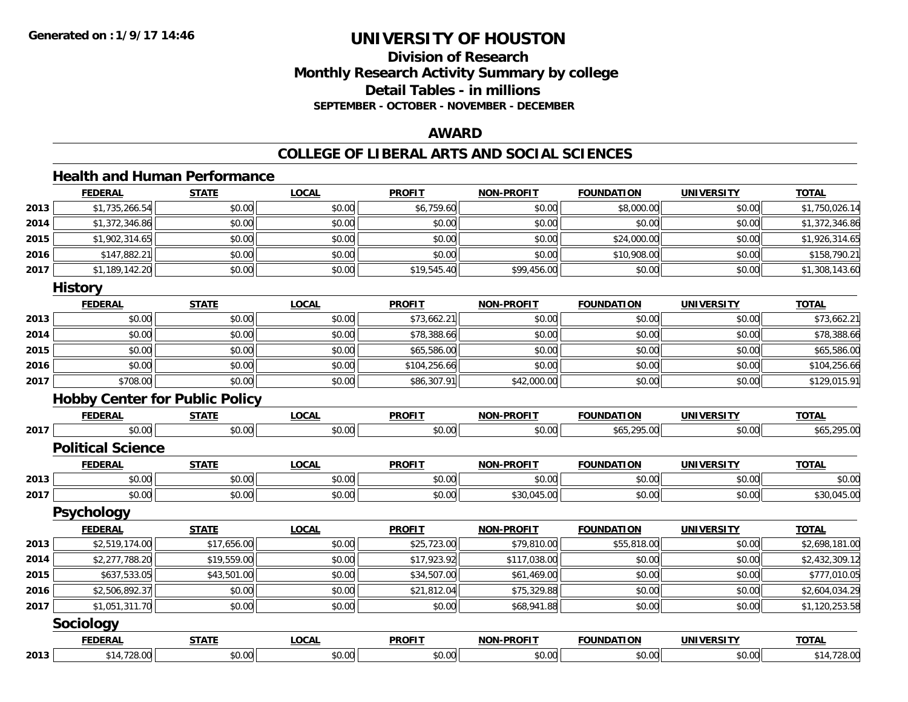**Generated on :1/9/17 14:46**

# UNIVERSITY OF HOUSTON

## Division of Research
## Monthly Research Activity Summary by college
## Detail Tables - in millions
### SEPTEMBER - OCTOBER - NOVEMBER - DECEMBER

## AWARD

## COLLEGE OF LIBERAL ARTS AND SOCIAL SCIENCES

### Health and Human Performance

| | FEDERAL | STATE | LOCAL | PROFIT | NON-PROFIT | FOUNDATION | UNIVERSITY | TOTAL |
|---|---|---|---|---|---|---|---|---|
| 2013 | $1,735,266.54 | $0.00 | $0.00 | $6,759.60 | $0.00 | $8,000.00 | $0.00 | $1,750,026.14 |
| 2014 | $1,372,346.86 | $0.00 | $0.00 | $0.00 | $0.00 | $0.00 | $0.00 | $1,372,346.86 |
| 2015 | $1,902,314.65 | $0.00 | $0.00 | $0.00 | $0.00 | $24,000.00 | $0.00 | $1,926,314.65 |
| 2016 | $147,882.21 | $0.00 | $0.00 | $0.00 | $0.00 | $10,908.00 | $0.00 | $158,790.21 |
| 2017 | $1,189,142.20 | $0.00 | $0.00 | $19,545.40 | $99,456.00 | $0.00 | $0.00 | $1,308,143.60 |

### History

| | FEDERAL | STATE | LOCAL | PROFIT | NON-PROFIT | FOUNDATION | UNIVERSITY | TOTAL |
|---|---|---|---|---|---|---|---|---|
| 2013 | $0.00 | $0.00 | $0.00 | $73,662.21 | $0.00 | $0.00 | $0.00 | $73,662.21 |
| 2014 | $0.00 | $0.00 | $0.00 | $78,388.66 | $0.00 | $0.00 | $0.00 | $78,388.66 |
| 2015 | $0.00 | $0.00 | $0.00 | $65,586.00 | $0.00 | $0.00 | $0.00 | $65,586.00 |
| 2016 | $0.00 | $0.00 | $0.00 | $104,256.66 | $0.00 | $0.00 | $0.00 | $104,256.66 |
| 2017 | $708.00 | $0.00 | $0.00 | $86,307.91 | $42,000.00 | $0.00 | $0.00 | $129,015.91 |

### Hobby Center for Public Policy

| | FEDERAL | STATE | LOCAL | PROFIT | NON-PROFIT | FOUNDATION | UNIVERSITY | TOTAL |
|---|---|---|---|---|---|---|---|---|
| 2017 | $0.00 | $0.00 | $0.00 | $0.00 | $0.00 | $65,295.00 | $0.00 | $65,295.00 |

### Political Science

| | FEDERAL | STATE | LOCAL | PROFIT | NON-PROFIT | FOUNDATION | UNIVERSITY | TOTAL |
|---|---|---|---|---|---|---|---|---|
| 2013 | $0.00 | $0.00 | $0.00 | $0.00 | $0.00 | $0.00 | $0.00 | $0.00 |
| 2017 | $0.00 | $0.00 | $0.00 | $0.00 | $30,045.00 | $0.00 | $0.00 | $30,045.00 |

### Psychology

| | FEDERAL | STATE | LOCAL | PROFIT | NON-PROFIT | FOUNDATION | UNIVERSITY | TOTAL |
|---|---|---|---|---|---|---|---|---|
| 2013 | $2,519,174.00 | $17,656.00 | $0.00 | $25,723.00 | $79,810.00 | $55,818.00 | $0.00 | $2,698,181.00 |
| 2014 | $2,277,788.20 | $19,559.00 | $0.00 | $17,923.92 | $117,038.00 | $0.00 | $0.00 | $2,432,309.12 |
| 2015 | $637,533.05 | $43,501.00 | $0.00 | $34,507.00 | $61,469.00 | $0.00 | $0.00 | $777,010.05 |
| 2016 | $2,506,892.37 | $0.00 | $0.00 | $21,812.04 | $75,329.88 | $0.00 | $0.00 | $2,604,034.29 |
| 2017 | $1,051,311.70 | $0.00 | $0.00 | $0.00 | $68,941.88 | $0.00 | $0.00 | $1,120,253.58 |

### Sociology

| | FEDERAL | STATE | LOCAL | PROFIT | NON-PROFIT | FOUNDATION | UNIVERSITY | TOTAL |
|---|---|---|---|---|---|---|---|---|
| 2013 | $14,728.00 | $0.00 | $0.00 | $0.00 | $0.00 | $0.00 | $0.00 | $14,728.00 |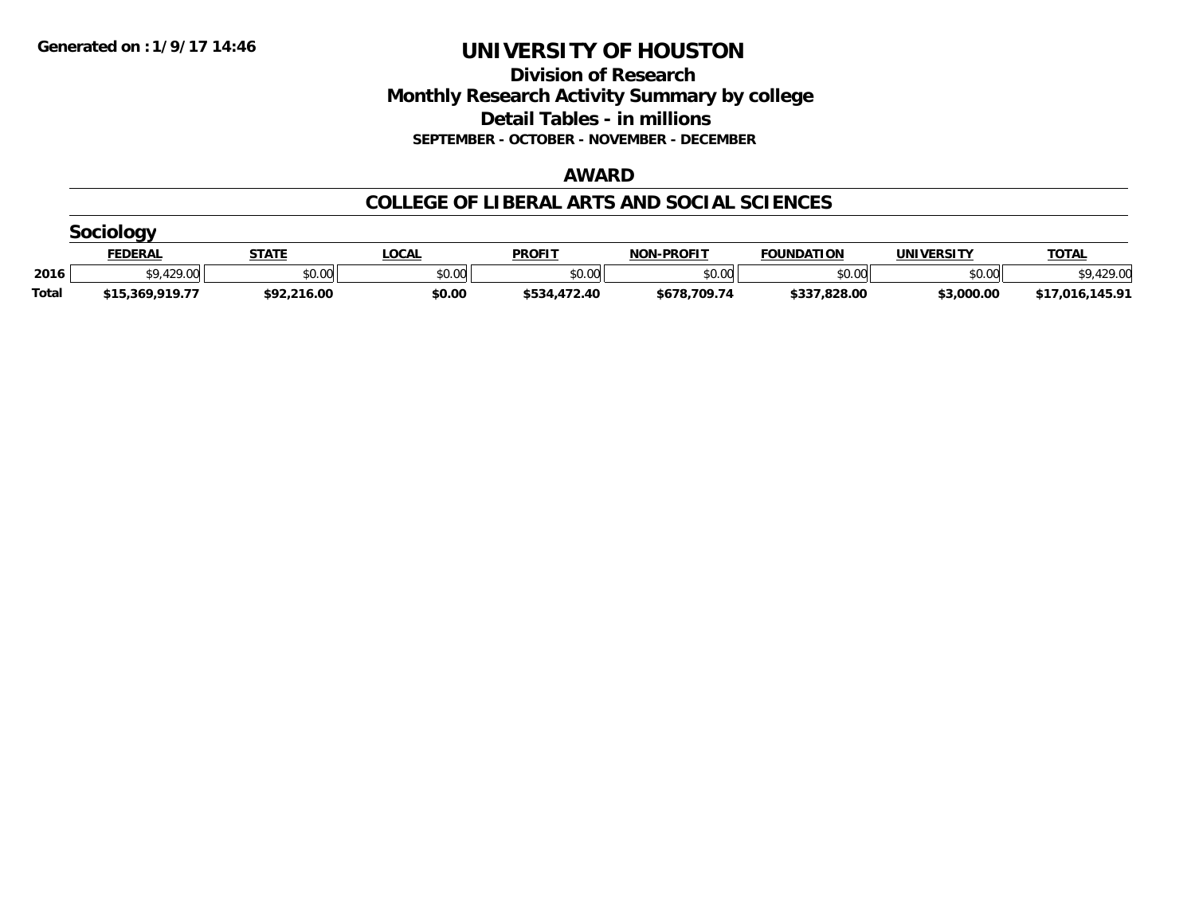Generated on :1/9/17 14:46

# UNIVERSITY OF HOUSTON

## Division of Research
## Monthly Research Activity Summary by college
## Detail Tables - in millions
### SEPTEMBER - OCTOBER - NOVEMBER - DECEMBER

## AWARD

## COLLEGE OF LIBERAL ARTS AND SOCIAL SCIENCES

### Sociology

| | FEDERAL | STATE | LOCAL | PROFIT | NON-PROFIT | FOUNDATION | UNIVERSITY | TOTAL |
|---|---|---|---|---|---|---|---|---|
| 2016 | $9,429.00 | $0.00 | $0.00 | $0.00 | $0.00 | $0.00 | $0.00 | $9,429.00 |
| **Total** | **$15,369,919.77** | **$92,216.00** | **$0.00** | **$534,472.40** | **$678,709.74** | **$337,828.00** | **$3,000.00** | **$17,016,145.91** |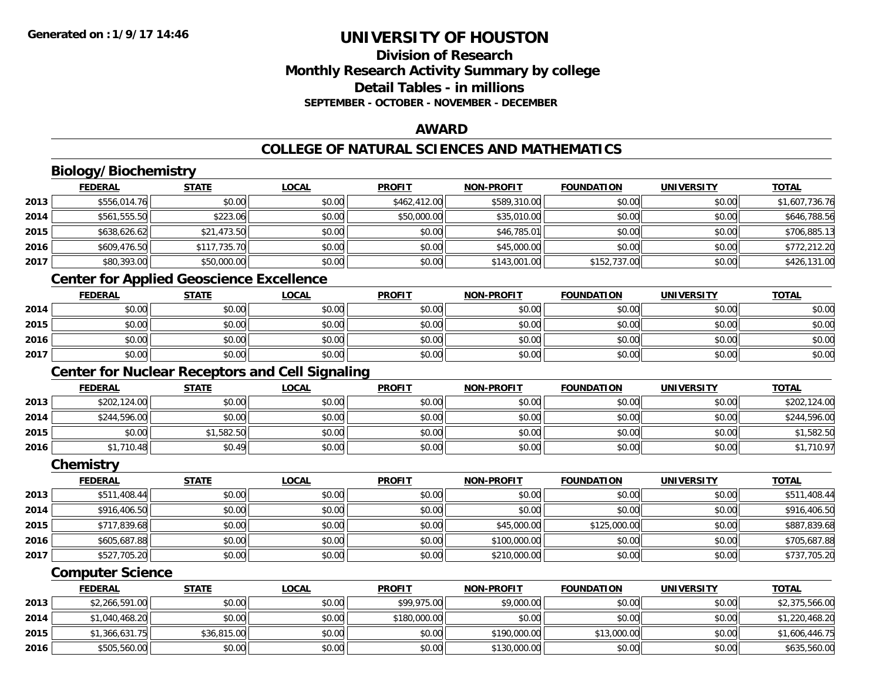**Generated on : 1/9/17 14:46**

# UNIVERSITY OF HOUSTON

## Division of Research
## Monthly Research Activity Summary by college
## Detail Tables - in millions
### SEPTEMBER - OCTOBER - NOVEMBER - DECEMBER

## AWARD

## COLLEGE OF NATURAL SCIENCES AND MATHEMATICS

### Biology/Biochemistry

| | FEDERAL | STATE | LOCAL | PROFIT | NON-PROFIT | FOUNDATION | UNIVERSITY | TOTAL |
|---|---|---|---|---|---|---|---|---|
| 2013 | $556,014.76 | $0.00 | $0.00 | $462,412.00 | $589,310.00 | $0.00 | $0.00 | $1,607,736.76 |
| 2014 | $561,555.50 | $223.06 | $0.00 | $50,000.00 | $35,010.00 | $0.00 | $0.00 | $646,788.56 |
| 2015 | $638,626.62 | $21,473.50 | $0.00 | $0.00 | $46,785.01 | $0.00 | $0.00 | $706,885.13 |
| 2016 | $609,476.50 | $117,735.70 | $0.00 | $0.00 | $45,000.00 | $0.00 | $0.00 | $772,212.20 |
| 2017 | $80,393.00 | $50,000.00 | $0.00 | $0.00 | $143,001.00 | $152,737.00 | $0.00 | $426,131.00 |

### Center for Applied Geoscience Excellence

| | FEDERAL | STATE | LOCAL | PROFIT | NON-PROFIT | FOUNDATION | UNIVERSITY | TOTAL |
|---|---|---|---|---|---|---|---|---|
| 2014 | $0.00 | $0.00 | $0.00 | $0.00 | $0.00 | $0.00 | $0.00 | $0.00 |
| 2015 | $0.00 | $0.00 | $0.00 | $0.00 | $0.00 | $0.00 | $0.00 | $0.00 |
| 2016 | $0.00 | $0.00 | $0.00 | $0.00 | $0.00 | $0.00 | $0.00 | $0.00 |
| 2017 | $0.00 | $0.00 | $0.00 | $0.00 | $0.00 | $0.00 | $0.00 | $0.00 |

### Center for Nuclear Receptors and Cell Signaling

| | FEDERAL | STATE | LOCAL | PROFIT | NON-PROFIT | FOUNDATION | UNIVERSITY | TOTAL |
|---|---|---|---|---|---|---|---|---|
| 2013 | $202,124.00 | $0.00 | $0.00 | $0.00 | $0.00 | $0.00 | $0.00 | $202,124.00 |
| 2014 | $244,596.00 | $0.00 | $0.00 | $0.00 | $0.00 | $0.00 | $0.00 | $244,596.00 |
| 2015 | $0.00 | $1,582.50 | $0.00 | $0.00 | $0.00 | $0.00 | $0.00 | $1,582.50 |
| 2016 | $1,710.48 | $0.49 | $0.00 | $0.00 | $0.00 | $0.00 | $0.00 | $1,710.97 |

### Chemistry

| | FEDERAL | STATE | LOCAL | PROFIT | NON-PROFIT | FOUNDATION | UNIVERSITY | TOTAL |
|---|---|---|---|---|---|---|---|---|
| 2013 | $511,408.44 | $0.00 | $0.00 | $0.00 | $0.00 | $0.00 | $0.00 | $511,408.44 |
| 2014 | $916,406.50 | $0.00 | $0.00 | $0.00 | $0.00 | $0.00 | $0.00 | $916,406.50 |
| 2015 | $717,839.68 | $0.00 | $0.00 | $0.00 | $45,000.00 | $125,000.00 | $0.00 | $887,839.68 |
| 2016 | $605,687.88 | $0.00 | $0.00 | $0.00 | $100,000.00 | $0.00 | $0.00 | $705,687.88 |
| 2017 | $527,705.20 | $0.00 | $0.00 | $0.00 | $210,000.00 | $0.00 | $0.00 | $737,705.20 |

### Computer Science

| | FEDERAL | STATE | LOCAL | PROFIT | NON-PROFIT | FOUNDATION | UNIVERSITY | TOTAL |
|---|---|---|---|---|---|---|---|---|
| 2013 | $2,266,591.00 | $0.00 | $0.00 | $99,975.00 | $9,000.00 | $0.00 | $0.00 | $2,375,566.00 |
| 2014 | $1,040,468.20 | $0.00 | $0.00 | $180,000.00 | $0.00 | $0.00 | $0.00 | $1,220,468.20 |
| 2015 | $1,366,631.75 | $36,815.00 | $0.00 | $0.00 | $190,000.00 | $13,000.00 | $0.00 | $1,606,446.75 |
| 2016 | $505,560.00 | $0.00 | $0.00 | $0.00 | $130,000.00 | $0.00 | $0.00 | $635,560.00 |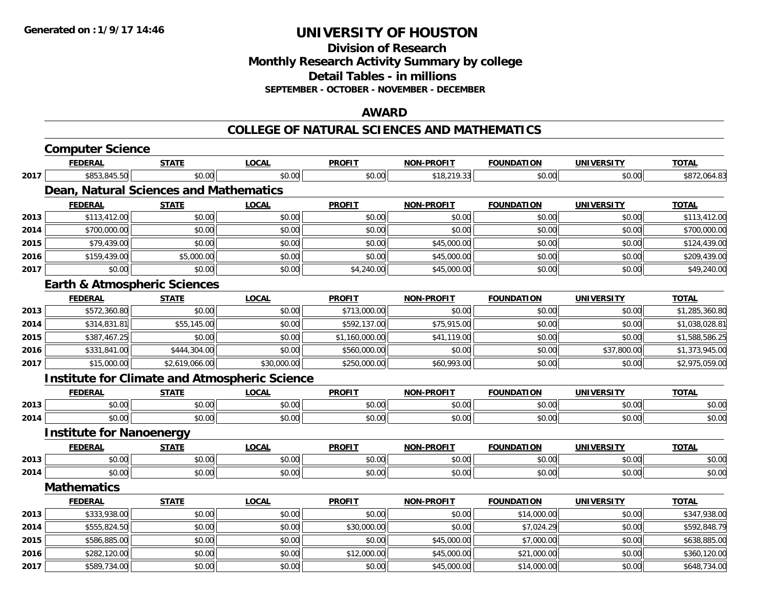**Generated on :1/9/17 14:46**

# UNIVERSITY OF HOUSTON

## Division of Research
## Monthly Research Activity Summary by college
## Detail Tables - in millions
### SEPTEMBER - OCTOBER - NOVEMBER - DECEMBER

## AWARD

## COLLEGE OF NATURAL SCIENCES AND MATHEMATICS

### Computer Science

| | FEDERAL | STATE | LOCAL | PROFIT | NON-PROFIT | FOUNDATION | UNIVERSITY | TOTAL |
|---|---|---|---|---|---|---|---|---|
| 2017 | $853,845.50 | $0.00 | $0.00 | $0.00 | $18,219.33 | $0.00 | $0.00 | $872,064.83 |

### Dean, Natural Sciences and Mathematics

| | FEDERAL | STATE | LOCAL | PROFIT | NON-PROFIT | FOUNDATION | UNIVERSITY | TOTAL |
|---|---|---|---|---|---|---|---|---|
| 2013 | $113,412.00 | $0.00 | $0.00 | $0.00 | $0.00 | $0.00 | $0.00 | $113,412.00 |
| 2014 | $700,000.00 | $0.00 | $0.00 | $0.00 | $0.00 | $0.00 | $0.00 | $700,000.00 |
| 2015 | $79,439.00 | $0.00 | $0.00 | $0.00 | $45,000.00 | $0.00 | $0.00 | $124,439.00 |
| 2016 | $159,439.00 | $5,000.00 | $0.00 | $0.00 | $45,000.00 | $0.00 | $0.00 | $209,439.00 |
| 2017 | $0.00 | $0.00 | $0.00 | $4,240.00 | $45,000.00 | $0.00 | $0.00 | $49,240.00 |

### Earth & Atmospheric Sciences

| | FEDERAL | STATE | LOCAL | PROFIT | NON-PROFIT | FOUNDATION | UNIVERSITY | TOTAL |
|---|---|---|---|---|---|---|---|---|
| 2013 | $572,360.80 | $0.00 | $0.00 | $713,000.00 | $0.00 | $0.00 | $0.00 | $1,285,360.80 |
| 2014 | $314,831.81 | $55,145.00 | $0.00 | $592,137.00 | $75,915.00 | $0.00 | $0.00 | $1,038,028.81 |
| 2015 | $387,467.25 | $0.00 | $0.00 | $1,160,000.00 | $41,119.00 | $0.00 | $0.00 | $1,588,586.25 |
| 2016 | $331,841.00 | $444,304.00 | $0.00 | $560,000.00 | $0.00 | $0.00 | $37,800.00 | $1,373,945.00 |
| 2017 | $15,000.00 | $2,619,066.00 | $30,000.00 | $250,000.00 | $60,993.00 | $0.00 | $0.00 | $2,975,059.00 |

### Institute for Climate and Atmospheric Science

| | FEDERAL | STATE | LOCAL | PROFIT | NON-PROFIT | FOUNDATION | UNIVERSITY | TOTAL |
|---|---|---|---|---|---|---|---|---|
| 2013 | $0.00 | $0.00 | $0.00 | $0.00 | $0.00 | $0.00 | $0.00 | $0.00 |
| 2014 | $0.00 | $0.00 | $0.00 | $0.00 | $0.00 | $0.00 | $0.00 | $0.00 |

### Institute for Nanoenergy

| | FEDERAL | STATE | LOCAL | PROFIT | NON-PROFIT | FOUNDATION | UNIVERSITY | TOTAL |
|---|---|---|---|---|---|---|---|---|
| 2013 | $0.00 | $0.00 | $0.00 | $0.00 | $0.00 | $0.00 | $0.00 | $0.00 |
| 2014 | $0.00 | $0.00 | $0.00 | $0.00 | $0.00 | $0.00 | $0.00 | $0.00 |

### Mathematics

| | FEDERAL | STATE | LOCAL | PROFIT | NON-PROFIT | FOUNDATION | UNIVERSITY | TOTAL |
|---|---|---|---|---|---|---|---|---|
| 2013 | $333,938.00 | $0.00 | $0.00 | $0.00 | $0.00 | $14,000.00 | $0.00 | $347,938.00 |
| 2014 | $555,824.50 | $0.00 | $0.00 | $30,000.00 | $0.00 | $7,024.29 | $0.00 | $592,848.79 |
| 2015 | $586,885.00 | $0.00 | $0.00 | $0.00 | $45,000.00 | $7,000.00 | $0.00 | $638,885.00 |
| 2016 | $282,120.00 | $0.00 | $0.00 | $12,000.00 | $45,000.00 | $21,000.00 | $0.00 | $360,120.00 |
| 2017 | $589,734.00 | $0.00 | $0.00 | $0.00 | $45,000.00 | $14,000.00 | $0.00 | $648,734.00 |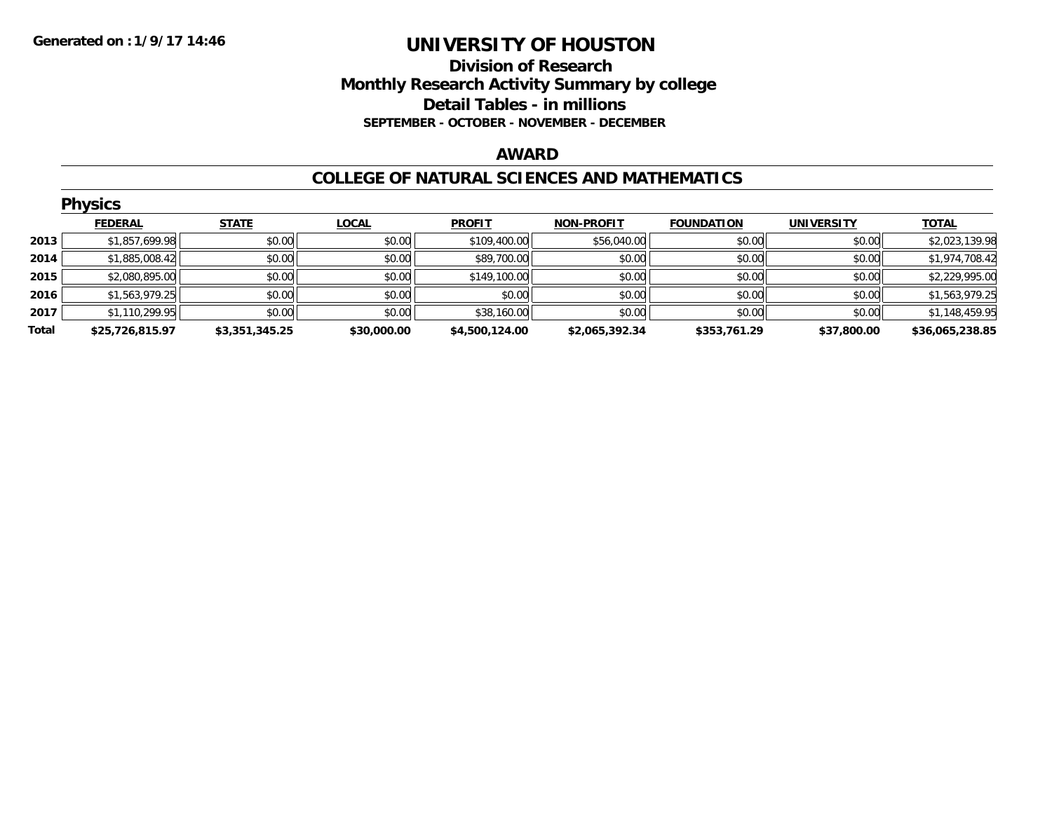Generated on :1/9/17 14:46

# UNIVERSITY OF HOUSTON

## Division of Research

## Monthly Research Activity Summary by college

## Detail Tables - in millions

### SEPTEMBER - OCTOBER - NOVEMBER - DECEMBER

### AWARD

### COLLEGE OF NATURAL SCIENCES AND MATHEMATICS

### Physics

| | FEDERAL | STATE | LOCAL | PROFIT | NON-PROFIT | FOUNDATION | UNIVERSITY | TOTAL |
|---|---|---|---|---|---|---|---|---|
| 2013 | $1,857,699.98 | $0.00 | $0.00 | $109,400.00 | $56,040.00 | $0.00 | $0.00 | $2,023,139.98 |
| 2014 | $1,885,008.42 | $0.00 | $0.00 | $89,700.00 | $0.00 | $0.00 | $0.00 | $1,974,708.42 |
| 2015 | $2,080,895.00 | $0.00 | $0.00 | $149,100.00 | $0.00 | $0.00 | $0.00 | $2,229,995.00 |
| 2016 | $1,563,979.25 | $0.00 | $0.00 | $0.00 | $0.00 | $0.00 | $0.00 | $1,563,979.25 |
| 2017 | $1,110,299.95 | $0.00 | $0.00 | $38,160.00 | $0.00 | $0.00 | $0.00 | $1,148,459.95 |
| **Total** | **$25,726,815.97** | **$3,351,345.25** | **$30,000.00** | **$4,500,124.00** | **$2,065,392.34** | **$353,761.29** | **$37,800.00** | **$36,065,238.85** |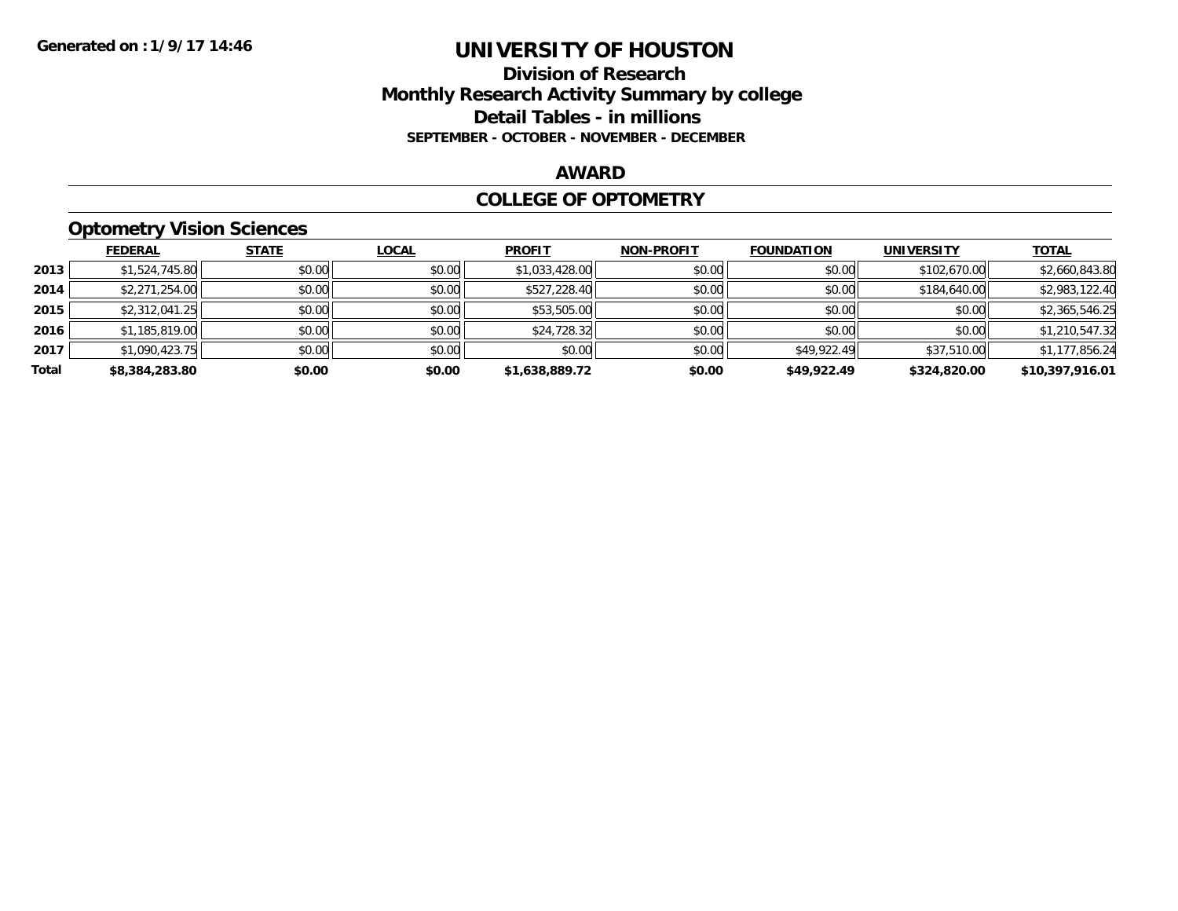**Generated on :1/9/17 14:46**

# UNIVERSITY OF HOUSTON

## Division of Research
## Monthly Research Activity Summary by college
## Detail Tables - in millions
### SEPTEMBER - OCTOBER - NOVEMBER - DECEMBER

## AWARD

## COLLEGE OF OPTOMETRY

### Optometry Vision Sciences

| | FEDERAL | STATE | LOCAL | PROFIT | NON-PROFIT | FOUNDATION | UNIVERSITY | TOTAL |
|---|---|---|---|---|---|---|---|---|
| **2013** | $1,524,745.80 | $0.00 | $0.00 | $1,033,428.00 | $0.00 | $0.00 | $102,670.00 | $2,660,843.80 |
| **2014** | $2,271,254.00 | $0.00 | $0.00 | $527,228.40 | $0.00 | $0.00 | $184,640.00 | $2,983,122.40 |
| **2015** | $2,312,041.25 | $0.00 | $0.00 | $53,505.00 | $0.00 | $0.00 | $0.00 | $2,365,546.25 |
| **2016** | $1,185,819.00 | $0.00 | $0.00 | $24,728.32 | $0.00 | $0.00 | $0.00 | $1,210,547.32 |
| **2017** | $1,090,423.75 | $0.00 | $0.00 | $0.00 | $0.00 | $49,922.49 | $37,510.00 | $1,177,856.24 |
| **Total** | **$8,384,283.80** | **$0.00** | **$0.00** | **$1,638,889.72** | **$0.00** | **$49,922.49** | **$324,820.00** | **$10,397,916.01** |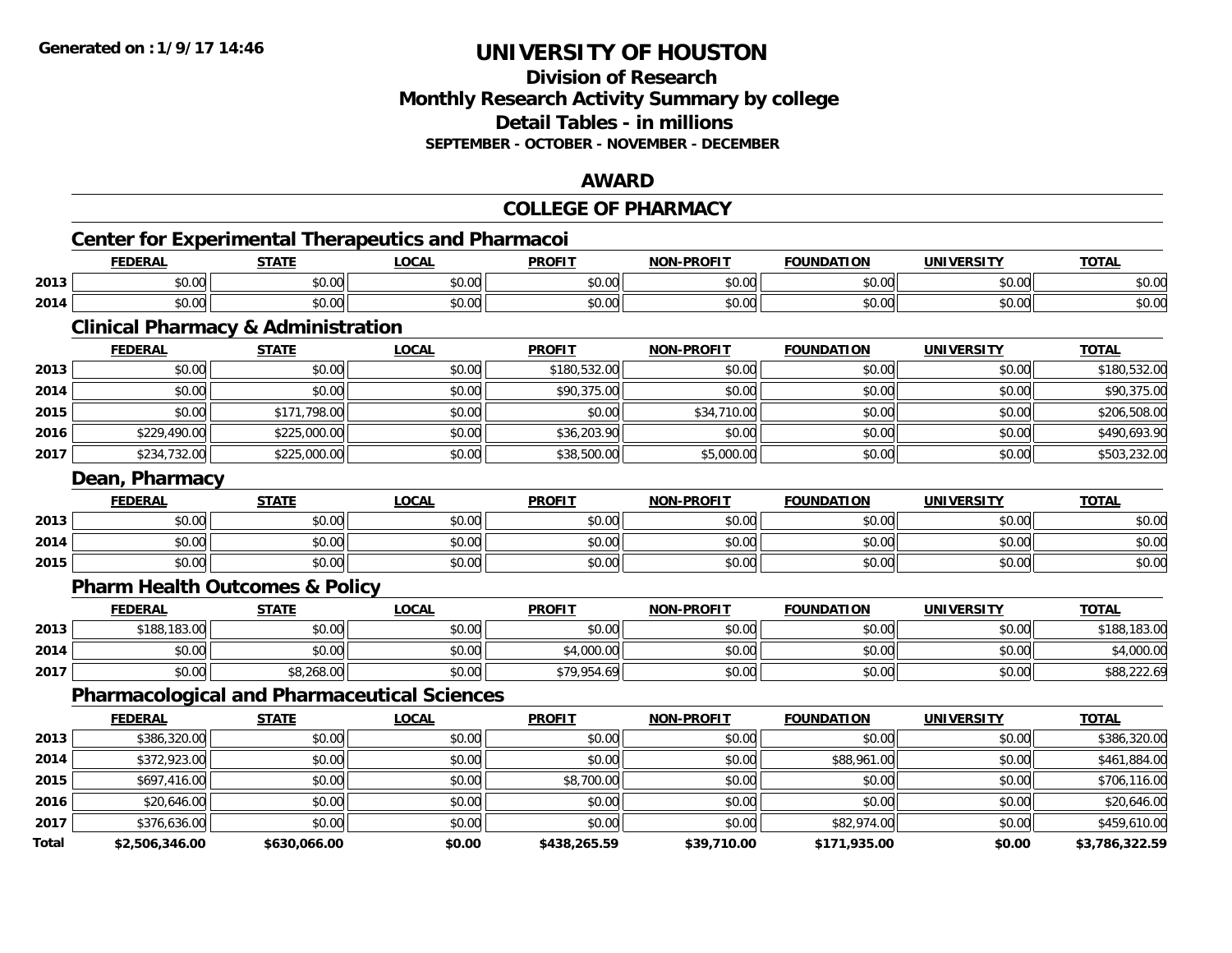# UNIVERSITY OF HOUSTON

## Division of Research

## Monthly Research Activity Summary by college

## Detail Tables - in millions

### SEPTEMBER - OCTOBER - NOVEMBER - DECEMBER

## AWARD

## COLLEGE OF PHARMACY

### Center for Experimental Therapeutics and Pharmacoi

| | FEDERAL | STATE | LOCAL | PROFIT | NON-PROFIT | FOUNDATION | UNIVERSITY | TOTAL |
|---|---|---|---|---|---|---|---|---|
| 2013 | $0.00 | $0.00 | $0.00 | $0.00 | $0.00 | $0.00 | $0.00 | $0.00 |
| 2014 | $0.00 | $0.00 | $0.00 | $0.00 | $0.00 | $0.00 | $0.00 | $0.00 |

### Clinical Pharmacy & Administration

| | FEDERAL | STATE | LOCAL | PROFIT | NON-PROFIT | FOUNDATION | UNIVERSITY | TOTAL |
|---|---|---|---|---|---|---|---|---|
| 2013 | $0.00 | $0.00 | $0.00 | $180,532.00 | $0.00 | $0.00 | $0.00 | $180,532.00 |
| 2014 | $0.00 | $0.00 | $0.00 | $90,375.00 | $0.00 | $0.00 | $0.00 | $90,375.00 |
| 2015 | $0.00 | $171,798.00 | $0.00 | $0.00 | $34,710.00 | $0.00 | $0.00 | $206,508.00 |
| 2016 | $229,490.00 | $225,000.00 | $0.00 | $36,203.90 | $0.00 | $0.00 | $0.00 | $490,693.90 |
| 2017 | $234,732.00 | $225,000.00 | $0.00 | $38,500.00 | $5,000.00 | $0.00 | $0.00 | $503,232.00 |

### Dean, Pharmacy

| | FEDERAL | STATE | LOCAL | PROFIT | NON-PROFIT | FOUNDATION | UNIVERSITY | TOTAL |
|---|---|---|---|---|---|---|---|---|
| 2013 | $0.00 | $0.00 | $0.00 | $0.00 | $0.00 | $0.00 | $0.00 | $0.00 |
| 2014 | $0.00 | $0.00 | $0.00 | $0.00 | $0.00 | $0.00 | $0.00 | $0.00 |
| 2015 | $0.00 | $0.00 | $0.00 | $0.00 | $0.00 | $0.00 | $0.00 | $0.00 |

### Pharm Health Outcomes & Policy

| | FEDERAL | STATE | LOCAL | PROFIT | NON-PROFIT | FOUNDATION | UNIVERSITY | TOTAL |
|---|---|---|---|---|---|---|---|---|
| 2013 | $188,183.00 | $0.00 | $0.00 | $0.00 | $0.00 | $0.00 | $0.00 | $188,183.00 |
| 2014 | $0.00 | $0.00 | $0.00 | $4,000.00 | $0.00 | $0.00 | $0.00 | $4,000.00 |
| 2017 | $0.00 | $8,268.00 | $0.00 | $79,954.69 | $0.00 | $0.00 | $0.00 | $88,222.69 |

### Pharmacological and Pharmaceutical Sciences

| | FEDERAL | STATE | LOCAL | PROFIT | NON-PROFIT | FOUNDATION | UNIVERSITY | TOTAL |
|---|---|---|---|---|---|---|---|---|
| 2013 | $386,320.00 | $0.00 | $0.00 | $0.00 | $0.00 | $0.00 | $0.00 | $386,320.00 |
| 2014 | $372,923.00 | $0.00 | $0.00 | $0.00 | $0.00 | $88,961.00 | $0.00 | $461,884.00 |
| 2015 | $697,416.00 | $0.00 | $0.00 | $8,700.00 | $0.00 | $0.00 | $0.00 | $706,116.00 |
| 2016 | $20,646.00 | $0.00 | $0.00 | $0.00 | $0.00 | $0.00 | $0.00 | $20,646.00 |
| 2017 | $376,636.00 | $0.00 | $0.00 | $0.00 | $0.00 | $82,974.00 | $0.00 | $459,610.00 |
| **Total** | **$2,506,346.00** | **$630,066.00** | **$0.00** | **$438,265.59** | **$39,710.00** | **$171,935.00** | **$0.00** | **$3,786,322.59** |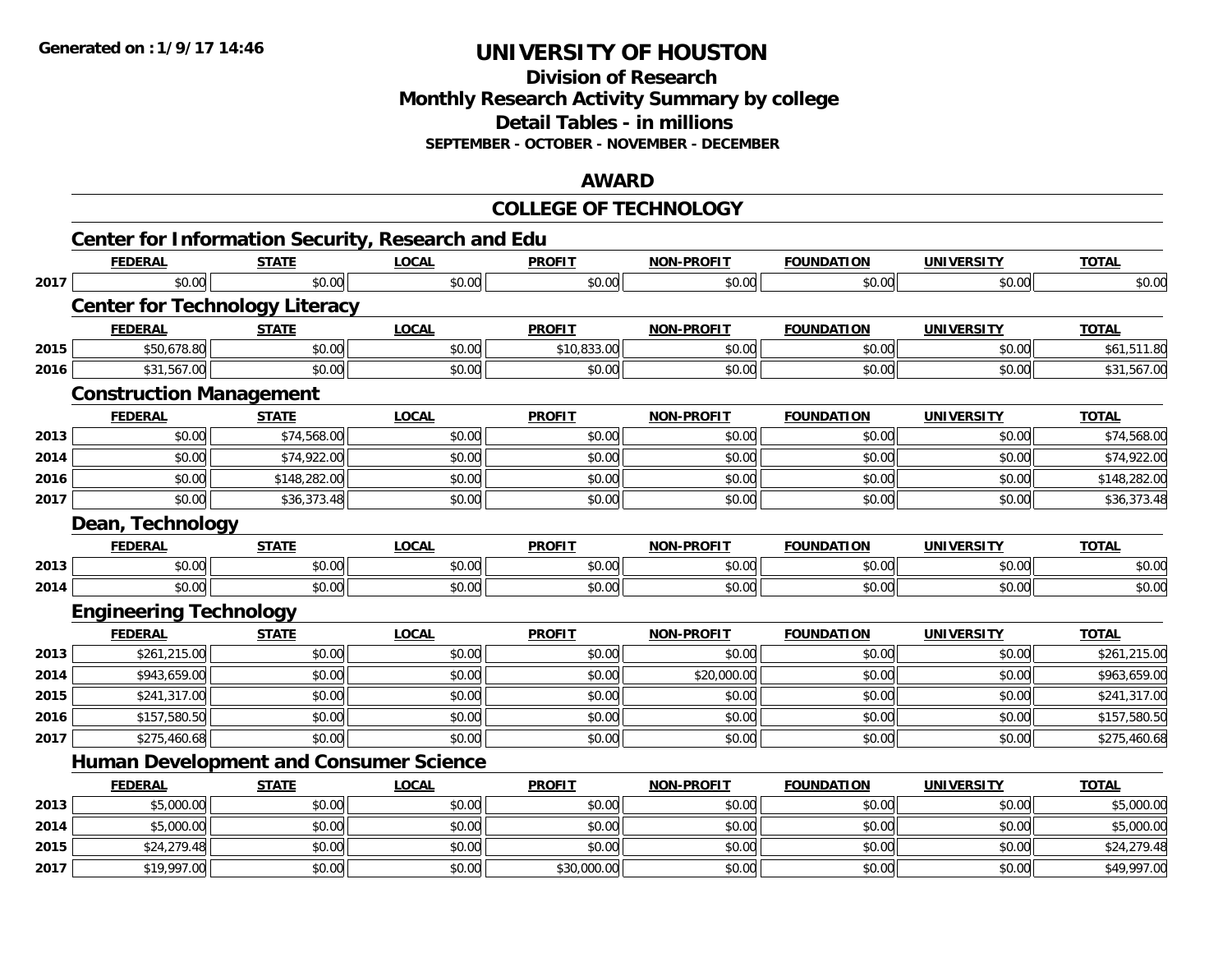# UNIVERSITY OF HOUSTON

## Division of Research
## Monthly Research Activity Summary by college
## Detail Tables - in millions
### SEPTEMBER - OCTOBER - NOVEMBER - DECEMBER

## AWARD

## COLLEGE OF TECHNOLOGY

### Center for Information Security, Research and Edu

| | FEDERAL | STATE | LOCAL | PROFIT | NON-PROFIT | FOUNDATION | UNIVERSITY | TOTAL |
|---|---|---|---|---|---|---|---|---|
| 2017 | $0.00 | $0.00 | $0.00 | $0.00 | $0.00 | $0.00 | $0.00 | $0.00 |

### Center for Technology Literacy

| | FEDERAL | STATE | LOCAL | PROFIT | NON-PROFIT | FOUNDATION | UNIVERSITY | TOTAL |
|---|---|---|---|---|---|---|---|---|
| 2015 | $50,678.80 | $0.00 | $0.00 | $10,833.00 | $0.00 | $0.00 | $0.00 | $61,511.80 |
| 2016 | $31,567.00 | $0.00 | $0.00 | $0.00 | $0.00 | $0.00 | $0.00 | $31,567.00 |

### Construction Management

| | FEDERAL | STATE | LOCAL | PROFIT | NON-PROFIT | FOUNDATION | UNIVERSITY | TOTAL |
|---|---|---|---|---|---|---|---|---|
| 2013 | $0.00 | $74,568.00 | $0.00 | $0.00 | $0.00 | $0.00 | $0.00 | $74,568.00 |
| 2014 | $0.00 | $74,922.00 | $0.00 | $0.00 | $0.00 | $0.00 | $0.00 | $74,922.00 |
| 2016 | $0.00 | $148,282.00 | $0.00 | $0.00 | $0.00 | $0.00 | $0.00 | $148,282.00 |
| 2017 | $0.00 | $36,373.48 | $0.00 | $0.00 | $0.00 | $0.00 | $0.00 | $36,373.48 |

### Dean, Technology

| | FEDERAL | STATE | LOCAL | PROFIT | NON-PROFIT | FOUNDATION | UNIVERSITY | TOTAL |
|---|---|---|---|---|---|---|---|---|
| 2013 | $0.00 | $0.00 | $0.00 | $0.00 | $0.00 | $0.00 | $0.00 | $0.00 |
| 2014 | $0.00 | $0.00 | $0.00 | $0.00 | $0.00 | $0.00 | $0.00 | $0.00 |

### Engineering Technology

| | FEDERAL | STATE | LOCAL | PROFIT | NON-PROFIT | FOUNDATION | UNIVERSITY | TOTAL |
|---|---|---|---|---|---|---|---|---|
| 2013 | $261,215.00 | $0.00 | $0.00 | $0.00 | $0.00 | $0.00 | $0.00 | $261,215.00 |
| 2014 | $943,659.00 | $0.00 | $0.00 | $0.00 | $20,000.00 | $0.00 | $0.00 | $963,659.00 |
| 2015 | $241,317.00 | $0.00 | $0.00 | $0.00 | $0.00 | $0.00 | $0.00 | $241,317.00 |
| 2016 | $157,580.50 | $0.00 | $0.00 | $0.00 | $0.00 | $0.00 | $0.00 | $157,580.50 |
| 2017 | $275,460.68 | $0.00 | $0.00 | $0.00 | $0.00 | $0.00 | $0.00 | $275,460.68 |

### Human Development and Consumer Science

| | FEDERAL | STATE | LOCAL | PROFIT | NON-PROFIT | FOUNDATION | UNIVERSITY | TOTAL |
|---|---|---|---|---|---|---|---|---|
| 2013 | $5,000.00 | $0.00 | $0.00 | $0.00 | $0.00 | $0.00 | $0.00 | $5,000.00 |
| 2014 | $5,000.00 | $0.00 | $0.00 | $0.00 | $0.00 | $0.00 | $0.00 | $5,000.00 |
| 2015 | $24,279.48 | $0.00 | $0.00 | $0.00 | $0.00 | $0.00 | $0.00 | $24,279.48 |
| 2017 | $19,997.00 | $0.00 | $0.00 | $30,000.00 | $0.00 | $0.00 | $0.00 | $49,997.00 |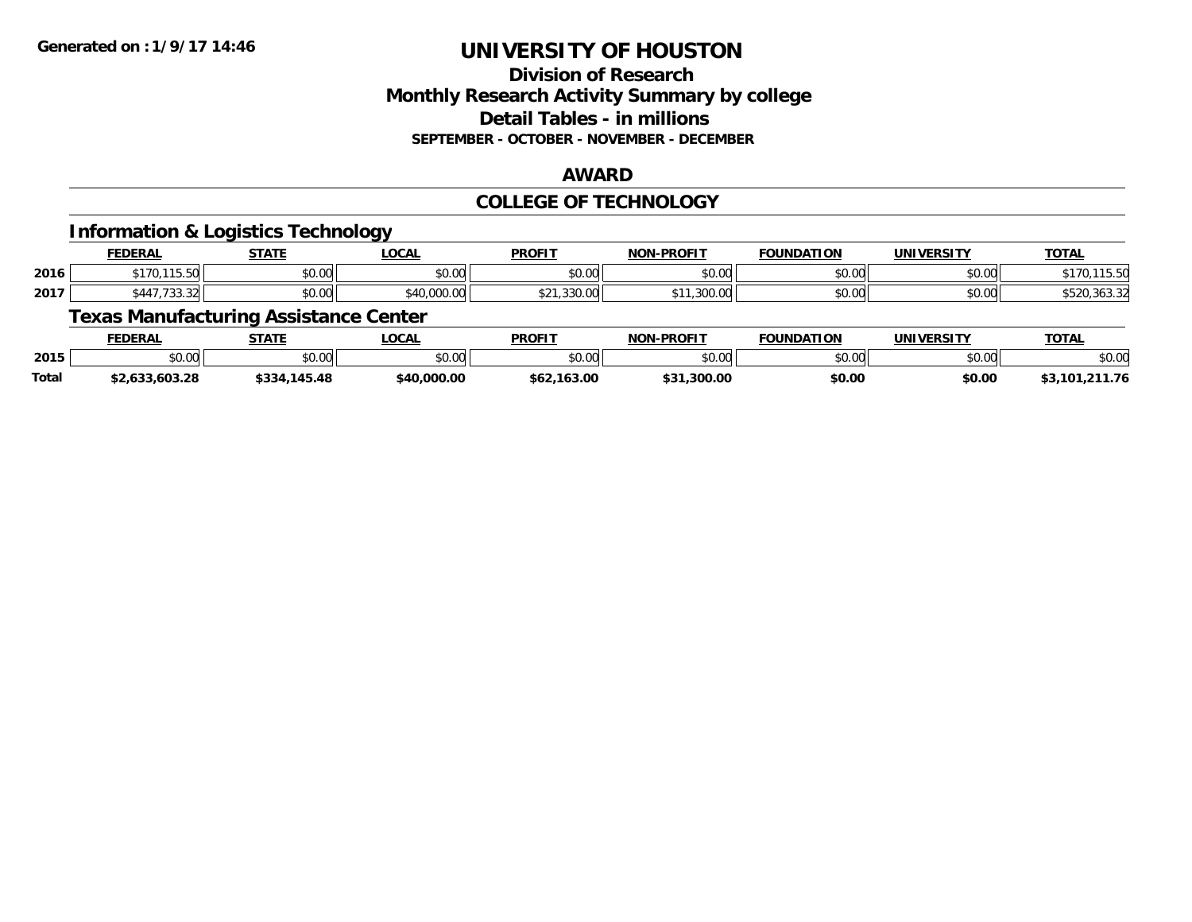# UNIVERSITY OF HOUSTON

## Division of Research
## Monthly Research Activity Summary by college
## Detail Tables - in millions

**SEPTEMBER - OCTOBER - NOVEMBER - DECEMBER**

## AWARD

## COLLEGE OF TECHNOLOGY

### Information & Logistics Technology

| | FEDERAL | STATE | LOCAL | PROFIT | NON-PROFIT | FOUNDATION | UNIVERSITY | TOTAL |
|---|---|---|---|---|---|---|---|---|
| 2016 | $170,115.50 | $0.00 | $0.00 | $0.00 | $0.00 | $0.00 | $0.00 | $170,115.50 |
| 2017 | $447,733.32 | $0.00 | $40,000.00 | $21,330.00 | $11,300.00 | $0.00 | $0.00 | $520,363.32 |

### Texas Manufacturing Assistance Center

| | FEDERAL | STATE | LOCAL | PROFIT | NON-PROFIT | FOUNDATION | UNIVERSITY | TOTAL |
|---|---|---|---|---|---|---|---|---|
| 2015 | $0.00 | $0.00 | $0.00 | $0.00 | $0.00 | $0.00 | $0.00 | $0.00 |
| **Total** | **$2,633,603.28** | **$334,145.48** | **$40,000.00** | **$62,163.00** | **$31,300.00** | **$0.00** | **$0.00** | **$3,101,211.76** |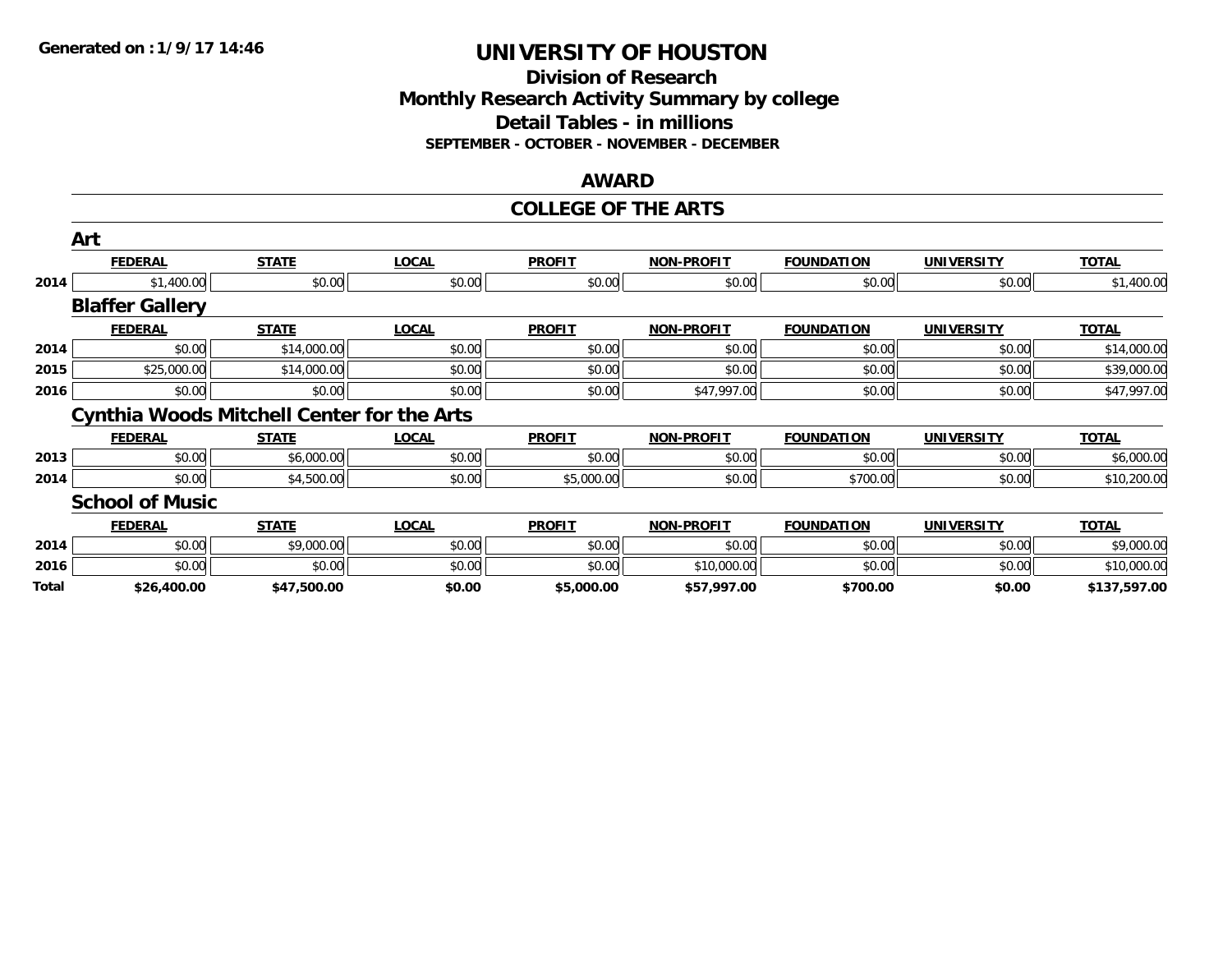**Generated on :1/9/17 14:46**

# UNIVERSITY OF HOUSTON

## Division of Research
## Monthly Research Activity Summary by college
## Detail Tables - in millions
### SEPTEMBER - OCTOBER - NOVEMBER - DECEMBER

## AWARD

## COLLEGE OF THE ARTS

### Art

| | FEDERAL | STATE | LOCAL | PROFIT | NON-PROFIT | FOUNDATION | UNIVERSITY | TOTAL |
|---|---|---|---|---|---|---|---|---|
| 2014 | $1,400.00 | $0.00 | $0.00 | $0.00 | $0.00 | $0.00 | $0.00 | $1,400.00 |

### Blaffer Gallery

| | FEDERAL | STATE | LOCAL | PROFIT | NON-PROFIT | FOUNDATION | UNIVERSITY | TOTAL |
|---|---|---|---|---|---|---|---|---|
| 2014 | $0.00 | $14,000.00 | $0.00 | $0.00 | $0.00 | $0.00 | $0.00 | $14,000.00 |
| 2015 | $25,000.00 | $14,000.00 | $0.00 | $0.00 | $0.00 | $0.00 | $0.00 | $39,000.00 |
| 2016 | $0.00 | $0.00 | $0.00 | $0.00 | $47,997.00 | $0.00 | $0.00 | $47,997.00 |

### Cynthia Woods Mitchell Center for the Arts

| | FEDERAL | STATE | LOCAL | PROFIT | NON-PROFIT | FOUNDATION | UNIVERSITY | TOTAL |
|---|---|---|---|---|---|---|---|---|
| 2013 | $0.00 | $6,000.00 | $0.00 | $0.00 | $0.00 | $0.00 | $0.00 | $6,000.00 |
| 2014 | $0.00 | $4,500.00 | $0.00 | $5,000.00 | $0.00 | $700.00 | $0.00 | $10,200.00 |

### School of Music

| | FEDERAL | STATE | LOCAL | PROFIT | NON-PROFIT | FOUNDATION | UNIVERSITY | TOTAL |
|---|---|---|---|---|---|---|---|---|
| 2014 | $0.00 | $9,000.00 | $0.00 | $0.00 | $0.00 | $0.00 | $0.00 | $9,000.00 |
| 2016 | $0.00 | $0.00 | $0.00 | $0.00 | $10,000.00 | $0.00 | $0.00 | $10,000.00 |
| **Total** | **$26,400.00** | **$47,500.00** | **$0.00** | **$5,000.00** | **$57,997.00** | **$700.00** | **$0.00** | **$137,597.00** |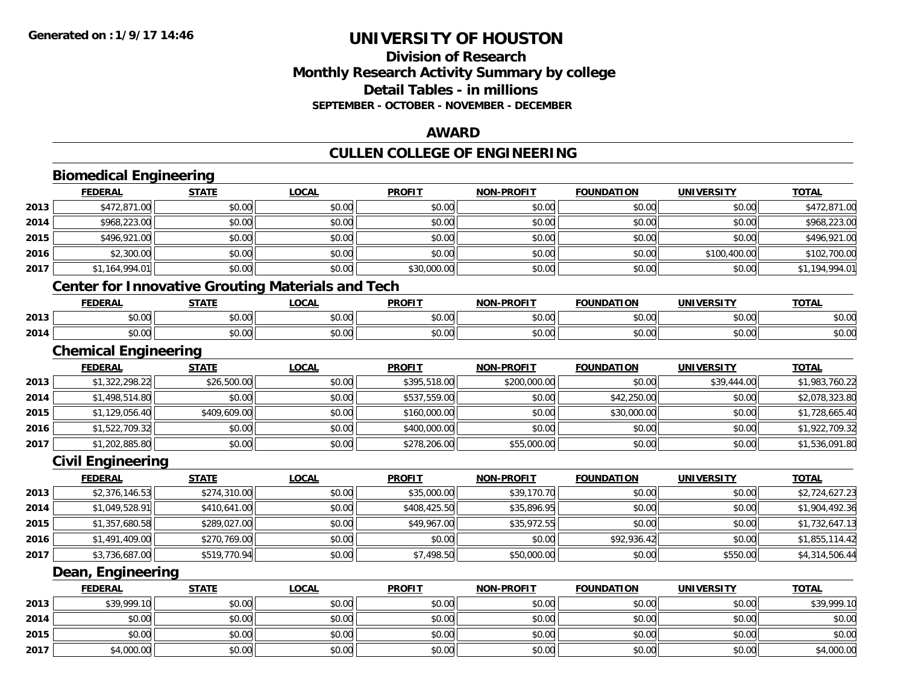**Generated on : 1/9/17 14:46**

# UNIVERSITY OF HOUSTON

## Division of Research
## Monthly Research Activity Summary by college
## Detail Tables - in millions
### SEPTEMBER - OCTOBER - NOVEMBER - DECEMBER

## AWARD

## CULLEN COLLEGE OF ENGINEERING

### Biomedical Engineering

| | FEDERAL | STATE | LOCAL | PROFIT | NON-PROFIT | FOUNDATION | UNIVERSITY | TOTAL |
|---|---|---|---|---|---|---|---|---|
| 2013 | $472,871.00 | $0.00 | $0.00 | $0.00 | $0.00 | $0.00 | $0.00 | $472,871.00 |
| 2014 | $968,223.00 | $0.00 | $0.00 | $0.00 | $0.00 | $0.00 | $0.00 | $968,223.00 |
| 2015 | $496,921.00 | $0.00 | $0.00 | $0.00 | $0.00 | $0.00 | $0.00 | $496,921.00 |
| 2016 | $2,300.00 | $0.00 | $0.00 | $0.00 | $0.00 | $0.00 | $100,400.00 | $102,700.00 |
| 2017 | $1,164,994.01 | $0.00 | $0.00 | $30,000.00 | $0.00 | $0.00 | $0.00 | $1,194,994.01 |

### Center for Innovative Grouting Materials and Tech

| | FEDERAL | STATE | LOCAL | PROFIT | NON-PROFIT | FOUNDATION | UNIVERSITY | TOTAL |
|---|---|---|---|---|---|---|---|---|
| 2013 | $0.00 | $0.00 | $0.00 | $0.00 | $0.00 | $0.00 | $0.00 | $0.00 |
| 2014 | $0.00 | $0.00 | $0.00 | $0.00 | $0.00 | $0.00 | $0.00 | $0.00 |

### Chemical Engineering

| | FEDERAL | STATE | LOCAL | PROFIT | NON-PROFIT | FOUNDATION | UNIVERSITY | TOTAL |
|---|---|---|---|---|---|---|---|---|
| 2013 | $1,322,298.22 | $26,500.00 | $0.00 | $395,518.00 | $200,000.00 | $0.00 | $39,444.00 | $1,983,760.22 |
| 2014 | $1,498,514.80 | $0.00 | $0.00 | $537,559.00 | $0.00 | $42,250.00 | $0.00 | $2,078,323.80 |
| 2015 | $1,129,056.40 | $409,609.00 | $0.00 | $160,000.00 | $0.00 | $30,000.00 | $0.00 | $1,728,665.40 |
| 2016 | $1,522,709.32 | $0.00 | $0.00 | $400,000.00 | $0.00 | $0.00 | $0.00 | $1,922,709.32 |
| 2017 | $1,202,885.80 | $0.00 | $0.00 | $278,206.00 | $55,000.00 | $0.00 | $0.00 | $1,536,091.80 |

### Civil Engineering

| | FEDERAL | STATE | LOCAL | PROFIT | NON-PROFIT | FOUNDATION | UNIVERSITY | TOTAL |
|---|---|---|---|---|---|---|---|---|
| 2013 | $2,376,146.53 | $274,310.00 | $0.00 | $35,000.00 | $39,170.70 | $0.00 | $0.00 | $2,724,627.23 |
| 2014 | $1,049,528.91 | $410,641.00 | $0.00 | $408,425.50 | $35,896.95 | $0.00 | $0.00 | $1,904,492.36 |
| 2015 | $1,357,680.58 | $289,027.00 | $0.00 | $49,967.00 | $35,972.55 | $0.00 | $0.00 | $1,732,647.13 |
| 2016 | $1,491,409.00 | $270,769.00 | $0.00 | $0.00 | $0.00 | $92,936.42 | $0.00 | $1,855,114.42 |
| 2017 | $3,736,687.00 | $519,770.94 | $0.00 | $7,498.50 | $50,000.00 | $0.00 | $550.00 | $4,314,506.44 |

### Dean, Engineering

| | FEDERAL | STATE | LOCAL | PROFIT | NON-PROFIT | FOUNDATION | UNIVERSITY | TOTAL |
|---|---|---|---|---|---|---|---|---|
| 2013 | $39,999.10 | $0.00 | $0.00 | $0.00 | $0.00 | $0.00 | $0.00 | $39,999.10 |
| 2014 | $0.00 | $0.00 | $0.00 | $0.00 | $0.00 | $0.00 | $0.00 | $0.00 |
| 2015 | $0.00 | $0.00 | $0.00 | $0.00 | $0.00 | $0.00 | $0.00 | $0.00 |
| 2017 | $4,000.00 | $0.00 | $0.00 | $0.00 | $0.00 | $0.00 | $0.00 | $4,000.00 |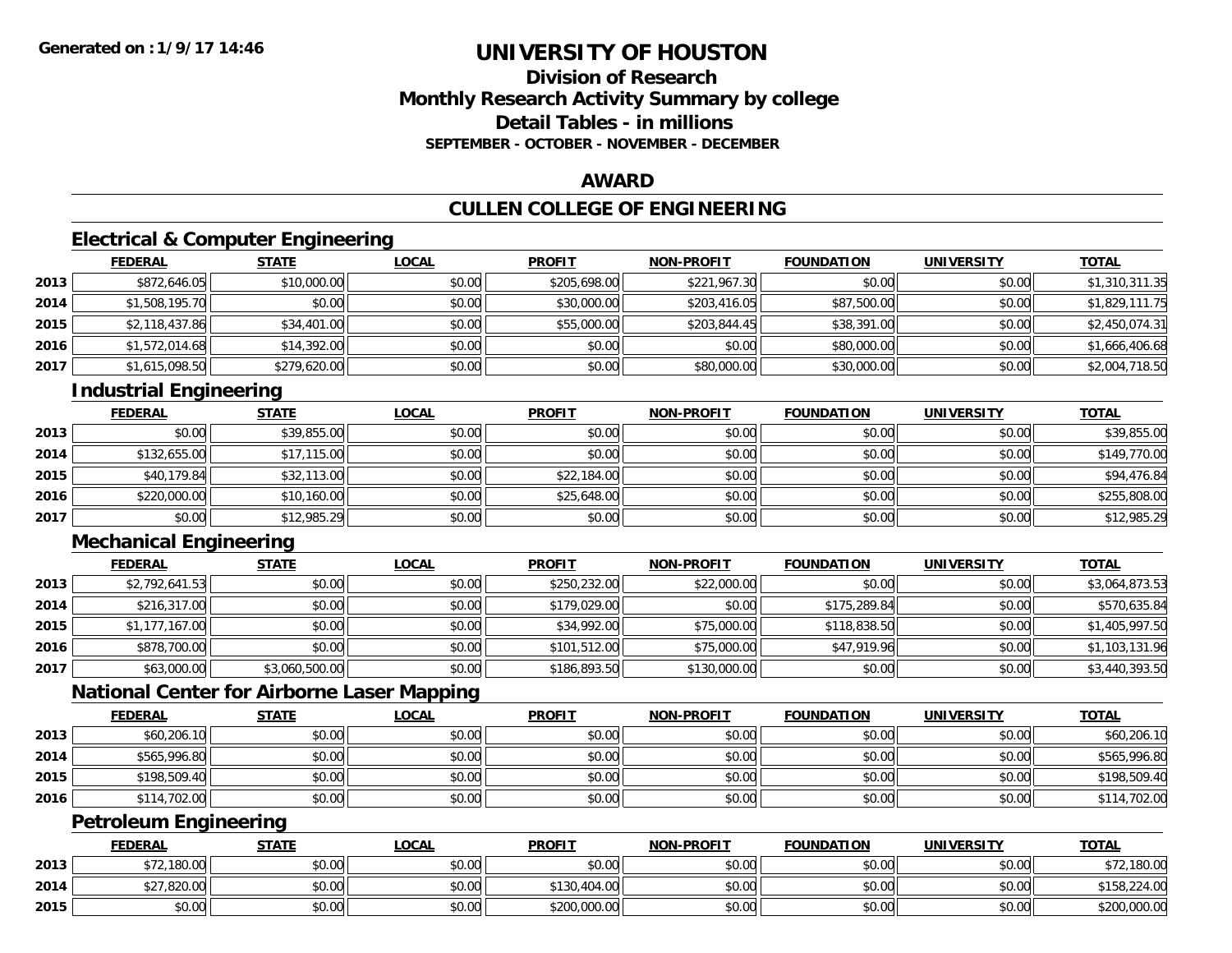**Generated on : 1/9/17 14:46**

# UNIVERSITY OF HOUSTON

## Division of Research
## Monthly Research Activity Summary by college
## Detail Tables - in millions
### SEPTEMBER - OCTOBER - NOVEMBER - DECEMBER

## AWARD

## CULLEN COLLEGE OF ENGINEERING

### Electrical & Computer Engineering

| | FEDERAL | STATE | LOCAL | PROFIT | NON-PROFIT | FOUNDATION | UNIVERSITY | TOTAL |
|---|---|---|---|---|---|---|---|---|
| 2013 | $872,646.05 | $10,000.00 | $0.00 | $205,698.00 | $221,967.30 | $0.00 | $0.00 | $1,310,311.35 |
| 2014 | $1,508,195.70 | $0.00 | $0.00 | $30,000.00 | $203,416.05 | $87,500.00 | $0.00 | $1,829,111.75 |
| 2015 | $2,118,437.86 | $34,401.00 | $0.00 | $55,000.00 | $203,844.45 | $38,391.00 | $0.00 | $2,450,074.31 |
| 2016 | $1,572,014.68 | $14,392.00 | $0.00 | $0.00 | $0.00 | $80,000.00 | $0.00 | $1,666,406.68 |
| 2017 | $1,615,098.50 | $279,620.00 | $0.00 | $0.00 | $80,000.00 | $30,000.00 | $0.00 | $2,004,718.50 |

### Industrial Engineering

| | FEDERAL | STATE | LOCAL | PROFIT | NON-PROFIT | FOUNDATION | UNIVERSITY | TOTAL |
|---|---|---|---|---|---|---|---|---|
| 2013 | $0.00 | $39,855.00 | $0.00 | $0.00 | $0.00 | $0.00 | $0.00 | $39,855.00 |
| 2014 | $132,655.00 | $17,115.00 | $0.00 | $0.00 | $0.00 | $0.00 | $0.00 | $149,770.00 |
| 2015 | $40,179.84 | $32,113.00 | $0.00 | $22,184.00 | $0.00 | $0.00 | $0.00 | $94,476.84 |
| 2016 | $220,000.00 | $10,160.00 | $0.00 | $25,648.00 | $0.00 | $0.00 | $0.00 | $255,808.00 |
| 2017 | $0.00 | $12,985.29 | $0.00 | $0.00 | $0.00 | $0.00 | $0.00 | $12,985.29 |

### Mechanical Engineering

| | FEDERAL | STATE | LOCAL | PROFIT | NON-PROFIT | FOUNDATION | UNIVERSITY | TOTAL |
|---|---|---|---|---|---|---|---|---|
| 2013 | $2,792,641.53 | $0.00 | $0.00 | $250,232.00 | $22,000.00 | $0.00 | $0.00 | $3,064,873.53 |
| 2014 | $216,317.00 | $0.00 | $0.00 | $179,029.00 | $0.00 | $175,289.84 | $0.00 | $570,635.84 |
| 2015 | $1,177,167.00 | $0.00 | $0.00 | $34,992.00 | $75,000.00 | $118,838.50 | $0.00 | $1,405,997.50 |
| 2016 | $878,700.00 | $0.00 | $0.00 | $101,512.00 | $75,000.00 | $47,919.96 | $0.00 | $1,103,131.96 |
| 2017 | $63,000.00 | $3,060,500.00 | $0.00 | $186,893.50 | $130,000.00 | $0.00 | $0.00 | $3,440,393.50 |

### National Center for Airborne Laser Mapping

| | FEDERAL | STATE | LOCAL | PROFIT | NON-PROFIT | FOUNDATION | UNIVERSITY | TOTAL |
|---|---|---|---|---|---|---|---|---|
| 2013 | $60,206.10 | $0.00 | $0.00 | $0.00 | $0.00 | $0.00 | $0.00 | $60,206.10 |
| 2014 | $565,996.80 | $0.00 | $0.00 | $0.00 | $0.00 | $0.00 | $0.00 | $565,996.80 |
| 2015 | $198,509.40 | $0.00 | $0.00 | $0.00 | $0.00 | $0.00 | $0.00 | $198,509.40 |
| 2016 | $114,702.00 | $0.00 | $0.00 | $0.00 | $0.00 | $0.00 | $0.00 | $114,702.00 |

### Petroleum Engineering

| | FEDERAL | STATE | LOCAL | PROFIT | NON-PROFIT | FOUNDATION | UNIVERSITY | TOTAL |
|---|---|---|---|---|---|---|---|---|
| 2013 | $72,180.00 | $0.00 | $0.00 | $0.00 | $0.00 | $0.00 | $0.00 | $72,180.00 |
| 2014 | $27,820.00 | $0.00 | $0.00 | $130,404.00 | $0.00 | $0.00 | $0.00 | $158,224.00 |
| 2015 | $0.00 | $0.00 | $0.00 | $200,000.00 | $0.00 | $0.00 | $0.00 | $200,000.00 |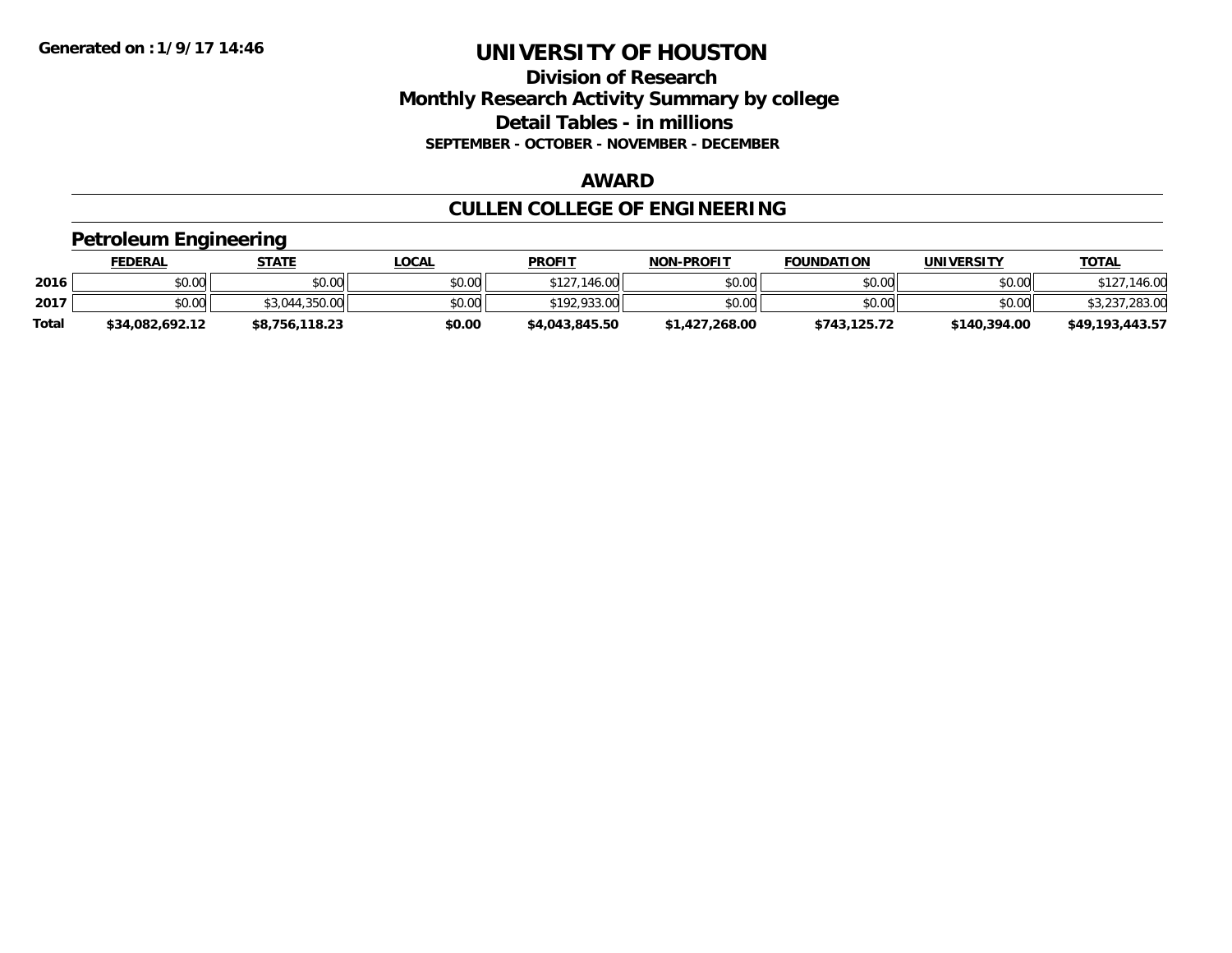# UNIVERSITY OF HOUSTON

## Division of Research
## Monthly Research Activity Summary by college
## Detail Tables - in millions
### SEPTEMBER - OCTOBER - NOVEMBER - DECEMBER

Generated on :1/9/17 14:46

## AWARD

## CULLEN COLLEGE OF ENGINEERING

### Petroleum Engineering

| | FEDERAL | STATE | LOCAL | PROFIT | NON-PROFIT | FOUNDATION | UNIVERSITY | TOTAL |
|---|---|---|---|---|---|---|---|---|
| 2016 | $0.00 | $0.00 | $0.00 | $127,146.00 | $0.00 | $0.00 | $0.00 | $127,146.00 |
| 2017 | $0.00 | $3,044,350.00 | $0.00 | $192,933.00 | $0.00 | $0.00 | $0.00 | $3,237,283.00 |
| **Total** | **$34,082,692.12** | **$8,756,118.23** | **$0.00** | **$4,043,845.50** | **$1,427,268.00** | **$743,125.72** | **$140,394.00** | **$49,193,443.57** |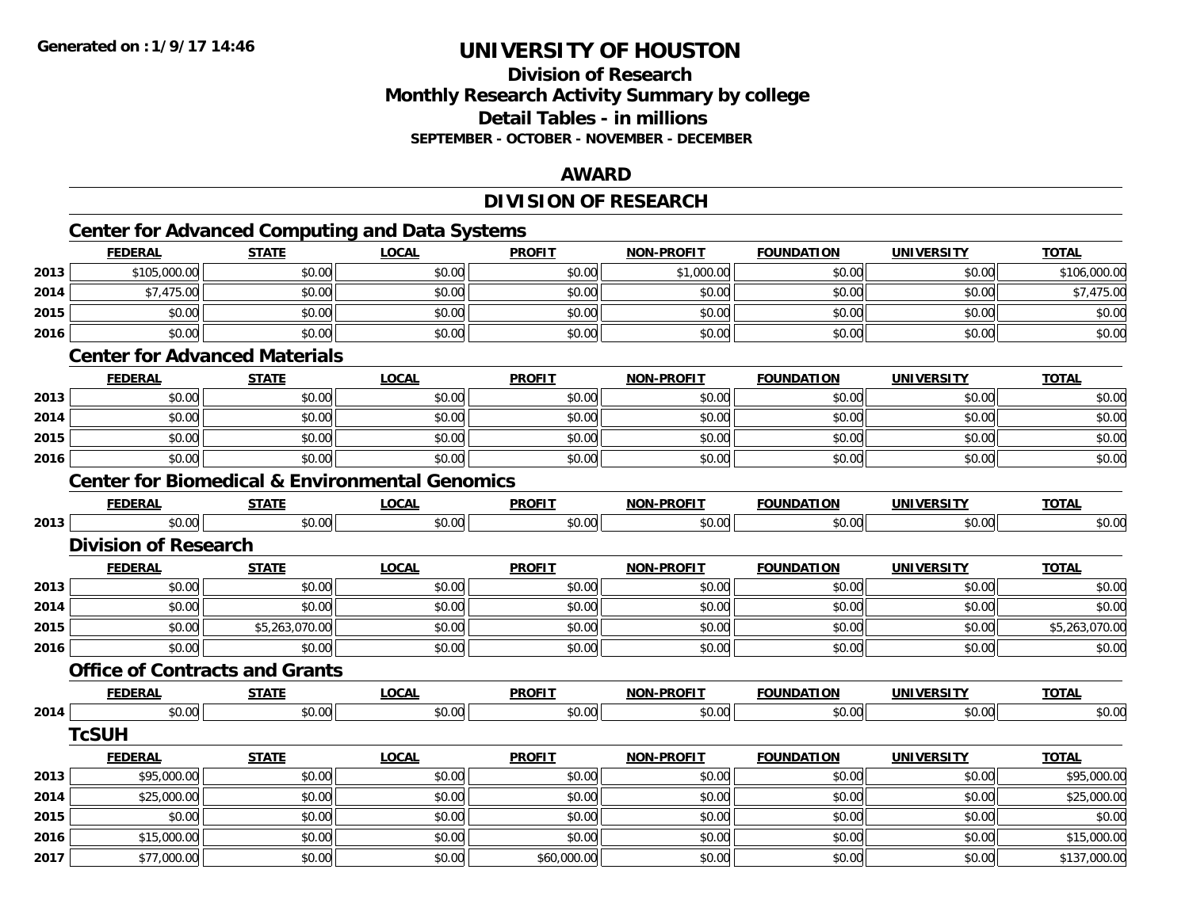# UNIVERSITY OF HOUSTON

## Division of Research
## Monthly Research Activity Summary by college
## Detail Tables - in millions
### SEPTEMBER - OCTOBER - NOVEMBER - DECEMBER

## AWARD

## DIVISION OF RESEARCH

### Center for Advanced Computing and Data Systems

| | FEDERAL | STATE | LOCAL | PROFIT | NON-PROFIT | FOUNDATION | UNIVERSITY | TOTAL |
|---|---|---|---|---|---|---|---|---|
| 2013 | $105,000.00 | $0.00 | $0.00 | $0.00 | $1,000.00 | $0.00 | $0.00 | $106,000.00 |
| 2014 | $7,475.00 | $0.00 | $0.00 | $0.00 | $0.00 | $0.00 | $0.00 | $7,475.00 |
| 2015 | $0.00 | $0.00 | $0.00 | $0.00 | $0.00 | $0.00 | $0.00 | $0.00 |
| 2016 | $0.00 | $0.00 | $0.00 | $0.00 | $0.00 | $0.00 | $0.00 | $0.00 |

### Center for Advanced Materials

| | FEDERAL | STATE | LOCAL | PROFIT | NON-PROFIT | FOUNDATION | UNIVERSITY | TOTAL |
|---|---|---|---|---|---|---|---|---|
| 2013 | $0.00 | $0.00 | $0.00 | $0.00 | $0.00 | $0.00 | $0.00 | $0.00 |
| 2014 | $0.00 | $0.00 | $0.00 | $0.00 | $0.00 | $0.00 | $0.00 | $0.00 |
| 2015 | $0.00 | $0.00 | $0.00 | $0.00 | $0.00 | $0.00 | $0.00 | $0.00 |
| 2016 | $0.00 | $0.00 | $0.00 | $0.00 | $0.00 | $0.00 | $0.00 | $0.00 |

### Center for Biomedical & Environmental Genomics

| | FEDERAL | STATE | LOCAL | PROFIT | NON-PROFIT | FOUNDATION | UNIVERSITY | TOTAL |
|---|---|---|---|---|---|---|---|---|
| 2013 | $0.00 | $0.00 | $0.00 | $0.00 | $0.00 | $0.00 | $0.00 | $0.00 |

### Division of Research

| | FEDERAL | STATE | LOCAL | PROFIT | NON-PROFIT | FOUNDATION | UNIVERSITY | TOTAL |
|---|---|---|---|---|---|---|---|---|
| 2013 | $0.00 | $0.00 | $0.00 | $0.00 | $0.00 | $0.00 | $0.00 | $0.00 |
| 2014 | $0.00 | $0.00 | $0.00 | $0.00 | $0.00 | $0.00 | $0.00 | $0.00 |
| 2015 | $0.00 | $5,263,070.00 | $0.00 | $0.00 | $0.00 | $0.00 | $0.00 | $5,263,070.00 |
| 2016 | $0.00 | $0.00 | $0.00 | $0.00 | $0.00 | $0.00 | $0.00 | $0.00 |

### Office of Contracts and Grants

| | FEDERAL | STATE | LOCAL | PROFIT | NON-PROFIT | FOUNDATION | UNIVERSITY | TOTAL |
|---|---|---|---|---|---|---|---|---|
| 2014 | $0.00 | $0.00 | $0.00 | $0.00 | $0.00 | $0.00 | $0.00 | $0.00 |

### TcSUH

| | FEDERAL | STATE | LOCAL | PROFIT | NON-PROFIT | FOUNDATION | UNIVERSITY | TOTAL |
|---|---|---|---|---|---|---|---|---|
| 2013 | $95,000.00 | $0.00 | $0.00 | $0.00 | $0.00 | $0.00 | $0.00 | $95,000.00 |
| 2014 | $25,000.00 | $0.00 | $0.00 | $0.00 | $0.00 | $0.00 | $0.00 | $25,000.00 |
| 2015 | $0.00 | $0.00 | $0.00 | $0.00 | $0.00 | $0.00 | $0.00 | $0.00 |
| 2016 | $15,000.00 | $0.00 | $0.00 | $0.00 | $0.00 | $0.00 | $0.00 | $15,000.00 |
| 2017 | $77,000.00 | $0.00 | $0.00 | $60,000.00 | $0.00 | $0.00 | $0.00 | $137,000.00 |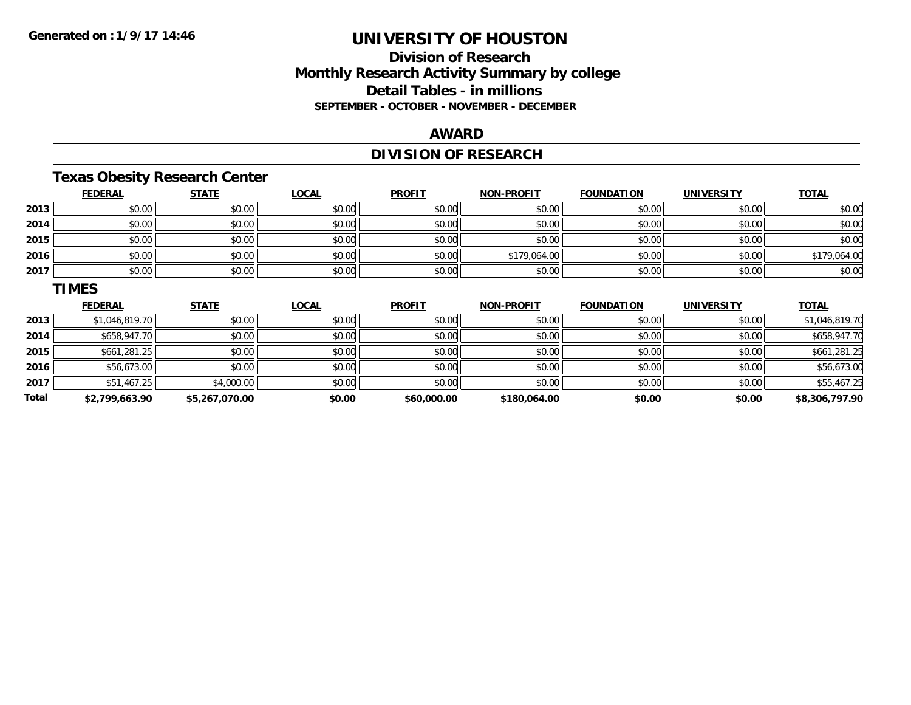# UNIVERSITY OF HOUSTON

## Division of Research
## Monthly Research Activity Summary by college
## Detail Tables - in millions
### SEPTEMBER - OCTOBER - NOVEMBER - DECEMBER

**Generated on : 1/9/17 14:46**

## AWARD

## DIVISION OF RESEARCH

### Texas Obesity Research Center

| | FEDERAL | STATE | LOCAL | PROFIT | NON-PROFIT | FOUNDATION | UNIVERSITY | TOTAL |
|---|---|---|---|---|---|---|---|---|
| 2013 | $0.00 | $0.00 | $0.00 | $0.00 | $0.00 | $0.00 | $0.00 | $0.00 |
| 2014 | $0.00 | $0.00 | $0.00 | $0.00 | $0.00 | $0.00 | $0.00 | $0.00 |
| 2015 | $0.00 | $0.00 | $0.00 | $0.00 | $0.00 | $0.00 | $0.00 | $0.00 |
| 2016 | $0.00 | $0.00 | $0.00 | $0.00 | $179,064.00 | $0.00 | $0.00 | $179,064.00 |
| 2017 | $0.00 | $0.00 | $0.00 | $0.00 | $0.00 | $0.00 | $0.00 | $0.00 |

### TIMES

| | FEDERAL | STATE | LOCAL | PROFIT | NON-PROFIT | FOUNDATION | UNIVERSITY | TOTAL |
|---|---|---|---|---|---|---|---|---|
| 2013 | $1,046,819.70 | $0.00 | $0.00 | $0.00 | $0.00 | $0.00 | $0.00 | $1,046,819.70 |
| 2014 | $658,947.70 | $0.00 | $0.00 | $0.00 | $0.00 | $0.00 | $0.00 | $658,947.70 |
| 2015 | $661,281.25 | $0.00 | $0.00 | $0.00 | $0.00 | $0.00 | $0.00 | $661,281.25 |
| 2016 | $56,673.00 | $0.00 | $0.00 | $0.00 | $0.00 | $0.00 | $0.00 | $56,673.00 |
| 2017 | $51,467.25 | $4,000.00 | $0.00 | $0.00 | $0.00 | $0.00 | $0.00 | $55,467.25 |
| **Total** | **$2,799,663.90** | **$5,267,070.00** | **$0.00** | **$60,000.00** | **$180,064.00** | **$0.00** | **$0.00** | **$8,306,797.90** |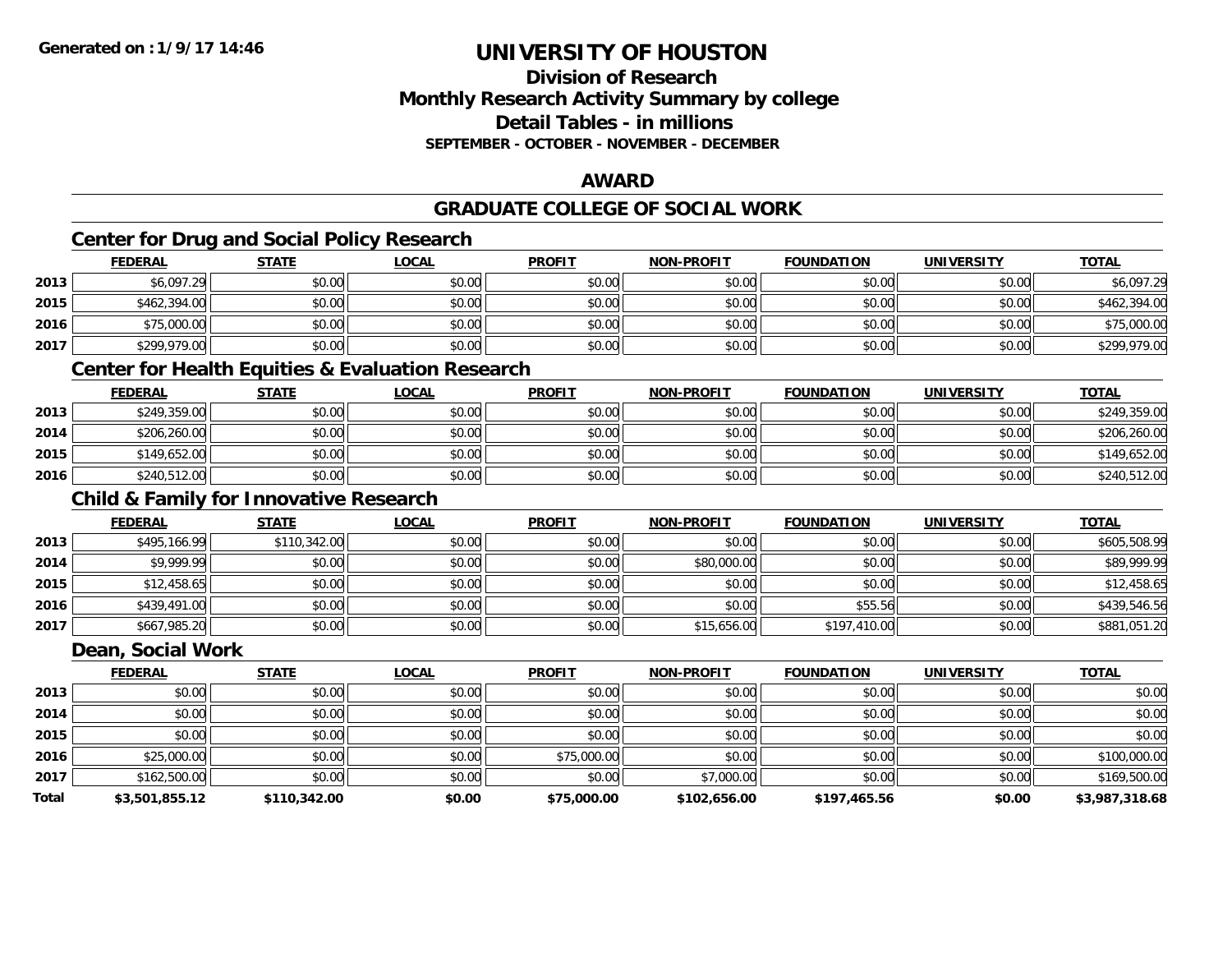**Generated on :1/9/17 14:46**

# UNIVERSITY OF HOUSTON

## Division of Research
## Monthly Research Activity Summary by college
## Detail Tables - in millions
### SEPTEMBER - OCTOBER - NOVEMBER - DECEMBER

## AWARD

## GRADUATE COLLEGE OF SOCIAL WORK

### Center for Drug and Social Policy Research

| | FEDERAL | STATE | LOCAL | PROFIT | NON-PROFIT | FOUNDATION | UNIVERSITY | TOTAL |
|---|---|---|---|---|---|---|---|---|
| 2013 | $6,097.29 | $0.00 | $0.00 | $0.00 | $0.00 | $0.00 | $0.00 | $6,097.29 |
| 2015 | $462,394.00 | $0.00 | $0.00 | $0.00 | $0.00 | $0.00 | $0.00 | $462,394.00 |
| 2016 | $75,000.00 | $0.00 | $0.00 | $0.00 | $0.00 | $0.00 | $0.00 | $75,000.00 |
| 2017 | $299,979.00 | $0.00 | $0.00 | $0.00 | $0.00 | $0.00 | $0.00 | $299,979.00 |

### Center for Health Equities & Evaluation Research

| | FEDERAL | STATE | LOCAL | PROFIT | NON-PROFIT | FOUNDATION | UNIVERSITY | TOTAL |
|---|---|---|---|---|---|---|---|---|
| 2013 | $249,359.00 | $0.00 | $0.00 | $0.00 | $0.00 | $0.00 | $0.00 | $249,359.00 |
| 2014 | $206,260.00 | $0.00 | $0.00 | $0.00 | $0.00 | $0.00 | $0.00 | $206,260.00 |
| 2015 | $149,652.00 | $0.00 | $0.00 | $0.00 | $0.00 | $0.00 | $0.00 | $149,652.00 |
| 2016 | $240,512.00 | $0.00 | $0.00 | $0.00 | $0.00 | $0.00 | $0.00 | $240,512.00 |

### Child & Family for Innovative Research

| | FEDERAL | STATE | LOCAL | PROFIT | NON-PROFIT | FOUNDATION | UNIVERSITY | TOTAL |
|---|---|---|---|---|---|---|---|---|
| 2013 | $495,166.99 | $110,342.00 | $0.00 | $0.00 | $0.00 | $0.00 | $0.00 | $605,508.99 |
| 2014 | $9,999.99 | $0.00 | $0.00 | $0.00 | $80,000.00 | $0.00 | $0.00 | $89,999.99 |
| 2015 | $12,458.65 | $0.00 | $0.00 | $0.00 | $0.00 | $0.00 | $0.00 | $12,458.65 |
| 2016 | $439,491.00 | $0.00 | $0.00 | $0.00 | $0.00 | $55.56 | $0.00 | $439,546.56 |
| 2017 | $667,985.20 | $0.00 | $0.00 | $0.00 | $15,656.00 | $197,410.00 | $0.00 | $881,051.20 |

### Dean, Social Work

| | FEDERAL | STATE | LOCAL | PROFIT | NON-PROFIT | FOUNDATION | UNIVERSITY | TOTAL |
|---|---|---|---|---|---|---|---|---|
| 2013 | $0.00 | $0.00 | $0.00 | $0.00 | $0.00 | $0.00 | $0.00 | $0.00 |
| 2014 | $0.00 | $0.00 | $0.00 | $0.00 | $0.00 | $0.00 | $0.00 | $0.00 |
| 2015 | $0.00 | $0.00 | $0.00 | $0.00 | $0.00 | $0.00 | $0.00 | $0.00 |
| 2016 | $25,000.00 | $0.00 | $0.00 | $75,000.00 | $0.00 | $0.00 | $0.00 | $100,000.00 |
| 2017 | $162,500.00 | $0.00 | $0.00 | $0.00 | $7,000.00 | $0.00 | $0.00 | $169,500.00 |
| **Total** | **$3,501,855.12** | **$110,342.00** | **$0.00** | **$75,000.00** | **$102,656.00** | **$197,465.56** | **$0.00** | **$3,987,318.68** |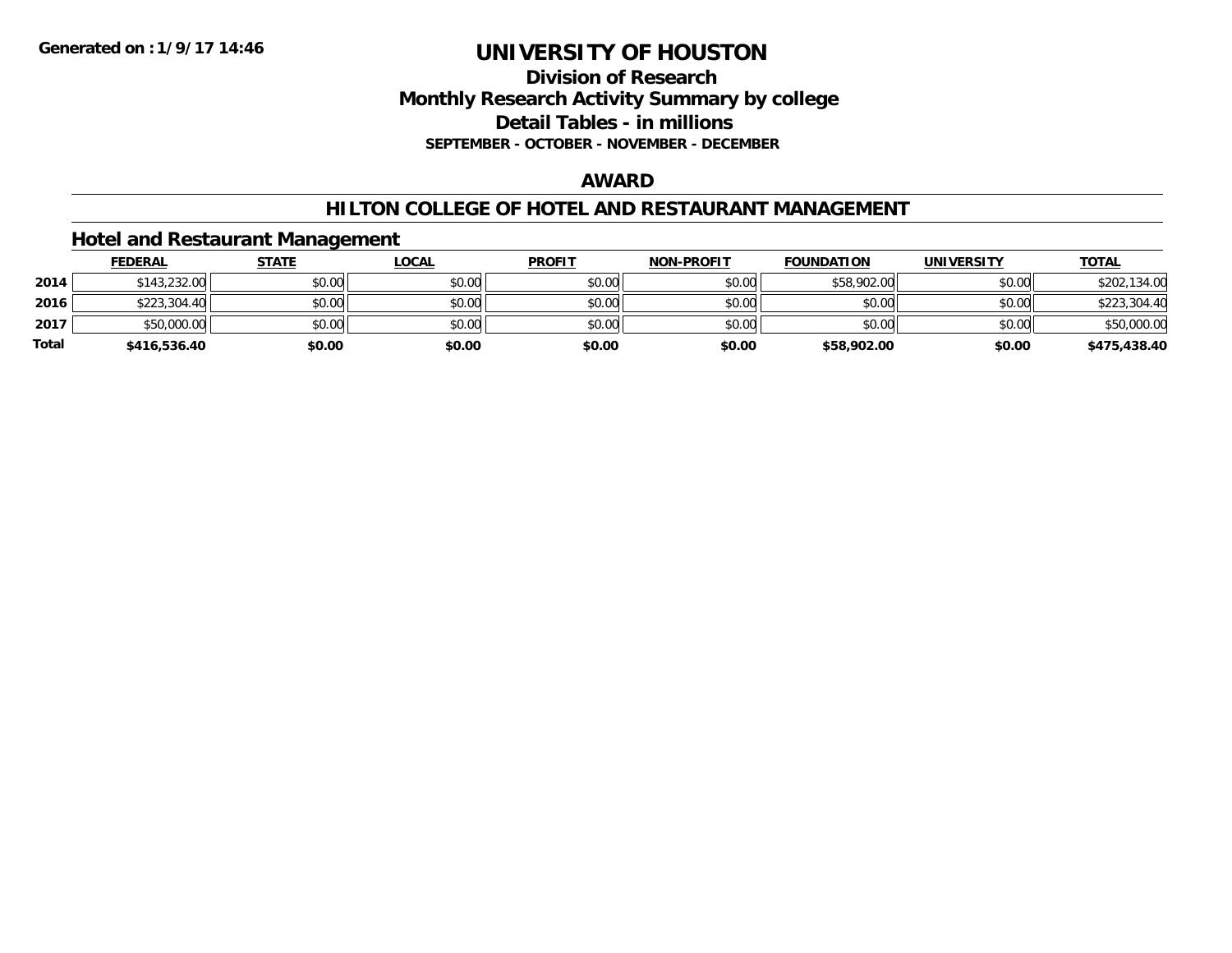# UNIVERSITY OF HOUSTON

## Division of Research
## Monthly Research Activity Summary by college
## Detail Tables - in millions

**SEPTEMBER - OCTOBER - NOVEMBER - DECEMBER**

## AWARD

## HILTON COLLEGE OF HOTEL AND RESTAURANT MANAGEMENT

### Hotel and Restaurant Management

| | FEDERAL | STATE | LOCAL | PROFIT | NON-PROFIT | FOUNDATION | UNIVERSITY | TOTAL |
|---|---|---|---|---|---|---|---|---|
| 2014 | $143,232.00 | $0.00 | $0.00 | $0.00 | $0.00 | $58,902.00 | $0.00 | $202,134.00 |
| 2016 | $223,304.40 | $0.00 | $0.00 | $0.00 | $0.00 | $0.00 | $0.00 | $223,304.40 |
| 2017 | $50,000.00 | $0.00 | $0.00 | $0.00 | $0.00 | $0.00 | $0.00 | $50,000.00 |
| **Total** | **$416,536.40** | **$0.00** | **$0.00** | **$0.00** | **$0.00** | **$58,902.00** | **$0.00** | **$475,438.40** |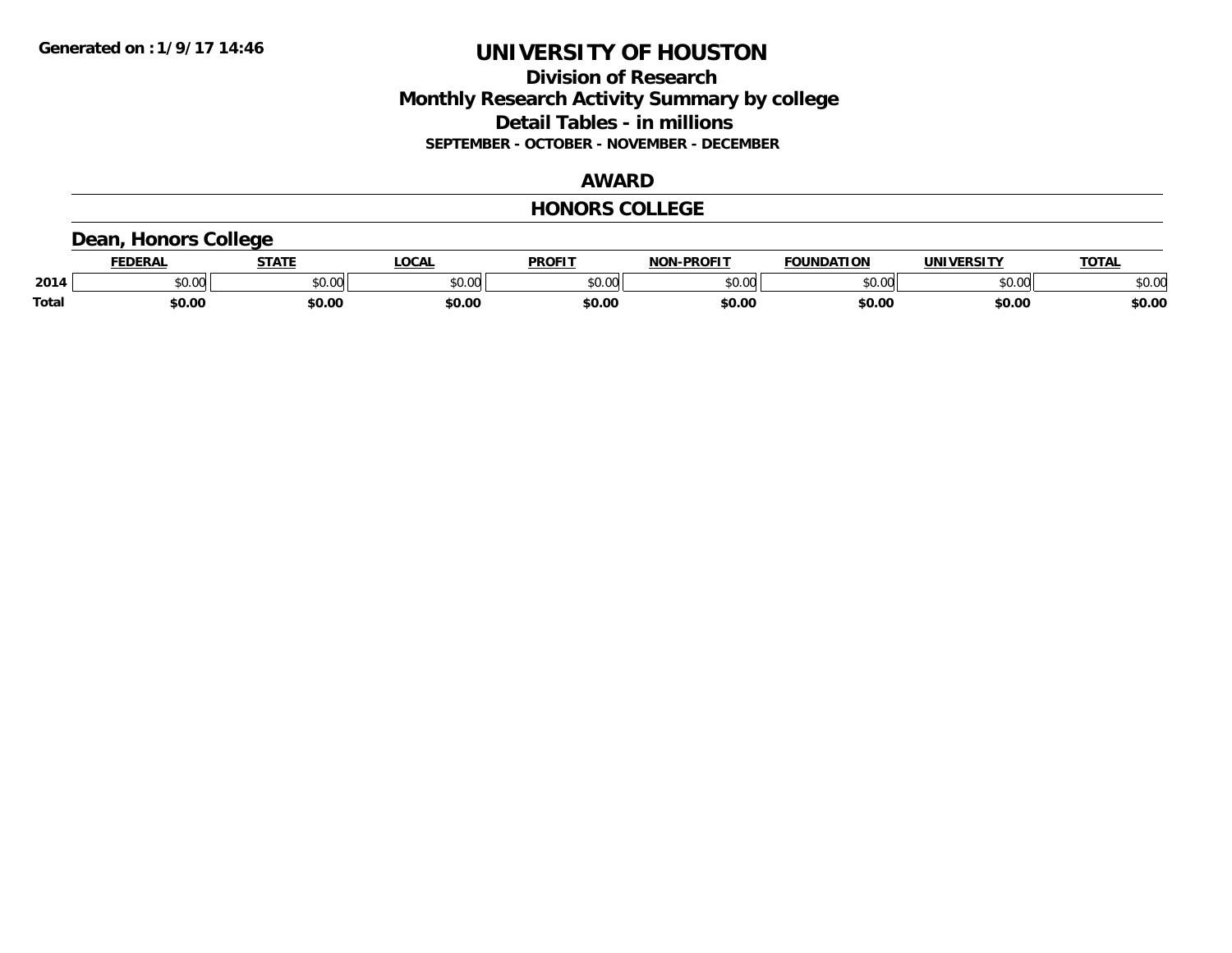# UNIVERSITY OF HOUSTON

## Division of Research

## Monthly Research Activity Summary by college

## Detail Tables - in millions

**SEPTEMBER - OCTOBER - NOVEMBER - DECEMBER**

### AWARD

### HONORS COLLEGE

### Dean, Honors College

| | FEDERAL | STATE | LOCAL | PROFIT | NON-PROFIT | FOUNDATION | UNIVERSITY | TOTAL |
|---|---|---|---|---|---|---|---|---|
| 2014 | $0.00 | $0.00 | $0.00 | $0.00 | $0.00 | $0.00 | $0.00 | $0.00 |
| **Total** | **$0.00** | **$0.00** | **$0.00** | **$0.00** | **$0.00** | **$0.00** | **$0.00** | **$0.00** |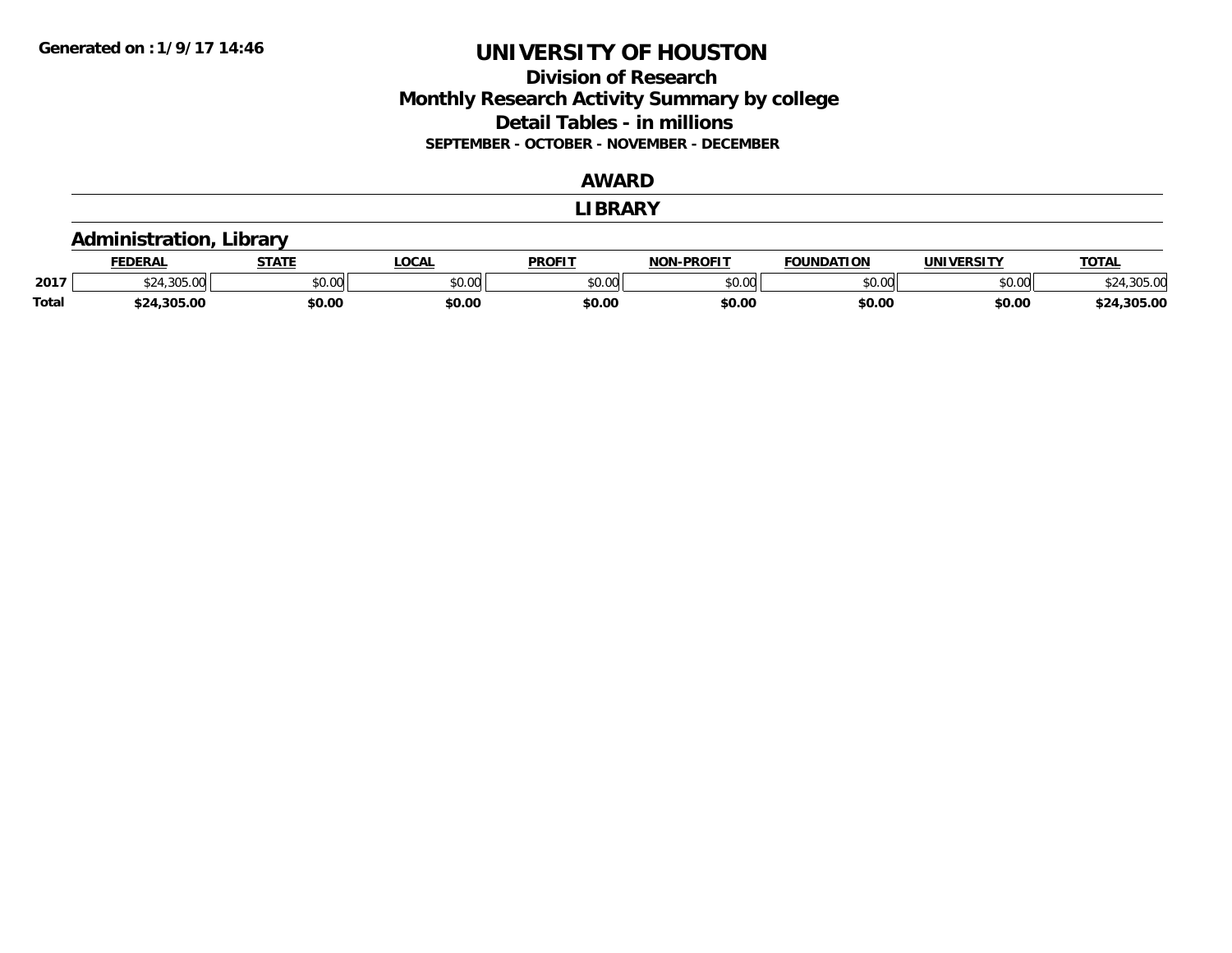# UNIVERSITY OF HOUSTON

## Division of Research
## Monthly Research Activity Summary by college
## Detail Tables - in millions

**SEPTEMBER - OCTOBER - NOVEMBER - DECEMBER**

### AWARD

### LIBRARY

#### Administration, Library

| | FEDERAL | STATE | LOCAL | PROFIT | NON-PROFIT | FOUNDATION | UNIVERSITY | TOTAL |
|---|---|---|---|---|---|---|---|---|
| 2017 | $24,305.00 | $0.00 | $0.00 | $0.00 | $0.00 | $0.00 | $0.00 | $24,305.00 |
| **Total** | **$24,305.00** | **$0.00** | **$0.00** | **$0.00** | **$0.00** | **$0.00** | **$0.00** | **$24,305.00** |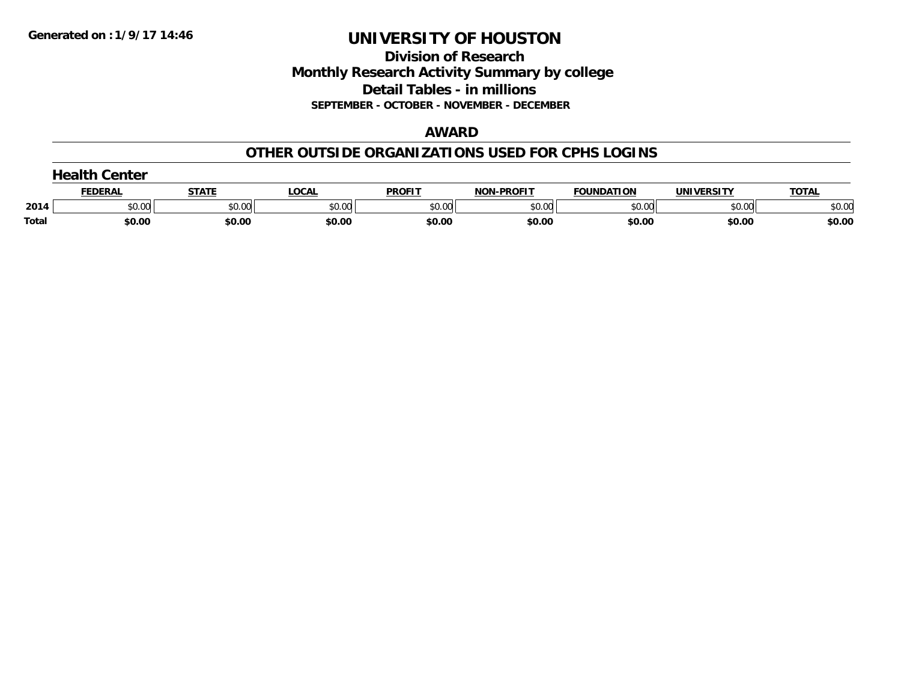Generated on : 1/9/17 14:46

# UNIVERSITY OF HOUSTON

## Division of Research
## Monthly Research Activity Summary by college
## Detail Tables - in millions
### SEPTEMBER - OCTOBER - NOVEMBER - DECEMBER

## AWARD

## OTHER OUTSIDE ORGANIZATIONS USED FOR CPHS LOGINS

### Health Center

| | FEDERAL | STATE | LOCAL | PROFIT | NON-PROFIT | FOUNDATION | UNIVERSITY | TOTAL |
|---|---|---|---|---|---|---|---|---|
| 2014 | $0.00 | $0.00 | $0.00 | $0.00 | $0.00 | $0.00 | $0.00 | $0.00 |
| **Total** | **$0.00** | **$0.00** | **$0.00** | **$0.00** | **$0.00** | **$0.00** | **$0.00** | **$0.00** |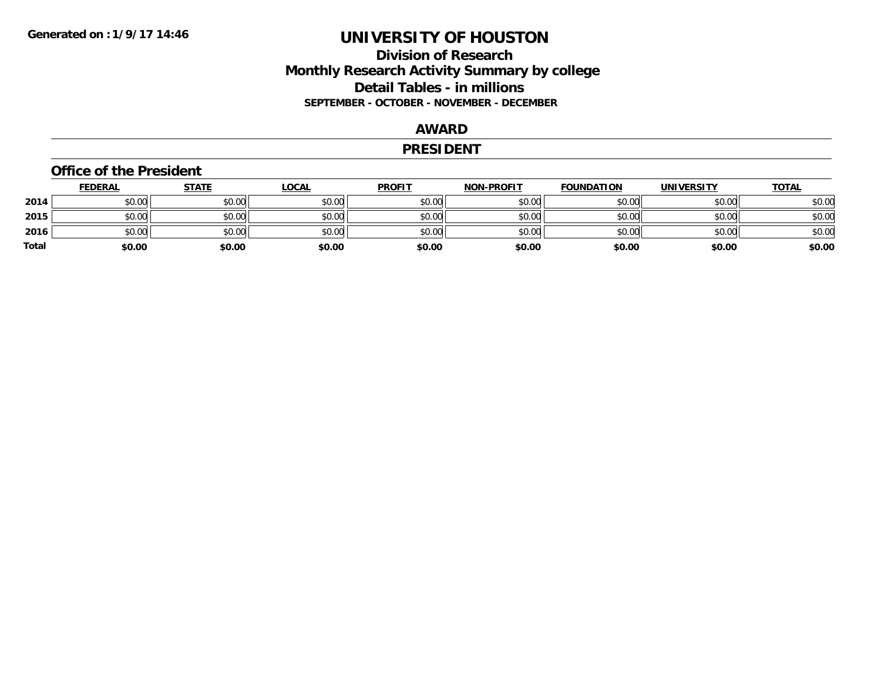# UNIVERSITY OF HOUSTON

## Division of Research
## Monthly Research Activity Summary by college
## Detail Tables - in millions

**SEPTEMBER - OCTOBER - NOVEMBER - DECEMBER**

## AWARD

## PRESIDENT

### Office of the President

| | FEDERAL | STATE | LOCAL | PROFIT | NON-PROFIT | FOUNDATION | UNIVERSITY | TOTAL |
|---|---|---|---|---|---|---|---|---|
| **2014** | $0.00 | $0.00 | $0.00 | $0.00 | $0.00 | $0.00 | $0.00 | $0.00 |
| **2015** | $0.00 | $0.00 | $0.00 | $0.00 | $0.00 | $0.00 | $0.00 | $0.00 |
| **2016** | $0.00 | $0.00 | $0.00 | $0.00 | $0.00 | $0.00 | $0.00 | $0.00 |
| **Total** | **$0.00** | **$0.00** | **$0.00** | **$0.00** | **$0.00** | **$0.00** | **$0.00** | **$0.00** |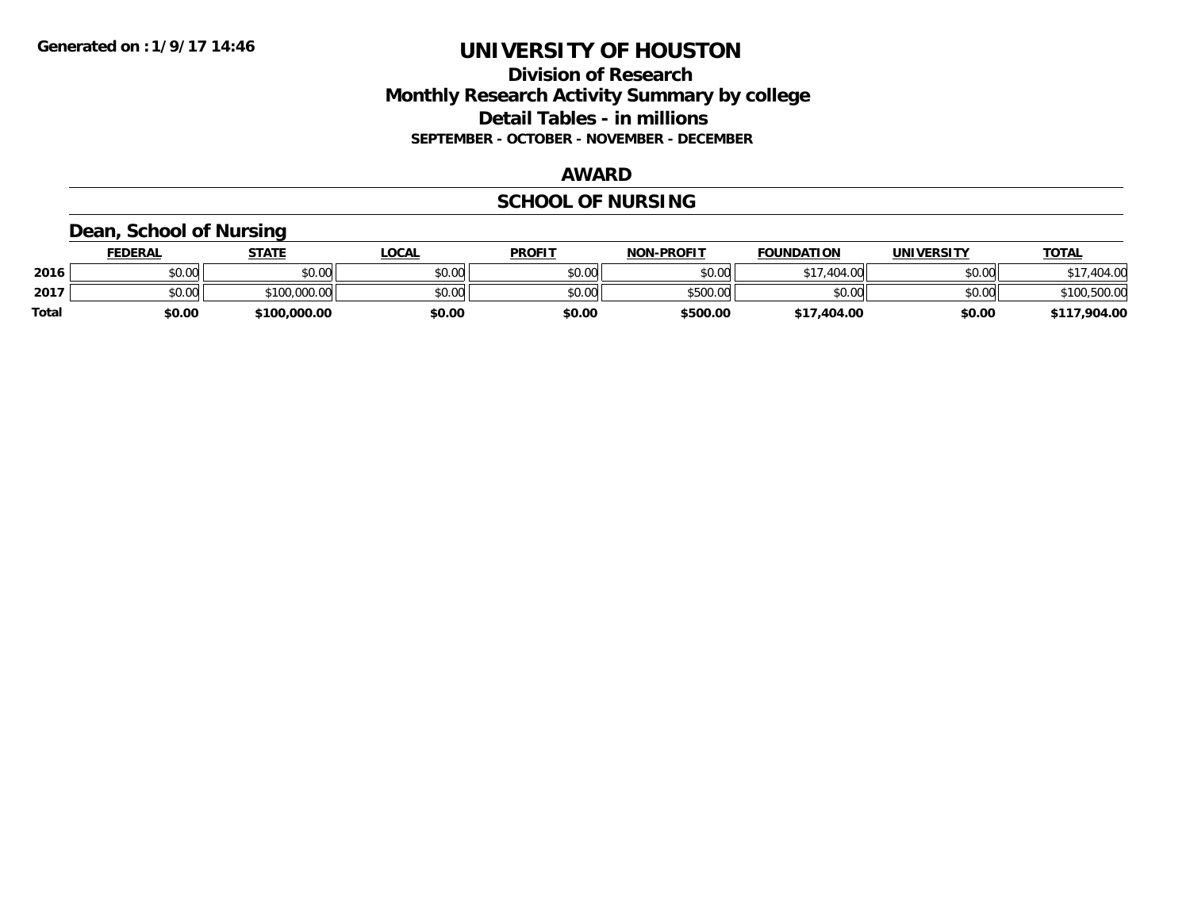# UNIVERSITY OF HOUSTON

## Division of Research
## Monthly Research Activity Summary by college
## Detail Tables - in millions
### SEPTEMBER - OCTOBER - NOVEMBER - DECEMBER

## AWARD

## SCHOOL OF NURSING

### Dean, School of Nursing

| | FEDERAL | STATE | LOCAL | PROFIT | NON-PROFIT | FOUNDATION | UNIVERSITY | TOTAL |
|---|---|---|---|---|---|---|---|---|
| 2016 | $0.00 | $0.00 | $0.00 | $0.00 | $0.00 | $17,404.00 | $0.00 | $17,404.00 |
| 2017 | $0.00 | $100,000.00 | $0.00 | $0.00 | $500.00 | $0.00 | $0.00 | $100,500.00 |
| **Total** | **$0.00** | **$100,000.00** | **$0.00** | **$0.00** | **$500.00** | **$17,404.00** | **$0.00** | **$117,904.00** |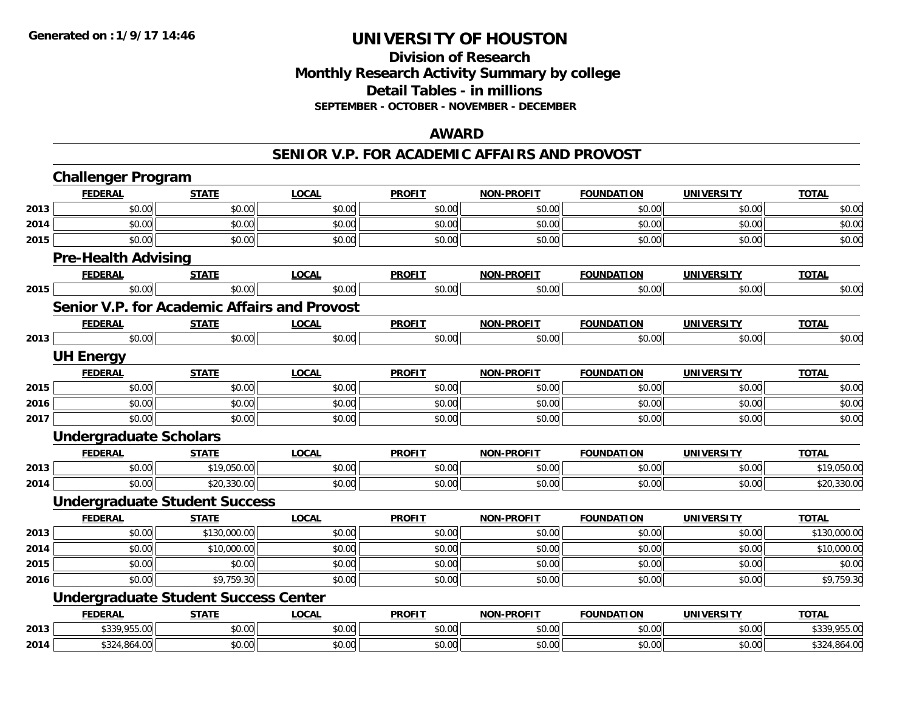**Generated on :1/9/17 14:46**

# UNIVERSITY OF HOUSTON

## Division of Research
## Monthly Research Activity Summary by college
## Detail Tables - in millions
### SEPTEMBER - OCTOBER - NOVEMBER - DECEMBER

## AWARD

## SENIOR V.P. FOR ACADEMIC AFFAIRS AND PROVOST

### Challenger Program

| | FEDERAL | STATE | LOCAL | PROFIT | NON-PROFIT | FOUNDATION | UNIVERSITY | TOTAL |
|---|---|---|---|---|---|---|---|---|
| 2013 | $0.00 | $0.00 | $0.00 | $0.00 | $0.00 | $0.00 | $0.00 | $0.00 |
| 2014 | $0.00 | $0.00 | $0.00 | $0.00 | $0.00 | $0.00 | $0.00 | $0.00 |
| 2015 | $0.00 | $0.00 | $0.00 | $0.00 | $0.00 | $0.00 | $0.00 | $0.00 |

### Pre-Health Advising

| | FEDERAL | STATE | LOCAL | PROFIT | NON-PROFIT | FOUNDATION | UNIVERSITY | TOTAL |
|---|---|---|---|---|---|---|---|---|
| 2015 | $0.00 | $0.00 | $0.00 | $0.00 | $0.00 | $0.00 | $0.00 | $0.00 |

### Senior V.P. for Academic Affairs and Provost

| | FEDERAL | STATE | LOCAL | PROFIT | NON-PROFIT | FOUNDATION | UNIVERSITY | TOTAL |
|---|---|---|---|---|---|---|---|---|
| 2013 | $0.00 | $0.00 | $0.00 | $0.00 | $0.00 | $0.00 | $0.00 | $0.00 |

### UH Energy

| | FEDERAL | STATE | LOCAL | PROFIT | NON-PROFIT | FOUNDATION | UNIVERSITY | TOTAL |
|---|---|---|---|---|---|---|---|---|
| 2015 | $0.00 | $0.00 | $0.00 | $0.00 | $0.00 | $0.00 | $0.00 | $0.00 |
| 2016 | $0.00 | $0.00 | $0.00 | $0.00 | $0.00 | $0.00 | $0.00 | $0.00 |
| 2017 | $0.00 | $0.00 | $0.00 | $0.00 | $0.00 | $0.00 | $0.00 | $0.00 |

### Undergraduate Scholars

| | FEDERAL | STATE | LOCAL | PROFIT | NON-PROFIT | FOUNDATION | UNIVERSITY | TOTAL |
|---|---|---|---|---|---|---|---|---|
| 2013 | $0.00 | $19,050.00 | $0.00 | $0.00 | $0.00 | $0.00 | $0.00 | $19,050.00 |
| 2014 | $0.00 | $20,330.00 | $0.00 | $0.00 | $0.00 | $0.00 | $0.00 | $20,330.00 |

### Undergraduate Student Success

| | FEDERAL | STATE | LOCAL | PROFIT | NON-PROFIT | FOUNDATION | UNIVERSITY | TOTAL |
|---|---|---|---|---|---|---|---|---|
| 2013 | $0.00 | $130,000.00 | $0.00 | $0.00 | $0.00 | $0.00 | $0.00 | $130,000.00 |
| 2014 | $0.00 | $10,000.00 | $0.00 | $0.00 | $0.00 | $0.00 | $0.00 | $10,000.00 |
| 2015 | $0.00 | $0.00 | $0.00 | $0.00 | $0.00 | $0.00 | $0.00 | $0.00 |
| 2016 | $0.00 | $9,759.30 | $0.00 | $0.00 | $0.00 | $0.00 | $0.00 | $9,759.30 |

### Undergraduate Student Success Center

| | FEDERAL | STATE | LOCAL | PROFIT | NON-PROFIT | FOUNDATION | UNIVERSITY | TOTAL |
|---|---|---|---|---|---|---|---|---|
| 2013 | $339,955.00 | $0.00 | $0.00 | $0.00 | $0.00 | $0.00 | $0.00 | $339,955.00 |
| 2014 | $324,864.00 | $0.00 | $0.00 | $0.00 | $0.00 | $0.00 | $0.00 | $324,864.00 |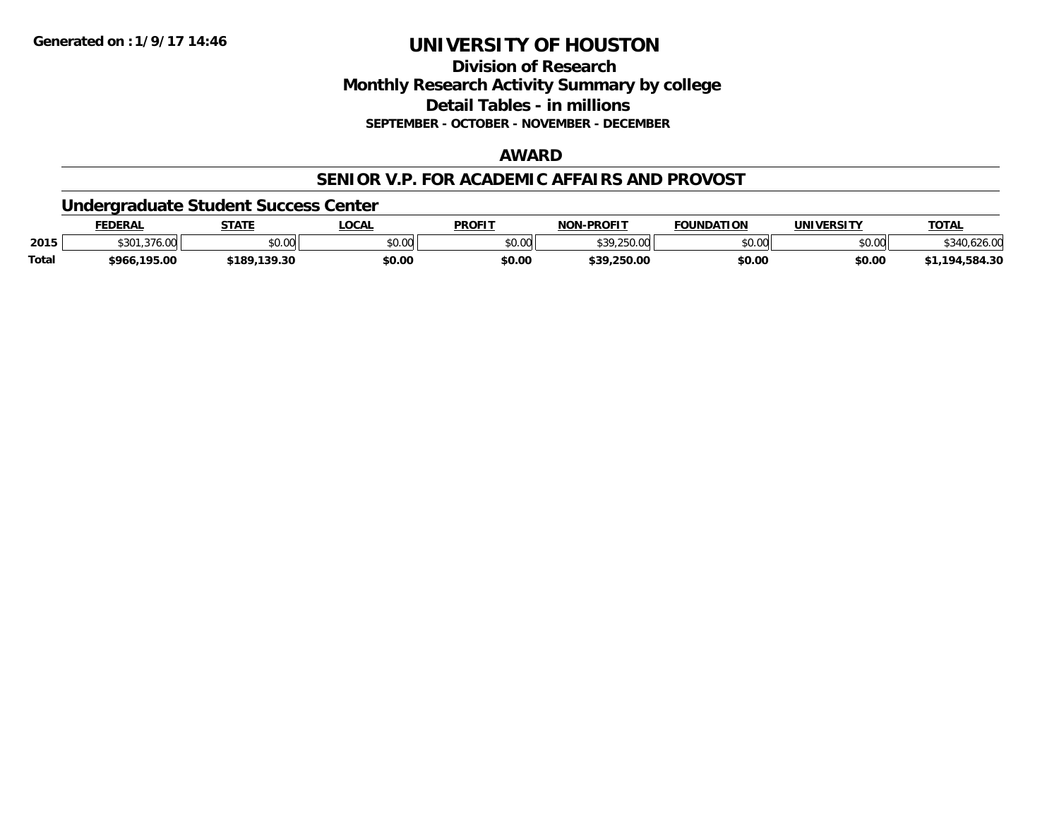# UNIVERSITY OF HOUSTON

## Division of Research
## Monthly Research Activity Summary by college
## Detail Tables - in millions
### SEPTEMBER - OCTOBER - NOVEMBER - DECEMBER

Generated on : 1/9/17 14:46

## AWARD

## SENIOR V.P. FOR ACADEMIC AFFAIRS AND PROVOST

### Undergraduate Student Success Center

| | FEDERAL | STATE | LOCAL | PROFIT | NON-PROFIT | FOUNDATION | UNIVERSITY | TOTAL |
|---|---|---|---|---|---|---|---|---|
| 2015 | $301,376.00 | $0.00 | $0.00 | $0.00 | $39,250.00 | $0.00 | $0.00 | $340,626.00 |
| **Total** | **$966,195.00** | **$189,139.30** | **$0.00** | **$0.00** | **$39,250.00** | **$0.00** | **$0.00** | **$1,194,584.30** |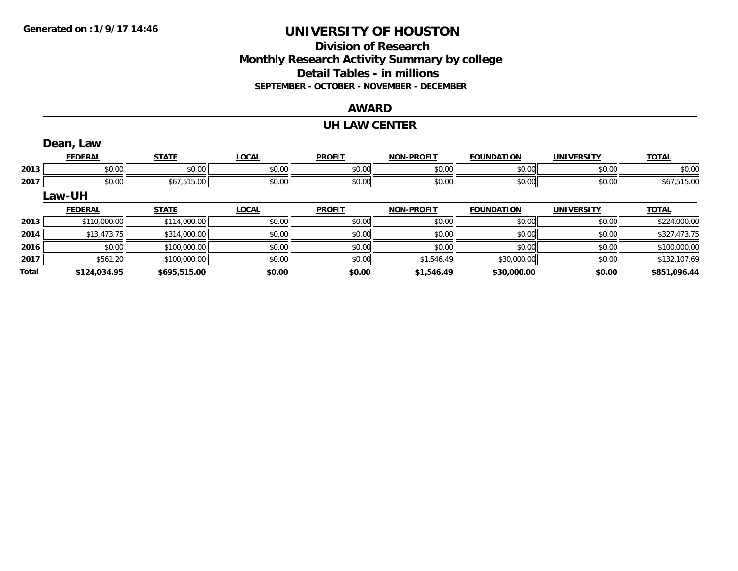# UNIVERSITY OF HOUSTON

## Division of Research
## Monthly Research Activity Summary by college
## Detail Tables - in millions
### SEPTEMBER - OCTOBER - NOVEMBER - DECEMBER

Generated on : 1/9/17 14:46

## AWARD

## UH LAW CENTER

### Dean, Law

| | FEDERAL | STATE | LOCAL | PROFIT | NON-PROFIT | FOUNDATION | UNIVERSITY | TOTAL |
|---|---|---|---|---|---|---|---|---|
| 2013 | $0.00 | $0.00 | $0.00 | $0.00 | $0.00 | $0.00 | $0.00 | $0.00 |
| 2017 | $0.00 | $67,515.00 | $0.00 | $0.00 | $0.00 | $0.00 | $0.00 | $67,515.00 |

### Law-UH

| | FEDERAL | STATE | LOCAL | PROFIT | NON-PROFIT | FOUNDATION | UNIVERSITY | TOTAL |
|---|---|---|---|---|---|---|---|---|
| 2013 | $110,000.00 | $114,000.00 | $0.00 | $0.00 | $0.00 | $0.00 | $0.00 | $224,000.00 |
| 2014 | $13,473.75 | $314,000.00 | $0.00 | $0.00 | $0.00 | $0.00 | $0.00 | $327,473.75 |
| 2016 | $0.00 | $100,000.00 | $0.00 | $0.00 | $0.00 | $0.00 | $0.00 | $100,000.00 |
| 2017 | $561.20 | $100,000.00 | $0.00 | $0.00 | $1,546.49 | $30,000.00 | $0.00 | $132,107.69 |
| **Total** | **$124,034.95** | **$695,515.00** | **$0.00** | **$0.00** | **$1,546.49** | **$30,000.00** | **$0.00** | **$851,096.44** |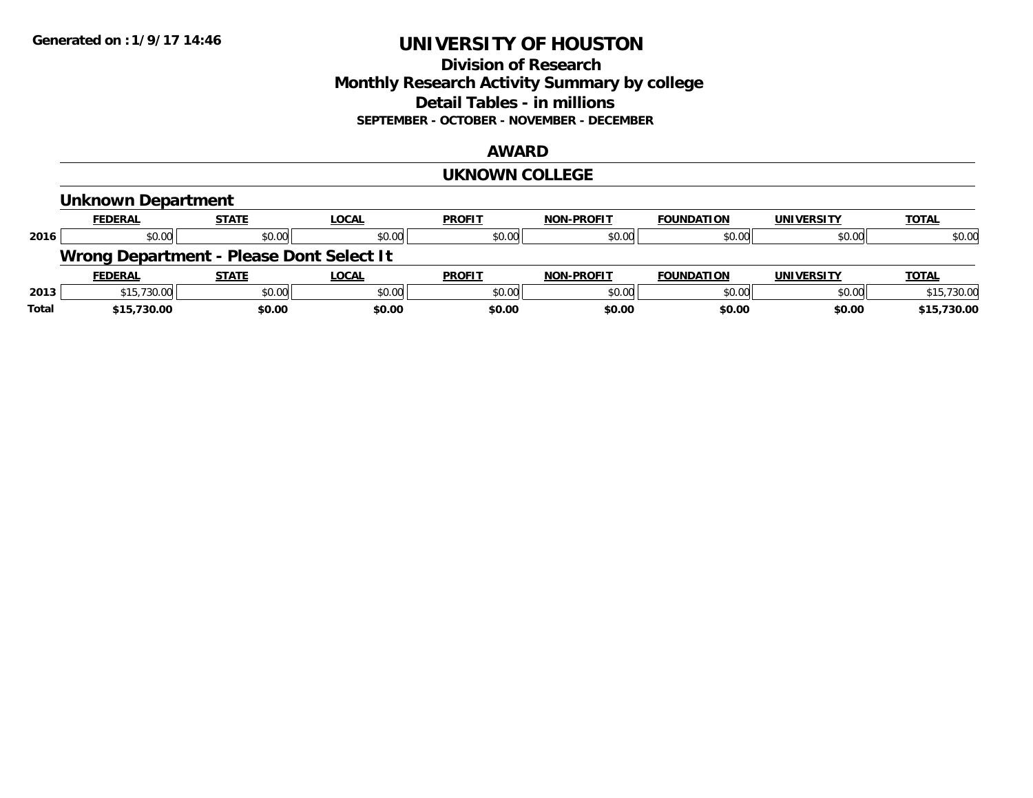# UNIVERSITY OF HOUSTON

## Division of Research
## Monthly Research Activity Summary by college
## Detail Tables - in millions

**SEPTEMBER - OCTOBER - NOVEMBER - DECEMBER**

## AWARD

## UKNOWN COLLEGE

### Unknown Department

| | FEDERAL | STATE | LOCAL | PROFIT | NON-PROFIT | FOUNDATION | UNIVERSITY | TOTAL |
|---|---|---|---|---|---|---|---|---|
| 2016 | $0.00 | $0.00 | $0.00 | $0.00 | $0.00 | $0.00 | $0.00 | $0.00 |

### Wrong Department - Please Dont Select It

| | FEDERAL | STATE | LOCAL | PROFIT | NON-PROFIT | FOUNDATION | UNIVERSITY | TOTAL |
|---|---|---|---|---|---|---|---|---|
| 2013 | $15,730.00 | $0.00 | $0.00 | $0.00 | $0.00 | $0.00 | $0.00 | $15,730.00 |
| **Total** | **$15,730.00** | **$0.00** | **$0.00** | **$0.00** | **$0.00** | **$0.00** | **$0.00** | **$15,730.00** |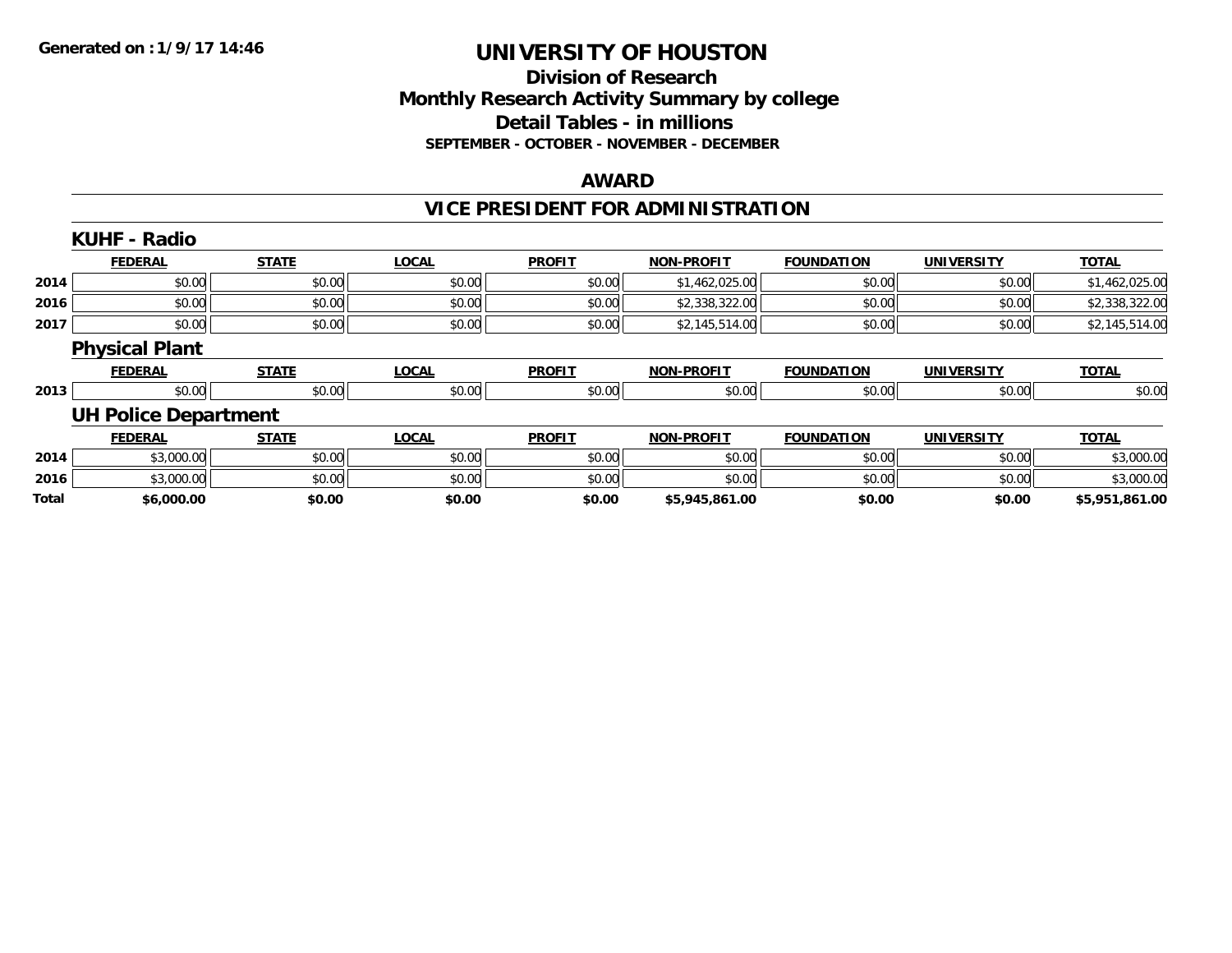# UNIVERSITY OF HOUSTON

## Division of Research
## Monthly Research Activity Summary by college
## Detail Tables - in millions
### SEPTEMBER - OCTOBER - NOVEMBER - DECEMBER

**Generated on : 1/9/17 14:46**

## AWARD

## VICE PRESIDENT FOR ADMINISTRATION

### KUHF - Radio

| | FEDERAL | STATE | LOCAL | PROFIT | NON-PROFIT | FOUNDATION | UNIVERSITY | TOTAL |
|---|---|---|---|---|---|---|---|---|
| 2014 | $0.00 | $0.00 | $0.00 | $0.00 | $1,462,025.00 | $0.00 | $0.00 | $1,462,025.00 |
| 2016 | $0.00 | $0.00 | $0.00 | $0.00 | $2,338,322.00 | $0.00 | $0.00 | $2,338,322.00 |
| 2017 | $0.00 | $0.00 | $0.00 | $0.00 | $2,145,514.00 | $0.00 | $0.00 | $2,145,514.00 |

### Physical Plant

| | FEDERAL | STATE | LOCAL | PROFIT | NON-PROFIT | FOUNDATION | UNIVERSITY | TOTAL |
|---|---|---|---|---|---|---|---|---|
| 2013 | $0.00 | $0.00 | $0.00 | $0.00 | $0.00 | $0.00 | $0.00 | $0.00 |

### UH Police Department

| | FEDERAL | STATE | LOCAL | PROFIT | NON-PROFIT | FOUNDATION | UNIVERSITY | TOTAL |
|---|---|---|---|---|---|---|---|---|
| 2014 | $3,000.00 | $0.00 | $0.00 | $0.00 | $0.00 | $0.00 | $0.00 | $3,000.00 |
| 2016 | $3,000.00 | $0.00 | $0.00 | $0.00 | $0.00 | $0.00 | $0.00 | $3,000.00 |
| **Total** | **$6,000.00** | **$0.00** | **$0.00** | **$0.00** | **$5,945,861.00** | **$0.00** | **$0.00** | **$5,951,861.00** |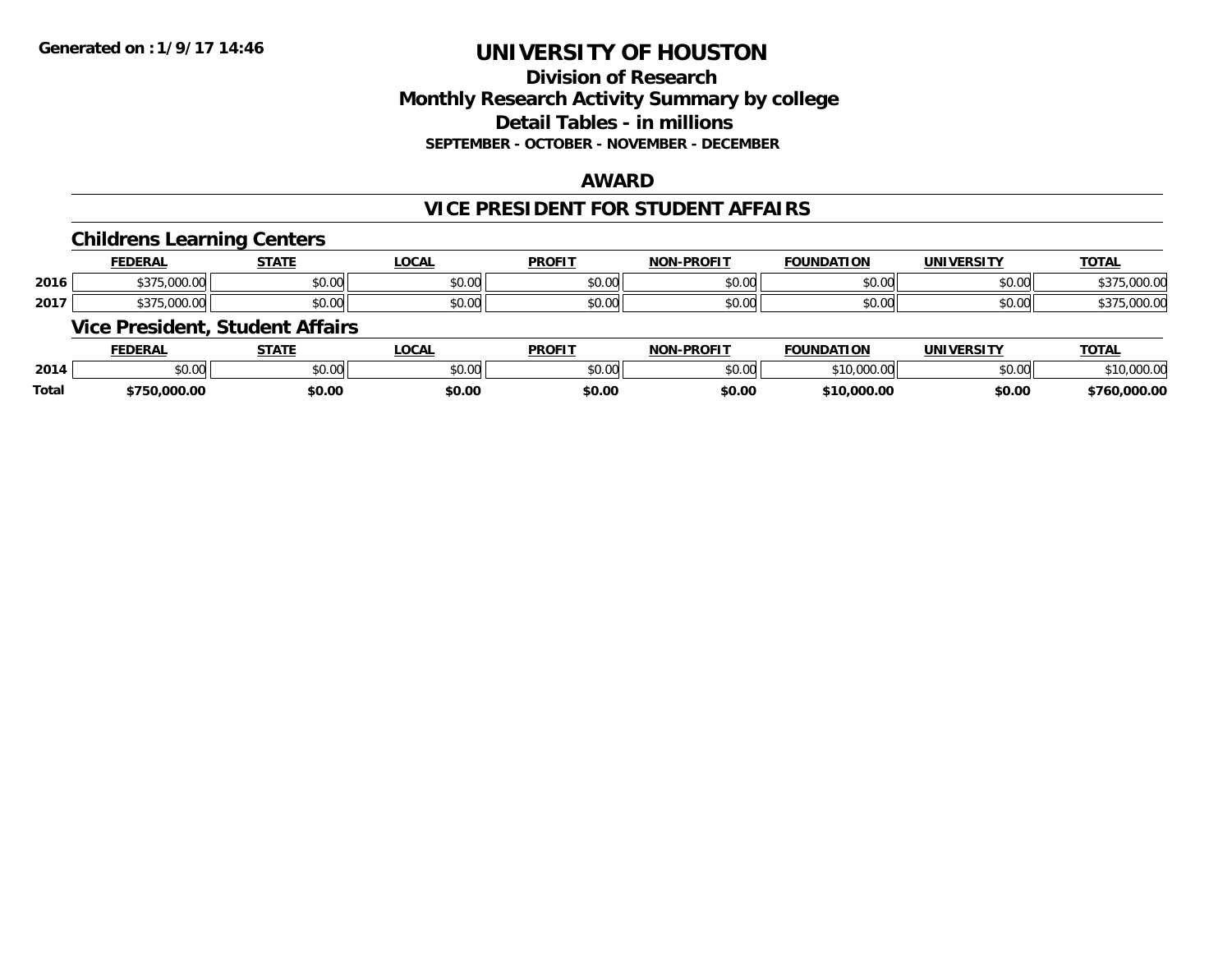# UNIVERSITY OF HOUSTON

## Division of Research
## Monthly Research Activity Summary by college
## Detail Tables - in millions
### SEPTEMBER - OCTOBER - NOVEMBER - DECEMBER

## AWARD

## VICE PRESIDENT FOR STUDENT AFFAIRS

### Childrens Learning Centers

| | FEDERAL | STATE | LOCAL | PROFIT | NON-PROFIT | FOUNDATION | UNIVERSITY | TOTAL |
|---|---|---|---|---|---|---|---|---|
| 2016 | $375,000.00 | $0.00 | $0.00 | $0.00 | $0.00 | $0.00 | $0.00 | $375,000.00 |
| 2017 | $375,000.00 | $0.00 | $0.00 | $0.00 | $0.00 | $0.00 | $0.00 | $375,000.00 |

### Vice President, Student Affairs

| | FEDERAL | STATE | LOCAL | PROFIT | NON-PROFIT | FOUNDATION | UNIVERSITY | TOTAL |
|---|---|---|---|---|---|---|---|---|
| 2014 | $0.00 | $0.00 | $0.00 | $0.00 | $0.00 | $10,000.00 | $0.00 | $10,000.00 |
| **Total** | **$750,000.00** | **$0.00** | **$0.00** | **$0.00** | **$0.00** | **$10,000.00** | **$0.00** | **$760,000.00** |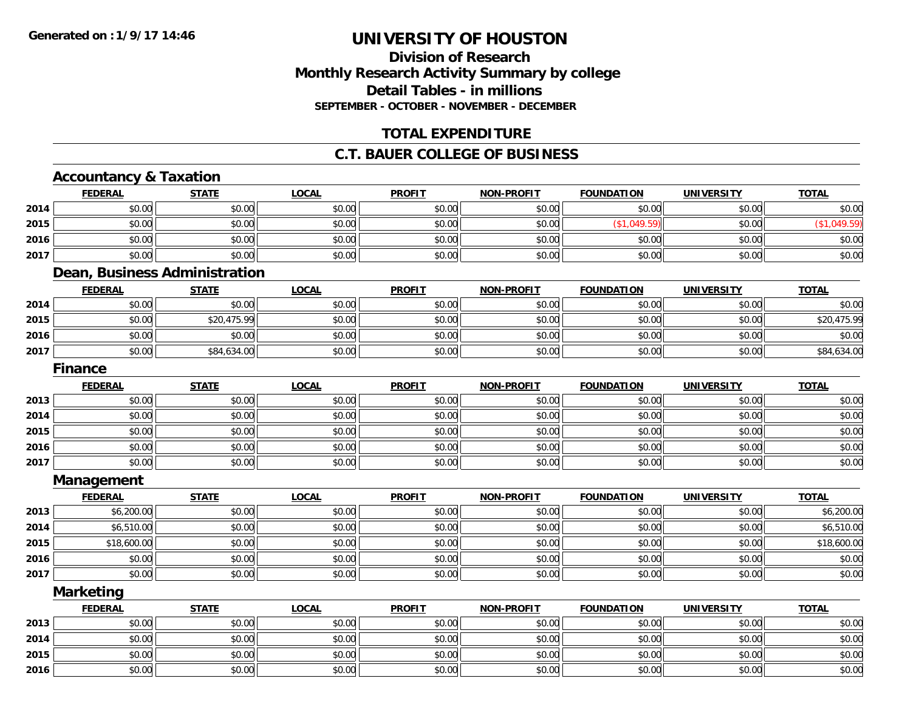**Generated on : 1/9/17 14:46**

# UNIVERSITY OF HOUSTON

## Division of Research
## Monthly Research Activity Summary by college
## Detail Tables - in millions
### SEPTEMBER - OCTOBER - NOVEMBER - DECEMBER

## TOTAL EXPENDITURE

## C.T. BAUER COLLEGE OF BUSINESS

### Accountancy & Taxation

| | FEDERAL | STATE | LOCAL | PROFIT | NON-PROFIT | FOUNDATION | UNIVERSITY | TOTAL |
|---|---|---|---|---|---|---|---|---|
| 2014 | $0.00 | $0.00 | $0.00 | $0.00 | $0.00 | $0.00 | $0.00 | $0.00 |
| 2015 | $0.00 | $0.00 | $0.00 | $0.00 | $0.00 | ($1,049.59) | $0.00 | ($1,049.59) |
| 2016 | $0.00 | $0.00 | $0.00 | $0.00 | $0.00 | $0.00 | $0.00 | $0.00 |
| 2017 | $0.00 | $0.00 | $0.00 | $0.00 | $0.00 | $0.00 | $0.00 | $0.00 |

### Dean, Business Administration

| | FEDERAL | STATE | LOCAL | PROFIT | NON-PROFIT | FOUNDATION | UNIVERSITY | TOTAL |
|---|---|---|---|---|---|---|---|---|
| 2014 | $0.00 | $0.00 | $0.00 | $0.00 | $0.00 | $0.00 | $0.00 | $0.00 |
| 2015 | $0.00 | $20,475.99 | $0.00 | $0.00 | $0.00 | $0.00 | $0.00 | $20,475.99 |
| 2016 | $0.00 | $0.00 | $0.00 | $0.00 | $0.00 | $0.00 | $0.00 | $0.00 |
| 2017 | $0.00 | $84,634.00 | $0.00 | $0.00 | $0.00 | $0.00 | $0.00 | $84,634.00 |

### Finance

| | FEDERAL | STATE | LOCAL | PROFIT | NON-PROFIT | FOUNDATION | UNIVERSITY | TOTAL |
|---|---|---|---|---|---|---|---|---|
| 2013 | $0.00 | $0.00 | $0.00 | $0.00 | $0.00 | $0.00 | $0.00 | $0.00 |
| 2014 | $0.00 | $0.00 | $0.00 | $0.00 | $0.00 | $0.00 | $0.00 | $0.00 |
| 2015 | $0.00 | $0.00 | $0.00 | $0.00 | $0.00 | $0.00 | $0.00 | $0.00 |
| 2016 | $0.00 | $0.00 | $0.00 | $0.00 | $0.00 | $0.00 | $0.00 | $0.00 |
| 2017 | $0.00 | $0.00 | $0.00 | $0.00 | $0.00 | $0.00 | $0.00 | $0.00 |

### Management

| | FEDERAL | STATE | LOCAL | PROFIT | NON-PROFIT | FOUNDATION | UNIVERSITY | TOTAL |
|---|---|---|---|---|---|---|---|---|
| 2013 | $6,200.00 | $0.00 | $0.00 | $0.00 | $0.00 | $0.00 | $0.00 | $6,200.00 |
| 2014 | $6,510.00 | $0.00 | $0.00 | $0.00 | $0.00 | $0.00 | $0.00 | $6,510.00 |
| 2015 | $18,600.00 | $0.00 | $0.00 | $0.00 | $0.00 | $0.00 | $0.00 | $18,600.00 |
| 2016 | $0.00 | $0.00 | $0.00 | $0.00 | $0.00 | $0.00 | $0.00 | $0.00 |
| 2017 | $0.00 | $0.00 | $0.00 | $0.00 | $0.00 | $0.00 | $0.00 | $0.00 |

### Marketing

| | FEDERAL | STATE | LOCAL | PROFIT | NON-PROFIT | FOUNDATION | UNIVERSITY | TOTAL |
|---|---|---|---|---|---|---|---|---|
| 2013 | $0.00 | $0.00 | $0.00 | $0.00 | $0.00 | $0.00 | $0.00 | $0.00 |
| 2014 | $0.00 | $0.00 | $0.00 | $0.00 | $0.00 | $0.00 | $0.00 | $0.00 |
| 2015 | $0.00 | $0.00 | $0.00 | $0.00 | $0.00 | $0.00 | $0.00 | $0.00 |
| 2016 | $0.00 | $0.00 | $0.00 | $0.00 | $0.00 | $0.00 | $0.00 | $0.00 |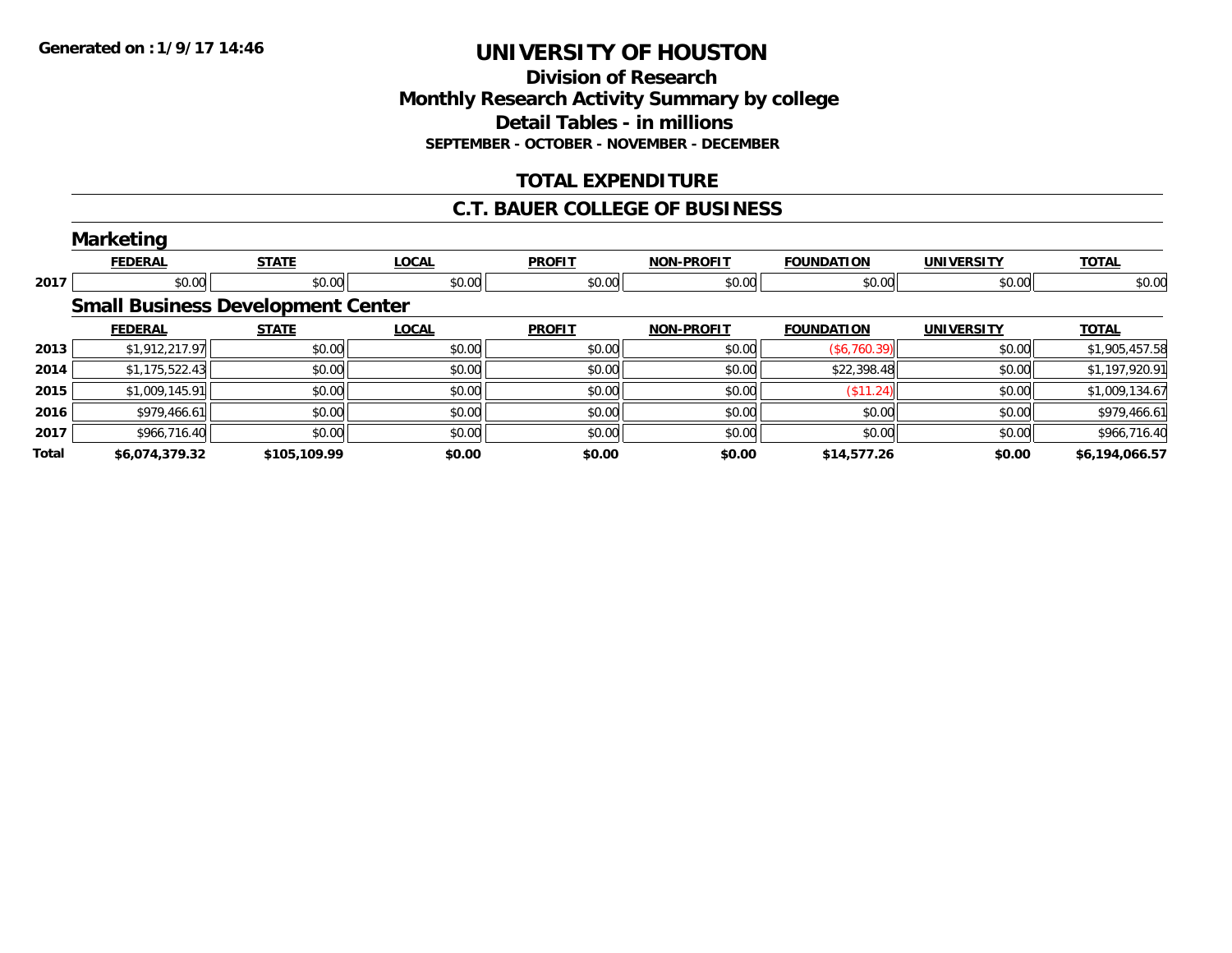**Generated on :1/9/17 14:46**

# UNIVERSITY OF HOUSTON

## Division of Research
## Monthly Research Activity Summary by college
## Detail Tables - in millions
### SEPTEMBER - OCTOBER - NOVEMBER - DECEMBER

## TOTAL EXPENDITURE

## C.T. BAUER COLLEGE OF BUSINESS

### Marketing

| | FEDERAL | STATE | LOCAL | PROFIT | NON-PROFIT | FOUNDATION | UNIVERSITY | TOTAL |
|---|---|---|---|---|---|---|---|---|
| 2017 | $0.00 | $0.00 | $0.00 | $0.00 | $0.00 | $0.00 | $0.00 | $0.00 |

### Small Business Development Center

| | FEDERAL | STATE | LOCAL | PROFIT | NON-PROFIT | FOUNDATION | UNIVERSITY | TOTAL |
|---|---|---|---|---|---|---|---|---|
| 2013 | $1,912,217.97 | $0.00 | $0.00 | $0.00 | $0.00 | ($6,760.39) | $0.00 | $1,905,457.58 |
| 2014 | $1,175,522.43 | $0.00 | $0.00 | $0.00 | $0.00 | $22,398.48 | $0.00 | $1,197,920.91 |
| 2015 | $1,009,145.91 | $0.00 | $0.00 | $0.00 | $0.00 | ($11.24) | $0.00 | $1,009,134.67 |
| 2016 | $979,466.61 | $0.00 | $0.00 | $0.00 | $0.00 | $0.00 | $0.00 | $979,466.61 |
| 2017 | $966,716.40 | $0.00 | $0.00 | $0.00 | $0.00 | $0.00 | $0.00 | $966,716.40 |
| **Total** | **$6,074,379.32** | **$105,109.99** | **$0.00** | **$0.00** | **$0.00** | **$14,577.26** | **$0.00** | **$6,194,066.57** |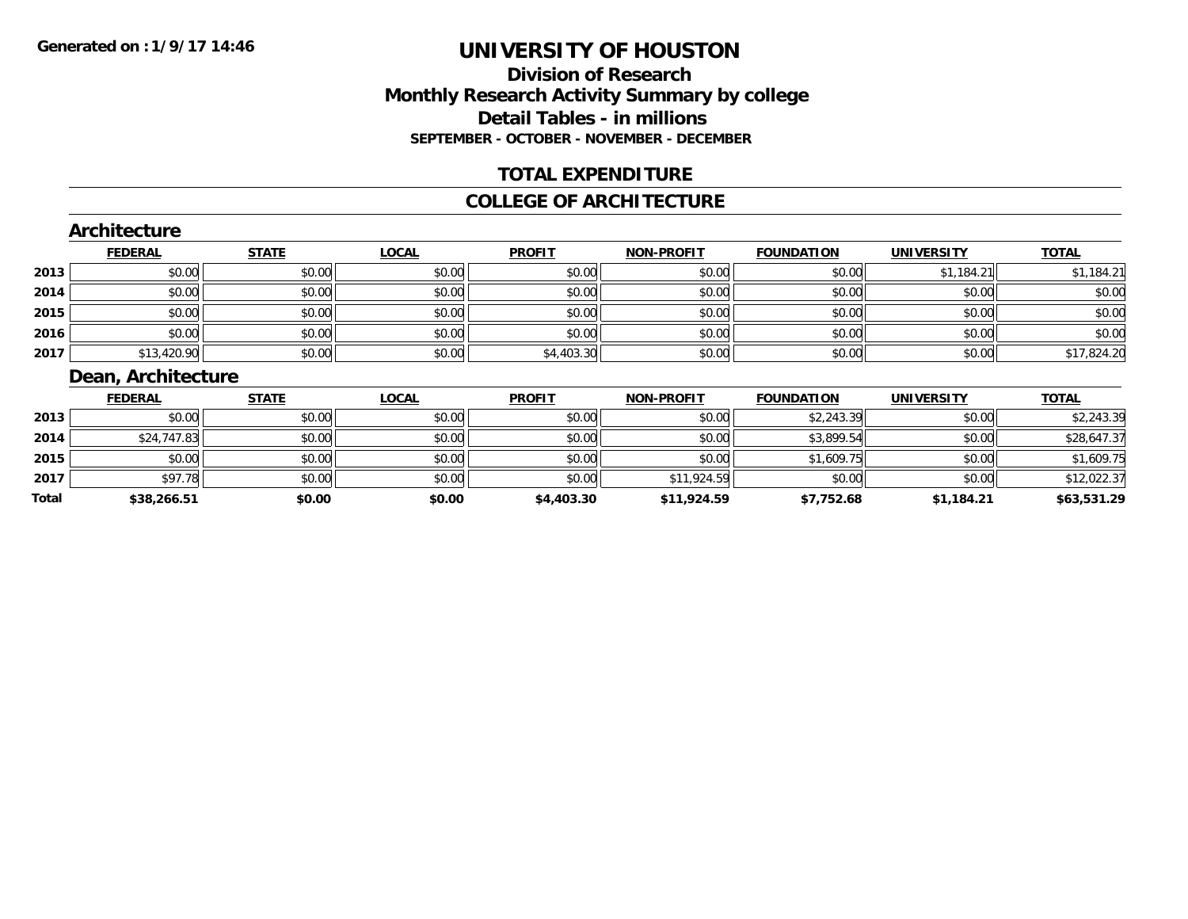# UNIVERSITY OF HOUSTON

## Division of Research
## Monthly Research Activity Summary by college
## Detail Tables - in millions
### SEPTEMBER - OCTOBER - NOVEMBER - DECEMBER

**Generated on : 1/9/17 14:46**

## TOTAL EXPENDITURE

## COLLEGE OF ARCHITECTURE

### Architecture

| | FEDERAL | STATE | LOCAL | PROFIT | NON-PROFIT | FOUNDATION | UNIVERSITY | TOTAL |
|---|---|---|---|---|---|---|---|---|
| 2013 | $0.00 | $0.00 | $0.00 | $0.00 | $0.00 | $0.00 | $1,184.21 | $1,184.21 |
| 2014 | $0.00 | $0.00 | $0.00 | $0.00 | $0.00 | $0.00 | $0.00 | $0.00 |
| 2015 | $0.00 | $0.00 | $0.00 | $0.00 | $0.00 | $0.00 | $0.00 | $0.00 |
| 2016 | $0.00 | $0.00 | $0.00 | $0.00 | $0.00 | $0.00 | $0.00 | $0.00 |
| 2017 | $13,420.90 | $0.00 | $0.00 | $4,403.30 | $0.00 | $0.00 | $0.00 | $17,824.20 |

### Dean, Architecture

| | FEDERAL | STATE | LOCAL | PROFIT | NON-PROFIT | FOUNDATION | UNIVERSITY | TOTAL |
|---|---|---|---|---|---|---|---|---|
| 2013 | $0.00 | $0.00 | $0.00 | $0.00 | $0.00 | $2,243.39 | $0.00 | $2,243.39 |
| 2014 | $24,747.83 | $0.00 | $0.00 | $0.00 | $0.00 | $3,899.54 | $0.00 | $28,647.37 |
| 2015 | $0.00 | $0.00 | $0.00 | $0.00 | $0.00 | $1,609.75 | $0.00 | $1,609.75 |
| 2017 | $97.78 | $0.00 | $0.00 | $0.00 | $11,924.59 | $0.00 | $0.00 | $12,022.37 |
| **Total** | **$38,266.51** | **$0.00** | **$0.00** | **$4,403.30** | **$11,924.59** | **$7,752.68** | **$1,184.21** | **$63,531.29** |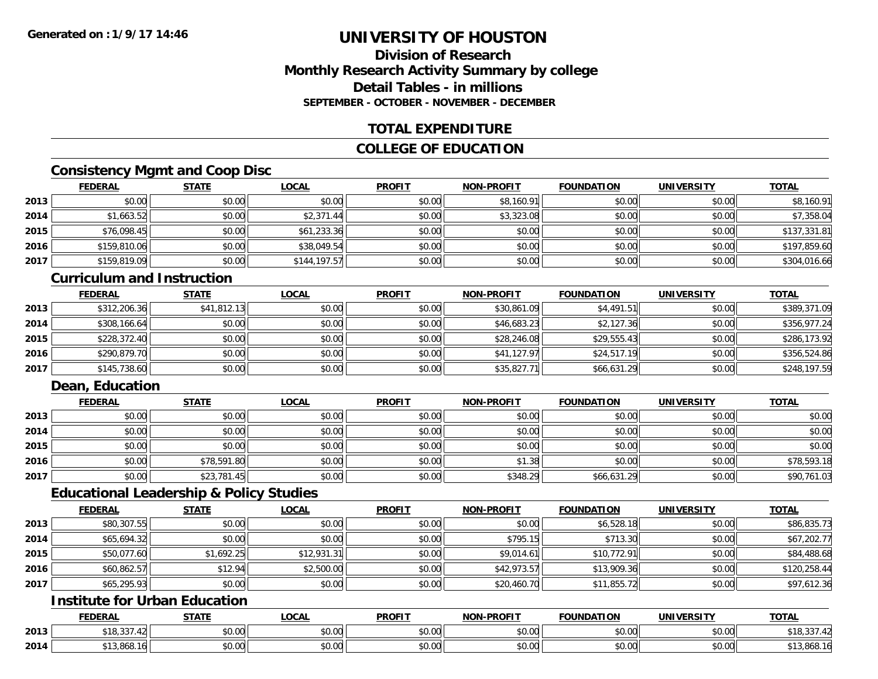# UNIVERSITY OF HOUSTON

## Division of Research
## Monthly Research Activity Summary by college
## Detail Tables - in millions
### SEPTEMBER - OCTOBER - NOVEMBER - DECEMBER

## TOTAL EXPENDITURE

## COLLEGE OF EDUCATION

### Consistency Mgmt and Coop Disc

| | FEDERAL | STATE | LOCAL | PROFIT | NON-PROFIT | FOUNDATION | UNIVERSITY | TOTAL |
|---|---|---|---|---|---|---|---|---|
| 2013 | $0.00 | $0.00 | $0.00 | $0.00 | $8,160.91 | $0.00 | $0.00 | $8,160.91 |
| 2014 | $1,663.52 | $0.00 | $2,371.44 | $0.00 | $3,323.08 | $0.00 | $0.00 | $7,358.04 |
| 2015 | $76,098.45 | $0.00 | $61,233.36 | $0.00 | $0.00 | $0.00 | $0.00 | $137,331.81 |
| 2016 | $159,810.06 | $0.00 | $38,049.54 | $0.00 | $0.00 | $0.00 | $0.00 | $197,859.60 |
| 2017 | $159,819.09 | $0.00 | $144,197.57 | $0.00 | $0.00 | $0.00 | $0.00 | $304,016.66 |

### Curriculum and Instruction

| | FEDERAL | STATE | LOCAL | PROFIT | NON-PROFIT | FOUNDATION | UNIVERSITY | TOTAL |
|---|---|---|---|---|---|---|---|---|
| 2013 | $312,206.36 | $41,812.13 | $0.00 | $0.00 | $30,861.09 | $4,491.51 | $0.00 | $389,371.09 |
| 2014 | $308,166.64 | $0.00 | $0.00 | $0.00 | $46,683.23 | $2,127.36 | $0.00 | $356,977.24 |
| 2015 | $228,372.40 | $0.00 | $0.00 | $0.00 | $28,246.08 | $29,555.43 | $0.00 | $286,173.92 |
| 2016 | $290,879.70 | $0.00 | $0.00 | $0.00 | $41,127.97 | $24,517.19 | $0.00 | $356,524.86 |
| 2017 | $145,738.60 | $0.00 | $0.00 | $0.00 | $35,827.71 | $66,631.29 | $0.00 | $248,197.59 |

### Dean, Education

| | FEDERAL | STATE | LOCAL | PROFIT | NON-PROFIT | FOUNDATION | UNIVERSITY | TOTAL |
|---|---|---|---|---|---|---|---|---|
| 2013 | $0.00 | $0.00 | $0.00 | $0.00 | $0.00 | $0.00 | $0.00 | $0.00 |
| 2014 | $0.00 | $0.00 | $0.00 | $0.00 | $0.00 | $0.00 | $0.00 | $0.00 |
| 2015 | $0.00 | $0.00 | $0.00 | $0.00 | $0.00 | $0.00 | $0.00 | $0.00 |
| 2016 | $0.00 | $78,591.80 | $0.00 | $0.00 | $1.38 | $0.00 | $0.00 | $78,593.18 |
| 2017 | $0.00 | $23,781.45 | $0.00 | $0.00 | $348.29 | $66,631.29 | $0.00 | $90,761.03 |

### Educational Leadership & Policy Studies

| | FEDERAL | STATE | LOCAL | PROFIT | NON-PROFIT | FOUNDATION | UNIVERSITY | TOTAL |
|---|---|---|---|---|---|---|---|---|
| 2013 | $80,307.55 | $0.00 | $0.00 | $0.00 | $0.00 | $6,528.18 | $0.00 | $86,835.73 |
| 2014 | $65,694.32 | $0.00 | $0.00 | $0.00 | $795.15 | $713.30 | $0.00 | $67,202.77 |
| 2015 | $50,077.60 | $1,692.25 | $12,931.31 | $0.00 | $9,014.61 | $10,772.91 | $0.00 | $84,488.68 |
| 2016 | $60,862.57 | $12.94 | $2,500.00 | $0.00 | $42,973.57 | $13,909.36 | $0.00 | $120,258.44 |
| 2017 | $65,295.93 | $0.00 | $0.00 | $0.00 | $20,460.70 | $11,855.72 | $0.00 | $97,612.36 |

### Institute for Urban Education

| | FEDERAL | STATE | LOCAL | PROFIT | NON-PROFIT | FOUNDATION | UNIVERSITY | TOTAL |
|---|---|---|---|---|---|---|---|---|
| 2013 | $18,337.42 | $0.00 | $0.00 | $0.00 | $0.00 | $0.00 | $0.00 | $18,337.42 |
| 2014 | $13,868.16 | $0.00 | $0.00 | $0.00 | $0.00 | $0.00 | $0.00 | $13,868.16 |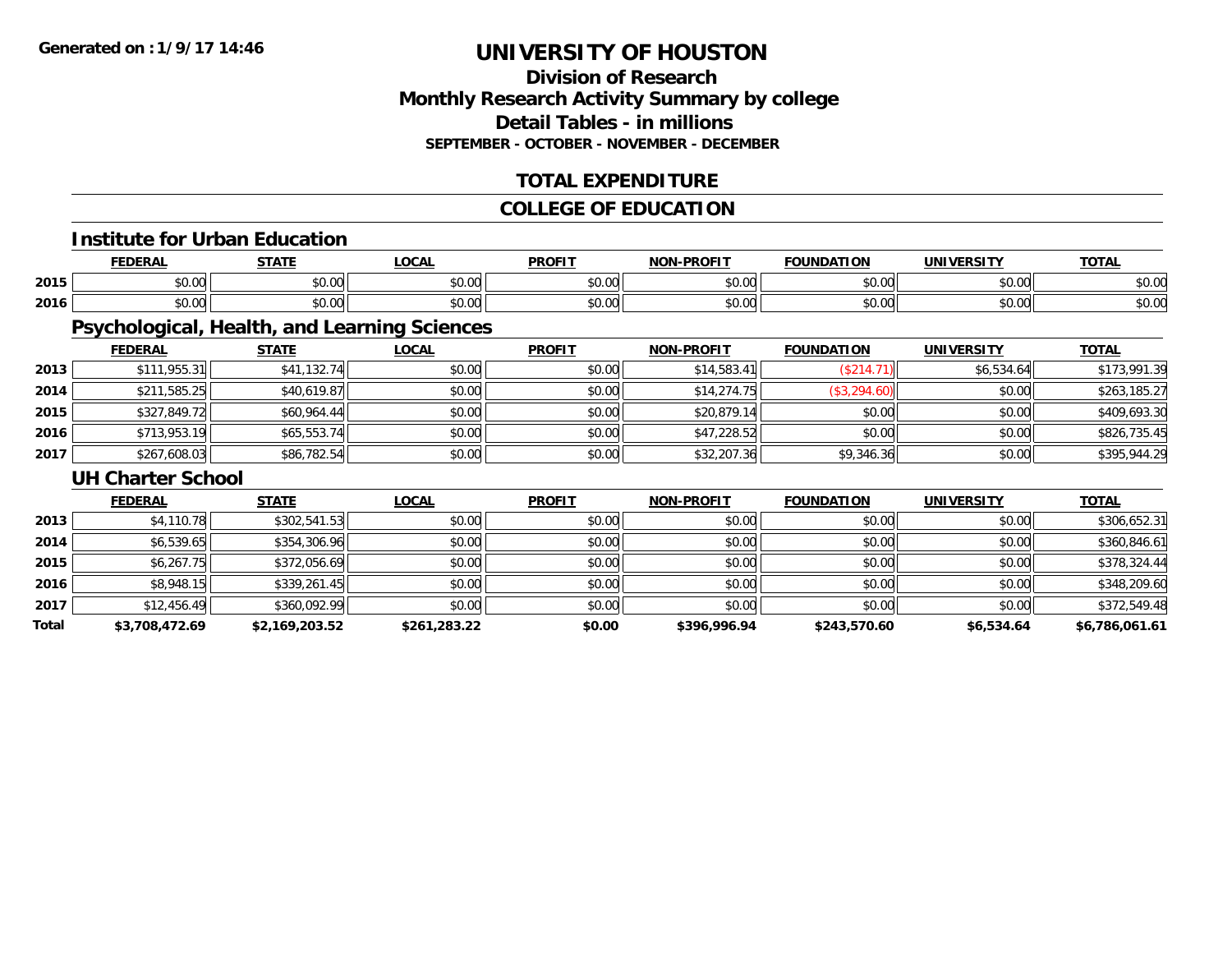**Generated on : 1/9/17 14:46**

# UNIVERSITY OF HOUSTON

## Division of Research
## Monthly Research Activity Summary by college
## Detail Tables - in millions
### SEPTEMBER - OCTOBER - NOVEMBER - DECEMBER

## TOTAL EXPENDITURE

## COLLEGE OF EDUCATION

### Institute for Urban Education

| | FEDERAL | STATE | LOCAL | PROFIT | NON-PROFIT | FOUNDATION | UNIVERSITY | TOTAL |
|---|---|---|---|---|---|---|---|---|
| 2015 | $0.00 | $0.00 | $0.00 | $0.00 | $0.00 | $0.00 | $0.00 | $0.00 |
| 2016 | $0.00 | $0.00 | $0.00 | $0.00 | $0.00 | $0.00 | $0.00 | $0.00 |

### Psychological, Health, and Learning Sciences

| | FEDERAL | STATE | LOCAL | PROFIT | NON-PROFIT | FOUNDATION | UNIVERSITY | TOTAL |
|---|---|---|---|---|---|---|---|---|
| 2013 | $111,955.31 | $41,132.74 | $0.00 | $0.00 | $14,583.41 | ($214.71) | $6,534.64 | $173,991.39 |
| 2014 | $211,585.25 | $40,619.87 | $0.00 | $0.00 | $14,274.75 | ($3,294.60) | $0.00 | $263,185.27 |
| 2015 | $327,849.72 | $60,964.44 | $0.00 | $0.00 | $20,879.14 | $0.00 | $0.00 | $409,693.30 |
| 2016 | $713,953.19 | $65,553.74 | $0.00 | $0.00 | $47,228.52 | $0.00 | $0.00 | $826,735.45 |
| 2017 | $267,608.03 | $86,782.54 | $0.00 | $0.00 | $32,207.36 | $9,346.36 | $0.00 | $395,944.29 |

### UH Charter School

| | FEDERAL | STATE | LOCAL | PROFIT | NON-PROFIT | FOUNDATION | UNIVERSITY | TOTAL |
|---|---|---|---|---|---|---|---|---|
| 2013 | $4,110.78 | $302,541.53 | $0.00 | $0.00 | $0.00 | $0.00 | $0.00 | $306,652.31 |
| 2014 | $6,539.65 | $354,306.96 | $0.00 | $0.00 | $0.00 | $0.00 | $0.00 | $360,846.61 |
| 2015 | $6,267.75 | $372,056.69 | $0.00 | $0.00 | $0.00 | $0.00 | $0.00 | $378,324.44 |
| 2016 | $8,948.15 | $339,261.45 | $0.00 | $0.00 | $0.00 | $0.00 | $0.00 | $348,209.60 |
| 2017 | $12,456.49 | $360,092.99 | $0.00 | $0.00 | $0.00 | $0.00 | $0.00 | $372,549.48 |
| **Total** | **$3,708,472.69** | **$2,169,203.52** | **$261,283.22** | **$0.00** | **$396,996.94** | **$243,570.60** | **$6,534.64** | **$6,786,061.61** |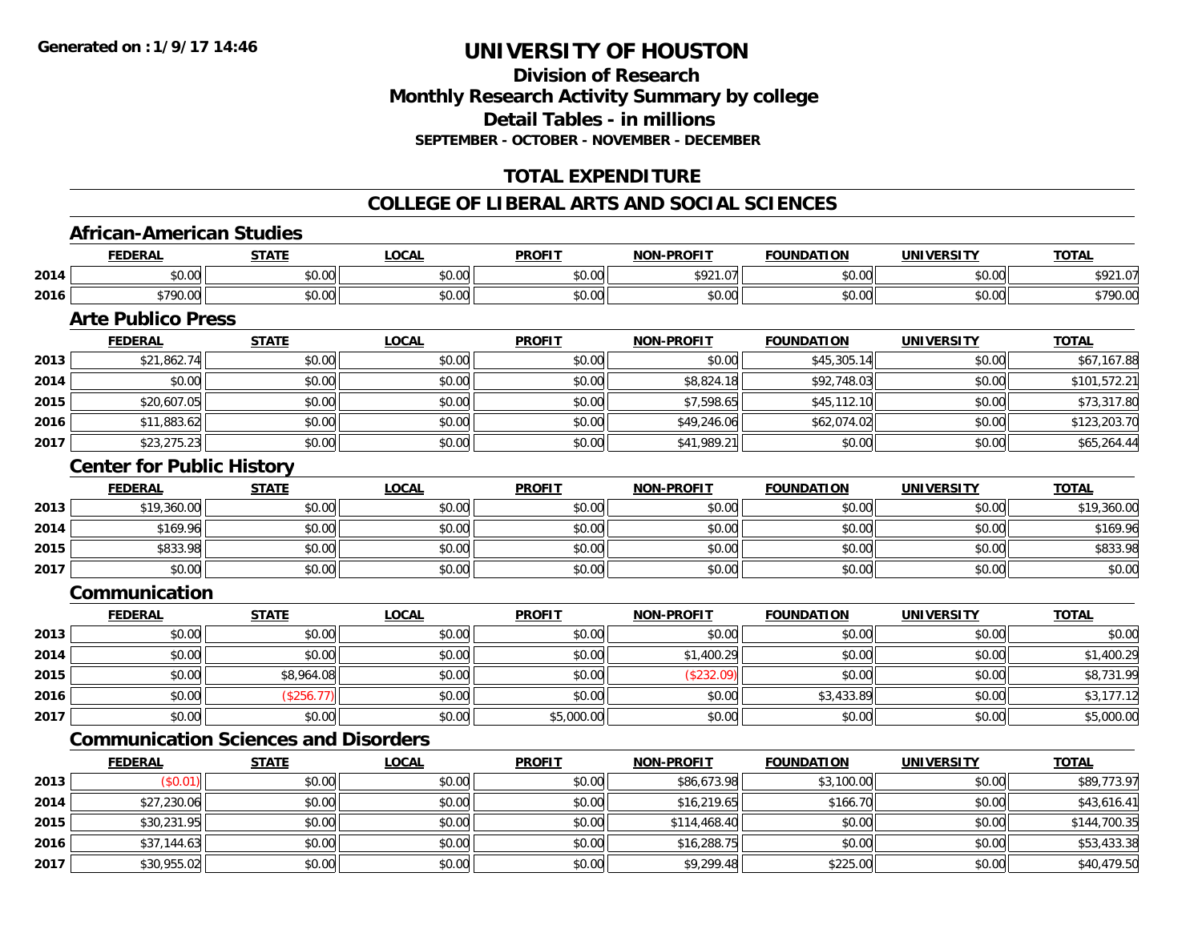# UNIVERSITY OF HOUSTON

## Division of Research
## Monthly Research Activity Summary by college
## Detail Tables - in millions
### SEPTEMBER - OCTOBER - NOVEMBER - DECEMBER

## TOTAL EXPENDITURE

## COLLEGE OF LIBERAL ARTS AND SOCIAL SCIENCES

### African-American Studies

| | FEDERAL | STATE | LOCAL | PROFIT | NON-PROFIT | FOUNDATION | UNIVERSITY | TOTAL |
|---|---|---|---|---|---|---|---|---|
| 2014 | $0.00 | $0.00 | $0.00 | $0.00 | $921.07 | $0.00 | $0.00 | $921.07 |
| 2016 | $790.00 | $0.00 | $0.00 | $0.00 | $0.00 | $0.00 | $0.00 | $790.00 |

### Arte Publico Press

| | FEDERAL | STATE | LOCAL | PROFIT | NON-PROFIT | FOUNDATION | UNIVERSITY | TOTAL |
|---|---|---|---|---|---|---|---|---|
| 2013 | $21,862.74 | $0.00 | $0.00 | $0.00 | $0.00 | $45,305.14 | $0.00 | $67,167.88 |
| 2014 | $0.00 | $0.00 | $0.00 | $0.00 | $8,824.18 | $92,748.03 | $0.00 | $101,572.21 |
| 2015 | $20,607.05 | $0.00 | $0.00 | $0.00 | $7,598.65 | $45,112.10 | $0.00 | $73,317.80 |
| 2016 | $11,883.62 | $0.00 | $0.00 | $0.00 | $49,246.06 | $62,074.02 | $0.00 | $123,203.70 |
| 2017 | $23,275.23 | $0.00 | $0.00 | $0.00 | $41,989.21 | $0.00 | $0.00 | $65,264.44 |

### Center for Public History

| | FEDERAL | STATE | LOCAL | PROFIT | NON-PROFIT | FOUNDATION | UNIVERSITY | TOTAL |
|---|---|---|---|---|---|---|---|---|
| 2013 | $19,360.00 | $0.00 | $0.00 | $0.00 | $0.00 | $0.00 | $0.00 | $19,360.00 |
| 2014 | $169.96 | $0.00 | $0.00 | $0.00 | $0.00 | $0.00 | $0.00 | $169.96 |
| 2015 | $833.98 | $0.00 | $0.00 | $0.00 | $0.00 | $0.00 | $0.00 | $833.98 |
| 2017 | $0.00 | $0.00 | $0.00 | $0.00 | $0.00 | $0.00 | $0.00 | $0.00 |

### Communication

| | FEDERAL | STATE | LOCAL | PROFIT | NON-PROFIT | FOUNDATION | UNIVERSITY | TOTAL |
|---|---|---|---|---|---|---|---|---|
| 2013 | $0.00 | $0.00 | $0.00 | $0.00 | $0.00 | $0.00 | $0.00 | $0.00 |
| 2014 | $0.00 | $0.00 | $0.00 | $0.00 | $1,400.29 | $0.00 | $0.00 | $1,400.29 |
| 2015 | $0.00 | $8,964.08 | $0.00 | $0.00 | ($232.09) | $0.00 | $0.00 | $8,731.99 |
| 2016 | $0.00 | ($256.77) | $0.00 | $0.00 | $0.00 | $3,433.89 | $0.00 | $3,177.12 |
| 2017 | $0.00 | $0.00 | $0.00 | $5,000.00 | $0.00 | $0.00 | $0.00 | $5,000.00 |

### Communication Sciences and Disorders

| | FEDERAL | STATE | LOCAL | PROFIT | NON-PROFIT | FOUNDATION | UNIVERSITY | TOTAL |
|---|---|---|---|---|---|---|---|---|
| 2013 | ($0.01) | $0.00 | $0.00 | $0.00 | $86,673.98 | $3,100.00 | $0.00 | $89,773.97 |
| 2014 | $27,230.06 | $0.00 | $0.00 | $0.00 | $16,219.65 | $166.70 | $0.00 | $43,616.41 |
| 2015 | $30,231.95 | $0.00 | $0.00 | $0.00 | $114,468.40 | $0.00 | $0.00 | $144,700.35 |
| 2016 | $37,144.63 | $0.00 | $0.00 | $0.00 | $16,288.75 | $0.00 | $0.00 | $53,433.38 |
| 2017 | $30,955.02 | $0.00 | $0.00 | $0.00 | $9,299.48 | $225.00 | $0.00 | $40,479.50 |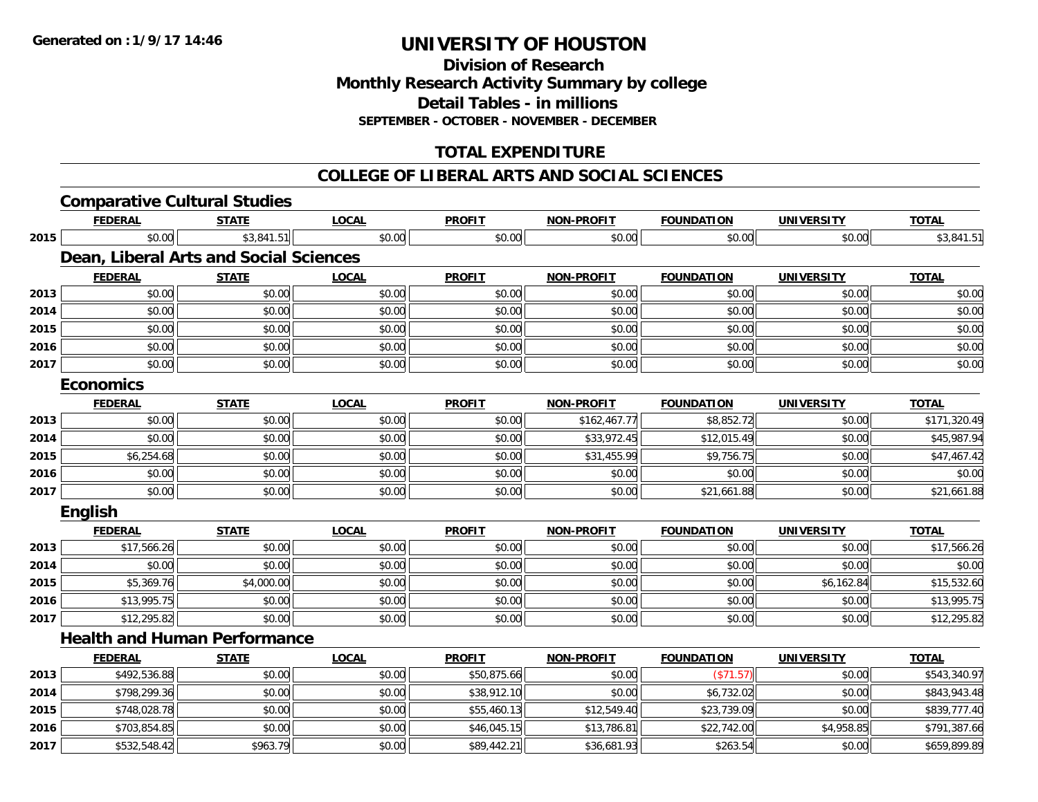**Generated on : 1/9/17 14:46**

# UNIVERSITY OF HOUSTON

## Division of Research
## Monthly Research Activity Summary by college
## Detail Tables - in millions
### SEPTEMBER - OCTOBER - NOVEMBER - DECEMBER

## TOTAL EXPENDITURE

## COLLEGE OF LIBERAL ARTS AND SOCIAL SCIENCES

### Comparative Cultural Studies

| | FEDERAL | STATE | LOCAL | PROFIT | NON-PROFIT | FOUNDATION | UNIVERSITY | TOTAL |
|---|---|---|---|---|---|---|---|---|
| 2015 | $0.00 | $3,841.51 | $0.00 | $0.00 | $0.00 | $0.00 | $0.00 | $3,841.51 |

### Dean, Liberal Arts and Social Sciences

| | FEDERAL | STATE | LOCAL | PROFIT | NON-PROFIT | FOUNDATION | UNIVERSITY | TOTAL |
|---|---|---|---|---|---|---|---|---|
| 2013 | $0.00 | $0.00 | $0.00 | $0.00 | $0.00 | $0.00 | $0.00 | $0.00 |
| 2014 | $0.00 | $0.00 | $0.00 | $0.00 | $0.00 | $0.00 | $0.00 | $0.00 |
| 2015 | $0.00 | $0.00 | $0.00 | $0.00 | $0.00 | $0.00 | $0.00 | $0.00 |
| 2016 | $0.00 | $0.00 | $0.00 | $0.00 | $0.00 | $0.00 | $0.00 | $0.00 |
| 2017 | $0.00 | $0.00 | $0.00 | $0.00 | $0.00 | $0.00 | $0.00 | $0.00 |

### Economics

| | FEDERAL | STATE | LOCAL | PROFIT | NON-PROFIT | FOUNDATION | UNIVERSITY | TOTAL |
|---|---|---|---|---|---|---|---|---|
| 2013 | $0.00 | $0.00 | $0.00 | $0.00 | $162,467.77 | $8,852.72 | $0.00 | $171,320.49 |
| 2014 | $0.00 | $0.00 | $0.00 | $0.00 | $33,972.45 | $12,015.49 | $0.00 | $45,987.94 |
| 2015 | $6,254.68 | $0.00 | $0.00 | $0.00 | $31,455.99 | $9,756.75 | $0.00 | $47,467.42 |
| 2016 | $0.00 | $0.00 | $0.00 | $0.00 | $0.00 | $0.00 | $0.00 | $0.00 |
| 2017 | $0.00 | $0.00 | $0.00 | $0.00 | $0.00 | $21,661.88 | $0.00 | $21,661.88 |

### English

| | FEDERAL | STATE | LOCAL | PROFIT | NON-PROFIT | FOUNDATION | UNIVERSITY | TOTAL |
|---|---|---|---|---|---|---|---|---|
| 2013 | $17,566.26 | $0.00 | $0.00 | $0.00 | $0.00 | $0.00 | $0.00 | $17,566.26 |
| 2014 | $0.00 | $0.00 | $0.00 | $0.00 | $0.00 | $0.00 | $0.00 | $0.00 |
| 2015 | $5,369.76 | $4,000.00 | $0.00 | $0.00 | $0.00 | $0.00 | $6,162.84 | $15,532.60 |
| 2016 | $13,995.75 | $0.00 | $0.00 | $0.00 | $0.00 | $0.00 | $0.00 | $13,995.75 |
| 2017 | $12,295.82 | $0.00 | $0.00 | $0.00 | $0.00 | $0.00 | $0.00 | $12,295.82 |

### Health and Human Performance

| | FEDERAL | STATE | LOCAL | PROFIT | NON-PROFIT | FOUNDATION | UNIVERSITY | TOTAL |
|---|---|---|---|---|---|---|---|---|
| 2013 | $492,536.88 | $0.00 | $0.00 | $50,875.66 | $0.00 | ($71.57) | $0.00 | $543,340.97 |
| 2014 | $798,299.36 | $0.00 | $0.00 | $38,912.10 | $0.00 | $6,732.02 | $0.00 | $843,943.48 |
| 2015 | $748,028.78 | $0.00 | $0.00 | $55,460.13 | $12,549.40 | $23,739.09 | $0.00 | $839,777.40 |
| 2016 | $703,854.85 | $0.00 | $0.00 | $46,045.15 | $13,786.81 | $22,742.00 | $4,958.85 | $791,387.66 |
| 2017 | $532,548.42 | $963.79 | $0.00 | $89,442.21 | $36,681.93 | $263.54 | $0.00 | $659,899.89 |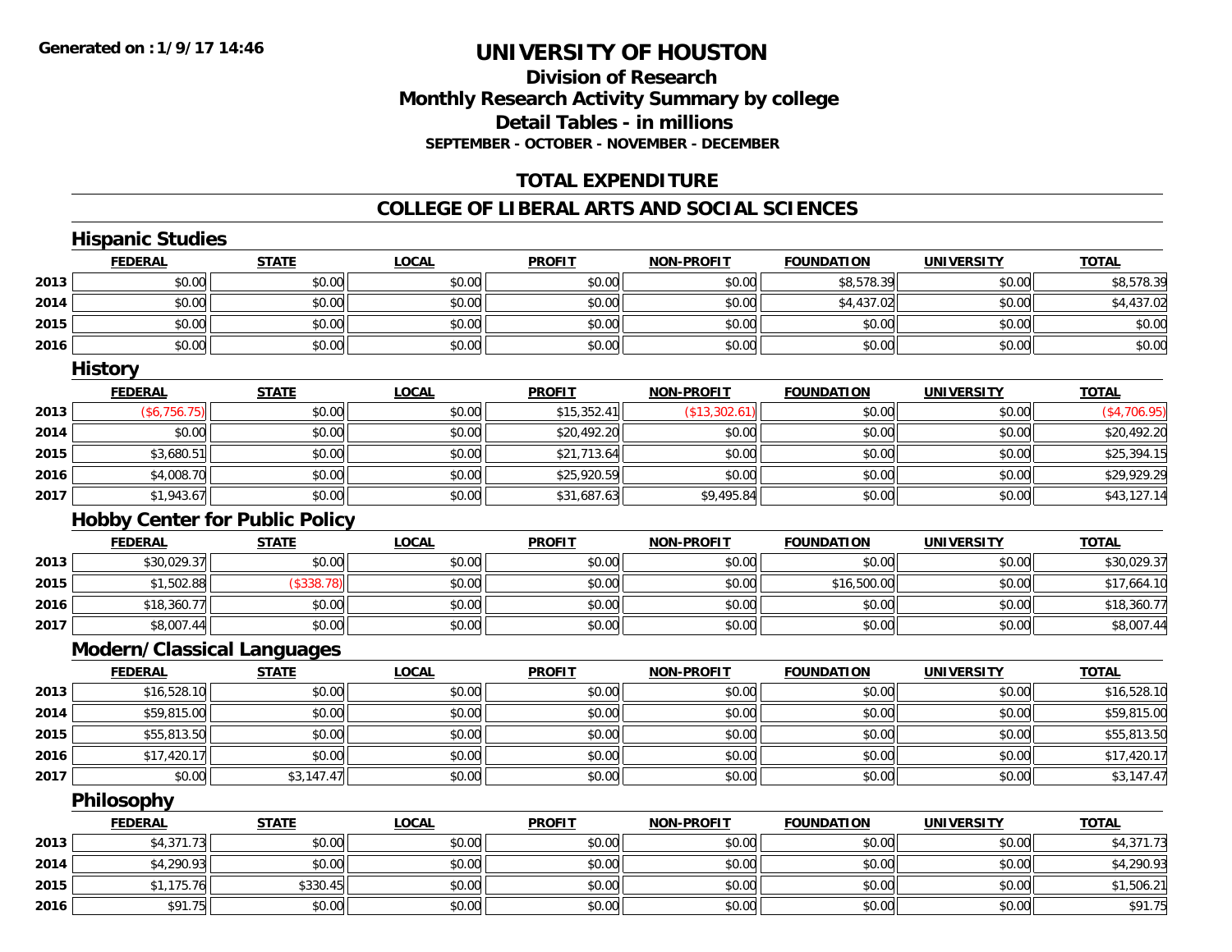# UNIVERSITY OF HOUSTON

## Division of Research
## Monthly Research Activity Summary by college
## Detail Tables - in millions
### SEPTEMBER - OCTOBER - NOVEMBER - DECEMBER

## TOTAL EXPENDITURE

## COLLEGE OF LIBERAL ARTS AND SOCIAL SCIENCES

### Hispanic Studies

| | FEDERAL | STATE | LOCAL | PROFIT | NON-PROFIT | FOUNDATION | UNIVERSITY | TOTAL |
|---|---|---|---|---|---|---|---|---|
| 2013 | $0.00 | $0.00 | $0.00 | $0.00 | $0.00 | $8,578.39 | $0.00 | $8,578.39 |
| 2014 | $0.00 | $0.00 | $0.00 | $0.00 | $0.00 | $4,437.02 | $0.00 | $4,437.02 |
| 2015 | $0.00 | $0.00 | $0.00 | $0.00 | $0.00 | $0.00 | $0.00 | $0.00 |
| 2016 | $0.00 | $0.00 | $0.00 | $0.00 | $0.00 | $0.00 | $0.00 | $0.00 |

### History

| | FEDERAL | STATE | LOCAL | PROFIT | NON-PROFIT | FOUNDATION | UNIVERSITY | TOTAL |
|---|---|---|---|---|---|---|---|---|
| 2013 | ($6,756.75) | $0.00 | $0.00 | $15,352.41 | ($13,302.61) | $0.00 | $0.00 | ($4,706.95) |
| 2014 | $0.00 | $0.00 | $0.00 | $20,492.20 | $0.00 | $0.00 | $0.00 | $20,492.20 |
| 2015 | $3,680.51 | $0.00 | $0.00 | $21,713.64 | $0.00 | $0.00 | $0.00 | $25,394.15 |
| 2016 | $4,008.70 | $0.00 | $0.00 | $25,920.59 | $0.00 | $0.00 | $0.00 | $29,929.29 |
| 2017 | $1,943.67 | $0.00 | $0.00 | $31,687.63 | $9,495.84 | $0.00 | $0.00 | $43,127.14 |

### Hobby Center for Public Policy

| | FEDERAL | STATE | LOCAL | PROFIT | NON-PROFIT | FOUNDATION | UNIVERSITY | TOTAL |
|---|---|---|---|---|---|---|---|---|
| 2013 | $30,029.37 | $0.00 | $0.00 | $0.00 | $0.00 | $0.00 | $0.00 | $30,029.37 |
| 2015 | $1,502.88 | ($338.78) | $0.00 | $0.00 | $0.00 | $16,500.00 | $0.00 | $17,664.10 |
| 2016 | $18,360.77 | $0.00 | $0.00 | $0.00 | $0.00 | $0.00 | $0.00 | $18,360.77 |
| 2017 | $8,007.44 | $0.00 | $0.00 | $0.00 | $0.00 | $0.00 | $0.00 | $8,007.44 |

### Modern/Classical Languages

| | FEDERAL | STATE | LOCAL | PROFIT | NON-PROFIT | FOUNDATION | UNIVERSITY | TOTAL |
|---|---|---|---|---|---|---|---|---|
| 2013 | $16,528.10 | $0.00 | $0.00 | $0.00 | $0.00 | $0.00 | $0.00 | $16,528.10 |
| 2014 | $59,815.00 | $0.00 | $0.00 | $0.00 | $0.00 | $0.00 | $0.00 | $59,815.00 |
| 2015 | $55,813.50 | $0.00 | $0.00 | $0.00 | $0.00 | $0.00 | $0.00 | $55,813.50 |
| 2016 | $17,420.17 | $0.00 | $0.00 | $0.00 | $0.00 | $0.00 | $0.00 | $17,420.17 |
| 2017 | $0.00 | $3,147.47 | $0.00 | $0.00 | $0.00 | $0.00 | $0.00 | $3,147.47 |

### Philosophy

| | FEDERAL | STATE | LOCAL | PROFIT | NON-PROFIT | FOUNDATION | UNIVERSITY | TOTAL |
|---|---|---|---|---|---|---|---|---|
| 2013 | $4,371.73 | $0.00 | $0.00 | $0.00 | $0.00 | $0.00 | $0.00 | $4,371.73 |
| 2014 | $4,290.93 | $0.00 | $0.00 | $0.00 | $0.00 | $0.00 | $0.00 | $4,290.93 |
| 2015 | $1,175.76 | $330.45 | $0.00 | $0.00 | $0.00 | $0.00 | $0.00 | $1,506.21 |
| 2016 | $91.75 | $0.00 | $0.00 | $0.00 | $0.00 | $0.00 | $0.00 | $91.75 |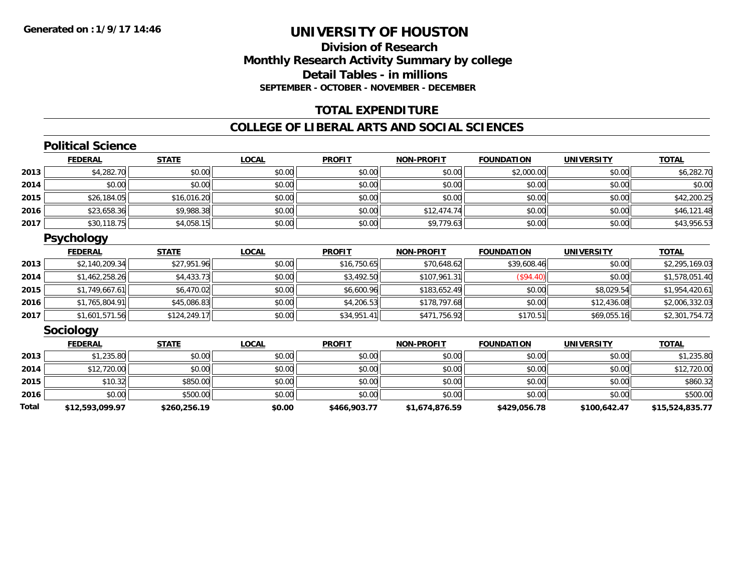Generated on :1/9/17 14:46

# UNIVERSITY OF HOUSTON

## Division of Research
## Monthly Research Activity Summary by college
## Detail Tables - in millions
### SEPTEMBER - OCTOBER - NOVEMBER - DECEMBER

## TOTAL EXPENDITURE

## COLLEGE OF LIBERAL ARTS AND SOCIAL SCIENCES

### Political Science

| | FEDERAL | STATE | LOCAL | PROFIT | NON-PROFIT | FOUNDATION | UNIVERSITY | TOTAL |
|---|---|---|---|---|---|---|---|---|
| 2013 | $4,282.70 | $0.00 | $0.00 | $0.00 | $0.00 | $2,000.00 | $0.00 | $6,282.70 |
| 2014 | $0.00 | $0.00 | $0.00 | $0.00 | $0.00 | $0.00 | $0.00 | $0.00 |
| 2015 | $26,184.05 | $16,016.20 | $0.00 | $0.00 | $0.00 | $0.00 | $0.00 | $42,200.25 |
| 2016 | $23,658.36 | $9,988.38 | $0.00 | $0.00 | $12,474.74 | $0.00 | $0.00 | $46,121.48 |
| 2017 | $30,118.75 | $4,058.15 | $0.00 | $0.00 | $9,779.63 | $0.00 | $0.00 | $43,956.53 |

### Psychology

| | FEDERAL | STATE | LOCAL | PROFIT | NON-PROFIT | FOUNDATION | UNIVERSITY | TOTAL |
|---|---|---|---|---|---|---|---|---|
| 2013 | $2,140,209.34 | $27,951.96 | $0.00 | $16,750.65 | $70,648.62 | $39,608.46 | $0.00 | $2,295,169.03 |
| 2014 | $1,462,258.26 | $4,433.73 | $0.00 | $3,492.50 | $107,961.31 | ($94.40) | $0.00 | $1,578,051.40 |
| 2015 | $1,749,667.61 | $6,470.02 | $0.00 | $6,600.96 | $183,652.49 | $0.00 | $8,029.54 | $1,954,420.61 |
| 2016 | $1,765,804.91 | $45,086.83 | $0.00 | $4,206.53 | $178,797.68 | $0.00 | $12,436.08 | $2,006,332.03 |
| 2017 | $1,601,571.56 | $124,249.17 | $0.00 | $34,951.41 | $471,756.92 | $170.51 | $69,055.16 | $2,301,754.72 |

### Sociology

| | FEDERAL | STATE | LOCAL | PROFIT | NON-PROFIT | FOUNDATION | UNIVERSITY | TOTAL |
|---|---|---|---|---|---|---|---|---|
| 2013 | $1,235.80 | $0.00 | $0.00 | $0.00 | $0.00 | $0.00 | $0.00 | $1,235.80 |
| 2014 | $12,720.00 | $0.00 | $0.00 | $0.00 | $0.00 | $0.00 | $0.00 | $12,720.00 |
| 2015 | $10.32 | $850.00 | $0.00 | $0.00 | $0.00 | $0.00 | $0.00 | $860.32 |
| 2016 | $0.00 | $500.00 | $0.00 | $0.00 | $0.00 | $0.00 | $0.00 | $500.00 |
| **Total** | **$12,593,099.97** | **$260,256.19** | **$0.00** | **$466,903.77** | **$1,674,876.59** | **$429,056.78** | **$100,642.47** | **$15,524,835.77** |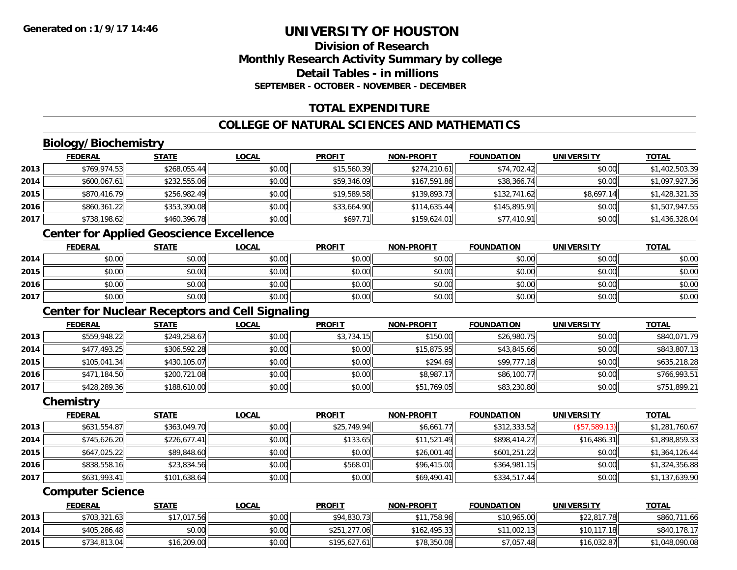**Generated on : 1/9/17 14:46**

# UNIVERSITY OF HOUSTON

## Division of Research
## Monthly Research Activity Summary by college
## Detail Tables - in millions
### SEPTEMBER - OCTOBER - NOVEMBER - DECEMBER

## TOTAL EXPENDITURE

## COLLEGE OF NATURAL SCIENCES AND MATHEMATICS

### Biology/Biochemistry

| | FEDERAL | STATE | LOCAL | PROFIT | NON-PROFIT | FOUNDATION | UNIVERSITY | TOTAL |
|---|---|---|---|---|---|---|---|---|
| 2013 | $769,974.53 | $268,055.44 | $0.00 | $15,560.39 | $274,210.61 | $74,702.42 | $0.00 | $1,402,503.39 |
| 2014 | $600,067.61 | $232,555.06 | $0.00 | $59,346.09 | $167,591.86 | $38,366.74 | $0.00 | $1,097,927.36 |
| 2015 | $870,416.79 | $256,982.49 | $0.00 | $19,589.58 | $139,893.73 | $132,741.62 | $8,697.14 | $1,428,321.35 |
| 2016 | $860,361.22 | $353,390.08 | $0.00 | $33,664.90 | $114,635.44 | $145,895.91 | $0.00 | $1,507,947.55 |
| 2017 | $738,198.62 | $460,396.78 | $0.00 | $697.71 | $159,624.01 | $77,410.91 | $0.00 | $1,436,328.04 |

### Center for Applied Geoscience Excellence

| | FEDERAL | STATE | LOCAL | PROFIT | NON-PROFIT | FOUNDATION | UNIVERSITY | TOTAL |
|---|---|---|---|---|---|---|---|---|
| 2014 | $0.00 | $0.00 | $0.00 | $0.00 | $0.00 | $0.00 | $0.00 | $0.00 |
| 2015 | $0.00 | $0.00 | $0.00 | $0.00 | $0.00 | $0.00 | $0.00 | $0.00 |
| 2016 | $0.00 | $0.00 | $0.00 | $0.00 | $0.00 | $0.00 | $0.00 | $0.00 |
| 2017 | $0.00 | $0.00 | $0.00 | $0.00 | $0.00 | $0.00 | $0.00 | $0.00 |

### Center for Nuclear Receptors and Cell Signaling

| | FEDERAL | STATE | LOCAL | PROFIT | NON-PROFIT | FOUNDATION | UNIVERSITY | TOTAL |
|---|---|---|---|---|---|---|---|---|
| 2013 | $559,948.22 | $249,258.67 | $0.00 | $3,734.15 | $150.00 | $26,980.75 | $0.00 | $840,071.79 |
| 2014 | $477,493.25 | $306,592.28 | $0.00 | $0.00 | $15,875.95 | $43,845.66 | $0.00 | $843,807.13 |
| 2015 | $105,041.34 | $430,105.07 | $0.00 | $0.00 | $294.69 | $99,777.18 | $0.00 | $635,218.28 |
| 2016 | $471,184.50 | $200,721.08 | $0.00 | $0.00 | $8,987.17 | $86,100.77 | $0.00 | $766,993.51 |
| 2017 | $428,289.36 | $188,610.00 | $0.00 | $0.00 | $51,769.05 | $83,230.80 | $0.00 | $751,899.21 |

### Chemistry

| | FEDERAL | STATE | LOCAL | PROFIT | NON-PROFIT | FOUNDATION | UNIVERSITY | TOTAL |
|---|---|---|---|---|---|---|---|---|
| 2013 | $631,554.87 | $363,049.70 | $0.00 | $25,749.94 | $6,661.77 | $312,333.52 | ($57,589.13) | $1,281,760.67 |
| 2014 | $745,626.20 | $226,677.41 | $0.00 | $133.65 | $11,521.49 | $898,414.27 | $16,486.31 | $1,898,859.33 |
| 2015 | $647,025.22 | $89,848.60 | $0.00 | $0.00 | $26,001.40 | $601,251.22 | $0.00 | $1,364,126.44 |
| 2016 | $838,558.16 | $23,834.56 | $0.00 | $568.01 | $96,415.00 | $364,981.15 | $0.00 | $1,324,356.88 |
| 2017 | $631,993.41 | $101,638.64 | $0.00 | $0.00 | $69,490.41 | $334,517.44 | $0.00 | $1,137,639.90 |

### Computer Science

| | FEDERAL | STATE | LOCAL | PROFIT | NON-PROFIT | FOUNDATION | UNIVERSITY | TOTAL |
|---|---|---|---|---|---|---|---|---|
| 2013 | $703,321.63 | $17,017.56 | $0.00 | $94,830.73 | $11,758.96 | $10,965.00 | $22,817.78 | $860,711.66 |
| 2014 | $405,286.48 | $0.00 | $0.00 | $251,277.06 | $162,495.33 | $11,002.13 | $10,117.18 | $840,178.17 |
| 2015 | $734,813.04 | $16,209.00 | $0.00 | $195,627.61 | $78,350.08 | $7,057.48 | $16,032.87 | $1,048,090.08 |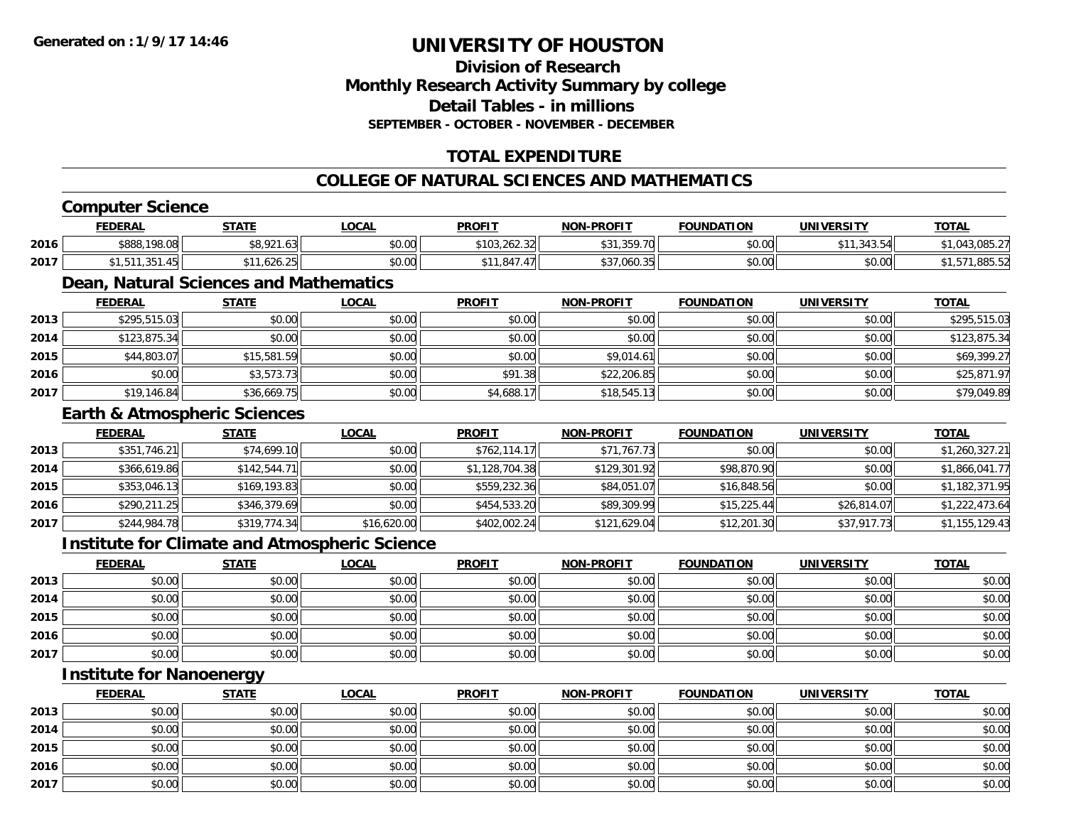# UNIVERSITY OF HOUSTON

## Division of Research
## Monthly Research Activity Summary by college
## Detail Tables - in millions
### SEPTEMBER - OCTOBER - NOVEMBER - DECEMBER

## TOTAL EXPENDITURE

## COLLEGE OF NATURAL SCIENCES AND MATHEMATICS

### Computer Science

| | FEDERAL | STATE | LOCAL | PROFIT | NON-PROFIT | FOUNDATION | UNIVERSITY | TOTAL |
|---|---|---|---|---|---|---|---|---|
| 2016 | $888,198.08 | $8,921.63 | $0.00 | $103,262.32 | $31,359.70 | $0.00 | $11,343.54 | $1,043,085.27 |
| 2017 | $1,511,351.45 | $11,626.25 | $0.00 | $11,847.47 | $37,060.35 | $0.00 | $0.00 | $1,571,885.52 |

### Dean, Natural Sciences and Mathematics

| | FEDERAL | STATE | LOCAL | PROFIT | NON-PROFIT | FOUNDATION | UNIVERSITY | TOTAL |
|---|---|---|---|---|---|---|---|---|
| 2013 | $295,515.03 | $0.00 | $0.00 | $0.00 | $0.00 | $0.00 | $0.00 | $295,515.03 |
| 2014 | $123,875.34 | $0.00 | $0.00 | $0.00 | $0.00 | $0.00 | $0.00 | $123,875.34 |
| 2015 | $44,803.07 | $15,581.59 | $0.00 | $0.00 | $9,014.61 | $0.00 | $0.00 | $69,399.27 |
| 2016 | $0.00 | $3,573.73 | $0.00 | $91.38 | $22,206.85 | $0.00 | $0.00 | $25,871.97 |
| 2017 | $19,146.84 | $36,669.75 | $0.00 | $4,688.17 | $18,545.13 | $0.00 | $0.00 | $79,049.89 |

### Earth & Atmospheric Sciences

| | FEDERAL | STATE | LOCAL | PROFIT | NON-PROFIT | FOUNDATION | UNIVERSITY | TOTAL |
|---|---|---|---|---|---|---|---|---|
| 2013 | $351,746.21 | $74,699.10 | $0.00 | $762,114.17 | $71,767.73 | $0.00 | $0.00 | $1,260,327.21 |
| 2014 | $366,619.86 | $142,544.71 | $0.00 | $1,128,704.38 | $129,301.92 | $98,870.90 | $0.00 | $1,866,041.77 |
| 2015 | $353,046.13 | $169,193.83 | $0.00 | $559,232.36 | $84,051.07 | $16,848.56 | $0.00 | $1,182,371.95 |
| 2016 | $290,211.25 | $346,379.69 | $0.00 | $454,533.20 | $89,309.99 | $15,225.44 | $26,814.07 | $1,222,473.64 |
| 2017 | $244,984.78 | $319,774.34 | $16,620.00 | $402,002.24 | $121,629.04 | $12,201.30 | $37,917.73 | $1,155,129.43 |

### Institute for Climate and Atmospheric Science

| | FEDERAL | STATE | LOCAL | PROFIT | NON-PROFIT | FOUNDATION | UNIVERSITY | TOTAL |
|---|---|---|---|---|---|---|---|---|
| 2013 | $0.00 | $0.00 | $0.00 | $0.00 | $0.00 | $0.00 | $0.00 | $0.00 |
| 2014 | $0.00 | $0.00 | $0.00 | $0.00 | $0.00 | $0.00 | $0.00 | $0.00 |
| 2015 | $0.00 | $0.00 | $0.00 | $0.00 | $0.00 | $0.00 | $0.00 | $0.00 |
| 2016 | $0.00 | $0.00 | $0.00 | $0.00 | $0.00 | $0.00 | $0.00 | $0.00 |
| 2017 | $0.00 | $0.00 | $0.00 | $0.00 | $0.00 | $0.00 | $0.00 | $0.00 |

### Institute for Nanoenergy

| | FEDERAL | STATE | LOCAL | PROFIT | NON-PROFIT | FOUNDATION | UNIVERSITY | TOTAL |
|---|---|---|---|---|---|---|---|---|
| 2013 | $0.00 | $0.00 | $0.00 | $0.00 | $0.00 | $0.00 | $0.00 | $0.00 |
| 2014 | $0.00 | $0.00 | $0.00 | $0.00 | $0.00 | $0.00 | $0.00 | $0.00 |
| 2015 | $0.00 | $0.00 | $0.00 | $0.00 | $0.00 | $0.00 | $0.00 | $0.00 |
| 2016 | $0.00 | $0.00 | $0.00 | $0.00 | $0.00 | $0.00 | $0.00 | $0.00 |
| 2017 | $0.00 | $0.00 | $0.00 | $0.00 | $0.00 | $0.00 | $0.00 | $0.00 |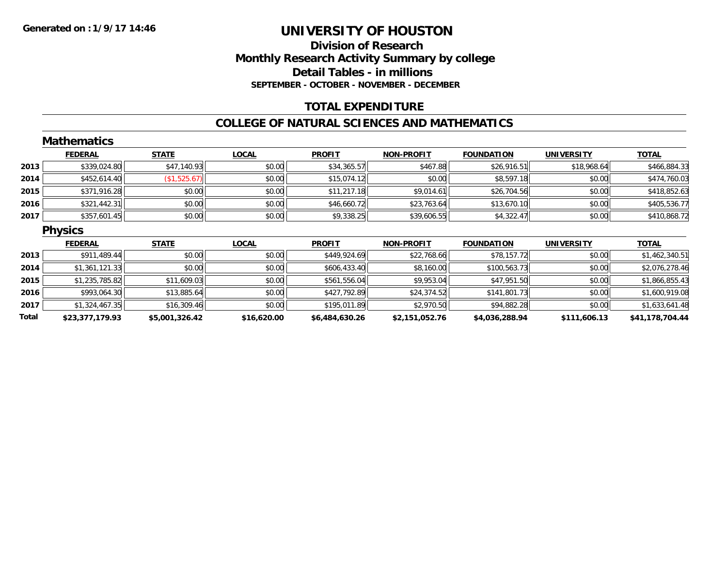# UNIVERSITY OF HOUSTON

## Division of Research
## Monthly Research Activity Summary by college
## Detail Tables - in millions
### SEPTEMBER - OCTOBER - NOVEMBER - DECEMBER

Generated on : 1/9/17 14:46

## TOTAL EXPENDITURE

## COLLEGE OF NATURAL SCIENCES AND MATHEMATICS

### Mathematics

| | FEDERAL | STATE | LOCAL | PROFIT | NON-PROFIT | FOUNDATION | UNIVERSITY | TOTAL |
|---|---|---|---|---|---|---|---|---|
| 2013 | $339,024.80 | $47,140.93 | $0.00 | $34,365.57 | $467.88 | $26,916.51 | $18,968.64 | $466,884.33 |
| 2014 | $452,614.40 | ($1,525.67) | $0.00 | $15,074.12 | $0.00 | $8,597.18 | $0.00 | $474,760.03 |
| 2015 | $371,916.28 | $0.00 | $0.00 | $11,217.18 | $9,014.61 | $26,704.56 | $0.00 | $418,852.63 |
| 2016 | $321,442.31 | $0.00 | $0.00 | $46,660.72 | $23,763.64 | $13,670.10 | $0.00 | $405,536.77 |
| 2017 | $357,601.45 | $0.00 | $0.00 | $9,338.25 | $39,606.55 | $4,322.47 | $0.00 | $410,868.72 |

### Physics

| | FEDERAL | STATE | LOCAL | PROFIT | NON-PROFIT | FOUNDATION | UNIVERSITY | TOTAL |
|---|---|---|---|---|---|---|---|---|
| 2013 | $911,489.44 | $0.00 | $0.00 | $449,924.69 | $22,768.66 | $78,157.72 | $0.00 | $1,462,340.51 |
| 2014 | $1,361,121.33 | $0.00 | $0.00 | $606,433.40 | $8,160.00 | $100,563.73 | $0.00 | $2,076,278.46 |
| 2015 | $1,235,785.82 | $11,609.03 | $0.00 | $561,556.04 | $9,953.04 | $47,951.50 | $0.00 | $1,866,855.43 |
| 2016 | $993,064.30 | $13,885.64 | $0.00 | $427,792.89 | $24,374.52 | $141,801.73 | $0.00 | $1,600,919.08 |
| 2017 | $1,324,467.35 | $16,309.46 | $0.00 | $195,011.89 | $2,970.50 | $94,882.28 | $0.00 | $1,633,641.48 |
| **Total** | **$23,377,179.93** | **$5,001,326.42** | **$16,620.00** | **$6,484,630.26** | **$2,151,052.76** | **$4,036,288.94** | **$111,606.13** | **$41,178,704.44** |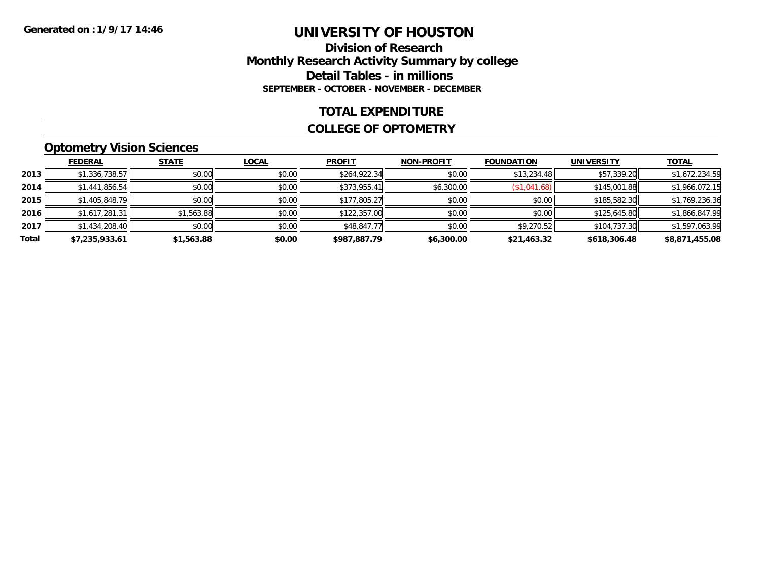**Generated on :1/9/17 14:46**

# UNIVERSITY OF HOUSTON

## Division of Research
## Monthly Research Activity Summary by college
## Detail Tables - in millions
### SEPTEMBER - OCTOBER - NOVEMBER - DECEMBER

### TOTAL EXPENDITURE

### COLLEGE OF OPTOMETRY

### Optometry Vision Sciences

| | FEDERAL | STATE | LOCAL | PROFIT | NON-PROFIT | FOUNDATION | UNIVERSITY | TOTAL |
|---|---|---|---|---|---|---|---|---|
| 2013 | $1,336,738.57 | $0.00 | $0.00 | $264,922.34 | $0.00 | $13,234.48 | $57,339.20 | $1,672,234.59 |
| 2014 | $1,441,856.54 | $0.00 | $0.00 | $373,955.41 | $6,300.00 | ($1,041.68) | $145,001.88 | $1,966,072.15 |
| 2015 | $1,405,848.79 | $0.00 | $0.00 | $177,805.27 | $0.00 | $0.00 | $185,582.30 | $1,769,236.36 |
| 2016 | $1,617,281.31 | $1,563.88 | $0.00 | $122,357.00 | $0.00 | $0.00 | $125,645.80 | $1,866,847.99 |
| 2017 | $1,434,208.40 | $0.00 | $0.00 | $48,847.77 | $0.00 | $9,270.52 | $104,737.30 | $1,597,063.99 |
| **Total** | **$7,235,933.61** | **$1,563.88** | **$0.00** | **$987,887.79** | **$6,300.00** | **$21,463.32** | **$618,306.48** | **$8,871,455.08** |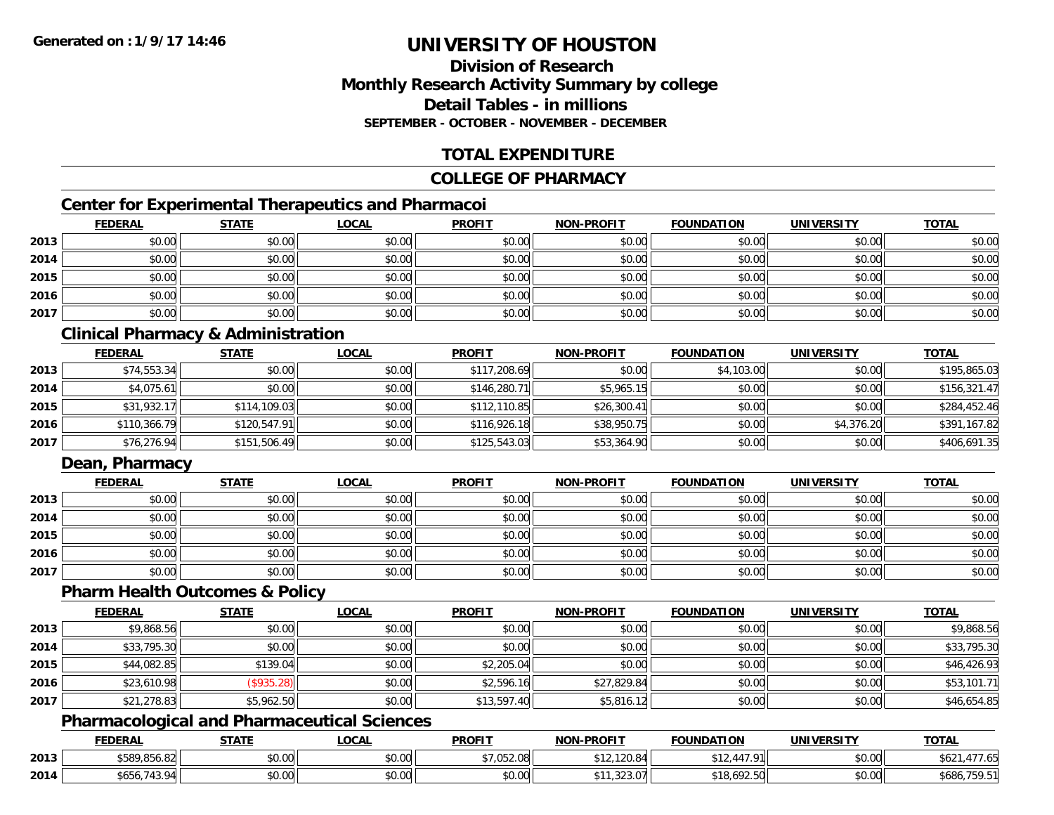# UNIVERSITY OF HOUSTON

## Division of Research
## Monthly Research Activity Summary by college
## Detail Tables - in millions
### SEPTEMBER - OCTOBER - NOVEMBER - DECEMBER

## TOTAL EXPENDITURE

## COLLEGE OF PHARMACY

### Center for Experimental Therapeutics and Pharmacoi

| | FEDERAL | STATE | LOCAL | PROFIT | NON-PROFIT | FOUNDATION | UNIVERSITY | TOTAL |
|---|---|---|---|---|---|---|---|---|
| 2013 | $0.00 | $0.00 | $0.00 | $0.00 | $0.00 | $0.00 | $0.00 | $0.00 |
| 2014 | $0.00 | $0.00 | $0.00 | $0.00 | $0.00 | $0.00 | $0.00 | $0.00 |
| 2015 | $0.00 | $0.00 | $0.00 | $0.00 | $0.00 | $0.00 | $0.00 | $0.00 |
| 2016 | $0.00 | $0.00 | $0.00 | $0.00 | $0.00 | $0.00 | $0.00 | $0.00 |
| 2017 | $0.00 | $0.00 | $0.00 | $0.00 | $0.00 | $0.00 | $0.00 | $0.00 |

### Clinical Pharmacy & Administration

| | FEDERAL | STATE | LOCAL | PROFIT | NON-PROFIT | FOUNDATION | UNIVERSITY | TOTAL |
|---|---|---|---|---|---|---|---|---|
| 2013 | $74,553.34 | $0.00 | $0.00 | $117,208.69 | $0.00 | $4,103.00 | $0.00 | $195,865.03 |
| 2014 | $4,075.61 | $0.00 | $0.00 | $146,280.71 | $5,965.15 | $0.00 | $0.00 | $156,321.47 |
| 2015 | $31,932.17 | $114,109.03 | $0.00 | $112,110.85 | $26,300.41 | $0.00 | $0.00 | $284,452.46 |
| 2016 | $110,366.79 | $120,547.91 | $0.00 | $116,926.18 | $38,950.75 | $0.00 | $4,376.20 | $391,167.82 |
| 2017 | $76,276.94 | $151,506.49 | $0.00 | $125,543.03 | $53,364.90 | $0.00 | $0.00 | $406,691.35 |

### Dean, Pharmacy

| | FEDERAL | STATE | LOCAL | PROFIT | NON-PROFIT | FOUNDATION | UNIVERSITY | TOTAL |
|---|---|---|---|---|---|---|---|---|
| 2013 | $0.00 | $0.00 | $0.00 | $0.00 | $0.00 | $0.00 | $0.00 | $0.00 |
| 2014 | $0.00 | $0.00 | $0.00 | $0.00 | $0.00 | $0.00 | $0.00 | $0.00 |
| 2015 | $0.00 | $0.00 | $0.00 | $0.00 | $0.00 | $0.00 | $0.00 | $0.00 |
| 2016 | $0.00 | $0.00 | $0.00 | $0.00 | $0.00 | $0.00 | $0.00 | $0.00 |
| 2017 | $0.00 | $0.00 | $0.00 | $0.00 | $0.00 | $0.00 | $0.00 | $0.00 |

### Pharm Health Outcomes & Policy

| | FEDERAL | STATE | LOCAL | PROFIT | NON-PROFIT | FOUNDATION | UNIVERSITY | TOTAL |
|---|---|---|---|---|---|---|---|---|
| 2013 | $9,868.56 | $0.00 | $0.00 | $0.00 | $0.00 | $0.00 | $0.00 | $9,868.56 |
| 2014 | $33,795.30 | $0.00 | $0.00 | $0.00 | $0.00 | $0.00 | $0.00 | $33,795.30 |
| 2015 | $44,082.85 | $139.04 | $0.00 | $2,205.04 | $0.00 | $0.00 | $0.00 | $46,426.93 |
| 2016 | $23,610.98 | ($935.28) | $0.00 | $2,596.16 | $27,829.84 | $0.00 | $0.00 | $53,101.71 |
| 2017 | $21,278.83 | $5,962.50 | $0.00 | $13,597.40 | $5,816.12 | $0.00 | $0.00 | $46,654.85 |

### Pharmacological and Pharmaceutical Sciences

| | FEDERAL | STATE | LOCAL | PROFIT | NON-PROFIT | FOUNDATION | UNIVERSITY | TOTAL |
|---|---|---|---|---|---|---|---|---|
| 2013 | $589,856.82 | $0.00 | $0.00 | $7,052.08 | $12,120.84 | $12,447.91 | $0.00 | $621,477.65 |
| 2014 | $656,743.94 | $0.00 | $0.00 | $0.00 | $11,323.07 | $18,692.50 | $0.00 | $686,759.51 |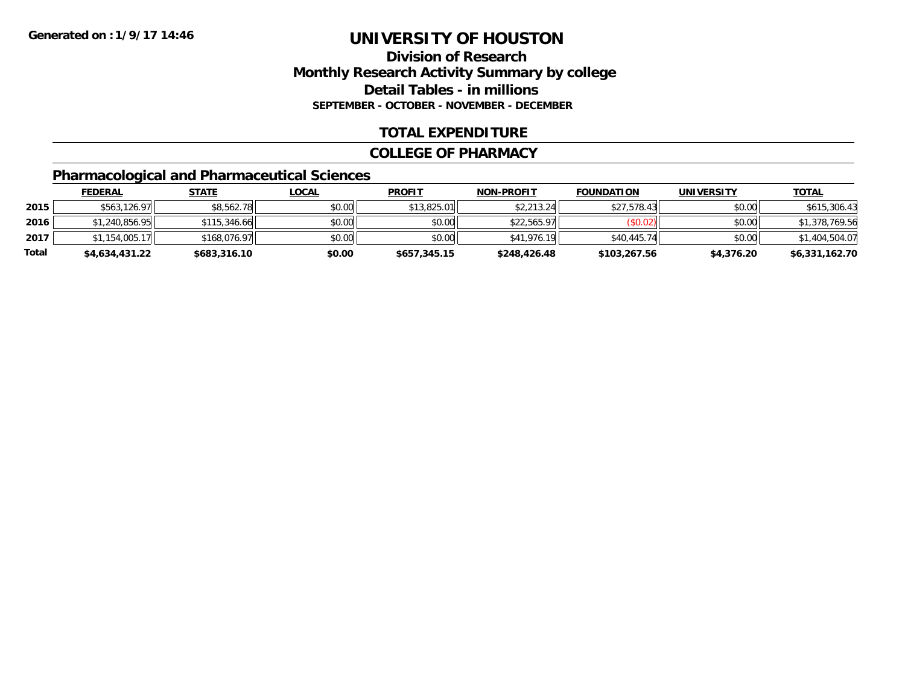**Generated on :1/9/17 14:46**

# UNIVERSITY OF HOUSTON

## Division of Research
## Monthly Research Activity Summary by college
## Detail Tables - in millions
**SEPTEMBER - OCTOBER - NOVEMBER - DECEMBER**

## TOTAL EXPENDITURE

## COLLEGE OF PHARMACY

### Pharmacological and Pharmaceutical Sciences

| | FEDERAL | STATE | LOCAL | PROFIT | NON-PROFIT | FOUNDATION | UNIVERSITY | TOTAL |
|---|---|---|---|---|---|---|---|---|
| **2015** | $563,126.97 | $8,562.78 | $0.00 | $13,825.01 | $2,213.24 | $27,578.43 | $0.00 | $615,306.43 |
| **2016** | $1,240,856.95 | $115,346.66 | $0.00 | $0.00 | $22,565.97 | ($0.02) | $0.00 | $1,378,769.56 |
| **2017** | $1,154,005.17 | $168,076.97 | $0.00 | $0.00 | $41,976.19 | $40,445.74 | $0.00 | $1,404,504.07 |
| **Total** | **$4,634,431.22** | **$683,316.10** | **$0.00** | **$657,345.15** | **$248,426.48** | **$103,267.56** | **$4,376.20** | **$6,331,162.70** |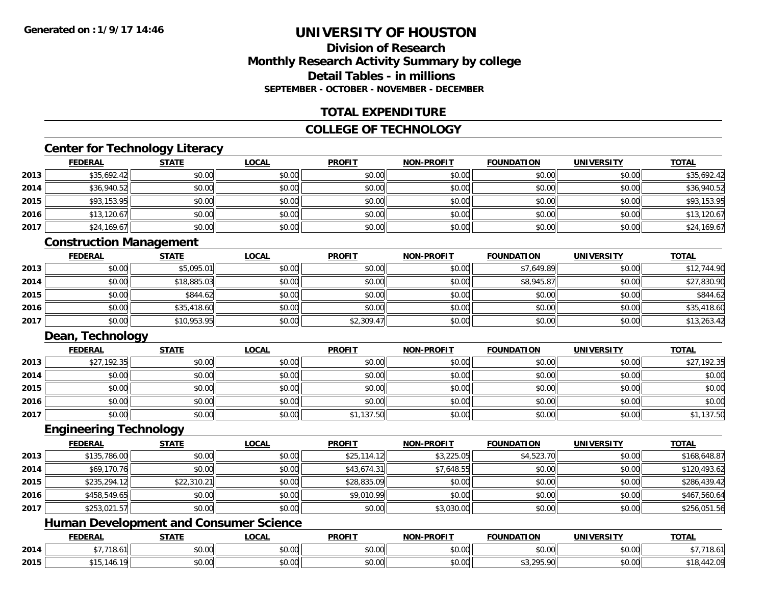**Generated on :1/9/17 14:46**

# UNIVERSITY OF HOUSTON

## Division of Research
## Monthly Research Activity Summary by college
## Detail Tables - in millions
### SEPTEMBER - OCTOBER - NOVEMBER - DECEMBER

## TOTAL EXPENDITURE

## COLLEGE OF TECHNOLOGY

### Center for Technology Literacy

| | FEDERAL | STATE | LOCAL | PROFIT | NON-PROFIT | FOUNDATION | UNIVERSITY | TOTAL |
|---|---|---|---|---|---|---|---|---|
| 2013 | $35,692.42 | $0.00 | $0.00 | $0.00 | $0.00 | $0.00 | $0.00 | $35,692.42 |
| 2014 | $36,940.52 | $0.00 | $0.00 | $0.00 | $0.00 | $0.00 | $0.00 | $36,940.52 |
| 2015 | $93,153.95 | $0.00 | $0.00 | $0.00 | $0.00 | $0.00 | $0.00 | $93,153.95 |
| 2016 | $13,120.67 | $0.00 | $0.00 | $0.00 | $0.00 | $0.00 | $0.00 | $13,120.67 |
| 2017 | $24,169.67 | $0.00 | $0.00 | $0.00 | $0.00 | $0.00 | $0.00 | $24,169.67 |

### Construction Management

| | FEDERAL | STATE | LOCAL | PROFIT | NON-PROFIT | FOUNDATION | UNIVERSITY | TOTAL |
|---|---|---|---|---|---|---|---|---|
| 2013 | $0.00 | $5,095.01 | $0.00 | $0.00 | $0.00 | $7,649.89 | $0.00 | $12,744.90 |
| 2014 | $0.00 | $18,885.03 | $0.00 | $0.00 | $0.00 | $8,945.87 | $0.00 | $27,830.90 |
| 2015 | $0.00 | $844.62 | $0.00 | $0.00 | $0.00 | $0.00 | $0.00 | $844.62 |
| 2016 | $0.00 | $35,418.60 | $0.00 | $0.00 | $0.00 | $0.00 | $0.00 | $35,418.60 |
| 2017 | $0.00 | $10,953.95 | $0.00 | $2,309.47 | $0.00 | $0.00 | $0.00 | $13,263.42 |

### Dean, Technology

| | FEDERAL | STATE | LOCAL | PROFIT | NON-PROFIT | FOUNDATION | UNIVERSITY | TOTAL |
|---|---|---|---|---|---|---|---|---|
| 2013 | $27,192.35 | $0.00 | $0.00 | $0.00 | $0.00 | $0.00 | $0.00 | $27,192.35 |
| 2014 | $0.00 | $0.00 | $0.00 | $0.00 | $0.00 | $0.00 | $0.00 | $0.00 |
| 2015 | $0.00 | $0.00 | $0.00 | $0.00 | $0.00 | $0.00 | $0.00 | $0.00 |
| 2016 | $0.00 | $0.00 | $0.00 | $0.00 | $0.00 | $0.00 | $0.00 | $0.00 |
| 2017 | $0.00 | $0.00 | $0.00 | $1,137.50 | $0.00 | $0.00 | $0.00 | $1,137.50 |

### Engineering Technology

| | FEDERAL | STATE | LOCAL | PROFIT | NON-PROFIT | FOUNDATION | UNIVERSITY | TOTAL |
|---|---|---|---|---|---|---|---|---|
| 2013 | $135,786.00 | $0.00 | $0.00 | $25,114.12 | $3,225.05 | $4,523.70 | $0.00 | $168,648.87 |
| 2014 | $69,170.76 | $0.00 | $0.00 | $43,674.31 | $7,648.55 | $0.00 | $0.00 | $120,493.62 |
| 2015 | $235,294.12 | $22,310.21 | $0.00 | $28,835.09 | $0.00 | $0.00 | $0.00 | $286,439.42 |
| 2016 | $458,549.65 | $0.00 | $0.00 | $9,010.99 | $0.00 | $0.00 | $0.00 | $467,560.64 |
| 2017 | $253,021.57 | $0.00 | $0.00 | $0.00 | $3,030.00 | $0.00 | $0.00 | $256,051.56 |

### Human Development and Consumer Science

| | FEDERAL | STATE | LOCAL | PROFIT | NON-PROFIT | FOUNDATION | UNIVERSITY | TOTAL |
|---|---|---|---|---|---|---|---|---|
| 2014 | $7,718.61 | $0.00 | $0.00 | $0.00 | $0.00 | $0.00 | $0.00 | $7,718.61 |
| 2015 | $15,146.19 | $0.00 | $0.00 | $0.00 | $0.00 | $3,295.90 | $0.00 | $18,442.09 |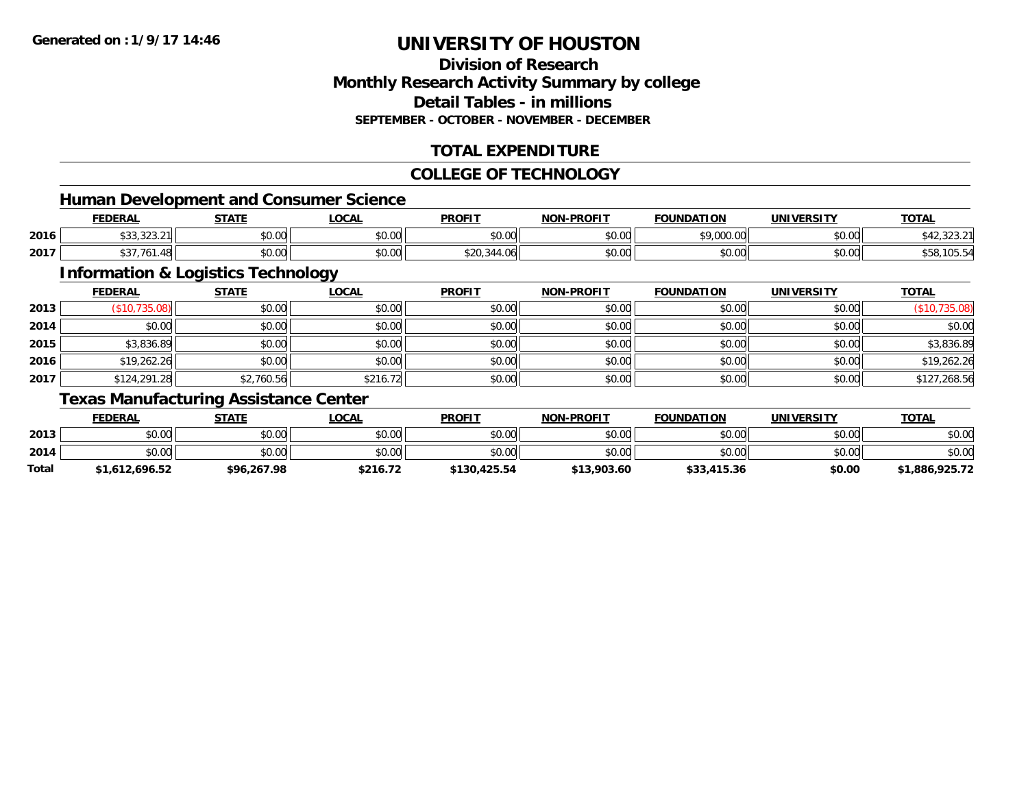**Generated on :1/9/17 14:46**

# UNIVERSITY OF HOUSTON

## Division of Research
## Monthly Research Activity Summary by college
## Detail Tables - in millions
### SEPTEMBER - OCTOBER - NOVEMBER - DECEMBER

## TOTAL EXPENDITURE

## COLLEGE OF TECHNOLOGY

### Human Development and Consumer Science

| | FEDERAL | STATE | LOCAL | PROFIT | NON-PROFIT | FOUNDATION | UNIVERSITY | TOTAL |
|---|---|---|---|---|---|---|---|---|
| 2016 | $33,323.21 | $0.00 | $0.00 | $0.00 | $0.00 | $9,000.00 | $0.00 | $42,323.21 |
| 2017 | $37,761.48 | $0.00 | $0.00 | $20,344.06 | $0.00 | $0.00 | $0.00 | $58,105.54 |

### Information & Logistics Technology

| | FEDERAL | STATE | LOCAL | PROFIT | NON-PROFIT | FOUNDATION | UNIVERSITY | TOTAL |
|---|---|---|---|---|---|---|---|---|
| 2013 | ($10,735.08) | $0.00 | $0.00 | $0.00 | $0.00 | $0.00 | $0.00 | ($10,735.08) |
| 2014 | $0.00 | $0.00 | $0.00 | $0.00 | $0.00 | $0.00 | $0.00 | $0.00 |
| 2015 | $3,836.89 | $0.00 | $0.00 | $0.00 | $0.00 | $0.00 | $0.00 | $3,836.89 |
| 2016 | $19,262.26 | $0.00 | $0.00 | $0.00 | $0.00 | $0.00 | $0.00 | $19,262.26 |
| 2017 | $124,291.28 | $2,760.56 | $216.72 | $0.00 | $0.00 | $0.00 | $0.00 | $127,268.56 |

### Texas Manufacturing Assistance Center

| | FEDERAL | STATE | LOCAL | PROFIT | NON-PROFIT | FOUNDATION | UNIVERSITY | TOTAL |
|---|---|---|---|---|---|---|---|---|
| 2013 | $0.00 | $0.00 | $0.00 | $0.00 | $0.00 | $0.00 | $0.00 | $0.00 |
| 2014 | $0.00 | $0.00 | $0.00 | $0.00 | $0.00 | $0.00 | $0.00 | $0.00 |
| **Total** | **$1,612,696.52** | **$96,267.98** | **$216.72** | **$130,425.54** | **$13,903.60** | **$33,415.36** | **$0.00** | **$1,886,925.72** |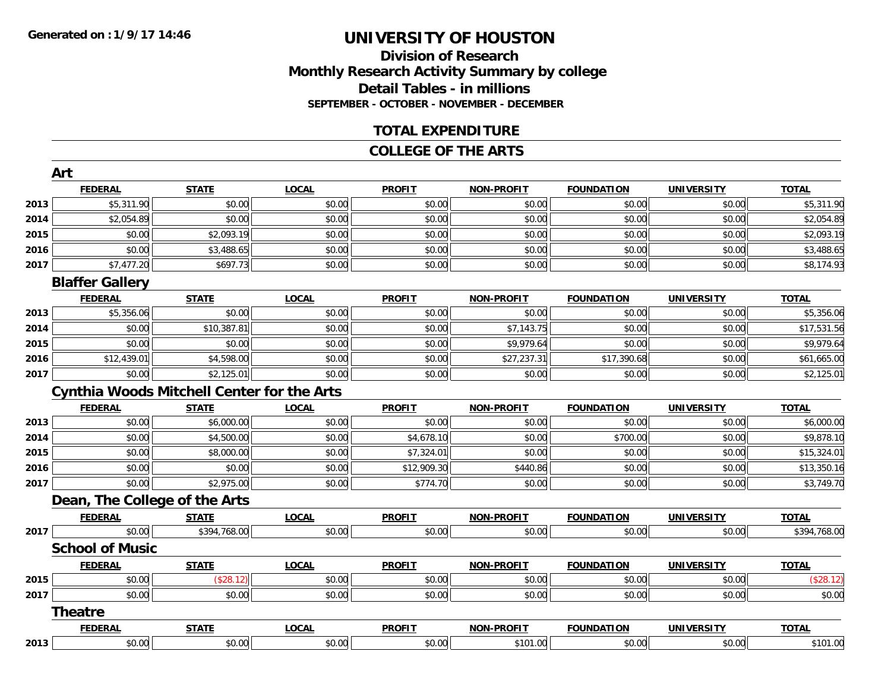**Generated on :1/9/17 14:46**

# UNIVERSITY OF HOUSTON

## Division of Research
## Monthly Research Activity Summary by college
## Detail Tables - in millions
### SEPTEMBER - OCTOBER - NOVEMBER - DECEMBER

## TOTAL EXPENDITURE

## COLLEGE OF THE ARTS

### Art

| | FEDERAL | STATE | LOCAL | PROFIT | NON-PROFIT | FOUNDATION | UNIVERSITY | TOTAL |
|---|---|---|---|---|---|---|---|---|
| 2013 | $5,311.90 | $0.00 | $0.00 | $0.00 | $0.00 | $0.00 | $0.00 | $5,311.90 |
| 2014 | $2,054.89 | $0.00 | $0.00 | $0.00 | $0.00 | $0.00 | $0.00 | $2,054.89 |
| 2015 | $0.00 | $2,093.19 | $0.00 | $0.00 | $0.00 | $0.00 | $0.00 | $2,093.19 |
| 2016 | $0.00 | $3,488.65 | $0.00 | $0.00 | $0.00 | $0.00 | $0.00 | $3,488.65 |
| 2017 | $7,477.20 | $697.73 | $0.00 | $0.00 | $0.00 | $0.00 | $0.00 | $8,174.93 |

### Blaffer Gallery

| | FEDERAL | STATE | LOCAL | PROFIT | NON-PROFIT | FOUNDATION | UNIVERSITY | TOTAL |
|---|---|---|---|---|---|---|---|---|
| 2013 | $5,356.06 | $0.00 | $0.00 | $0.00 | $0.00 | $0.00 | $0.00 | $5,356.06 |
| 2014 | $0.00 | $10,387.81 | $0.00 | $0.00 | $7,143.75 | $0.00 | $0.00 | $17,531.56 |
| 2015 | $0.00 | $0.00 | $0.00 | $0.00 | $9,979.64 | $0.00 | $0.00 | $9,979.64 |
| 2016 | $12,439.01 | $4,598.00 | $0.00 | $0.00 | $27,237.31 | $17,390.68 | $0.00 | $61,665.00 |
| 2017 | $0.00 | $2,125.01 | $0.00 | $0.00 | $0.00 | $0.00 | $0.00 | $2,125.01 |

### Cynthia Woods Mitchell Center for the Arts

| | FEDERAL | STATE | LOCAL | PROFIT | NON-PROFIT | FOUNDATION | UNIVERSITY | TOTAL |
|---|---|---|---|---|---|---|---|---|
| 2013 | $0.00 | $6,000.00 | $0.00 | $0.00 | $0.00 | $0.00 | $0.00 | $6,000.00 |
| 2014 | $0.00 | $4,500.00 | $0.00 | $4,678.10 | $0.00 | $700.00 | $0.00 | $9,878.10 |
| 2015 | $0.00 | $8,000.00 | $0.00 | $7,324.01 | $0.00 | $0.00 | $0.00 | $15,324.01 |
| 2016 | $0.00 | $0.00 | $0.00 | $12,909.30 | $440.86 | $0.00 | $0.00 | $13,350.16 |
| 2017 | $0.00 | $2,975.00 | $0.00 | $774.70 | $0.00 | $0.00 | $0.00 | $3,749.70 |

### Dean, The College of the Arts

| | FEDERAL | STATE | LOCAL | PROFIT | NON-PROFIT | FOUNDATION | UNIVERSITY | TOTAL |
|---|---|---|---|---|---|---|---|---|
| 2017 | $0.00 | $394,768.00 | $0.00 | $0.00 | $0.00 | $0.00 | $0.00 | $394,768.00 |

### School of Music

| | FEDERAL | STATE | LOCAL | PROFIT | NON-PROFIT | FOUNDATION | UNIVERSITY | TOTAL |
|---|---|---|---|---|---|---|---|---|
| 2015 | $0.00 | ($28.12) | $0.00 | $0.00 | $0.00 | $0.00 | $0.00 | ($28.12) |
| 2017 | $0.00 | $0.00 | $0.00 | $0.00 | $0.00 | $0.00 | $0.00 | $0.00 |

### Theatre

| | FEDERAL | STATE | LOCAL | PROFIT | NON-PROFIT | FOUNDATION | UNIVERSITY | TOTAL |
|---|---|---|---|---|---|---|---|---|
| 2013 | $0.00 | $0.00 | $0.00 | $0.00 | $101.00 | $0.00 | $0.00 | $101.00 |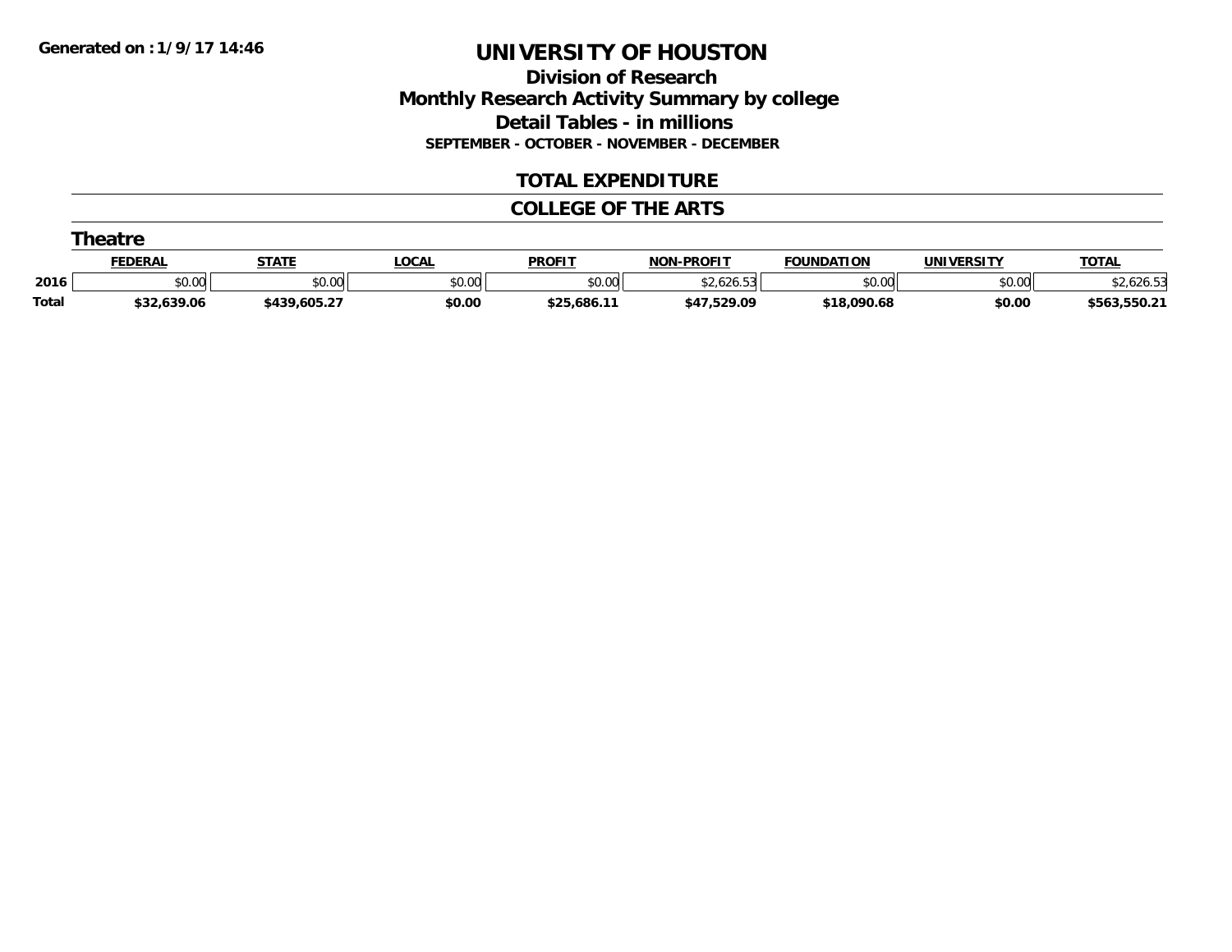Generated on :1/9/17 14:46

# UNIVERSITY OF HOUSTON

## Division of Research
## Monthly Research Activity Summary by college
## Detail Tables - in millions
### SEPTEMBER - OCTOBER - NOVEMBER - DECEMBER

## TOTAL EXPENDITURE

## COLLEGE OF THE ARTS

### Theatre

| | FEDERAL | STATE | LOCAL | PROFIT | NON-PROFIT | FOUNDATION | UNIVERSITY | TOTAL |
|---|---|---|---|---|---|---|---|---|
| **2016** | $0.00 | $0.00 | $0.00 | $0.00 | $2,626.53 | $0.00 | $0.00 | $2,626.53 |
| **Total** | **$32,639.06** | **$439,605.27** | **$0.00** | **$25,686.11** | **$47,529.09** | **$18,090.68** | **$0.00** | **$563,550.21** |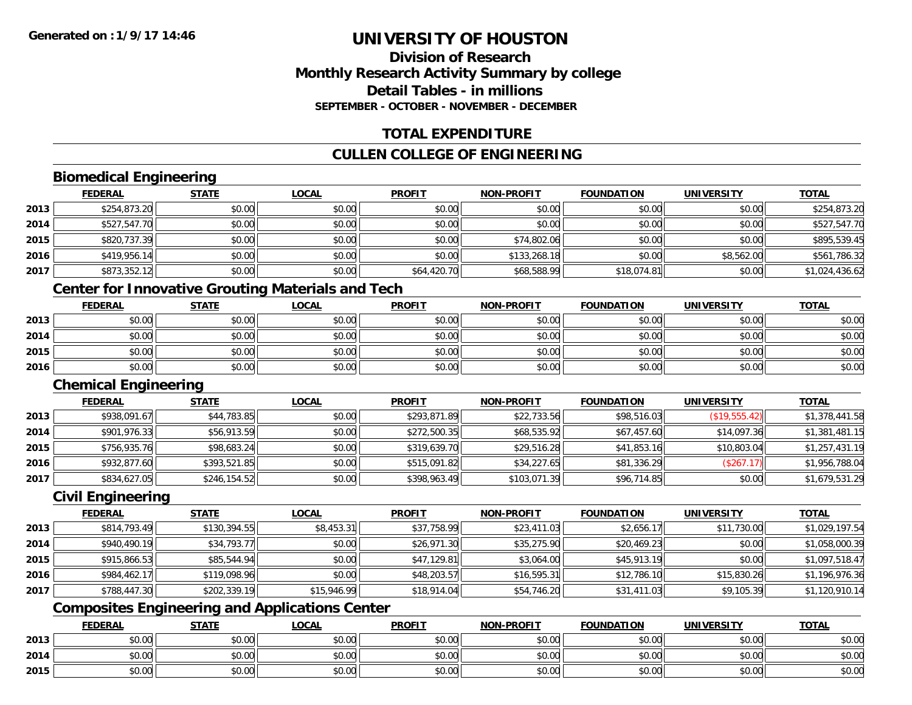Generated on :1/9/17 14:46

# UNIVERSITY OF HOUSTON

## Division of Research
## Monthly Research Activity Summary by college
## Detail Tables - in millions
### SEPTEMBER - OCTOBER - NOVEMBER - DECEMBER

## TOTAL EXPENDITURE

## CULLEN COLLEGE OF ENGINEERING

### Biomedical Engineering

| | FEDERAL | STATE | LOCAL | PROFIT | NON-PROFIT | FOUNDATION | UNIVERSITY | TOTAL |
|---|---|---|---|---|---|---|---|---|
| 2013 | $254,873.20 | $0.00 | $0.00 | $0.00 | $0.00 | $0.00 | $0.00 | $254,873.20 |
| 2014 | $527,547.70 | $0.00 | $0.00 | $0.00 | $0.00 | $0.00 | $0.00 | $527,547.70 |
| 2015 | $820,737.39 | $0.00 | $0.00 | $0.00 | $74,802.06 | $0.00 | $0.00 | $895,539.45 |
| 2016 | $419,956.14 | $0.00 | $0.00 | $0.00 | $133,268.18 | $0.00 | $8,562.00 | $561,786.32 |
| 2017 | $873,352.12 | $0.00 | $0.00 | $64,420.70 | $68,588.99 | $18,074.81 | $0.00 | $1,024,436.62 |

### Center for Innovative Grouting Materials and Tech

| | FEDERAL | STATE | LOCAL | PROFIT | NON-PROFIT | FOUNDATION | UNIVERSITY | TOTAL |
|---|---|---|---|---|---|---|---|---|
| 2013 | $0.00 | $0.00 | $0.00 | $0.00 | $0.00 | $0.00 | $0.00 | $0.00 |
| 2014 | $0.00 | $0.00 | $0.00 | $0.00 | $0.00 | $0.00 | $0.00 | $0.00 |
| 2015 | $0.00 | $0.00 | $0.00 | $0.00 | $0.00 | $0.00 | $0.00 | $0.00 |
| 2016 | $0.00 | $0.00 | $0.00 | $0.00 | $0.00 | $0.00 | $0.00 | $0.00 |

### Chemical Engineering

| | FEDERAL | STATE | LOCAL | PROFIT | NON-PROFIT | FOUNDATION | UNIVERSITY | TOTAL |
|---|---|---|---|---|---|---|---|---|
| 2013 | $938,091.67 | $44,783.85 | $0.00 | $293,871.89 | $22,733.56 | $98,516.03 | ($19,555.42) | $1,378,441.58 |
| 2014 | $901,976.33 | $56,913.59 | $0.00 | $272,500.35 | $68,535.92 | $67,457.60 | $14,097.36 | $1,381,481.15 |
| 2015 | $756,935.76 | $98,683.24 | $0.00 | $319,639.70 | $29,516.28 | $41,853.16 | $10,803.04 | $1,257,431.19 |
| 2016 | $932,877.60 | $393,521.85 | $0.00 | $515,091.82 | $34,227.65 | $81,336.29 | ($267.17) | $1,956,788.04 |
| 2017 | $834,627.05 | $246,154.52 | $0.00 | $398,963.49 | $103,071.39 | $96,714.85 | $0.00 | $1,679,531.29 |

### Civil Engineering

| | FEDERAL | STATE | LOCAL | PROFIT | NON-PROFIT | FOUNDATION | UNIVERSITY | TOTAL |
|---|---|---|---|---|---|---|---|---|
| 2013 | $814,793.49 | $130,394.55 | $8,453.31 | $37,758.99 | $23,411.03 | $2,656.17 | $11,730.00 | $1,029,197.54 |
| 2014 | $940,490.19 | $34,793.77 | $0.00 | $26,971.30 | $35,275.90 | $20,469.23 | $0.00 | $1,058,000.39 |
| 2015 | $915,866.53 | $85,544.94 | $0.00 | $47,129.81 | $3,064.00 | $45,913.19 | $0.00 | $1,097,518.47 |
| 2016 | $984,462.17 | $119,098.96 | $0.00 | $48,203.57 | $16,595.31 | $12,786.10 | $15,830.26 | $1,196,976.36 |
| 2017 | $788,447.30 | $202,339.19 | $15,946.99 | $18,914.04 | $54,746.20 | $31,411.03 | $9,105.39 | $1,120,910.14 |

### Composites Engineering and Applications Center

| | FEDERAL | STATE | LOCAL | PROFIT | NON-PROFIT | FOUNDATION | UNIVERSITY | TOTAL |
|---|---|---|---|---|---|---|---|---|
| 2013 | $0.00 | $0.00 | $0.00 | $0.00 | $0.00 | $0.00 | $0.00 | $0.00 |
| 2014 | $0.00 | $0.00 | $0.00 | $0.00 | $0.00 | $0.00 | $0.00 | $0.00 |
| 2015 | $0.00 | $0.00 | $0.00 | $0.00 | $0.00 | $0.00 | $0.00 | $0.00 |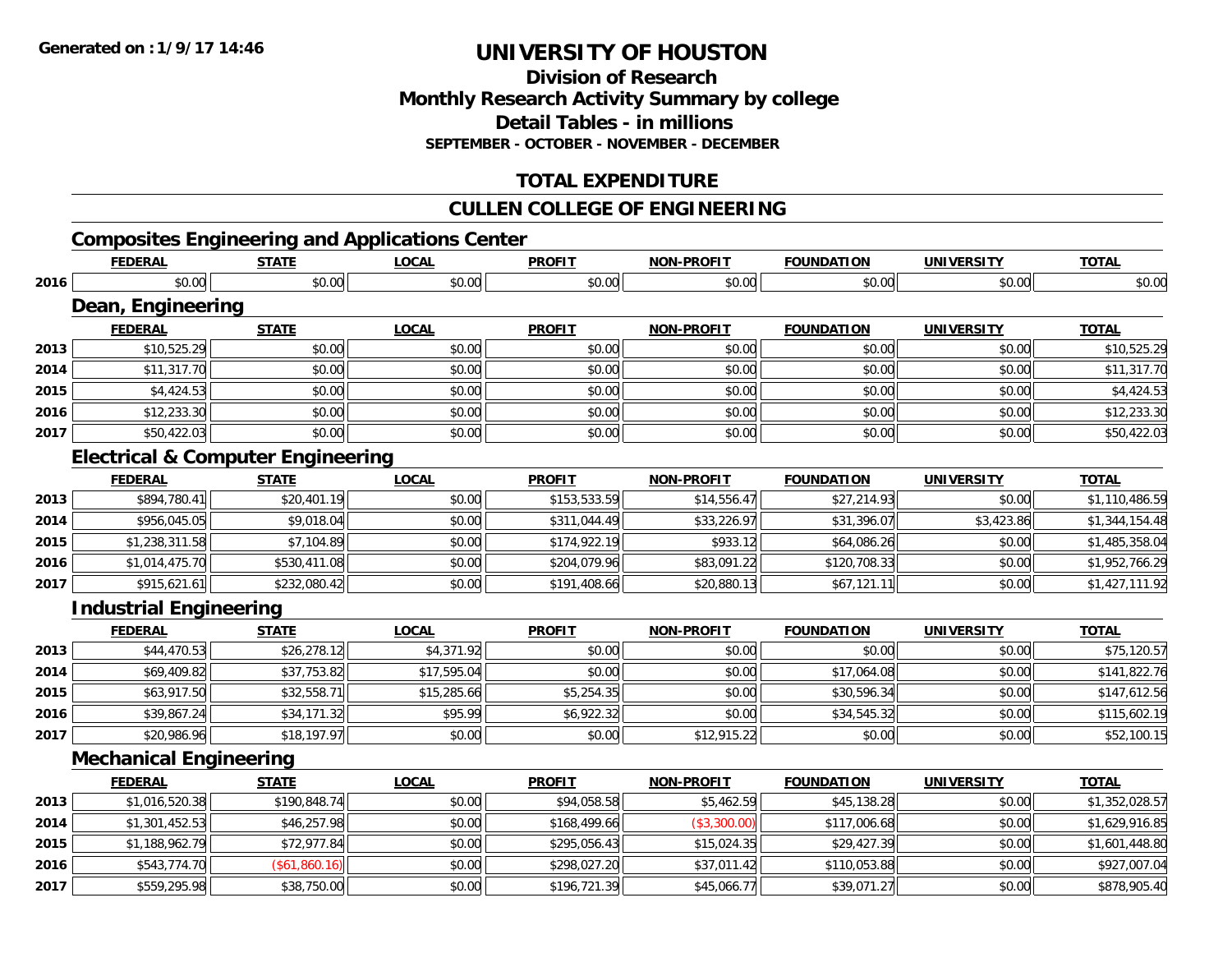**Generated on :1/9/17 14:46**

# UNIVERSITY OF HOUSTON

## Division of Research
## Monthly Research Activity Summary by college
## Detail Tables - in millions
### SEPTEMBER - OCTOBER - NOVEMBER - DECEMBER

## TOTAL EXPENDITURE

## CULLEN COLLEGE OF ENGINEERING

### Composites Engineering and Applications Center

| | FEDERAL | STATE | LOCAL | PROFIT | NON-PROFIT | FOUNDATION | UNIVERSITY | TOTAL |
|---|---|---|---|---|---|---|---|---|
| 2016 | $0.00 | $0.00 | $0.00 | $0.00 | $0.00 | $0.00 | $0.00 | $0.00 |

### Dean, Engineering

| | FEDERAL | STATE | LOCAL | PROFIT | NON-PROFIT | FOUNDATION | UNIVERSITY | TOTAL |
|---|---|---|---|---|---|---|---|---|
| 2013 | $10,525.29 | $0.00 | $0.00 | $0.00 | $0.00 | $0.00 | $0.00 | $10,525.29 |
| 2014 | $11,317.70 | $0.00 | $0.00 | $0.00 | $0.00 | $0.00 | $0.00 | $11,317.70 |
| 2015 | $4,424.53 | $0.00 | $0.00 | $0.00 | $0.00 | $0.00 | $0.00 | $4,424.53 |
| 2016 | $12,233.30 | $0.00 | $0.00 | $0.00 | $0.00 | $0.00 | $0.00 | $12,233.30 |
| 2017 | $50,422.03 | $0.00 | $0.00 | $0.00 | $0.00 | $0.00 | $0.00 | $50,422.03 |

### Electrical & Computer Engineering

| | FEDERAL | STATE | LOCAL | PROFIT | NON-PROFIT | FOUNDATION | UNIVERSITY | TOTAL |
|---|---|---|---|---|---|---|---|---|
| 2013 | $894,780.41 | $20,401.19 | $0.00 | $153,533.59 | $14,556.47 | $27,214.93 | $0.00 | $1,110,486.59 |
| 2014 | $956,045.05 | $9,018.04 | $0.00 | $311,044.49 | $33,226.97 | $31,396.07 | $3,423.86 | $1,344,154.48 |
| 2015 | $1,238,311.58 | $7,104.89 | $0.00 | $174,922.19 | $933.12 | $64,086.26 | $0.00 | $1,485,358.04 |
| 2016 | $1,014,475.70 | $530,411.08 | $0.00 | $204,079.96 | $83,091.22 | $120,708.33 | $0.00 | $1,952,766.29 |
| 2017 | $915,621.61 | $232,080.42 | $0.00 | $191,408.66 | $20,880.13 | $67,121.11 | $0.00 | $1,427,111.92 |

### Industrial Engineering

| | FEDERAL | STATE | LOCAL | PROFIT | NON-PROFIT | FOUNDATION | UNIVERSITY | TOTAL |
|---|---|---|---|---|---|---|---|---|
| 2013 | $44,470.53 | $26,278.12 | $4,371.92 | $0.00 | $0.00 | $0.00 | $0.00 | $75,120.57 |
| 2014 | $69,409.82 | $37,753.82 | $17,595.04 | $0.00 | $0.00 | $17,064.08 | $0.00 | $141,822.76 |
| 2015 | $63,917.50 | $32,558.71 | $15,285.66 | $5,254.35 | $0.00 | $30,596.34 | $0.00 | $147,612.56 |
| 2016 | $39,867.24 | $34,171.32 | $95.99 | $6,922.32 | $0.00 | $34,545.32 | $0.00 | $115,602.19 |
| 2017 | $20,986.96 | $18,197.97 | $0.00 | $0.00 | $12,915.22 | $0.00 | $0.00 | $52,100.15 |

### Mechanical Engineering

| | FEDERAL | STATE | LOCAL | PROFIT | NON-PROFIT | FOUNDATION | UNIVERSITY | TOTAL |
|---|---|---|---|---|---|---|---|---|
| 2013 | $1,016,520.38 | $190,848.74 | $0.00 | $94,058.58 | $5,462.59 | $45,138.28 | $0.00 | $1,352,028.57 |
| 2014 | $1,301,452.53 | $46,257.98 | $0.00 | $168,499.66 | ($3,300.00) | $117,006.68 | $0.00 | $1,629,916.85 |
| 2015 | $1,188,962.79 | $72,977.84 | $0.00 | $295,056.43 | $15,024.35 | $29,427.39 | $0.00 | $1,601,448.80 |
| 2016 | $543,774.70 | ($61,860.16) | $0.00 | $298,027.20 | $37,011.42 | $110,053.88 | $0.00 | $927,007.04 |
| 2017 | $559,295.98 | $38,750.00 | $0.00 | $196,721.39 | $45,066.77 | $39,071.27 | $0.00 | $878,905.40 |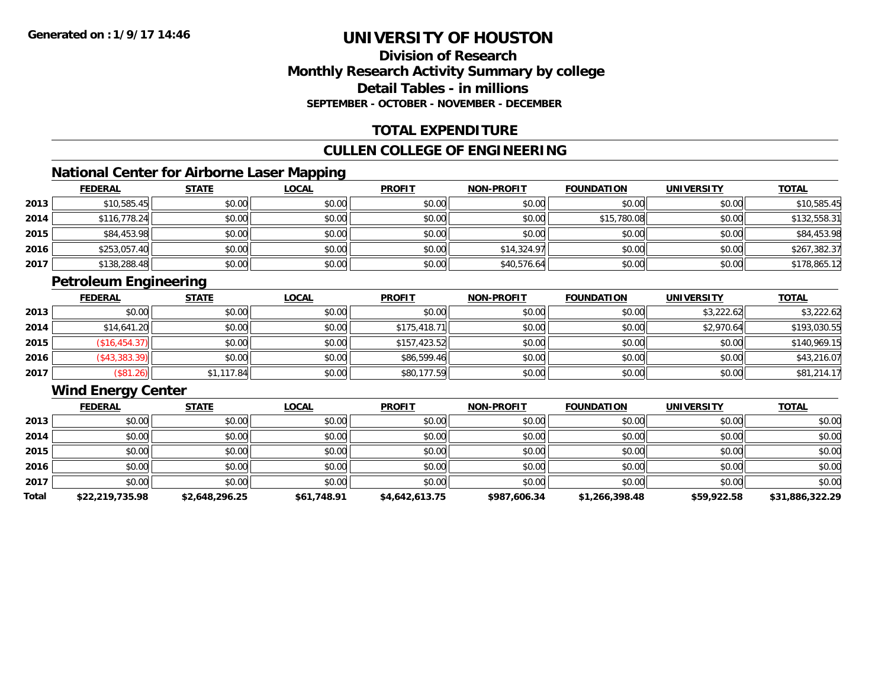# UNIVERSITY OF HOUSTON

## Division of Research
## Monthly Research Activity Summary by college
## Detail Tables - in millions
### SEPTEMBER - OCTOBER - NOVEMBER - DECEMBER

## TOTAL EXPENDITURE

## CULLEN COLLEGE OF ENGINEERING

### National Center for Airborne Laser Mapping

| | FEDERAL | STATE | LOCAL | PROFIT | NON-PROFIT | FOUNDATION | UNIVERSITY | TOTAL |
|---|---|---|---|---|---|---|---|---|
| 2013 | $10,585.45 | $0.00 | $0.00 | $0.00 | $0.00 | $0.00 | $0.00 | $10,585.45 |
| 2014 | $116,778.24 | $0.00 | $0.00 | $0.00 | $0.00 | $15,780.08 | $0.00 | $132,558.31 |
| 2015 | $84,453.98 | $0.00 | $0.00 | $0.00 | $0.00 | $0.00 | $0.00 | $84,453.98 |
| 2016 | $253,057.40 | $0.00 | $0.00 | $0.00 | $14,324.97 | $0.00 | $0.00 | $267,382.37 |
| 2017 | $138,288.48 | $0.00 | $0.00 | $0.00 | $40,576.64 | $0.00 | $0.00 | $178,865.12 |

### Petroleum Engineering

| | FEDERAL | STATE | LOCAL | PROFIT | NON-PROFIT | FOUNDATION | UNIVERSITY | TOTAL |
|---|---|---|---|---|---|---|---|---|
| 2013 | $0.00 | $0.00 | $0.00 | $0.00 | $0.00 | $0.00 | $3,222.62 | $3,222.62 |
| 2014 | $14,641.20 | $0.00 | $0.00 | $175,418.71 | $0.00 | $0.00 | $2,970.64 | $193,030.55 |
| 2015 | ($16,454.37) | $0.00 | $0.00 | $157,423.52 | $0.00 | $0.00 | $0.00 | $140,969.15 |
| 2016 | ($43,383.39) | $0.00 | $0.00 | $86,599.46 | $0.00 | $0.00 | $0.00 | $43,216.07 |
| 2017 | ($81.26) | $1,117.84 | $0.00 | $80,177.59 | $0.00 | $0.00 | $0.00 | $81,214.17 |

### Wind Energy Center

| | FEDERAL | STATE | LOCAL | PROFIT | NON-PROFIT | FOUNDATION | UNIVERSITY | TOTAL |
|---|---|---|---|---|---|---|---|---|
| 2013 | $0.00 | $0.00 | $0.00 | $0.00 | $0.00 | $0.00 | $0.00 | $0.00 |
| 2014 | $0.00 | $0.00 | $0.00 | $0.00 | $0.00 | $0.00 | $0.00 | $0.00 |
| 2015 | $0.00 | $0.00 | $0.00 | $0.00 | $0.00 | $0.00 | $0.00 | $0.00 |
| 2016 | $0.00 | $0.00 | $0.00 | $0.00 | $0.00 | $0.00 | $0.00 | $0.00 |
| 2017 | $0.00 | $0.00 | $0.00 | $0.00 | $0.00 | $0.00 | $0.00 | $0.00 |
| **Total** | **$22,219,735.98** | **$2,648,296.25** | **$61,748.91** | **$4,642,613.75** | **$987,606.34** | **$1,266,398.48** | **$59,922.58** | **$31,886,322.29** |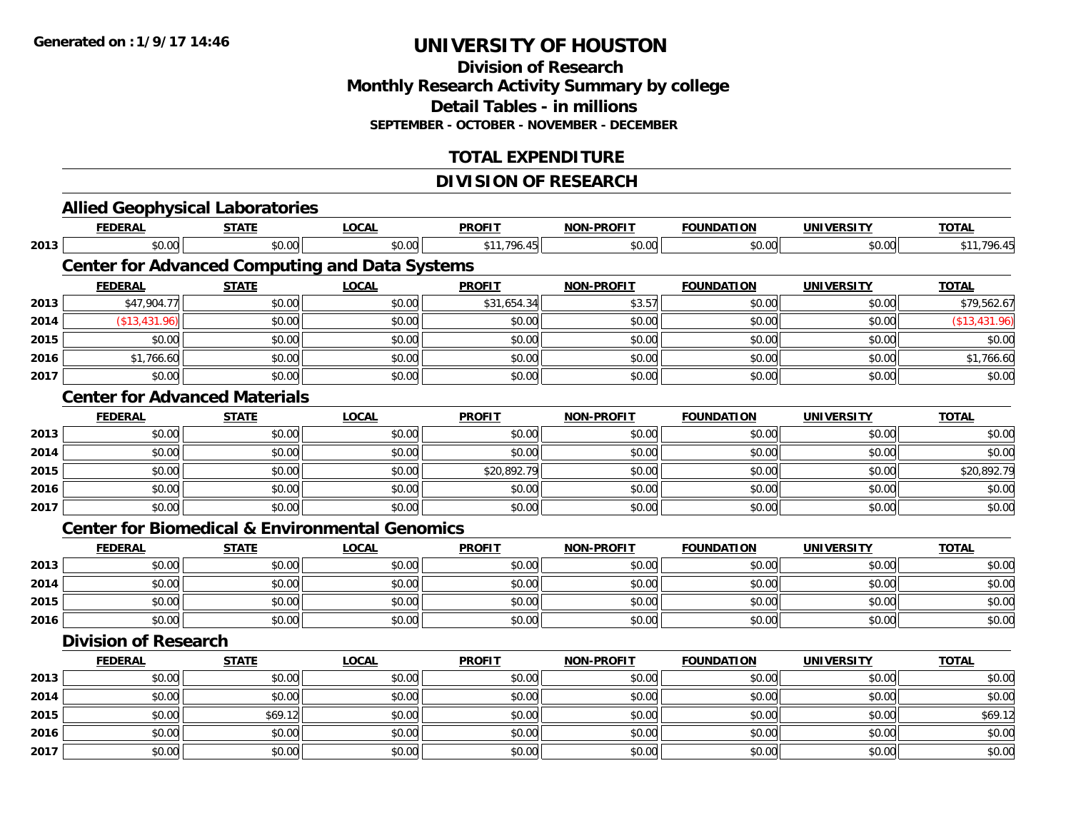# UNIVERSITY OF HOUSTON

## Division of Research
## Monthly Research Activity Summary by college
## Detail Tables - in millions
### SEPTEMBER - OCTOBER - NOVEMBER - DECEMBER

## TOTAL EXPENDITURE

## DIVISION OF RESEARCH

### Allied Geophysical Laboratories

| | FEDERAL | STATE | LOCAL | PROFIT | NON-PROFIT | FOUNDATION | UNIVERSITY | TOTAL |
|---|---|---|---|---|---|---|---|---|
| 2013 | $0.00 | $0.00 | $0.00 | $11,796.45 | $0.00 | $0.00 | $0.00 | $11,796.45 |

### Center for Advanced Computing and Data Systems

| | FEDERAL | STATE | LOCAL | PROFIT | NON-PROFIT | FOUNDATION | UNIVERSITY | TOTAL |
|---|---|---|---|---|---|---|---|---|
| 2013 | $47,904.77 | $0.00 | $0.00 | $31,654.34 | $3.57 | $0.00 | $0.00 | $79,562.67 |
| 2014 | ($13,431.96) | $0.00 | $0.00 | $0.00 | $0.00 | $0.00 | $0.00 | ($13,431.96) |
| 2015 | $0.00 | $0.00 | $0.00 | $0.00 | $0.00 | $0.00 | $0.00 | $0.00 |
| 2016 | $1,766.60 | $0.00 | $0.00 | $0.00 | $0.00 | $0.00 | $0.00 | $1,766.60 |
| 2017 | $0.00 | $0.00 | $0.00 | $0.00 | $0.00 | $0.00 | $0.00 | $0.00 |

### Center for Advanced Materials

| | FEDERAL | STATE | LOCAL | PROFIT | NON-PROFIT | FOUNDATION | UNIVERSITY | TOTAL |
|---|---|---|---|---|---|---|---|---|
| 2013 | $0.00 | $0.00 | $0.00 | $0.00 | $0.00 | $0.00 | $0.00 | $0.00 |
| 2014 | $0.00 | $0.00 | $0.00 | $0.00 | $0.00 | $0.00 | $0.00 | $0.00 |
| 2015 | $0.00 | $0.00 | $0.00 | $20,892.79 | $0.00 | $0.00 | $0.00 | $20,892.79 |
| 2016 | $0.00 | $0.00 | $0.00 | $0.00 | $0.00 | $0.00 | $0.00 | $0.00 |
| 2017 | $0.00 | $0.00 | $0.00 | $0.00 | $0.00 | $0.00 | $0.00 | $0.00 |

### Center for Biomedical & Environmental Genomics

| | FEDERAL | STATE | LOCAL | PROFIT | NON-PROFIT | FOUNDATION | UNIVERSITY | TOTAL |
|---|---|---|---|---|---|---|---|---|
| 2013 | $0.00 | $0.00 | $0.00 | $0.00 | $0.00 | $0.00 | $0.00 | $0.00 |
| 2014 | $0.00 | $0.00 | $0.00 | $0.00 | $0.00 | $0.00 | $0.00 | $0.00 |
| 2015 | $0.00 | $0.00 | $0.00 | $0.00 | $0.00 | $0.00 | $0.00 | $0.00 |
| 2016 | $0.00 | $0.00 | $0.00 | $0.00 | $0.00 | $0.00 | $0.00 | $0.00 |

### Division of Research

| | FEDERAL | STATE | LOCAL | PROFIT | NON-PROFIT | FOUNDATION | UNIVERSITY | TOTAL |
|---|---|---|---|---|---|---|---|---|
| 2013 | $0.00 | $0.00 | $0.00 | $0.00 | $0.00 | $0.00 | $0.00 | $0.00 |
| 2014 | $0.00 | $0.00 | $0.00 | $0.00 | $0.00 | $0.00 | $0.00 | $0.00 |
| 2015 | $0.00 | $69.12 | $0.00 | $0.00 | $0.00 | $0.00 | $0.00 | $69.12 |
| 2016 | $0.00 | $0.00 | $0.00 | $0.00 | $0.00 | $0.00 | $0.00 | $0.00 |
| 2017 | $0.00 | $0.00 | $0.00 | $0.00 | $0.00 | $0.00 | $0.00 | $0.00 |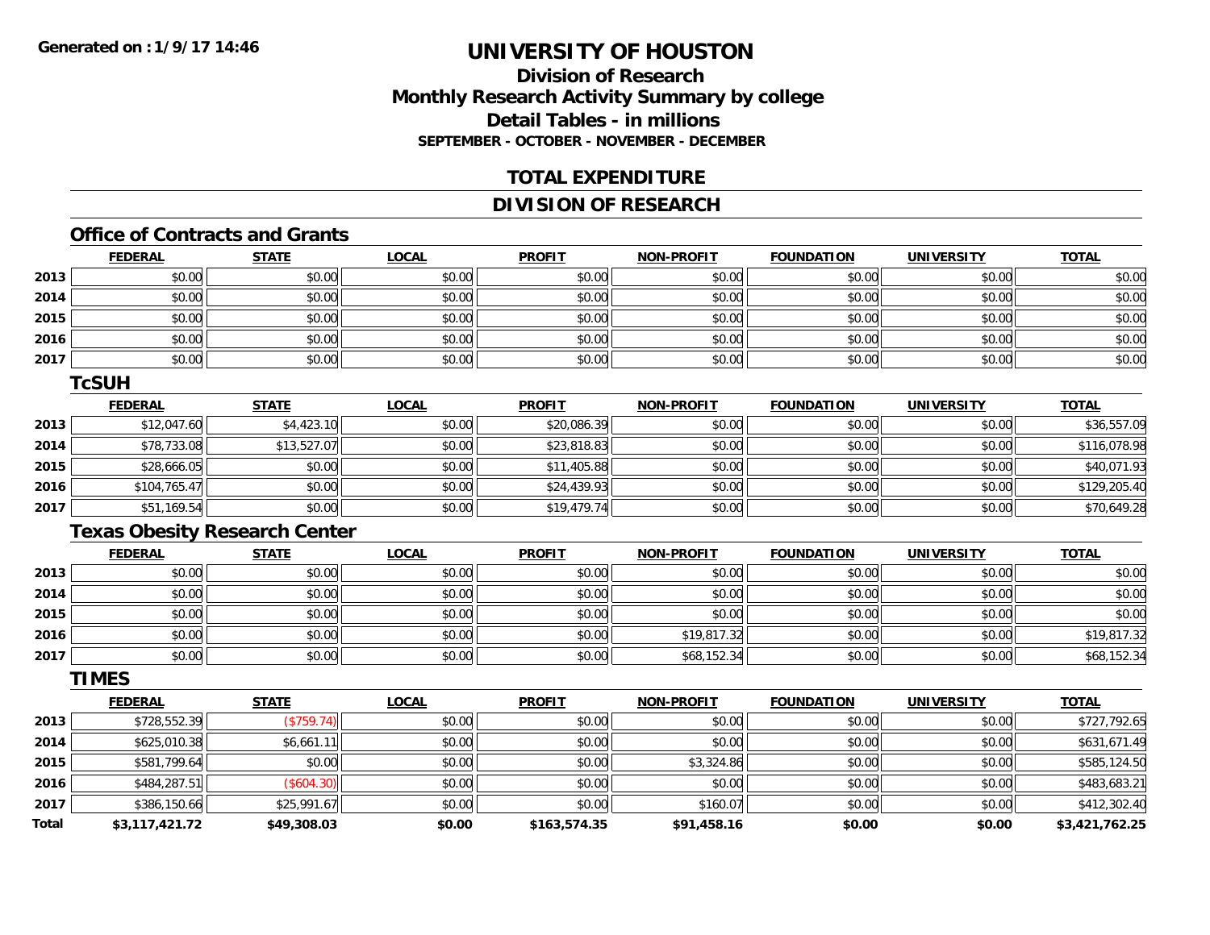**Generated on : 1/9/17 14:46**

# UNIVERSITY OF HOUSTON

## Division of Research
## Monthly Research Activity Summary by college
## Detail Tables - in millions
### SEPTEMBER - OCTOBER - NOVEMBER - DECEMBER

## TOTAL EXPENDITURE

## DIVISION OF RESEARCH

### Office of Contracts and Grants

| | FEDERAL | STATE | LOCAL | PROFIT | NON-PROFIT | FOUNDATION | UNIVERSITY | TOTAL |
|---|---|---|---|---|---|---|---|---|
| 2013 | $0.00 | $0.00 | $0.00 | $0.00 | $0.00 | $0.00 | $0.00 | $0.00 |
| 2014 | $0.00 | $0.00 | $0.00 | $0.00 | $0.00 | $0.00 | $0.00 | $0.00 |
| 2015 | $0.00 | $0.00 | $0.00 | $0.00 | $0.00 | $0.00 | $0.00 | $0.00 |
| 2016 | $0.00 | $0.00 | $0.00 | $0.00 | $0.00 | $0.00 | $0.00 | $0.00 |
| 2017 | $0.00 | $0.00 | $0.00 | $0.00 | $0.00 | $0.00 | $0.00 | $0.00 |

### TcSUH

| | FEDERAL | STATE | LOCAL | PROFIT | NON-PROFIT | FOUNDATION | UNIVERSITY | TOTAL |
|---|---|---|---|---|---|---|---|---|
| 2013 | $12,047.60 | $4,423.10 | $0.00 | $20,086.39 | $0.00 | $0.00 | $0.00 | $36,557.09 |
| 2014 | $78,733.08 | $13,527.07 | $0.00 | $23,818.83 | $0.00 | $0.00 | $0.00 | $116,078.98 |
| 2015 | $28,666.05 | $0.00 | $0.00 | $11,405.88 | $0.00 | $0.00 | $0.00 | $40,071.93 |
| 2016 | $104,765.47 | $0.00 | $0.00 | $24,439.93 | $0.00 | $0.00 | $0.00 | $129,205.40 |
| 2017 | $51,169.54 | $0.00 | $0.00 | $19,479.74 | $0.00 | $0.00 | $0.00 | $70,649.28 |

### Texas Obesity Research Center

| | FEDERAL | STATE | LOCAL | PROFIT | NON-PROFIT | FOUNDATION | UNIVERSITY | TOTAL |
|---|---|---|---|---|---|---|---|---|
| 2013 | $0.00 | $0.00 | $0.00 | $0.00 | $0.00 | $0.00 | $0.00 | $0.00 |
| 2014 | $0.00 | $0.00 | $0.00 | $0.00 | $0.00 | $0.00 | $0.00 | $0.00 |
| 2015 | $0.00 | $0.00 | $0.00 | $0.00 | $0.00 | $0.00 | $0.00 | $0.00 |
| 2016 | $0.00 | $0.00 | $0.00 | $0.00 | $19,817.32 | $0.00 | $0.00 | $19,817.32 |
| 2017 | $0.00 | $0.00 | $0.00 | $0.00 | $68,152.34 | $0.00 | $0.00 | $68,152.34 |

### TIMES

| | FEDERAL | STATE | LOCAL | PROFIT | NON-PROFIT | FOUNDATION | UNIVERSITY | TOTAL |
|---|---|---|---|---|---|---|---|---|
| 2013 | $728,552.39 | ($759.74) | $0.00 | $0.00 | $0.00 | $0.00 | $0.00 | $727,792.65 |
| 2014 | $625,010.38 | $6,661.11 | $0.00 | $0.00 | $0.00 | $0.00 | $0.00 | $631,671.49 |
| 2015 | $581,799.64 | $0.00 | $0.00 | $0.00 | $3,324.86 | $0.00 | $0.00 | $585,124.50 |
| 2016 | $484,287.51 | ($604.30) | $0.00 | $0.00 | $0.00 | $0.00 | $0.00 | $483,683.21 |
| 2017 | $386,150.66 | $25,991.67 | $0.00 | $0.00 | $160.07 | $0.00 | $0.00 | $412,302.40 |
| **Total** | **$3,117,421.72** | **$49,308.03** | **$0.00** | **$163,574.35** | **$91,458.16** | **$0.00** | **$0.00** | **$3,421,762.25** |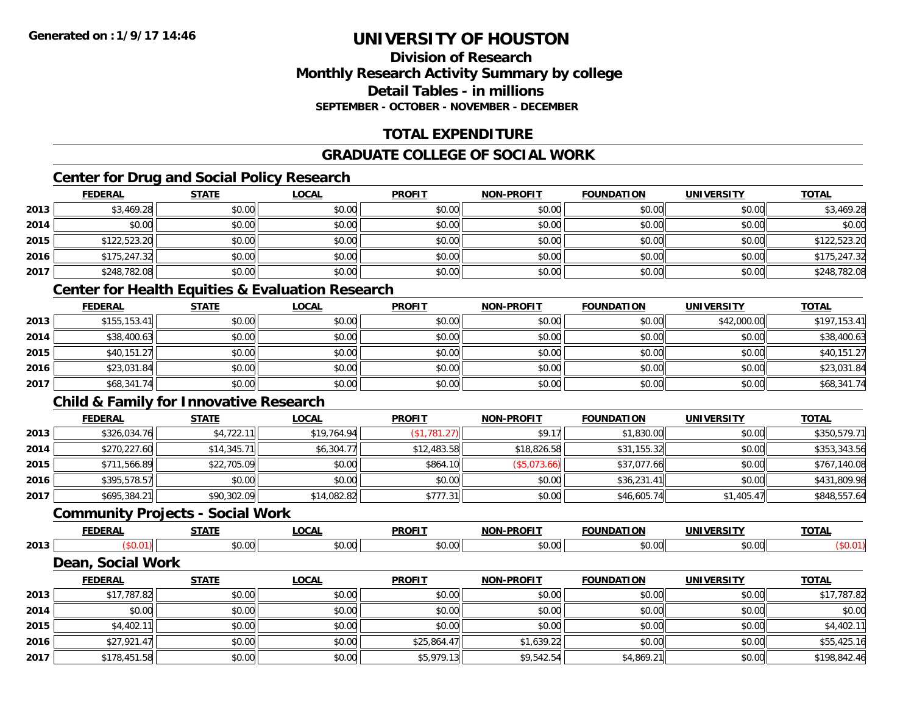**Generated on : 1/9/17 14:46**

# UNIVERSITY OF HOUSTON

## Division of Research
## Monthly Research Activity Summary by college
## Detail Tables - in millions
### SEPTEMBER - OCTOBER - NOVEMBER - DECEMBER

## TOTAL EXPENDITURE

## GRADUATE COLLEGE OF SOCIAL WORK

### Center for Drug and Social Policy Research

| | FEDERAL | STATE | LOCAL | PROFIT | NON-PROFIT | FOUNDATION | UNIVERSITY | TOTAL |
|---|---|---|---|---|---|---|---|---|
| 2013 | $3,469.28 | $0.00 | $0.00 | $0.00 | $0.00 | $0.00 | $0.00 | $3,469.28 |
| 2014 | $0.00 | $0.00 | $0.00 | $0.00 | $0.00 | $0.00 | $0.00 | $0.00 |
| 2015 | $122,523.20 | $0.00 | $0.00 | $0.00 | $0.00 | $0.00 | $0.00 | $122,523.20 |
| 2016 | $175,247.32 | $0.00 | $0.00 | $0.00 | $0.00 | $0.00 | $0.00 | $175,247.32 |
| 2017 | $248,782.08 | $0.00 | $0.00 | $0.00 | $0.00 | $0.00 | $0.00 | $248,782.08 |

### Center for Health Equities & Evaluation Research

| | FEDERAL | STATE | LOCAL | PROFIT | NON-PROFIT | FOUNDATION | UNIVERSITY | TOTAL |
|---|---|---|---|---|---|---|---|---|
| 2013 | $155,153.41 | $0.00 | $0.00 | $0.00 | $0.00 | $0.00 | $42,000.00 | $197,153.41 |
| 2014 | $38,400.63 | $0.00 | $0.00 | $0.00 | $0.00 | $0.00 | $0.00 | $38,400.63 |
| 2015 | $40,151.27 | $0.00 | $0.00 | $0.00 | $0.00 | $0.00 | $0.00 | $40,151.27 |
| 2016 | $23,031.84 | $0.00 | $0.00 | $0.00 | $0.00 | $0.00 | $0.00 | $23,031.84 |
| 2017 | $68,341.74 | $0.00 | $0.00 | $0.00 | $0.00 | $0.00 | $0.00 | $68,341.74 |

### Child & Family for Innovative Research

| | FEDERAL | STATE | LOCAL | PROFIT | NON-PROFIT | FOUNDATION | UNIVERSITY | TOTAL |
|---|---|---|---|---|---|---|---|---|
| 2013 | $326,034.76 | $4,722.11 | $19,764.94 | ($1,781.27) | $9.17 | $1,830.00 | $0.00 | $350,579.71 |
| 2014 | $270,227.60 | $14,345.71 | $6,304.77 | $12,483.58 | $18,826.58 | $31,155.32 | $0.00 | $353,343.56 |
| 2015 | $711,566.89 | $22,705.09 | $0.00 | $864.10 | ($5,073.66) | $37,077.66 | $0.00 | $767,140.08 |
| 2016 | $395,578.57 | $0.00 | $0.00 | $0.00 | $0.00 | $36,231.41 | $0.00 | $431,809.98 |
| 2017 | $695,384.21 | $90,302.09 | $14,082.82 | $777.31 | $0.00 | $46,605.74 | $1,405.47 | $848,557.64 |

### Community Projects - Social Work

| | FEDERAL | STATE | LOCAL | PROFIT | NON-PROFIT | FOUNDATION | UNIVERSITY | TOTAL |
|---|---|---|---|---|---|---|---|---|
| 2013 | ($0.01) | $0.00 | $0.00 | $0.00 | $0.00 | $0.00 | $0.00 | ($0.01) |

### Dean, Social Work

| | FEDERAL | STATE | LOCAL | PROFIT | NON-PROFIT | FOUNDATION | UNIVERSITY | TOTAL |
|---|---|---|---|---|---|---|---|---|
| 2013 | $17,787.82 | $0.00 | $0.00 | $0.00 | $0.00 | $0.00 | $0.00 | $17,787.82 |
| 2014 | $0.00 | $0.00 | $0.00 | $0.00 | $0.00 | $0.00 | $0.00 | $0.00 |
| 2015 | $4,402.11 | $0.00 | $0.00 | $0.00 | $0.00 | $0.00 | $0.00 | $4,402.11 |
| 2016 | $27,921.47 | $0.00 | $0.00 | $25,864.47 | $1,639.22 | $0.00 | $0.00 | $55,425.16 |
| 2017 | $178,451.58 | $0.00 | $0.00 | $5,979.13 | $9,542.54 | $4,869.21 | $0.00 | $198,842.46 |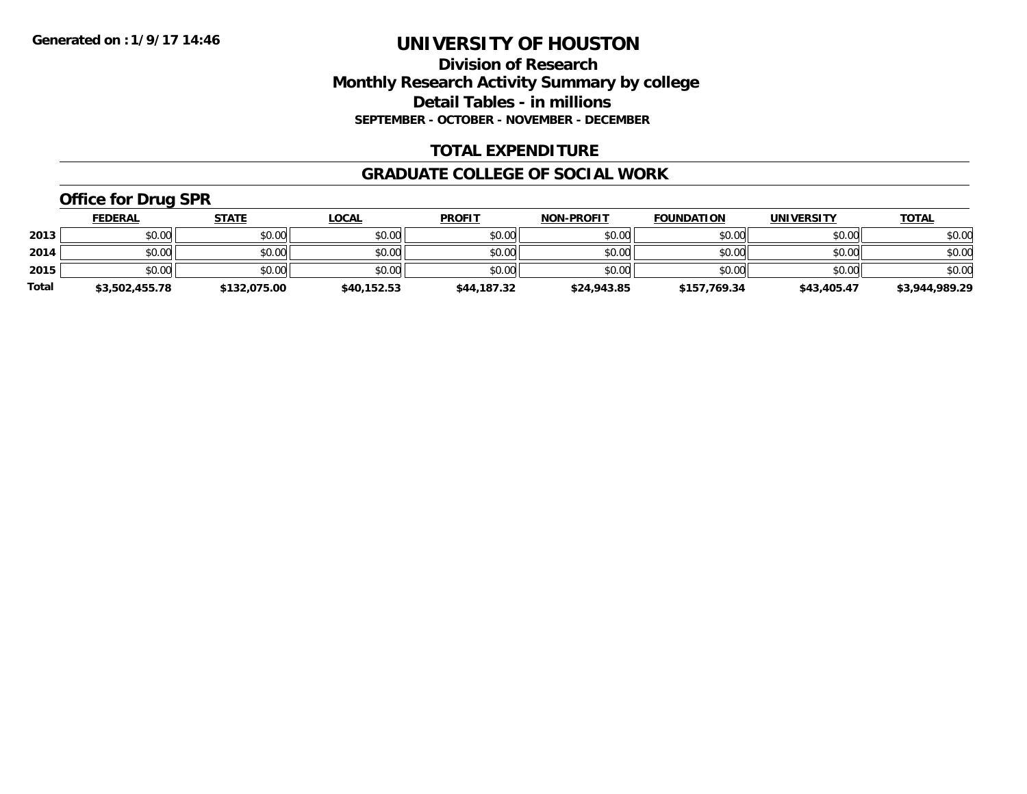**Generated on : 1/9/17 14:46**

# UNIVERSITY OF HOUSTON

## Division of Research
## Monthly Research Activity Summary by college
## Detail Tables - in millions
### SEPTEMBER - OCTOBER - NOVEMBER - DECEMBER

## TOTAL EXPENDITURE

## GRADUATE COLLEGE OF SOCIAL WORK

### Office for Drug SPR

| | FEDERAL | STATE | LOCAL | PROFIT | NON-PROFIT | FOUNDATION | UNIVERSITY | TOTAL |
|---|---|---|---|---|---|---|---|---|
| 2013 | $0.00 | $0.00 | $0.00 | $0.00 | $0.00 | $0.00 | $0.00 | $0.00 |
| 2014 | $0.00 | $0.00 | $0.00 | $0.00 | $0.00 | $0.00 | $0.00 | $0.00 |
| 2015 | $0.00 | $0.00 | $0.00 | $0.00 | $0.00 | $0.00 | $0.00 | $0.00 |
| **Total** | **$3,502,455.78** | **$132,075.00** | **$40,152.53** | **$44,187.32** | **$24,943.85** | **$157,769.34** | **$43,405.47** | **$3,944,989.29** |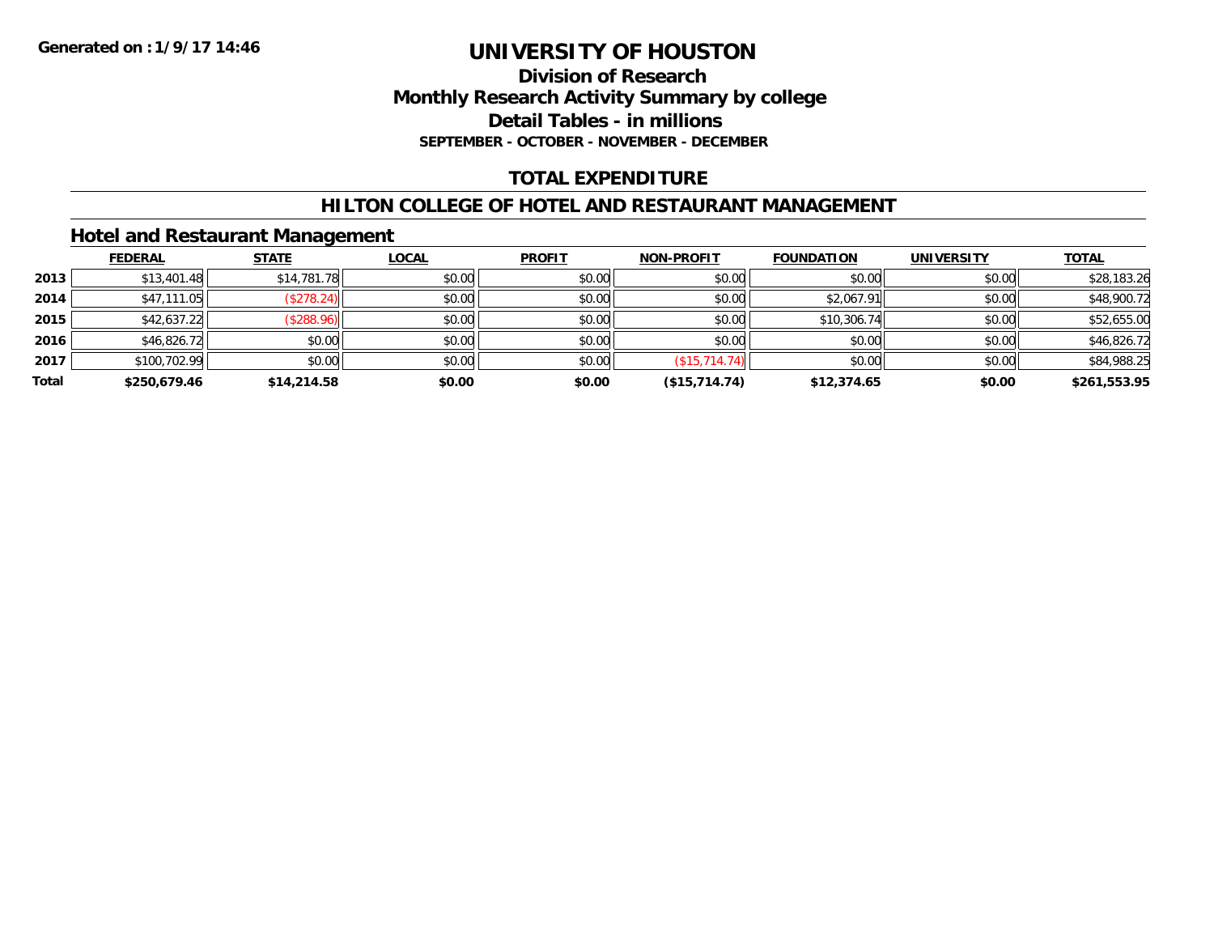**Generated on :1/9/17 14:46**

# UNIVERSITY OF HOUSTON

## Division of Research
## Monthly Research Activity Summary by college
## Detail Tables - in millions
### SEPTEMBER - OCTOBER - NOVEMBER - DECEMBER

## TOTAL EXPENDITURE

## HILTON COLLEGE OF HOTEL AND RESTAURANT MANAGEMENT

### Hotel and Restaurant Management

| | FEDERAL | STATE | LOCAL | PROFIT | NON-PROFIT | FOUNDATION | UNIVERSITY | TOTAL |
|---|---|---|---|---|---|---|---|---|
| 2013 | $13,401.48 | $14,781.78 | $0.00 | $0.00 | $0.00 | $0.00 | $0.00 | $28,183.26 |
| 2014 | $47,111.05 | ($278.24) | $0.00 | $0.00 | $0.00 | $2,067.91 | $0.00 | $48,900.72 |
| 2015 | $42,637.22 | ($288.96) | $0.00 | $0.00 | $0.00 | $10,306.74 | $0.00 | $52,655.00 |
| 2016 | $46,826.72 | $0.00 | $0.00 | $0.00 | $0.00 | $0.00 | $0.00 | $46,826.72 |
| 2017 | $100,702.99 | $0.00 | $0.00 | $0.00 | ($15,714.74) | $0.00 | $0.00 | $84,988.25 |
| **Total** | **$250,679.46** | **$14,214.58** | **$0.00** | **$0.00** | **($15,714.74)** | **$12,374.65** | **$0.00** | **$261,553.95** |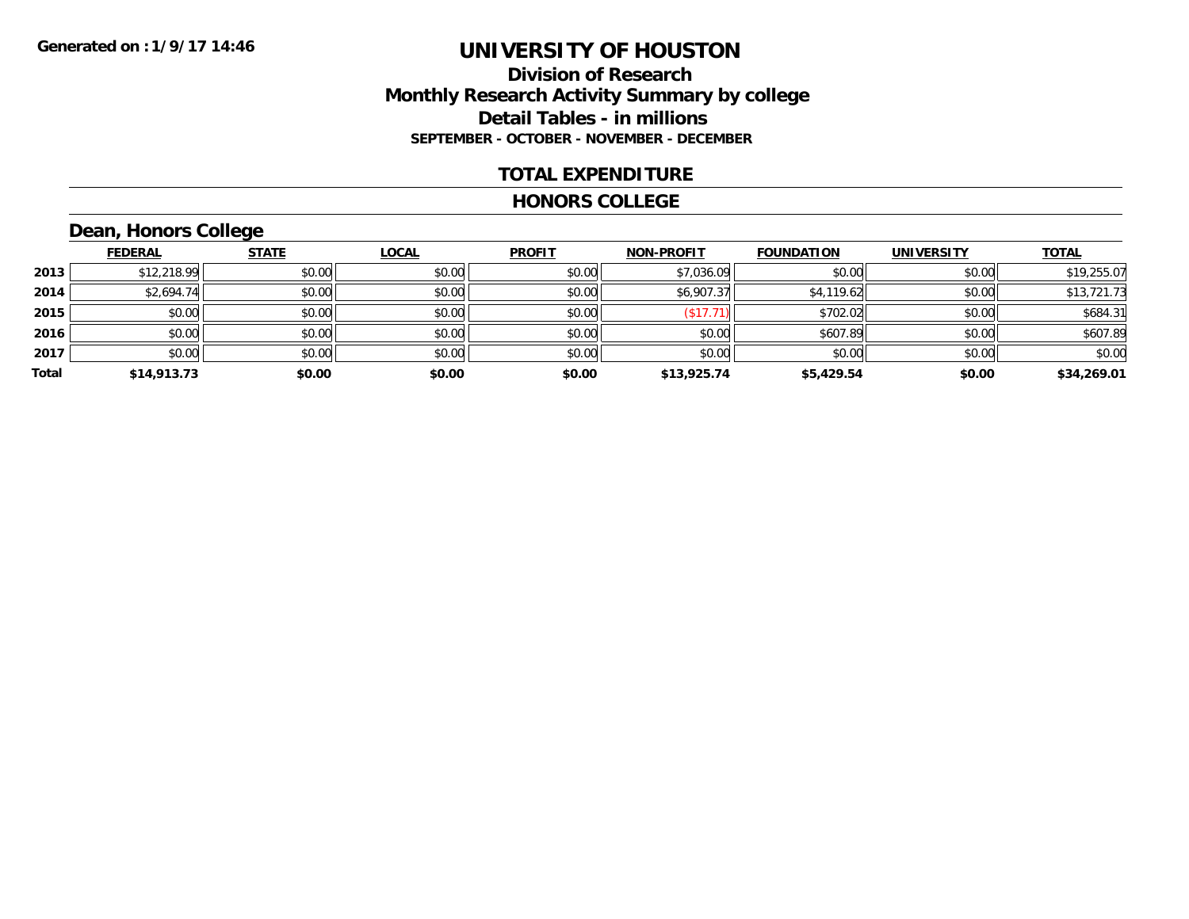**Generated on :1/9/17 14:46**

# UNIVERSITY OF HOUSTON

## Division of Research
## Monthly Research Activity Summary by college
## Detail Tables - in millions
### SEPTEMBER - OCTOBER - NOVEMBER - DECEMBER

## TOTAL EXPENDITURE

## HONORS COLLEGE

### Dean, Honors College

| | FEDERAL | STATE | LOCAL | PROFIT | NON-PROFIT | FOUNDATION | UNIVERSITY | TOTAL |
|---|---|---|---|---|---|---|---|---|
| **2013** | $12,218.99 | $0.00 | $0.00 | $0.00 | $7,036.09 | $0.00 | $0.00 | $19,255.07 |
| **2014** | $2,694.74 | $0.00 | $0.00 | $0.00 | $6,907.37 | $4,119.62 | $0.00 | $13,721.73 |
| **2015** | $0.00 | $0.00 | $0.00 | $0.00 | ($17.71) | $702.02 | $0.00 | $684.31 |
| **2016** | $0.00 | $0.00 | $0.00 | $0.00 | $0.00 | $607.89 | $0.00 | $607.89 |
| **2017** | $0.00 | $0.00 | $0.00 | $0.00 | $0.00 | $0.00 | $0.00 | $0.00 |
| **Total** | **$14,913.73** | **$0.00** | **$0.00** | **$0.00** | **$13,925.74** | **$5,429.54** | **$0.00** | **$34,269.01** |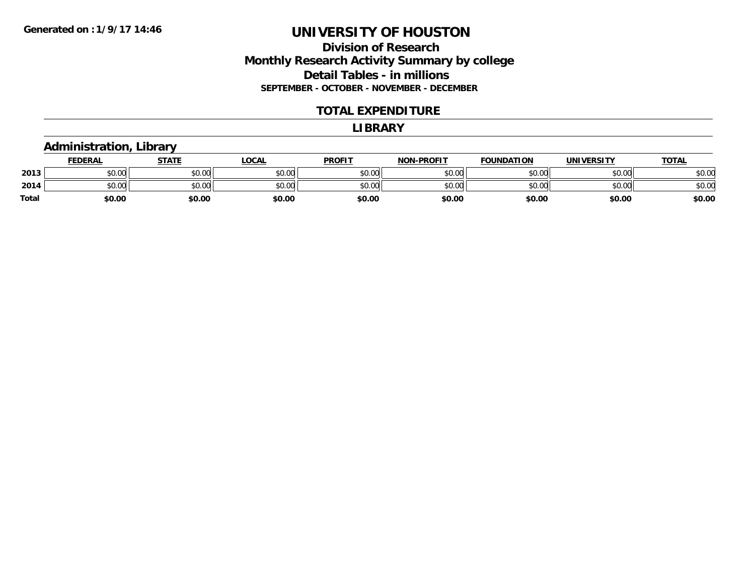**Generated on : 1/9/17 14:46**

# UNIVERSITY OF HOUSTON

## Division of Research
## Monthly Research Activity Summary by college
## Detail Tables - in millions
### SEPTEMBER - OCTOBER - NOVEMBER - DECEMBER

## TOTAL EXPENDITURE

## LIBRARY

### Administration, Library

| | FEDERAL | STATE | LOCAL | PROFIT | NON-PROFIT | FOUNDATION | UNIVERSITY | TOTAL |
|---|---|---|---|---|---|---|---|---|
| 2013 | $0.00 | $0.00 | $0.00 | $0.00 | $0.00 | $0.00 | $0.00 | $0.00 |
| 2014 | $0.00 | $0.00 | $0.00 | $0.00 | $0.00 | $0.00 | $0.00 | $0.00 |
| **Total** | **$0.00** | **$0.00** | **$0.00** | **$0.00** | **$0.00** | **$0.00** | **$0.00** | **$0.00** |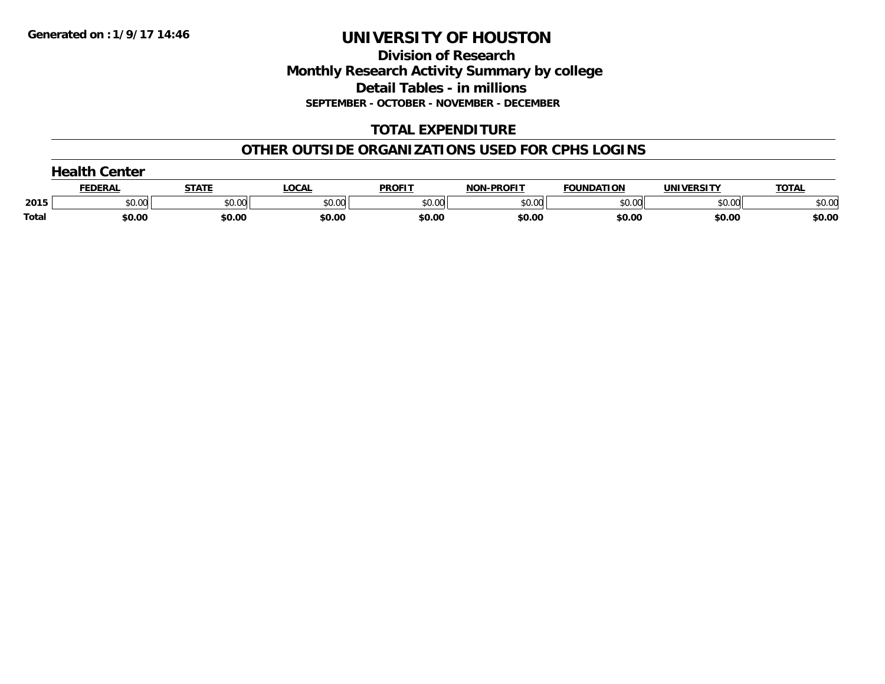Generated on :1/9/17 14:46

# UNIVERSITY OF HOUSTON

## Division of Research
## Monthly Research Activity Summary by college
## Detail Tables - in millions
### SEPTEMBER - OCTOBER - NOVEMBER - DECEMBER

## TOTAL EXPENDITURE

## OTHER OUTSIDE ORGANIZATIONS USED FOR CPHS LOGINS

### Health Center

| | FEDERAL | STATE | LOCAL | PROFIT | NON-PROFIT | FOUNDATION | UNIVERSITY | TOTAL |
|---|---|---|---|---|---|---|---|---|
| 2015 | $0.00 | $0.00 | $0.00 | $0.00 | $0.00 | $0.00 | $0.00 | $0.00 |
| **Total** | **$0.00** | **$0.00** | **$0.00** | **$0.00** | **$0.00** | **$0.00** | **$0.00** | **$0.00** |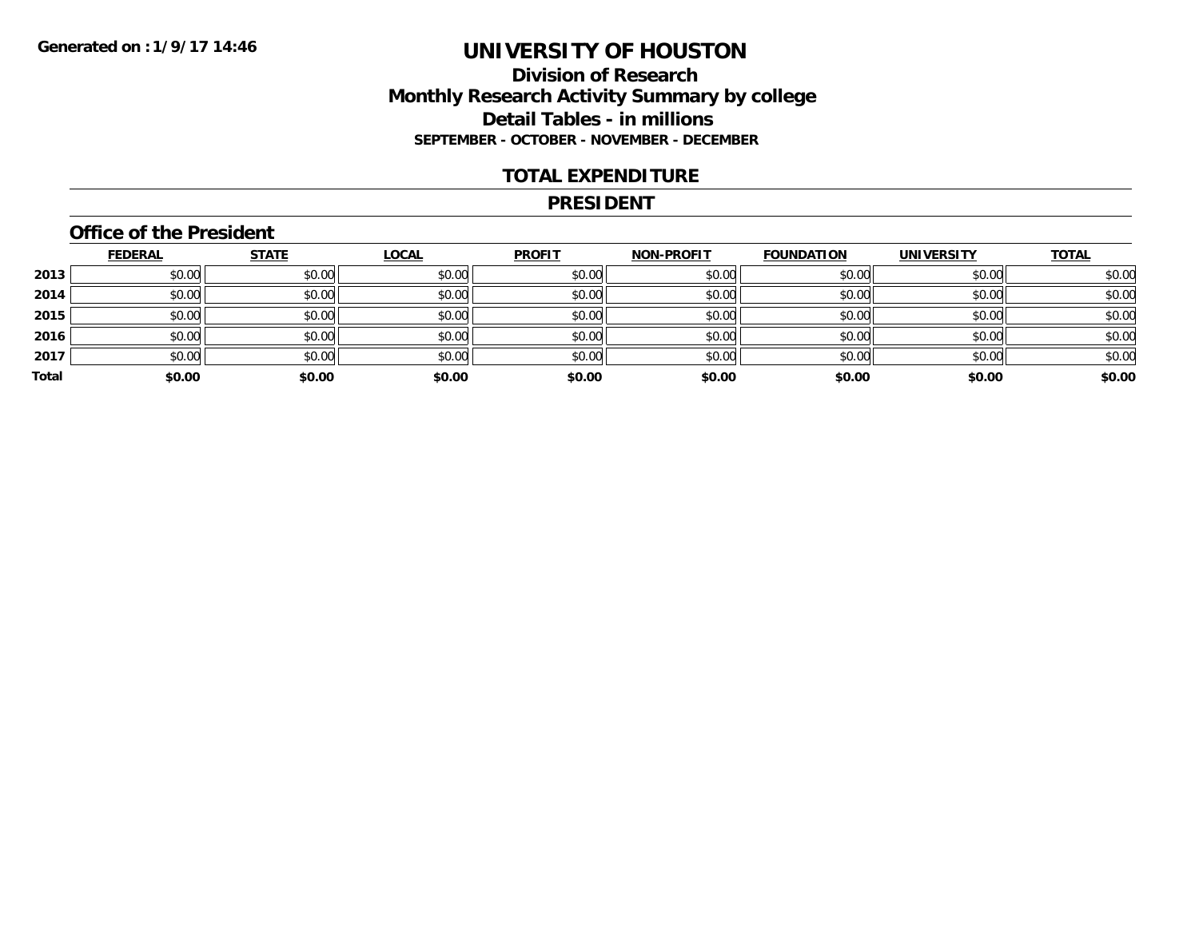**Generated on :1/9/17 14:46**

# UNIVERSITY OF HOUSTON

## Division of Research
## Monthly Research Activity Summary by college
## Detail Tables - in millions
### SEPTEMBER - OCTOBER - NOVEMBER - DECEMBER

## TOTAL EXPENDITURE

## PRESIDENT

### Office of the President

| | FEDERAL | STATE | LOCAL | PROFIT | NON-PROFIT | FOUNDATION | UNIVERSITY | TOTAL |
|---|---|---|---|---|---|---|---|---|
| 2013 | $0.00 | $0.00 | $0.00 | $0.00 | $0.00 | $0.00 | $0.00 | $0.00 |
| 2014 | $0.00 | $0.00 | $0.00 | $0.00 | $0.00 | $0.00 | $0.00 | $0.00 |
| 2015 | $0.00 | $0.00 | $0.00 | $0.00 | $0.00 | $0.00 | $0.00 | $0.00 |
| 2016 | $0.00 | $0.00 | $0.00 | $0.00 | $0.00 | $0.00 | $0.00 | $0.00 |
| 2017 | $0.00 | $0.00 | $0.00 | $0.00 | $0.00 | $0.00 | $0.00 | $0.00 |
| **Total** | **$0.00** | **$0.00** | **$0.00** | **$0.00** | **$0.00** | **$0.00** | **$0.00** | **$0.00** |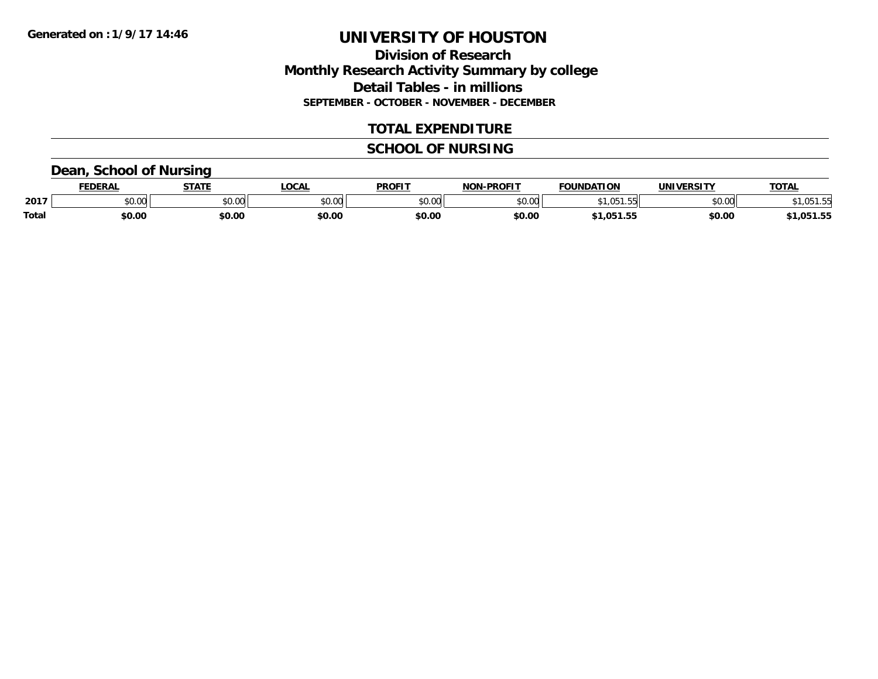# UNIVERSITY OF HOUSTON

## Division of Research

## Monthly Research Activity Summary by college

## Detail Tables - in millions

**SEPTEMBER - OCTOBER - NOVEMBER - DECEMBER**

## TOTAL EXPENDITURE

## SCHOOL OF NURSING

### Dean, School of Nursing

| | FEDERAL | STATE | LOCAL | PROFIT | NON-PROFIT | FOUNDATION | UNIVERSITY | TOTAL |
|---|---|---|---|---|---|---|---|---|
| 2017 | $0.00 | $0.00 | $0.00 | $0.00 | $0.00 | $1,051.55 | $0.00 | $1,051.55 |
| **Total** | **$0.00** | **$0.00** | **$0.00** | **$0.00** | **$0.00** | **$1,051.55** | **$0.00** | **$1,051.55** |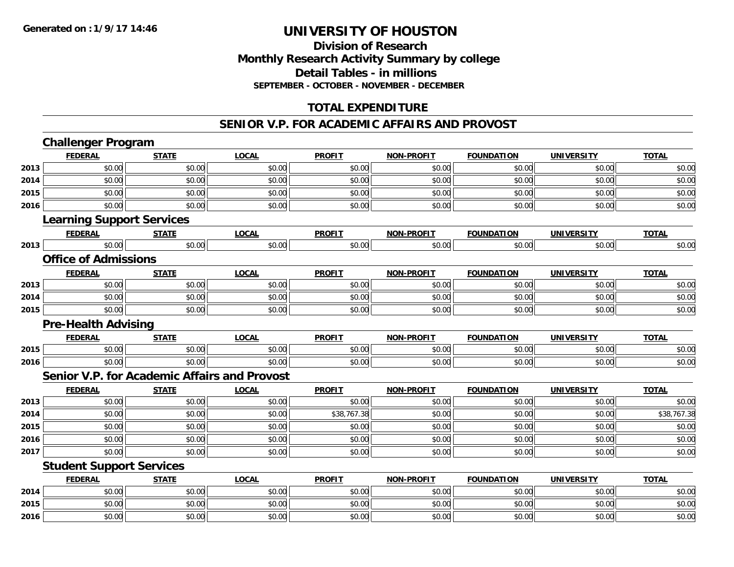Generated on :1/9/17 14:46

# UNIVERSITY OF HOUSTON

## Division of Research
## Monthly Research Activity Summary by college
## Detail Tables - in millions
### SEPTEMBER - OCTOBER - NOVEMBER - DECEMBER

## TOTAL EXPENDITURE

## SENIOR V.P. FOR ACADEMIC AFFAIRS AND PROVOST

### Challenger Program

| | FEDERAL | STATE | LOCAL | PROFIT | NON-PROFIT | FOUNDATION | UNIVERSITY | TOTAL |
|---|---|---|---|---|---|---|---|---|
| 2013 | $0.00 | $0.00 | $0.00 | $0.00 | $0.00 | $0.00 | $0.00 | $0.00 |
| 2014 | $0.00 | $0.00 | $0.00 | $0.00 | $0.00 | $0.00 | $0.00 | $0.00 |
| 2015 | $0.00 | $0.00 | $0.00 | $0.00 | $0.00 | $0.00 | $0.00 | $0.00 |
| 2016 | $0.00 | $0.00 | $0.00 | $0.00 | $0.00 | $0.00 | $0.00 | $0.00 |

### Learning Support Services

| | FEDERAL | STATE | LOCAL | PROFIT | NON-PROFIT | FOUNDATION | UNIVERSITY | TOTAL |
|---|---|---|---|---|---|---|---|---|
| 2013 | $0.00 | $0.00 | $0.00 | $0.00 | $0.00 | $0.00 | $0.00 | $0.00 |

### Office of Admissions

| | FEDERAL | STATE | LOCAL | PROFIT | NON-PROFIT | FOUNDATION | UNIVERSITY | TOTAL |
|---|---|---|---|---|---|---|---|---|
| 2013 | $0.00 | $0.00 | $0.00 | $0.00 | $0.00 | $0.00 | $0.00 | $0.00 |
| 2014 | $0.00 | $0.00 | $0.00 | $0.00 | $0.00 | $0.00 | $0.00 | $0.00 |
| 2015 | $0.00 | $0.00 | $0.00 | $0.00 | $0.00 | $0.00 | $0.00 | $0.00 |

### Pre-Health Advising

| | FEDERAL | STATE | LOCAL | PROFIT | NON-PROFIT | FOUNDATION | UNIVERSITY | TOTAL |
|---|---|---|---|---|---|---|---|---|
| 2015 | $0.00 | $0.00 | $0.00 | $0.00 | $0.00 | $0.00 | $0.00 | $0.00 |
| 2016 | $0.00 | $0.00 | $0.00 | $0.00 | $0.00 | $0.00 | $0.00 | $0.00 |

### Senior V.P. for Academic Affairs and Provost

| | FEDERAL | STATE | LOCAL | PROFIT | NON-PROFIT | FOUNDATION | UNIVERSITY | TOTAL |
|---|---|---|---|---|---|---|---|---|
| 2013 | $0.00 | $0.00 | $0.00 | $0.00 | $0.00 | $0.00 | $0.00 | $0.00 |
| 2014 | $0.00 | $0.00 | $0.00 | $38,767.38 | $0.00 | $0.00 | $0.00 | $38,767.38 |
| 2015 | $0.00 | $0.00 | $0.00 | $0.00 | $0.00 | $0.00 | $0.00 | $0.00 |
| 2016 | $0.00 | $0.00 | $0.00 | $0.00 | $0.00 | $0.00 | $0.00 | $0.00 |
| 2017 | $0.00 | $0.00 | $0.00 | $0.00 | $0.00 | $0.00 | $0.00 | $0.00 |

### Student Support Services

| | FEDERAL | STATE | LOCAL | PROFIT | NON-PROFIT | FOUNDATION | UNIVERSITY | TOTAL |
|---|---|---|---|---|---|---|---|---|
| 2014 | $0.00 | $0.00 | $0.00 | $0.00 | $0.00 | $0.00 | $0.00 | $0.00 |
| 2015 | $0.00 | $0.00 | $0.00 | $0.00 | $0.00 | $0.00 | $0.00 | $0.00 |
| 2016 | $0.00 | $0.00 | $0.00 | $0.00 | $0.00 | $0.00 | $0.00 | $0.00 |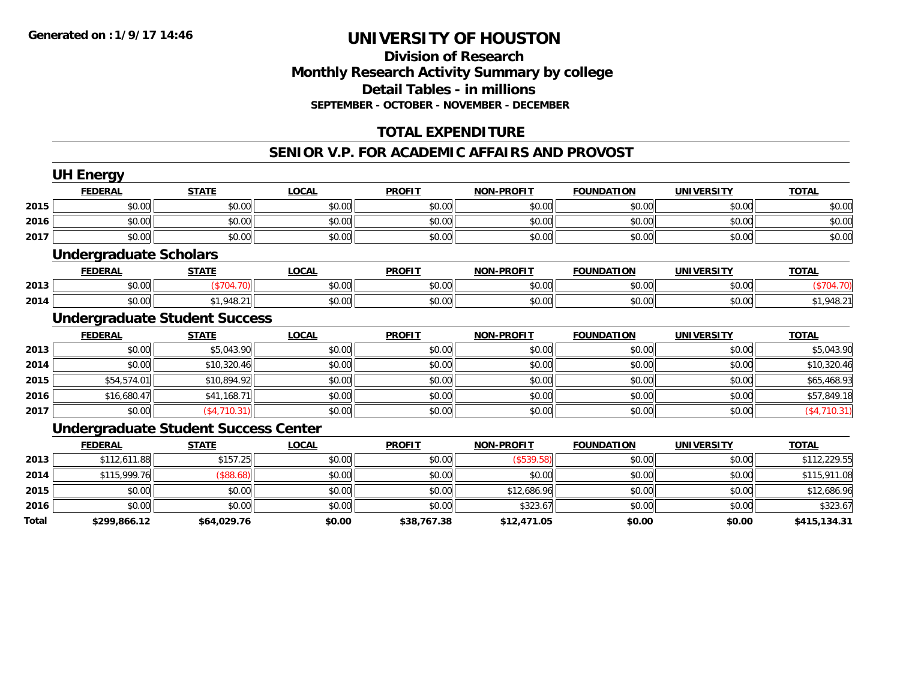**Generated on :1/9/17 14:46**

# UNIVERSITY OF HOUSTON

## Division of Research
## Monthly Research Activity Summary by college
## Detail Tables - in millions
### SEPTEMBER - OCTOBER - NOVEMBER - DECEMBER

## TOTAL EXPENDITURE

## SENIOR V.P. FOR ACADEMIC AFFAIRS AND PROVOST

### UH Energy

| | FEDERAL | STATE | LOCAL | PROFIT | NON-PROFIT | FOUNDATION | UNIVERSITY | TOTAL |
|---|---|---|---|---|---|---|---|---|
| 2015 | $0.00 | $0.00 | $0.00 | $0.00 | $0.00 | $0.00 | $0.00 | $0.00 |
| 2016 | $0.00 | $0.00 | $0.00 | $0.00 | $0.00 | $0.00 | $0.00 | $0.00 |
| 2017 | $0.00 | $0.00 | $0.00 | $0.00 | $0.00 | $0.00 | $0.00 | $0.00 |

### Undergraduate Scholars

| | FEDERAL | STATE | LOCAL | PROFIT | NON-PROFIT | FOUNDATION | UNIVERSITY | TOTAL |
|---|---|---|---|---|---|---|---|---|
| 2013 | $0.00 | ($704.70) | $0.00 | $0.00 | $0.00 | $0.00 | $0.00 | ($704.70) |
| 2014 | $0.00 | $1,948.21 | $0.00 | $0.00 | $0.00 | $0.00 | $0.00 | $1,948.21 |

### Undergraduate Student Success

| | FEDERAL | STATE | LOCAL | PROFIT | NON-PROFIT | FOUNDATION | UNIVERSITY | TOTAL |
|---|---|---|---|---|---|---|---|---|
| 2013 | $0.00 | $5,043.90 | $0.00 | $0.00 | $0.00 | $0.00 | $0.00 | $5,043.90 |
| 2014 | $0.00 | $10,320.46 | $0.00 | $0.00 | $0.00 | $0.00 | $0.00 | $10,320.46 |
| 2015 | $54,574.01 | $10,894.92 | $0.00 | $0.00 | $0.00 | $0.00 | $0.00 | $65,468.93 |
| 2016 | $16,680.47 | $41,168.71 | $0.00 | $0.00 | $0.00 | $0.00 | $0.00 | $57,849.18 |
| 2017 | $0.00 | ($4,710.31) | $0.00 | $0.00 | $0.00 | $0.00 | $0.00 | ($4,710.31) |

### Undergraduate Student Success Center

| | FEDERAL | STATE | LOCAL | PROFIT | NON-PROFIT | FOUNDATION | UNIVERSITY | TOTAL |
|---|---|---|---|---|---|---|---|---|
| 2013 | $112,611.88 | $157.25 | $0.00 | $0.00 | ($539.58) | $0.00 | $0.00 | $112,229.55 |
| 2014 | $115,999.76 | ($88.68) | $0.00 | $0.00 | $0.00 | $0.00 | $0.00 | $115,911.08 |
| 2015 | $0.00 | $0.00 | $0.00 | $0.00 | $12,686.96 | $0.00 | $0.00 | $12,686.96 |
| 2016 | $0.00 | $0.00 | $0.00 | $0.00 | $323.67 | $0.00 | $0.00 | $323.67 |
| **Total** | **$299,866.12** | **$64,029.76** | **$0.00** | **$38,767.38** | **$12,471.05** | **$0.00** | **$0.00** | **$415,134.31** |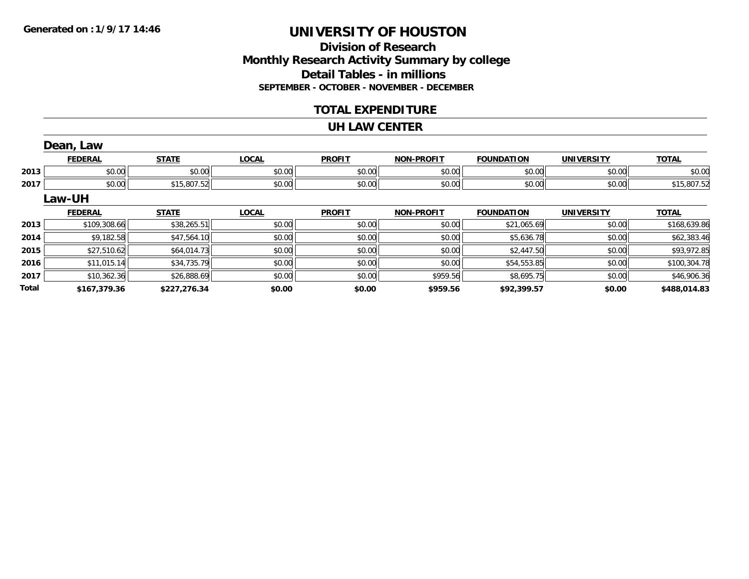Generated on : 1/9/17 14:46

# UNIVERSITY OF HOUSTON

## Division of Research
## Monthly Research Activity Summary by college
## Detail Tables - in millions
### SEPTEMBER - OCTOBER - NOVEMBER - DECEMBER

## TOTAL EXPENDITURE

## UH LAW CENTER

### Dean, Law

| | FEDERAL | STATE | LOCAL | PROFIT | NON-PROFIT | FOUNDATION | UNIVERSITY | TOTAL |
|---|---|---|---|---|---|---|---|---|
| 2013 | $0.00 | $0.00 | $0.00 | $0.00 | $0.00 | $0.00 | $0.00 | $0.00 |
| 2017 | $0.00 | $15,807.52 | $0.00 | $0.00 | $0.00 | $0.00 | $0.00 | $15,807.52 |

### Law-UH

| | FEDERAL | STATE | LOCAL | PROFIT | NON-PROFIT | FOUNDATION | UNIVERSITY | TOTAL |
|---|---|---|---|---|---|---|---|---|
| 2013 | $109,308.66 | $38,265.51 | $0.00 | $0.00 | $0.00 | $21,065.69 | $0.00 | $168,639.86 |
| 2014 | $9,182.58 | $47,564.10 | $0.00 | $0.00 | $0.00 | $5,636.78 | $0.00 | $62,383.46 |
| 2015 | $27,510.62 | $64,014.73 | $0.00 | $0.00 | $0.00 | $2,447.50 | $0.00 | $93,972.85 |
| 2016 | $11,015.14 | $34,735.79 | $0.00 | $0.00 | $0.00 | $54,553.85 | $0.00 | $100,304.78 |
| 2017 | $10,362.36 | $26,888.69 | $0.00 | $0.00 | $959.56 | $8,695.75 | $0.00 | $46,906.36 |
| **Total** | **$167,379.36** | **$227,276.34** | **$0.00** | **$0.00** | **$959.56** | **$92,399.57** | **$0.00** | **$488,014.83** |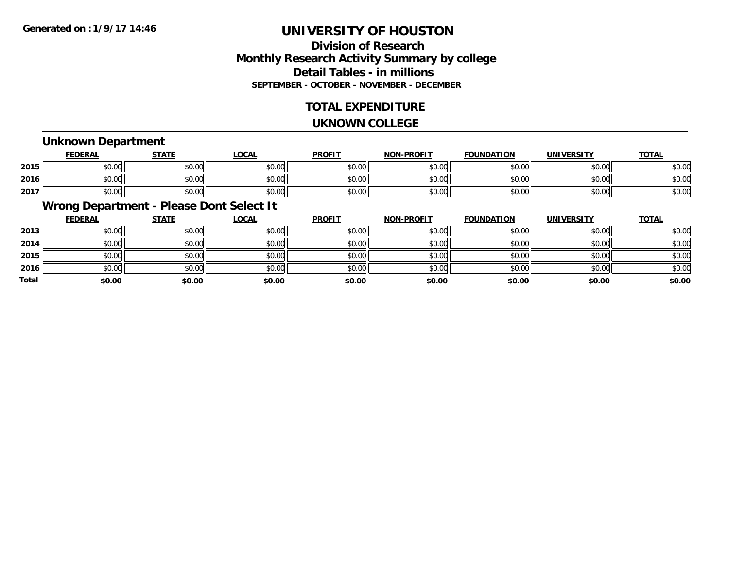**Generated on :1/9/17 14:46**

# UNIVERSITY OF HOUSTON

## Division of Research
## Monthly Research Activity Summary by college
## Detail Tables - in millions
### SEPTEMBER - OCTOBER - NOVEMBER - DECEMBER

## TOTAL EXPENDITURE

## UKNOWN COLLEGE

### Unknown Department

| | FEDERAL | STATE | LOCAL | PROFIT | NON-PROFIT | FOUNDATION | UNIVERSITY | TOTAL |
|---|---|---|---|---|---|---|---|---|
| 2015 | $0.00 | $0.00 | $0.00 | $0.00 | $0.00 | $0.00 | $0.00 | $0.00 |
| 2016 | $0.00 | $0.00 | $0.00 | $0.00 | $0.00 | $0.00 | $0.00 | $0.00 |
| 2017 | $0.00 | $0.00 | $0.00 | $0.00 | $0.00 | $0.00 | $0.00 | $0.00 |

### Wrong Department - Please Dont Select It

| | FEDERAL | STATE | LOCAL | PROFIT | NON-PROFIT | FOUNDATION | UNIVERSITY | TOTAL |
|---|---|---|---|---|---|---|---|---|
| 2013 | $0.00 | $0.00 | $0.00 | $0.00 | $0.00 | $0.00 | $0.00 | $0.00 |
| 2014 | $0.00 | $0.00 | $0.00 | $0.00 | $0.00 | $0.00 | $0.00 | $0.00 |
| 2015 | $0.00 | $0.00 | $0.00 | $0.00 | $0.00 | $0.00 | $0.00 | $0.00 |
| 2016 | $0.00 | $0.00 | $0.00 | $0.00 | $0.00 | $0.00 | $0.00 | $0.00 |
| **Total** | **$0.00** | **$0.00** | **$0.00** | **$0.00** | **$0.00** | **$0.00** | **$0.00** | **$0.00** |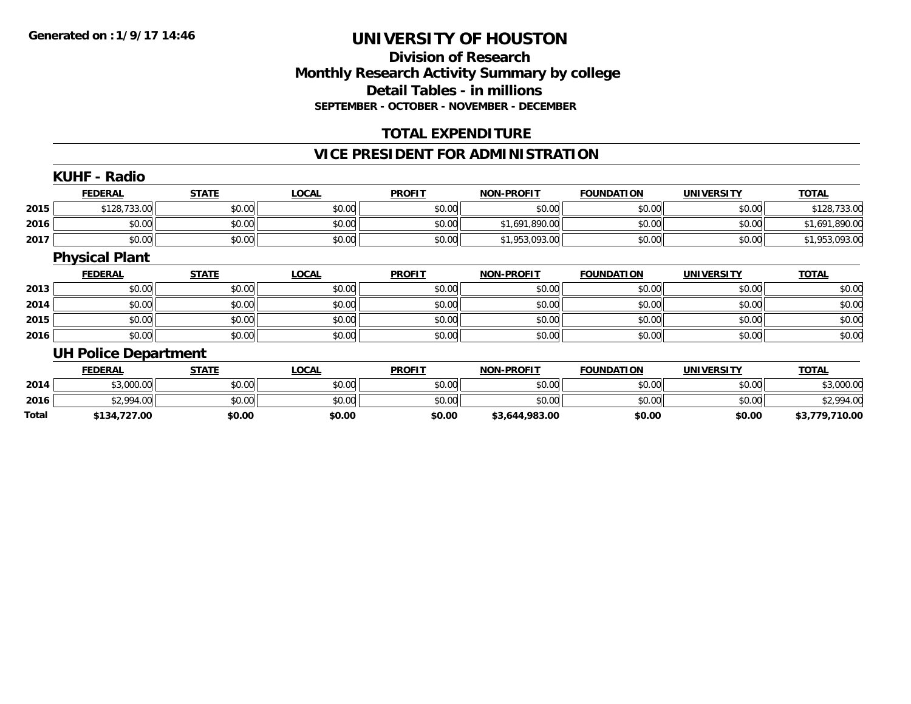**Generated on :1/9/17 14:46**

# UNIVERSITY OF HOUSTON

## Division of Research
## Monthly Research Activity Summary by college
## Detail Tables - in millions
### SEPTEMBER - OCTOBER - NOVEMBER - DECEMBER

## TOTAL EXPENDITURE

## VICE PRESIDENT FOR ADMINISTRATION

### KUHF - Radio

| | FEDERAL | STATE | LOCAL | PROFIT | NON-PROFIT | FOUNDATION | UNIVERSITY | TOTAL |
|---|---|---|---|---|---|---|---|---|
| 2015 | $128,733.00 | $0.00 | $0.00 | $0.00 | $0.00 | $0.00 | $0.00 | $128,733.00 |
| 2016 | $0.00 | $0.00 | $0.00 | $0.00 | $1,691,890.00 | $0.00 | $0.00 | $1,691,890.00 |
| 2017 | $0.00 | $0.00 | $0.00 | $0.00 | $1,953,093.00 | $0.00 | $0.00 | $1,953,093.00 |

### Physical Plant

| | FEDERAL | STATE | LOCAL | PROFIT | NON-PROFIT | FOUNDATION | UNIVERSITY | TOTAL |
|---|---|---|---|---|---|---|---|---|
| 2013 | $0.00 | $0.00 | $0.00 | $0.00 | $0.00 | $0.00 | $0.00 | $0.00 |
| 2014 | $0.00 | $0.00 | $0.00 | $0.00 | $0.00 | $0.00 | $0.00 | $0.00 |
| 2015 | $0.00 | $0.00 | $0.00 | $0.00 | $0.00 | $0.00 | $0.00 | $0.00 |
| 2016 | $0.00 | $0.00 | $0.00 | $0.00 | $0.00 | $0.00 | $0.00 | $0.00 |

### UH Police Department

| | FEDERAL | STATE | LOCAL | PROFIT | NON-PROFIT | FOUNDATION | UNIVERSITY | TOTAL |
|---|---|---|---|---|---|---|---|---|
| 2014 | $3,000.00 | $0.00 | $0.00 | $0.00 | $0.00 | $0.00 | $0.00 | $3,000.00 |
| 2016 | $2,994.00 | $0.00 | $0.00 | $0.00 | $0.00 | $0.00 | $0.00 | $2,994.00 |
| **Total** | **$134,727.00** | **$0.00** | **$0.00** | **$0.00** | **$3,644,983.00** | **$0.00** | **$0.00** | **$3,779,710.00** |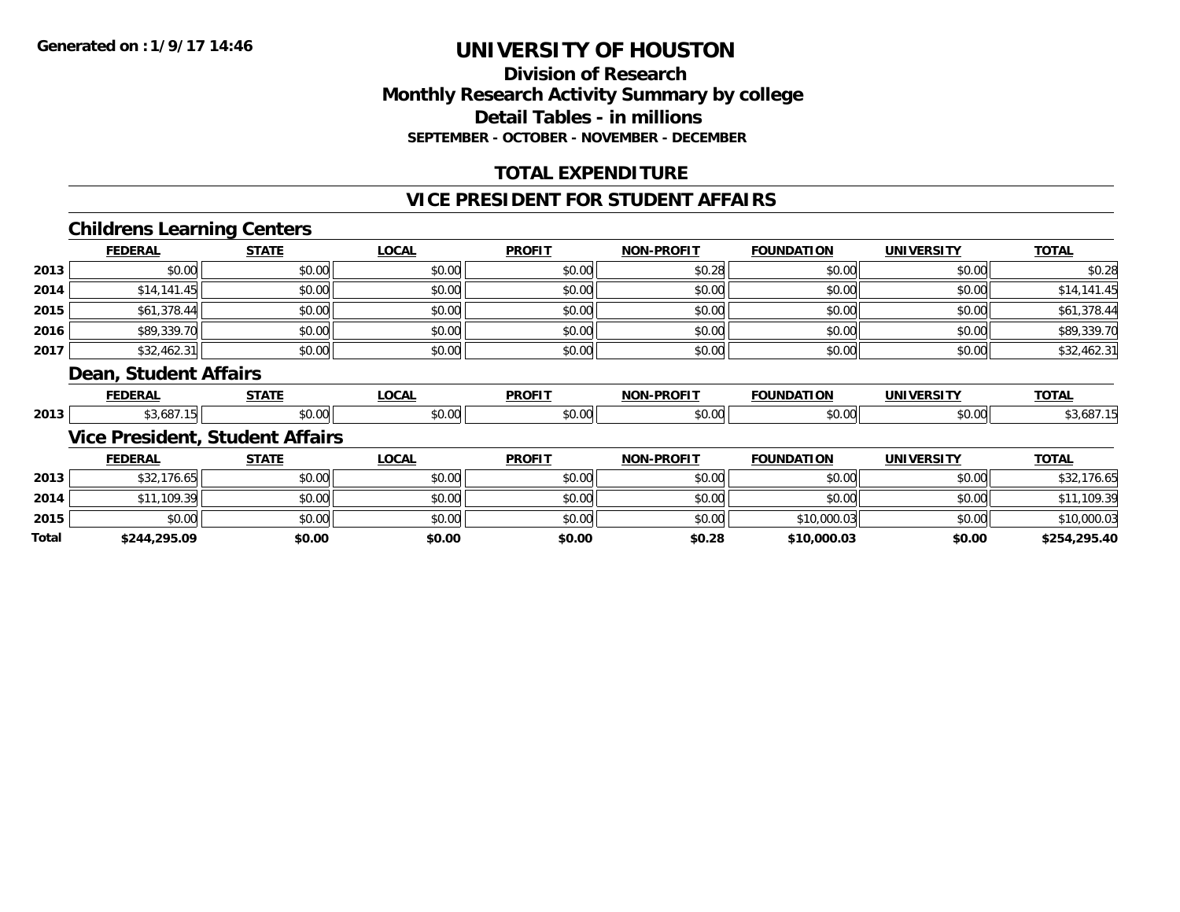**Generated on :1/9/17 14:46**

# UNIVERSITY OF HOUSTON

## Division of Research
## Monthly Research Activity Summary by college
## Detail Tables - in millions
### SEPTEMBER - OCTOBER - NOVEMBER - DECEMBER

## TOTAL EXPENDITURE

## VICE PRESIDENT FOR STUDENT AFFAIRS

### Childrens Learning Centers

| | FEDERAL | STATE | LOCAL | PROFIT | NON-PROFIT | FOUNDATION | UNIVERSITY | TOTAL |
|---|---|---|---|---|---|---|---|---|
| 2013 | $0.00 | $0.00 | $0.00 | $0.00 | $0.28 | $0.00 | $0.00 | $0.28 |
| 2014 | $14,141.45 | $0.00 | $0.00 | $0.00 | $0.00 | $0.00 | $0.00 | $14,141.45 |
| 2015 | $61,378.44 | $0.00 | $0.00 | $0.00 | $0.00 | $0.00 | $0.00 | $61,378.44 |
| 2016 | $89,339.70 | $0.00 | $0.00 | $0.00 | $0.00 | $0.00 | $0.00 | $89,339.70 |
| 2017 | $32,462.31 | $0.00 | $0.00 | $0.00 | $0.00 | $0.00 | $0.00 | $32,462.31 |

### Dean, Student Affairs

| | FEDERAL | STATE | LOCAL | PROFIT | NON-PROFIT | FOUNDATION | UNIVERSITY | TOTAL |
|---|---|---|---|---|---|---|---|---|
| 2013 | $3,687.15 | $0.00 | $0.00 | $0.00 | $0.00 | $0.00 | $0.00 | $3,687.15 |

### Vice President, Student Affairs

| | FEDERAL | STATE | LOCAL | PROFIT | NON-PROFIT | FOUNDATION | UNIVERSITY | TOTAL |
|---|---|---|---|---|---|---|---|---|
| 2013 | $32,176.65 | $0.00 | $0.00 | $0.00 | $0.00 | $0.00 | $0.00 | $32,176.65 |
| 2014 | $11,109.39 | $0.00 | $0.00 | $0.00 | $0.00 | $0.00 | $0.00 | $11,109.39 |
| 2015 | $0.00 | $0.00 | $0.00 | $0.00 | $0.00 | $10,000.03 | $0.00 | $10,000.03 |
| **Total** | **$244,295.09** | **$0.00** | **$0.00** | **$0.00** | **$0.28** | **$10,000.03** | **$0.00** | **$254,295.40** |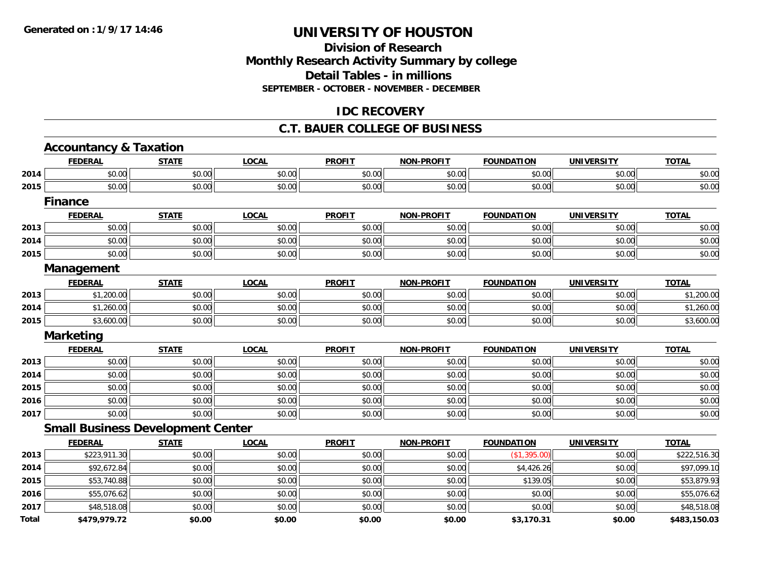# UNIVERSITY OF HOUSTON

## Division of Research
## Monthly Research Activity Summary by college
## Detail Tables - in millions
### SEPTEMBER - OCTOBER - NOVEMBER - DECEMBER

## IDC RECOVERY

## C.T. BAUER COLLEGE OF BUSINESS

### Accountancy & Taxation

| | FEDERAL | STATE | LOCAL | PROFIT | NON-PROFIT | FOUNDATION | UNIVERSITY | TOTAL |
|---|---|---|---|---|---|---|---|---|
| 2014 | $0.00 | $0.00 | $0.00 | $0.00 | $0.00 | $0.00 | $0.00 | $0.00 |
| 2015 | $0.00 | $0.00 | $0.00 | $0.00 | $0.00 | $0.00 | $0.00 | $0.00 |

### Finance

| | FEDERAL | STATE | LOCAL | PROFIT | NON-PROFIT | FOUNDATION | UNIVERSITY | TOTAL |
|---|---|---|---|---|---|---|---|---|
| 2013 | $0.00 | $0.00 | $0.00 | $0.00 | $0.00 | $0.00 | $0.00 | $0.00 |
| 2014 | $0.00 | $0.00 | $0.00 | $0.00 | $0.00 | $0.00 | $0.00 | $0.00 |
| 2015 | $0.00 | $0.00 | $0.00 | $0.00 | $0.00 | $0.00 | $0.00 | $0.00 |

### Management

| | FEDERAL | STATE | LOCAL | PROFIT | NON-PROFIT | FOUNDATION | UNIVERSITY | TOTAL |
|---|---|---|---|---|---|---|---|---|
| 2013 | $1,200.00 | $0.00 | $0.00 | $0.00 | $0.00 | $0.00 | $0.00 | $1,200.00 |
| 2014 | $1,260.00 | $0.00 | $0.00 | $0.00 | $0.00 | $0.00 | $0.00 | $1,260.00 |
| 2015 | $3,600.00 | $0.00 | $0.00 | $0.00 | $0.00 | $0.00 | $0.00 | $3,600.00 |

### Marketing

| | FEDERAL | STATE | LOCAL | PROFIT | NON-PROFIT | FOUNDATION | UNIVERSITY | TOTAL |
|---|---|---|---|---|---|---|---|---|
| 2013 | $0.00 | $0.00 | $0.00 | $0.00 | $0.00 | $0.00 | $0.00 | $0.00 |
| 2014 | $0.00 | $0.00 | $0.00 | $0.00 | $0.00 | $0.00 | $0.00 | $0.00 |
| 2015 | $0.00 | $0.00 | $0.00 | $0.00 | $0.00 | $0.00 | $0.00 | $0.00 |
| 2016 | $0.00 | $0.00 | $0.00 | $0.00 | $0.00 | $0.00 | $0.00 | $0.00 |
| 2017 | $0.00 | $0.00 | $0.00 | $0.00 | $0.00 | $0.00 | $0.00 | $0.00 |

### Small Business Development Center

| | FEDERAL | STATE | LOCAL | PROFIT | NON-PROFIT | FOUNDATION | UNIVERSITY | TOTAL |
|---|---|---|---|---|---|---|---|---|
| 2013 | $223,911.30 | $0.00 | $0.00 | $0.00 | $0.00 | ($1,395.00) | $0.00 | $222,516.30 |
| 2014 | $92,672.84 | $0.00 | $0.00 | $0.00 | $0.00 | $4,426.26 | $0.00 | $97,099.10 |
| 2015 | $53,740.88 | $0.00 | $0.00 | $0.00 | $0.00 | $139.05 | $0.00 | $53,879.93 |
| 2016 | $55,076.62 | $0.00 | $0.00 | $0.00 | $0.00 | $0.00 | $0.00 | $55,076.62 |
| 2017 | $48,518.08 | $0.00 | $0.00 | $0.00 | $0.00 | $0.00 | $0.00 | $48,518.08 |
| **Total** | **$479,979.72** | **$0.00** | **$0.00** | **$0.00** | **$0.00** | **$3,170.31** | **$0.00** | **$483,150.03** |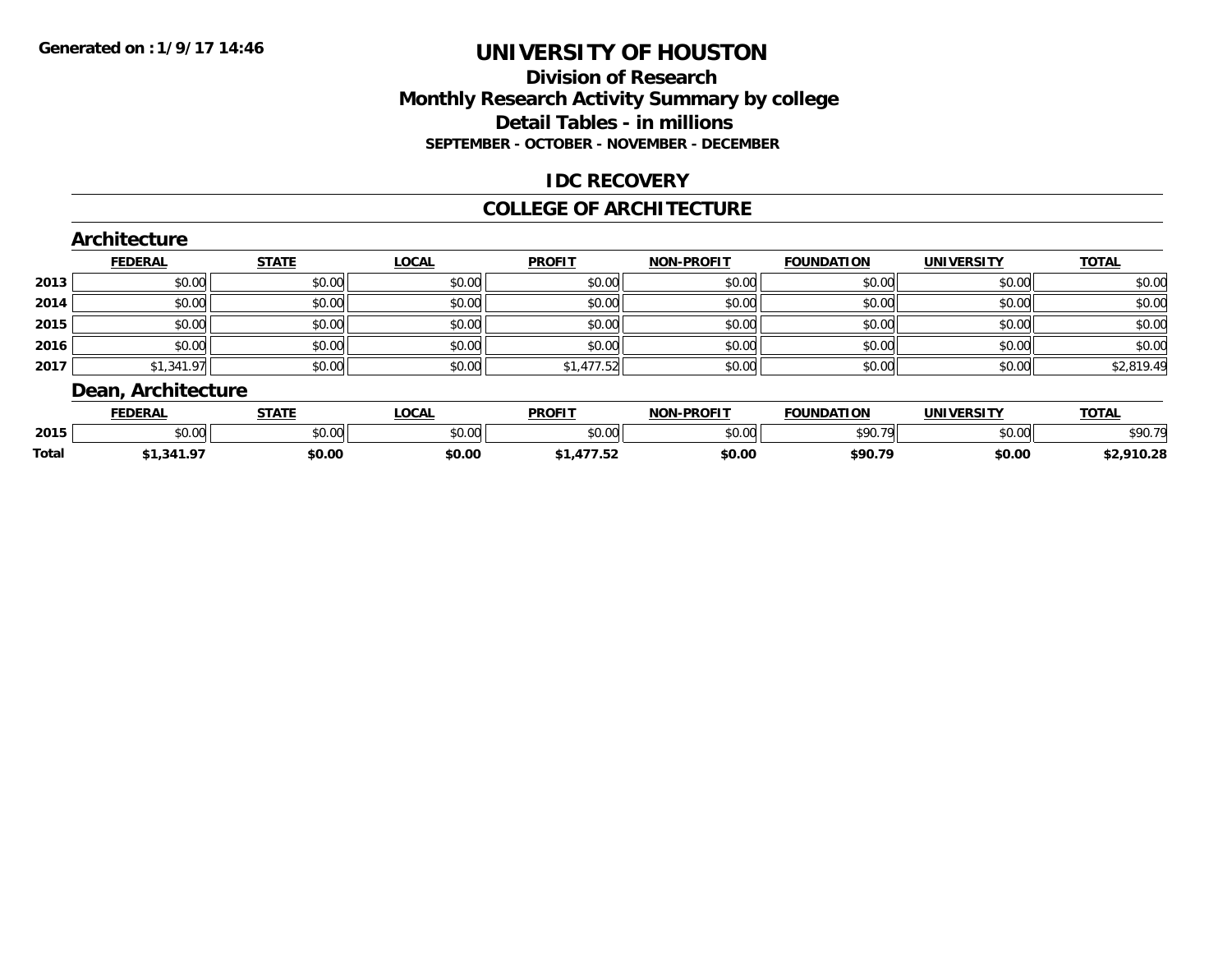# UNIVERSITY OF HOUSTON

## Division of Research
## Monthly Research Activity Summary by college
## Detail Tables - in millions
### SEPTEMBER - OCTOBER - NOVEMBER - DECEMBER

Generated on : 1/9/17 14:46

## IDC RECOVERY

## COLLEGE OF ARCHITECTURE

### Architecture

| | FEDERAL | STATE | LOCAL | PROFIT | NON-PROFIT | FOUNDATION | UNIVERSITY | TOTAL |
|---|---|---|---|---|---|---|---|---|
| 2013 | $0.00 | $0.00 | $0.00 | $0.00 | $0.00 | $0.00 | $0.00 | $0.00 |
| 2014 | $0.00 | $0.00 | $0.00 | $0.00 | $0.00 | $0.00 | $0.00 | $0.00 |
| 2015 | $0.00 | $0.00 | $0.00 | $0.00 | $0.00 | $0.00 | $0.00 | $0.00 |
| 2016 | $0.00 | $0.00 | $0.00 | $0.00 | $0.00 | $0.00 | $0.00 | $0.00 |
| 2017 | $1,341.97 | $0.00 | $0.00 | $1,477.52 | $0.00 | $0.00 | $0.00 | $2,819.49 |

### Dean, Architecture

| | FEDERAL | STATE | LOCAL | PROFIT | NON-PROFIT | FOUNDATION | UNIVERSITY | TOTAL |
|---|---|---|---|---|---|---|---|---|
| 2015 | $0.00 | $0.00 | $0.00 | $0.00 | $0.00 | $90.79 | $0.00 | $90.79 |
| **Total** | **$1,341.97** | **$0.00** | **$0.00** | **$1,477.52** | **$0.00** | **$90.79** | **$0.00** | **$2,910.28** |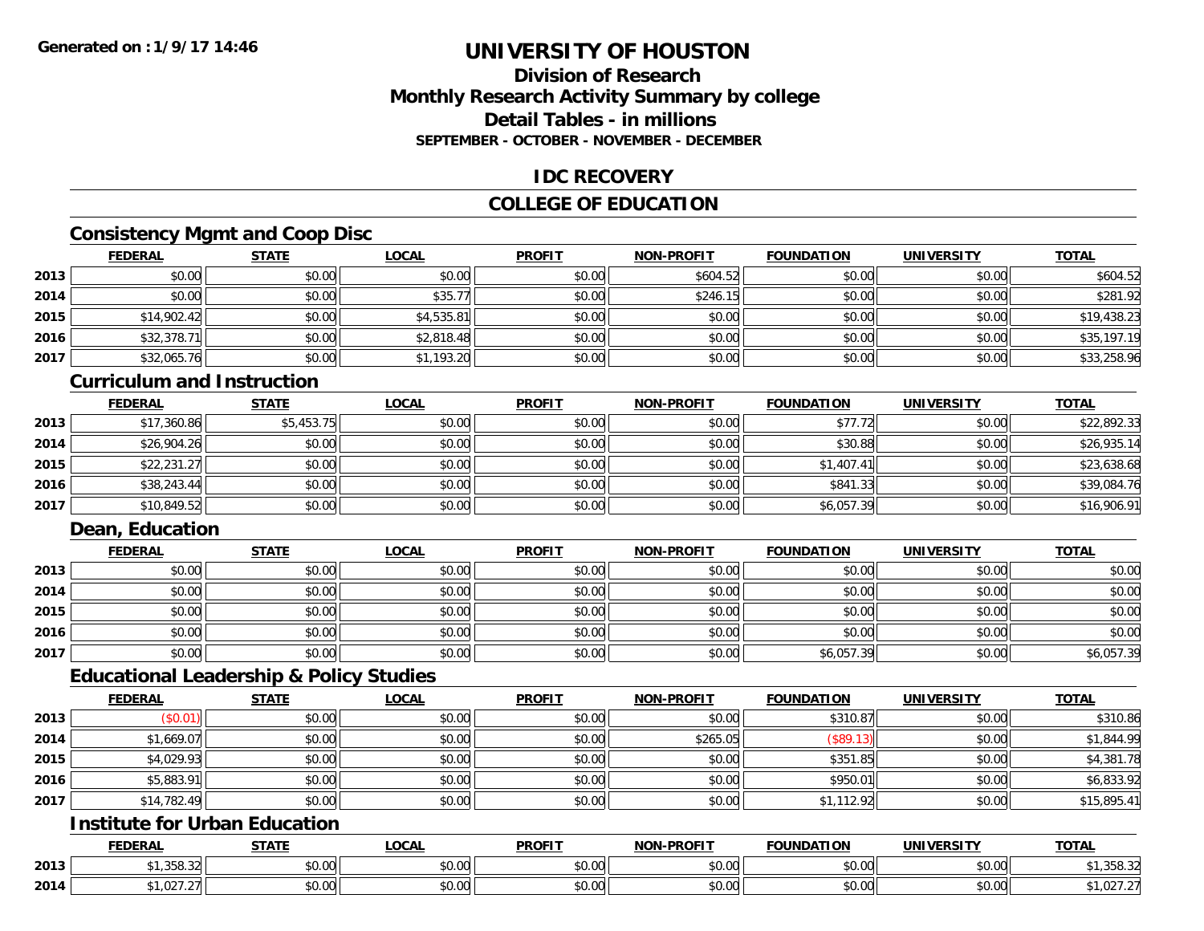# UNIVERSITY OF HOUSTON

## Division of Research
## Monthly Research Activity Summary by college
## Detail Tables - in millions
### SEPTEMBER - OCTOBER - NOVEMBER - DECEMBER

Generated on : 1/9/17 14:46

## IDC RECOVERY

## COLLEGE OF EDUCATION

### Consistency Mgmt and Coop Disc

| | FEDERAL | STATE | LOCAL | PROFIT | NON-PROFIT | FOUNDATION | UNIVERSITY | TOTAL |
|---|---|---|---|---|---|---|---|---|
| 2013 | $0.00 | $0.00 | $0.00 | $0.00 | $604.52 | $0.00 | $0.00 | $604.52 |
| 2014 | $0.00 | $0.00 | $35.77 | $0.00 | $246.15 | $0.00 | $0.00 | $281.92 |
| 2015 | $14,902.42 | $0.00 | $4,535.81 | $0.00 | $0.00 | $0.00 | $0.00 | $19,438.23 |
| 2016 | $32,378.71 | $0.00 | $2,818.48 | $0.00 | $0.00 | $0.00 | $0.00 | $35,197.19 |
| 2017 | $32,065.76 | $0.00 | $1,193.20 | $0.00 | $0.00 | $0.00 | $0.00 | $33,258.96 |

### Curriculum and Instruction

| | FEDERAL | STATE | LOCAL | PROFIT | NON-PROFIT | FOUNDATION | UNIVERSITY | TOTAL |
|---|---|---|---|---|---|---|---|---|
| 2013 | $17,360.86 | $5,453.75 | $0.00 | $0.00 | $0.00 | $77.72 | $0.00 | $22,892.33 |
| 2014 | $26,904.26 | $0.00 | $0.00 | $0.00 | $0.00 | $30.88 | $0.00 | $26,935.14 |
| 2015 | $22,231.27 | $0.00 | $0.00 | $0.00 | $0.00 | $1,407.41 | $0.00 | $23,638.68 |
| 2016 | $38,243.44 | $0.00 | $0.00 | $0.00 | $0.00 | $841.33 | $0.00 | $39,084.76 |
| 2017 | $10,849.52 | $0.00 | $0.00 | $0.00 | $0.00 | $6,057.39 | $0.00 | $16,906.91 |

### Dean, Education

| | FEDERAL | STATE | LOCAL | PROFIT | NON-PROFIT | FOUNDATION | UNIVERSITY | TOTAL |
|---|---|---|---|---|---|---|---|---|
| 2013 | $0.00 | $0.00 | $0.00 | $0.00 | $0.00 | $0.00 | $0.00 | $0.00 |
| 2014 | $0.00 | $0.00 | $0.00 | $0.00 | $0.00 | $0.00 | $0.00 | $0.00 |
| 2015 | $0.00 | $0.00 | $0.00 | $0.00 | $0.00 | $0.00 | $0.00 | $0.00 |
| 2016 | $0.00 | $0.00 | $0.00 | $0.00 | $0.00 | $0.00 | $0.00 | $0.00 |
| 2017 | $0.00 | $0.00 | $0.00 | $0.00 | $0.00 | $6,057.39 | $0.00 | $6,057.39 |

### Educational Leadership & Policy Studies

| | FEDERAL | STATE | LOCAL | PROFIT | NON-PROFIT | FOUNDATION | UNIVERSITY | TOTAL |
|---|---|---|---|---|---|---|---|---|
| 2013 | ($0.01) | $0.00 | $0.00 | $0.00 | $0.00 | $310.87 | $0.00 | $310.86 |
| 2014 | $1,669.07 | $0.00 | $0.00 | $0.00 | $265.05 | ($89.13) | $0.00 | $1,844.99 |
| 2015 | $4,029.93 | $0.00 | $0.00 | $0.00 | $0.00 | $351.85 | $0.00 | $4,381.78 |
| 2016 | $5,883.91 | $0.00 | $0.00 | $0.00 | $0.00 | $950.01 | $0.00 | $6,833.92 |
| 2017 | $14,782.49 | $0.00 | $0.00 | $0.00 | $0.00 | $1,112.92 | $0.00 | $15,895.41 |

### Institute for Urban Education

| | FEDERAL | STATE | LOCAL | PROFIT | NON-PROFIT | FOUNDATION | UNIVERSITY | TOTAL |
|---|---|---|---|---|---|---|---|---|
| 2013 | $1,358.32 | $0.00 | $0.00 | $0.00 | $0.00 | $0.00 | $0.00 | $1,358.32 |
| 2014 | $1,027.27 | $0.00 | $0.00 | $0.00 | $0.00 | $0.00 | $0.00 | $1,027.27 |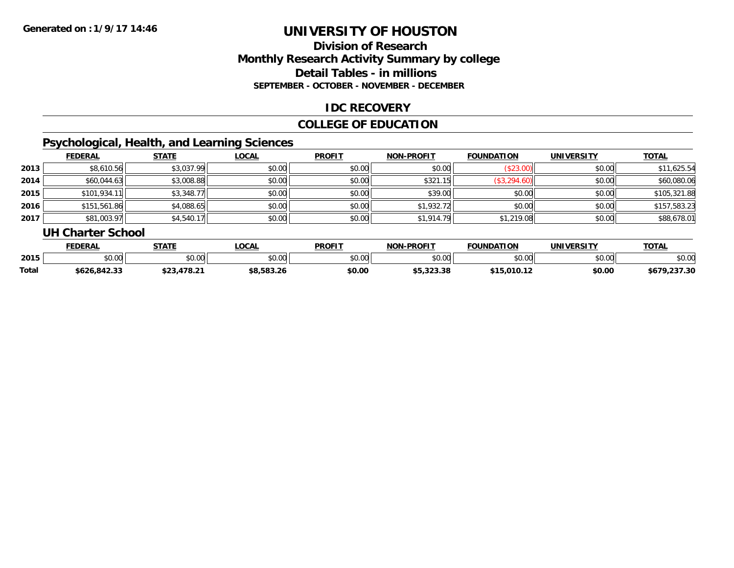Generated on :1/9/17 14:46

# UNIVERSITY OF HOUSTON

## Division of Research
## Monthly Research Activity Summary by college
## Detail Tables - in millions
### SEPTEMBER - OCTOBER - NOVEMBER - DECEMBER

## IDC RECOVERY

## COLLEGE OF EDUCATION

### Psychological, Health, and Learning Sciences

| | FEDERAL | STATE | LOCAL | PROFIT | NON-PROFIT | FOUNDATION | UNIVERSITY | TOTAL |
|---|---|---|---|---|---|---|---|---|
| 2013 | $8,610.56 | $3,037.99 | $0.00 | $0.00 | $0.00 | ($23.00) | $0.00 | $11,625.54 |
| 2014 | $60,044.63 | $3,008.88 | $0.00 | $0.00 | $321.15 | ($3,294.60) | $0.00 | $60,080.06 |
| 2015 | $101,934.11 | $3,348.77 | $0.00 | $0.00 | $39.00 | $0.00 | $0.00 | $105,321.88 |
| 2016 | $151,561.86 | $4,088.65 | $0.00 | $0.00 | $1,932.72 | $0.00 | $0.00 | $157,583.23 |
| 2017 | $81,003.97 | $4,540.17 | $0.00 | $0.00 | $1,914.79 | $1,219.08 | $0.00 | $88,678.01 |

### UH Charter School

| | FEDERAL | STATE | LOCAL | PROFIT | NON-PROFIT | FOUNDATION | UNIVERSITY | TOTAL |
|---|---|---|---|---|---|---|---|---|
| 2015 | $0.00 | $0.00 | $0.00 | $0.00 | $0.00 | $0.00 | $0.00 | $0.00 |
| **Total** | **$626,842.33** | **$23,478.21** | **$8,583.26** | **$0.00** | **$5,323.38** | **$15,010.12** | **$0.00** | **$679,237.30** |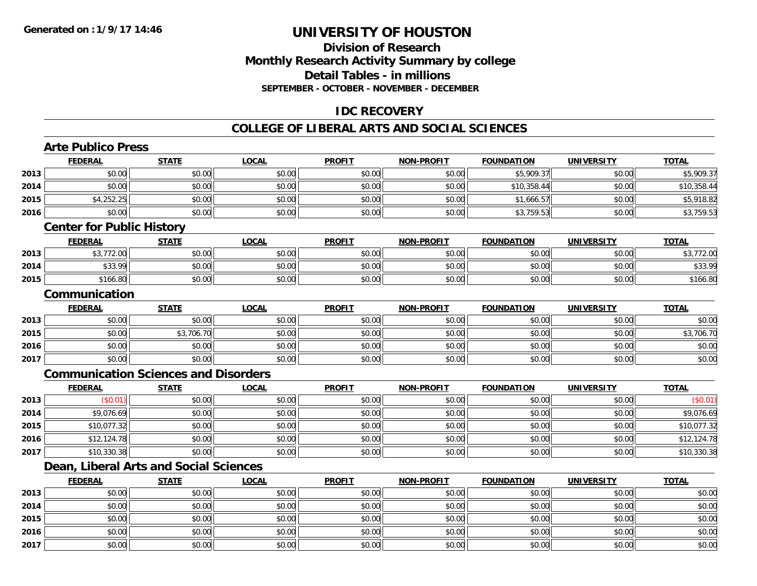# UNIVERSITY OF HOUSTON

## Division of Research
## Monthly Research Activity Summary by college
## Detail Tables - in millions
### SEPTEMBER - OCTOBER - NOVEMBER - DECEMBER

## IDC RECOVERY

## COLLEGE OF LIBERAL ARTS AND SOCIAL SCIENCES

### Arte Publico Press

| | FEDERAL | STATE | LOCAL | PROFIT | NON-PROFIT | FOUNDATION | UNIVERSITY | TOTAL |
|---|---|---|---|---|---|---|---|---|
| 2013 | $0.00 | $0.00 | $0.00 | $0.00 | $0.00 | $5,909.37 | $0.00 | $5,909.37 |
| 2014 | $0.00 | $0.00 | $0.00 | $0.00 | $0.00 | $10,358.44 | $0.00 | $10,358.44 |
| 2015 | $4,252.25 | $0.00 | $0.00 | $0.00 | $0.00 | $1,666.57 | $0.00 | $5,918.82 |
| 2016 | $0.00 | $0.00 | $0.00 | $0.00 | $0.00 | $3,759.53 | $0.00 | $3,759.53 |

### Center for Public History

| | FEDERAL | STATE | LOCAL | PROFIT | NON-PROFIT | FOUNDATION | UNIVERSITY | TOTAL |
|---|---|---|---|---|---|---|---|---|
| 2013 | $3,772.00 | $0.00 | $0.00 | $0.00 | $0.00 | $0.00 | $0.00 | $3,772.00 |
| 2014 | $33.99 | $0.00 | $0.00 | $0.00 | $0.00 | $0.00 | $0.00 | $33.99 |
| 2015 | $166.80 | $0.00 | $0.00 | $0.00 | $0.00 | $0.00 | $0.00 | $166.80 |

### Communication

| | FEDERAL | STATE | LOCAL | PROFIT | NON-PROFIT | FOUNDATION | UNIVERSITY | TOTAL |
|---|---|---|---|---|---|---|---|---|
| 2013 | $0.00 | $0.00 | $0.00 | $0.00 | $0.00 | $0.00 | $0.00 | $0.00 |
| 2015 | $0.00 | $3,706.70 | $0.00 | $0.00 | $0.00 | $0.00 | $0.00 | $3,706.70 |
| 2016 | $0.00 | $0.00 | $0.00 | $0.00 | $0.00 | $0.00 | $0.00 | $0.00 |
| 2017 | $0.00 | $0.00 | $0.00 | $0.00 | $0.00 | $0.00 | $0.00 | $0.00 |

### Communication Sciences and Disorders

| | FEDERAL | STATE | LOCAL | PROFIT | NON-PROFIT | FOUNDATION | UNIVERSITY | TOTAL |
|---|---|---|---|---|---|---|---|---|
| 2013 | ($0.01) | $0.00 | $0.00 | $0.00 | $0.00 | $0.00 | $0.00 | ($0.01) |
| 2014 | $9,076.69 | $0.00 | $0.00 | $0.00 | $0.00 | $0.00 | $0.00 | $9,076.69 |
| 2015 | $10,077.32 | $0.00 | $0.00 | $0.00 | $0.00 | $0.00 | $0.00 | $10,077.32 |
| 2016 | $12,124.78 | $0.00 | $0.00 | $0.00 | $0.00 | $0.00 | $0.00 | $12,124.78 |
| 2017 | $10,330.38 | $0.00 | $0.00 | $0.00 | $0.00 | $0.00 | $0.00 | $10,330.38 |

### Dean, Liberal Arts and Social Sciences

| | FEDERAL | STATE | LOCAL | PROFIT | NON-PROFIT | FOUNDATION | UNIVERSITY | TOTAL |
|---|---|---|---|---|---|---|---|---|
| 2013 | $0.00 | $0.00 | $0.00 | $0.00 | $0.00 | $0.00 | $0.00 | $0.00 |
| 2014 | $0.00 | $0.00 | $0.00 | $0.00 | $0.00 | $0.00 | $0.00 | $0.00 |
| 2015 | $0.00 | $0.00 | $0.00 | $0.00 | $0.00 | $0.00 | $0.00 | $0.00 |
| 2016 | $0.00 | $0.00 | $0.00 | $0.00 | $0.00 | $0.00 | $0.00 | $0.00 |
| 2017 | $0.00 | $0.00 | $0.00 | $0.00 | $0.00 | $0.00 | $0.00 | $0.00 |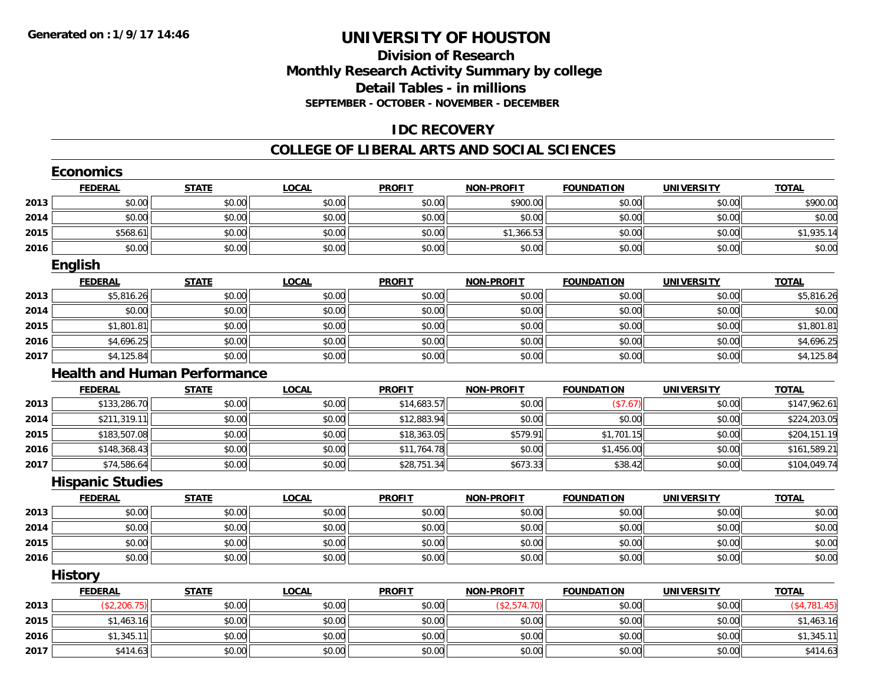# UNIVERSITY OF HOUSTON

## Division of Research
## Monthly Research Activity Summary by college
## Detail Tables - in millions
### SEPTEMBER - OCTOBER - NOVEMBER - DECEMBER

## IDC RECOVERY

## COLLEGE OF LIBERAL ARTS AND SOCIAL SCIENCES

### Economics

| | FEDERAL | STATE | LOCAL | PROFIT | NON-PROFIT | FOUNDATION | UNIVERSITY | TOTAL |
|---|---|---|---|---|---|---|---|---|
| 2013 | $0.00 | $0.00 | $0.00 | $0.00 | $900.00 | $0.00 | $0.00 | $900.00 |
| 2014 | $0.00 | $0.00 | $0.00 | $0.00 | $0.00 | $0.00 | $0.00 | $0.00 |
| 2015 | $568.61 | $0.00 | $0.00 | $0.00 | $1,366.53 | $0.00 | $0.00 | $1,935.14 |
| 2016 | $0.00 | $0.00 | $0.00 | $0.00 | $0.00 | $0.00 | $0.00 | $0.00 |

### English

| | FEDERAL | STATE | LOCAL | PROFIT | NON-PROFIT | FOUNDATION | UNIVERSITY | TOTAL |
|---|---|---|---|---|---|---|---|---|
| 2013 | $5,816.26 | $0.00 | $0.00 | $0.00 | $0.00 | $0.00 | $0.00 | $5,816.26 |
| 2014 | $0.00 | $0.00 | $0.00 | $0.00 | $0.00 | $0.00 | $0.00 | $0.00 |
| 2015 | $1,801.81 | $0.00 | $0.00 | $0.00 | $0.00 | $0.00 | $0.00 | $1,801.81 |
| 2016 | $4,696.25 | $0.00 | $0.00 | $0.00 | $0.00 | $0.00 | $0.00 | $4,696.25 |
| 2017 | $4,125.84 | $0.00 | $0.00 | $0.00 | $0.00 | $0.00 | $0.00 | $4,125.84 |

### Health and Human Performance

| | FEDERAL | STATE | LOCAL | PROFIT | NON-PROFIT | FOUNDATION | UNIVERSITY | TOTAL |
|---|---|---|---|---|---|---|---|---|
| 2013 | $133,286.70 | $0.00 | $0.00 | $14,683.57 | $0.00 | ($7.67) | $0.00 | $147,962.61 |
| 2014 | $211,319.11 | $0.00 | $0.00 | $12,883.94 | $0.00 | $0.00 | $0.00 | $224,203.05 |
| 2015 | $183,507.08 | $0.00 | $0.00 | $18,363.05 | $579.91 | $1,701.15 | $0.00 | $204,151.19 |
| 2016 | $148,368.43 | $0.00 | $0.00 | $11,764.78 | $0.00 | $1,456.00 | $0.00 | $161,589.21 |
| 2017 | $74,586.64 | $0.00 | $0.00 | $28,751.34 | $673.33 | $38.42 | $0.00 | $104,049.74 |

### Hispanic Studies

| | FEDERAL | STATE | LOCAL | PROFIT | NON-PROFIT | FOUNDATION | UNIVERSITY | TOTAL |
|---|---|---|---|---|---|---|---|---|
| 2013 | $0.00 | $0.00 | $0.00 | $0.00 | $0.00 | $0.00 | $0.00 | $0.00 |
| 2014 | $0.00 | $0.00 | $0.00 | $0.00 | $0.00 | $0.00 | $0.00 | $0.00 |
| 2015 | $0.00 | $0.00 | $0.00 | $0.00 | $0.00 | $0.00 | $0.00 | $0.00 |
| 2016 | $0.00 | $0.00 | $0.00 | $0.00 | $0.00 | $0.00 | $0.00 | $0.00 |

### History

| | FEDERAL | STATE | LOCAL | PROFIT | NON-PROFIT | FOUNDATION | UNIVERSITY | TOTAL |
|---|---|---|---|---|---|---|---|---|
| 2013 | ($2,206.75) | $0.00 | $0.00 | $0.00 | ($2,574.70) | $0.00 | $0.00 | ($4,781.45) |
| 2015 | $1,463.16 | $0.00 | $0.00 | $0.00 | $0.00 | $0.00 | $0.00 | $1,463.16 |
| 2016 | $1,345.11 | $0.00 | $0.00 | $0.00 | $0.00 | $0.00 | $0.00 | $1,345.11 |
| 2017 | $414.63 | $0.00 | $0.00 | $0.00 | $0.00 | $0.00 | $0.00 | $414.63 |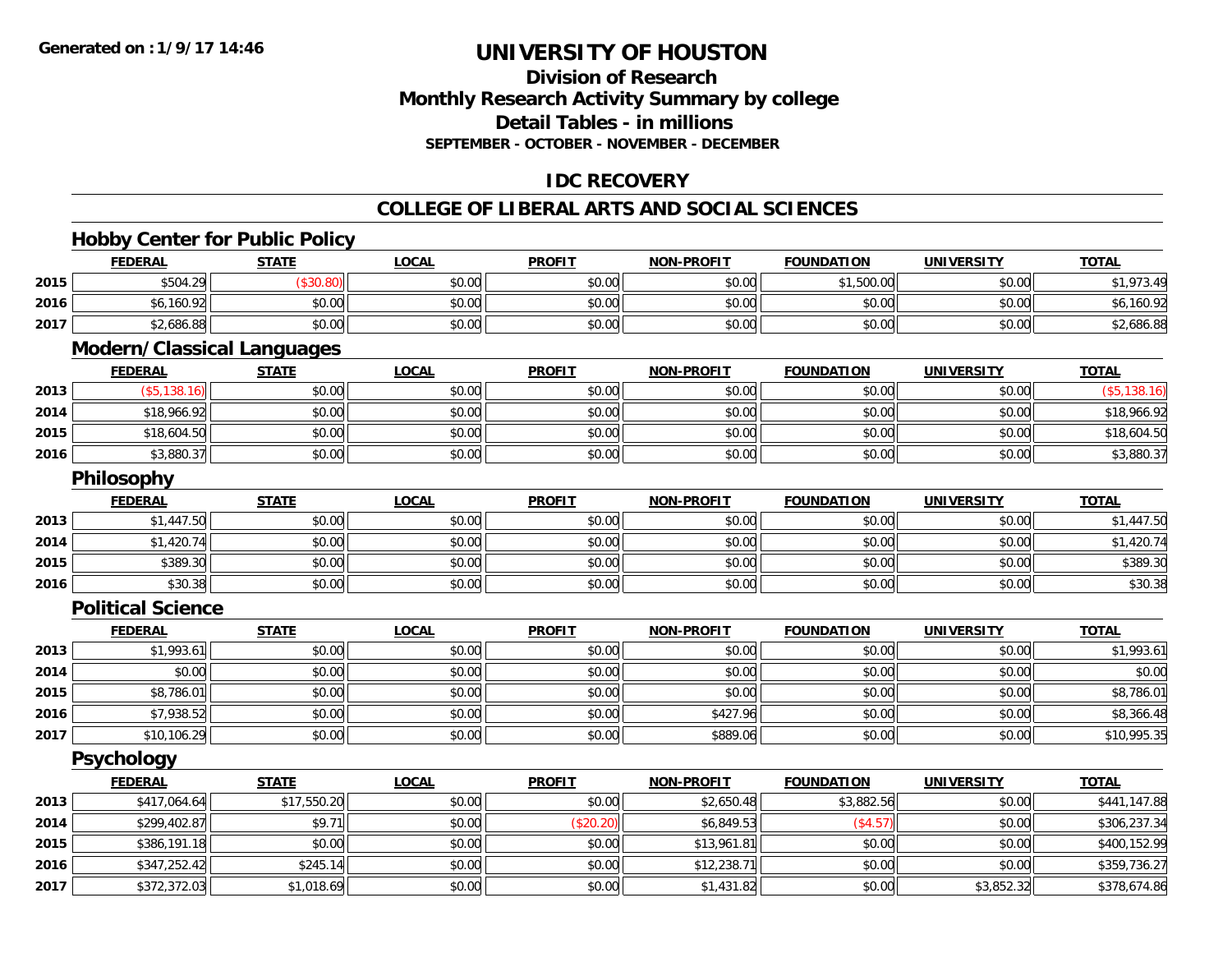# UNIVERSITY OF HOUSTON

## Division of Research
## Monthly Research Activity Summary by college
## Detail Tables - in millions
### SEPTEMBER - OCTOBER - NOVEMBER - DECEMBER

## IDC RECOVERY

## COLLEGE OF LIBERAL ARTS AND SOCIAL SCIENCES

### Hobby Center for Public Policy

| | FEDERAL | STATE | LOCAL | PROFIT | NON-PROFIT | FOUNDATION | UNIVERSITY | TOTAL |
|---|---|---|---|---|---|---|---|---|
| 2015 | $504.29 | ($30.80) | $0.00 | $0.00 | $0.00 | $1,500.00 | $0.00 | $1,973.49 |
| 2016 | $6,160.92 | $0.00 | $0.00 | $0.00 | $0.00 | $0.00 | $0.00 | $6,160.92 |
| 2017 | $2,686.88 | $0.00 | $0.00 | $0.00 | $0.00 | $0.00 | $0.00 | $2,686.88 |

### Modern/Classical Languages

| | FEDERAL | STATE | LOCAL | PROFIT | NON-PROFIT | FOUNDATION | UNIVERSITY | TOTAL |
|---|---|---|---|---|---|---|---|---|
| 2013 | ($5,138.16) | $0.00 | $0.00 | $0.00 | $0.00 | $0.00 | $0.00 | ($5,138.16) |
| 2014 | $18,966.92 | $0.00 | $0.00 | $0.00 | $0.00 | $0.00 | $0.00 | $18,966.92 |
| 2015 | $18,604.50 | $0.00 | $0.00 | $0.00 | $0.00 | $0.00 | $0.00 | $18,604.50 |
| 2016 | $3,880.37 | $0.00 | $0.00 | $0.00 | $0.00 | $0.00 | $0.00 | $3,880.37 |

### Philosophy

| | FEDERAL | STATE | LOCAL | PROFIT | NON-PROFIT | FOUNDATION | UNIVERSITY | TOTAL |
|---|---|---|---|---|---|---|---|---|
| 2013 | $1,447.50 | $0.00 | $0.00 | $0.00 | $0.00 | $0.00 | $0.00 | $1,447.50 |
| 2014 | $1,420.74 | $0.00 | $0.00 | $0.00 | $0.00 | $0.00 | $0.00 | $1,420.74 |
| 2015 | $389.30 | $0.00 | $0.00 | $0.00 | $0.00 | $0.00 | $0.00 | $389.30 |
| 2016 | $30.38 | $0.00 | $0.00 | $0.00 | $0.00 | $0.00 | $0.00 | $30.38 |

### Political Science

| | FEDERAL | STATE | LOCAL | PROFIT | NON-PROFIT | FOUNDATION | UNIVERSITY | TOTAL |
|---|---|---|---|---|---|---|---|---|
| 2013 | $1,993.61 | $0.00 | $0.00 | $0.00 | $0.00 | $0.00 | $0.00 | $1,993.61 |
| 2014 | $0.00 | $0.00 | $0.00 | $0.00 | $0.00 | $0.00 | $0.00 | $0.00 |
| 2015 | $8,786.01 | $0.00 | $0.00 | $0.00 | $0.00 | $0.00 | $0.00 | $8,786.01 |
| 2016 | $7,938.52 | $0.00 | $0.00 | $0.00 | $427.96 | $0.00 | $0.00 | $8,366.48 |
| 2017 | $10,106.29 | $0.00 | $0.00 | $0.00 | $889.06 | $0.00 | $0.00 | $10,995.35 |

### Psychology

| | FEDERAL | STATE | LOCAL | PROFIT | NON-PROFIT | FOUNDATION | UNIVERSITY | TOTAL |
|---|---|---|---|---|---|---|---|---|
| 2013 | $417,064.64 | $17,550.20 | $0.00 | $0.00 | $2,650.48 | $3,882.56 | $0.00 | $441,147.88 |
| 2014 | $299,402.87 | $9.71 | $0.00 | ($20.20) | $6,849.53 | ($4.57) | $0.00 | $306,237.34 |
| 2015 | $386,191.18 | $0.00 | $0.00 | $0.00 | $13,961.81 | $0.00 | $0.00 | $400,152.99 |
| 2016 | $347,252.42 | $245.14 | $0.00 | $0.00 | $12,238.71 | $0.00 | $0.00 | $359,736.27 |
| 2017 | $372,372.03 | $1,018.69 | $0.00 | $0.00 | $1,431.82 | $0.00 | $3,852.32 | $378,674.86 |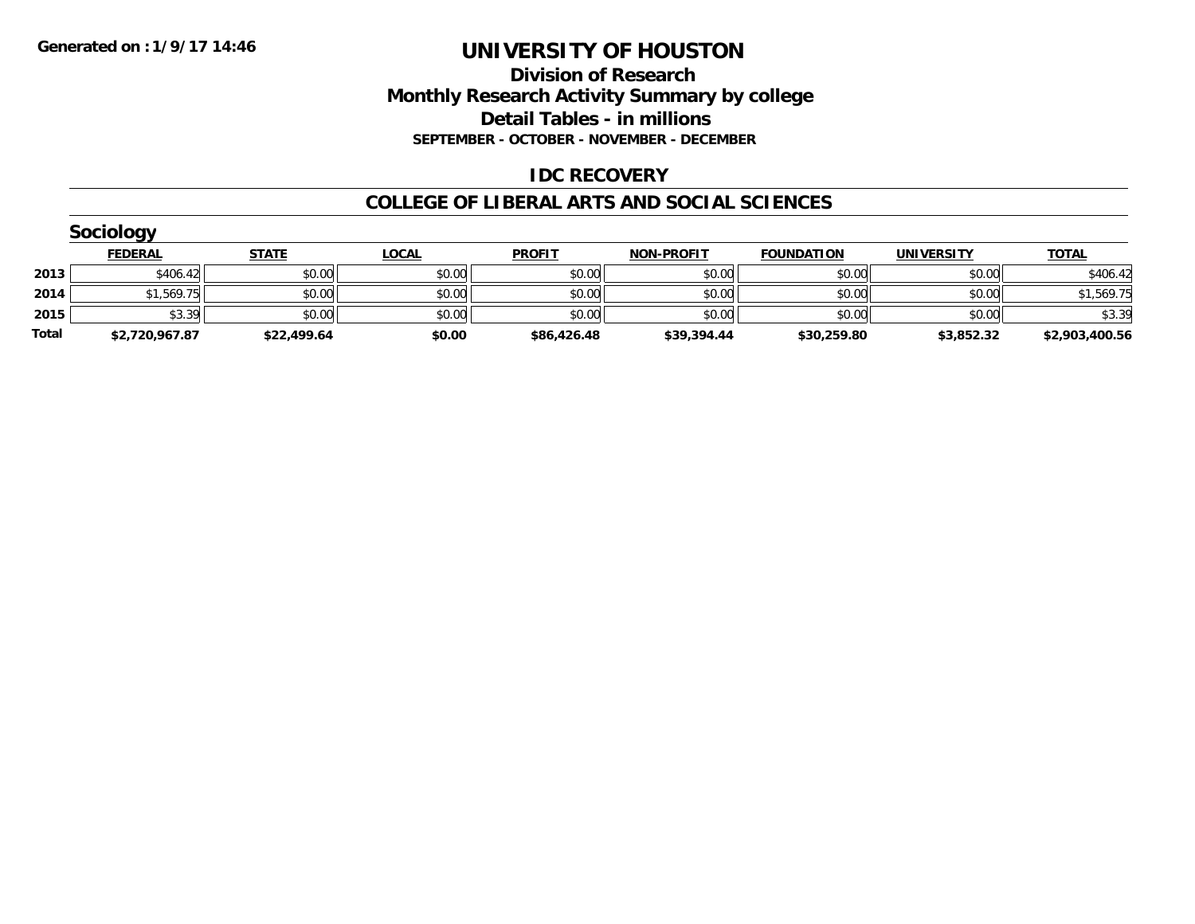# UNIVERSITY OF HOUSTON

## Division of Research
## Monthly Research Activity Summary by college
## Detail Tables - in millions
### SEPTEMBER - OCTOBER - NOVEMBER - DECEMBER

## IDC RECOVERY

## COLLEGE OF LIBERAL ARTS AND SOCIAL SCIENCES

### Sociology

| | FEDERAL | STATE | LOCAL | PROFIT | NON-PROFIT | FOUNDATION | UNIVERSITY | TOTAL |
|---|---|---|---|---|---|---|---|---|
| 2013 | $406.42 | $0.00 | $0.00 | $0.00 | $0.00 | $0.00 | $0.00 | $406.42 |
| 2014 | $1,569.75 | $0.00 | $0.00 | $0.00 | $0.00 | $0.00 | $0.00 | $1,569.75 |
| 2015 | $3.39 | $0.00 | $0.00 | $0.00 | $0.00 | $0.00 | $0.00 | $3.39 |
| **Total** | **$2,720,967.87** | **$22,499.64** | **$0.00** | **$86,426.48** | **$39,394.44** | **$30,259.80** | **$3,852.32** | **$2,903,400.56** |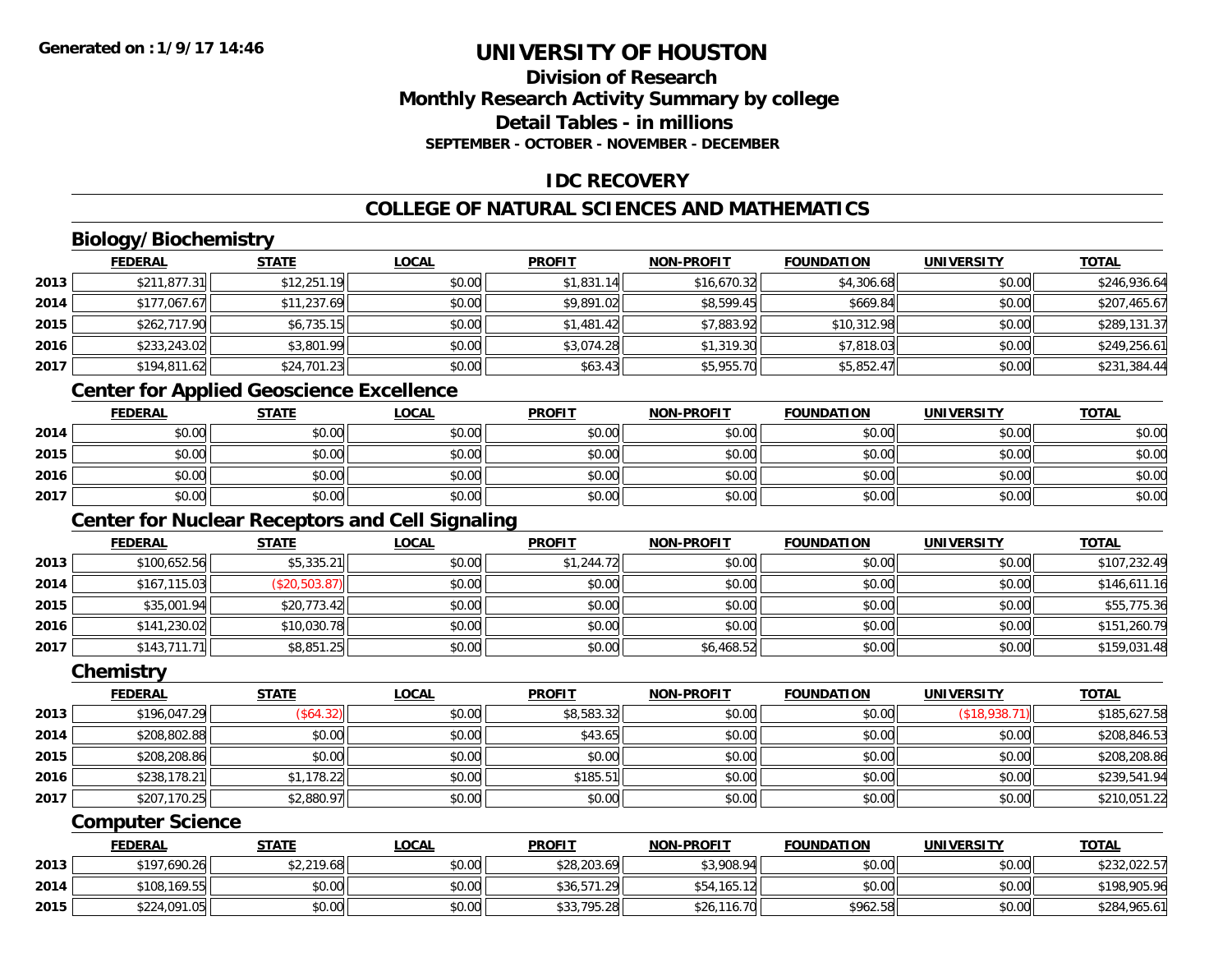# UNIVERSITY OF HOUSTON

## Division of Research
## Monthly Research Activity Summary by college
## Detail Tables - in millions
### SEPTEMBER - OCTOBER - NOVEMBER - DECEMBER

## IDC RECOVERY

## COLLEGE OF NATURAL SCIENCES AND MATHEMATICS

### Biology/Biochemistry

| | FEDERAL | STATE | LOCAL | PROFIT | NON-PROFIT | FOUNDATION | UNIVERSITY | TOTAL |
|---|---|---|---|---|---|---|---|---|
| 2013 | $211,877.31 | $12,251.19 | $0.00 | $1,831.14 | $16,670.32 | $4,306.68 | $0.00 | $246,936.64 |
| 2014 | $177,067.67 | $11,237.69 | $0.00 | $9,891.02 | $8,599.45 | $669.84 | $0.00 | $207,465.67 |
| 2015 | $262,717.90 | $6,735.15 | $0.00 | $1,481.42 | $7,883.92 | $10,312.98 | $0.00 | $289,131.37 |
| 2016 | $233,243.02 | $3,801.99 | $0.00 | $3,074.28 | $1,319.30 | $7,818.03 | $0.00 | $249,256.61 |
| 2017 | $194,811.62 | $24,701.23 | $0.00 | $63.43 | $5,955.70 | $5,852.47 | $0.00 | $231,384.44 |

### Center for Applied Geoscience Excellence

| | FEDERAL | STATE | LOCAL | PROFIT | NON-PROFIT | FOUNDATION | UNIVERSITY | TOTAL |
|---|---|---|---|---|---|---|---|---|
| 2014 | $0.00 | $0.00 | $0.00 | $0.00 | $0.00 | $0.00 | $0.00 | $0.00 |
| 2015 | $0.00 | $0.00 | $0.00 | $0.00 | $0.00 | $0.00 | $0.00 | $0.00 |
| 2016 | $0.00 | $0.00 | $0.00 | $0.00 | $0.00 | $0.00 | $0.00 | $0.00 |
| 2017 | $0.00 | $0.00 | $0.00 | $0.00 | $0.00 | $0.00 | $0.00 | $0.00 |

### Center for Nuclear Receptors and Cell Signaling

| | FEDERAL | STATE | LOCAL | PROFIT | NON-PROFIT | FOUNDATION | UNIVERSITY | TOTAL |
|---|---|---|---|---|---|---|---|---|
| 2013 | $100,652.56 | $5,335.21 | $0.00 | $1,244.72 | $0.00 | $0.00 | $0.00 | $107,232.49 |
| 2014 | $167,115.03 | ($20,503.87) | $0.00 | $0.00 | $0.00 | $0.00 | $0.00 | $146,611.16 |
| 2015 | $35,001.94 | $20,773.42 | $0.00 | $0.00 | $0.00 | $0.00 | $0.00 | $55,775.36 |
| 2016 | $141,230.02 | $10,030.78 | $0.00 | $0.00 | $0.00 | $0.00 | $0.00 | $151,260.79 |
| 2017 | $143,711.71 | $8,851.25 | $0.00 | $0.00 | $6,468.52 | $0.00 | $0.00 | $159,031.48 |

### Chemistry

| | FEDERAL | STATE | LOCAL | PROFIT | NON-PROFIT | FOUNDATION | UNIVERSITY | TOTAL |
|---|---|---|---|---|---|---|---|---|
| 2013 | $196,047.29 | ($64.32) | $0.00 | $8,583.32 | $0.00 | $0.00 | ($18,938.71) | $185,627.58 |
| 2014 | $208,802.88 | $0.00 | $0.00 | $43.65 | $0.00 | $0.00 | $0.00 | $208,846.53 |
| 2015 | $208,208.86 | $0.00 | $0.00 | $0.00 | $0.00 | $0.00 | $0.00 | $208,208.86 |
| 2016 | $238,178.21 | $1,178.22 | $0.00 | $185.51 | $0.00 | $0.00 | $0.00 | $239,541.94 |
| 2017 | $207,170.25 | $2,880.97 | $0.00 | $0.00 | $0.00 | $0.00 | $0.00 | $210,051.22 |

### Computer Science

| | FEDERAL | STATE | LOCAL | PROFIT | NON-PROFIT | FOUNDATION | UNIVERSITY | TOTAL |
|---|---|---|---|---|---|---|---|---|
| 2013 | $197,690.26 | $2,219.68 | $0.00 | $28,203.69 | $3,908.94 | $0.00 | $0.00 | $232,022.57 |
| 2014 | $108,169.55 | $0.00 | $0.00 | $36,571.29 | $54,165.12 | $0.00 | $0.00 | $198,905.96 |
| 2015 | $224,091.05 | $0.00 | $0.00 | $33,795.28 | $26,116.70 | $962.58 | $0.00 | $284,965.61 |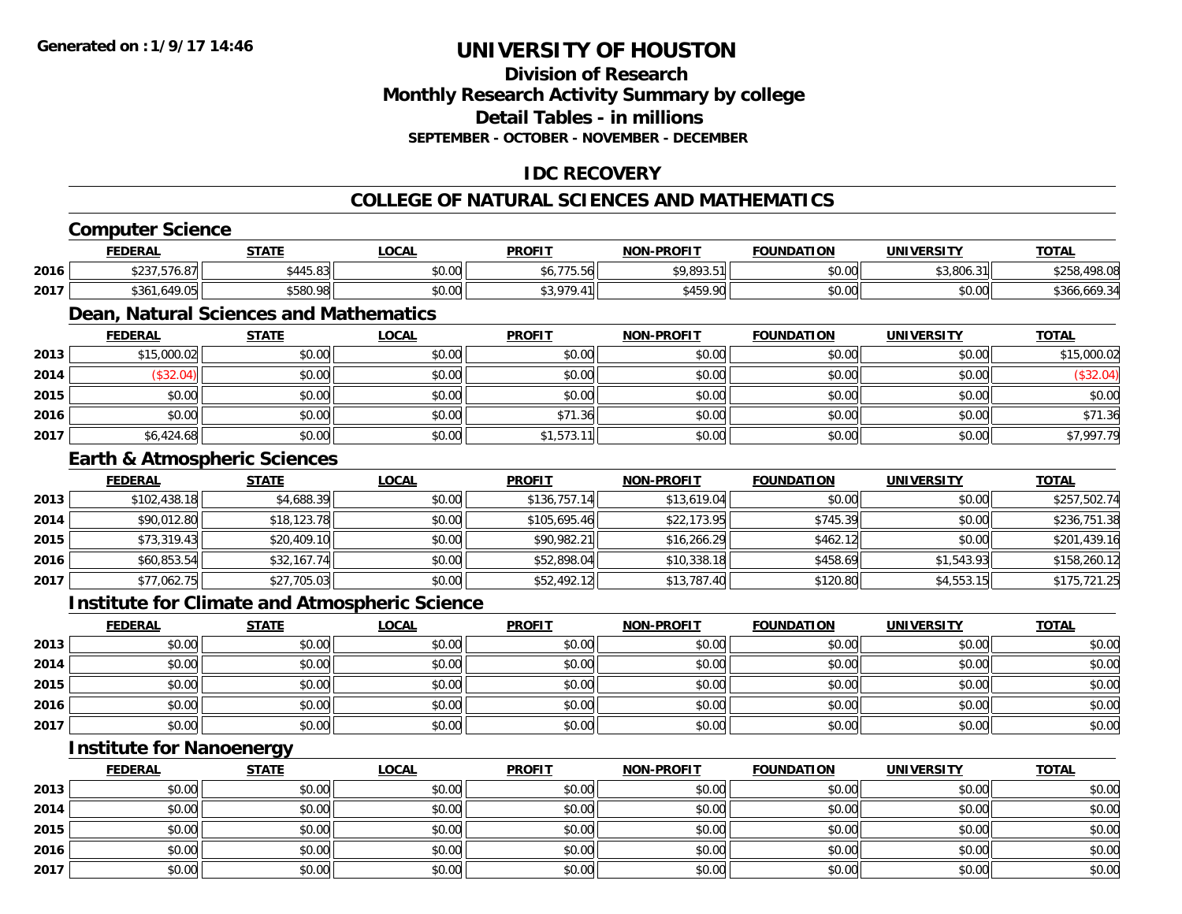# UNIVERSITY OF HOUSTON

## Division of Research
## Monthly Research Activity Summary by college
## Detail Tables - in millions
### SEPTEMBER - OCTOBER - NOVEMBER - DECEMBER

## IDC RECOVERY

## COLLEGE OF NATURAL SCIENCES AND MATHEMATICS

### Computer Science

| | FEDERAL | STATE | LOCAL | PROFIT | NON-PROFIT | FOUNDATION | UNIVERSITY | TOTAL |
|---|---|---|---|---|---|---|---|---|
| 2016 | $237,576.87 | $445.83 | $0.00 | $6,775.56 | $9,893.51 | $0.00 | $3,806.31 | $258,498.08 |
| 2017 | $361,649.05 | $580.98 | $0.00 | $3,979.41 | $459.90 | $0.00 | $0.00 | $366,669.34 |

### Dean, Natural Sciences and Mathematics

| | FEDERAL | STATE | LOCAL | PROFIT | NON-PROFIT | FOUNDATION | UNIVERSITY | TOTAL |
|---|---|---|---|---|---|---|---|---|
| 2013 | $15,000.02 | $0.00 | $0.00 | $0.00 | $0.00 | $0.00 | $0.00 | $15,000.02 |
| 2014 | ($32.04) | $0.00 | $0.00 | $0.00 | $0.00 | $0.00 | $0.00 | ($32.04) |
| 2015 | $0.00 | $0.00 | $0.00 | $0.00 | $0.00 | $0.00 | $0.00 | $0.00 |
| 2016 | $0.00 | $0.00 | $0.00 | $71.36 | $0.00 | $0.00 | $0.00 | $71.36 |
| 2017 | $6,424.68 | $0.00 | $0.00 | $1,573.11 | $0.00 | $0.00 | $0.00 | $7,997.79 |

### Earth & Atmospheric Sciences

| | FEDERAL | STATE | LOCAL | PROFIT | NON-PROFIT | FOUNDATION | UNIVERSITY | TOTAL |
|---|---|---|---|---|---|---|---|---|
| 2013 | $102,438.18 | $4,688.39 | $0.00 | $136,757.14 | $13,619.04 | $0.00 | $0.00 | $257,502.74 |
| 2014 | $90,012.80 | $18,123.78 | $0.00 | $105,695.46 | $22,173.95 | $745.39 | $0.00 | $236,751.38 |
| 2015 | $73,319.43 | $20,409.10 | $0.00 | $90,982.21 | $16,266.29 | $462.12 | $0.00 | $201,439.16 |
| 2016 | $60,853.54 | $32,167.74 | $0.00 | $52,898.04 | $10,338.18 | $458.69 | $1,543.93 | $158,260.12 |
| 2017 | $77,062.75 | $27,705.03 | $0.00 | $52,492.12 | $13,787.40 | $120.80 | $4,553.15 | $175,721.25 |

### Institute for Climate and Atmospheric Science

| | FEDERAL | STATE | LOCAL | PROFIT | NON-PROFIT | FOUNDATION | UNIVERSITY | TOTAL |
|---|---|---|---|---|---|---|---|---|
| 2013 | $0.00 | $0.00 | $0.00 | $0.00 | $0.00 | $0.00 | $0.00 | $0.00 |
| 2014 | $0.00 | $0.00 | $0.00 | $0.00 | $0.00 | $0.00 | $0.00 | $0.00 |
| 2015 | $0.00 | $0.00 | $0.00 | $0.00 | $0.00 | $0.00 | $0.00 | $0.00 |
| 2016 | $0.00 | $0.00 | $0.00 | $0.00 | $0.00 | $0.00 | $0.00 | $0.00 |
| 2017 | $0.00 | $0.00 | $0.00 | $0.00 | $0.00 | $0.00 | $0.00 | $0.00 |

### Institute for Nanoenergy

| | FEDERAL | STATE | LOCAL | PROFIT | NON-PROFIT | FOUNDATION | UNIVERSITY | TOTAL |
|---|---|---|---|---|---|---|---|---|
| 2013 | $0.00 | $0.00 | $0.00 | $0.00 | $0.00 | $0.00 | $0.00 | $0.00 |
| 2014 | $0.00 | $0.00 | $0.00 | $0.00 | $0.00 | $0.00 | $0.00 | $0.00 |
| 2015 | $0.00 | $0.00 | $0.00 | $0.00 | $0.00 | $0.00 | $0.00 | $0.00 |
| 2016 | $0.00 | $0.00 | $0.00 | $0.00 | $0.00 | $0.00 | $0.00 | $0.00 |
| 2017 | $0.00 | $0.00 | $0.00 | $0.00 | $0.00 | $0.00 | $0.00 | $0.00 |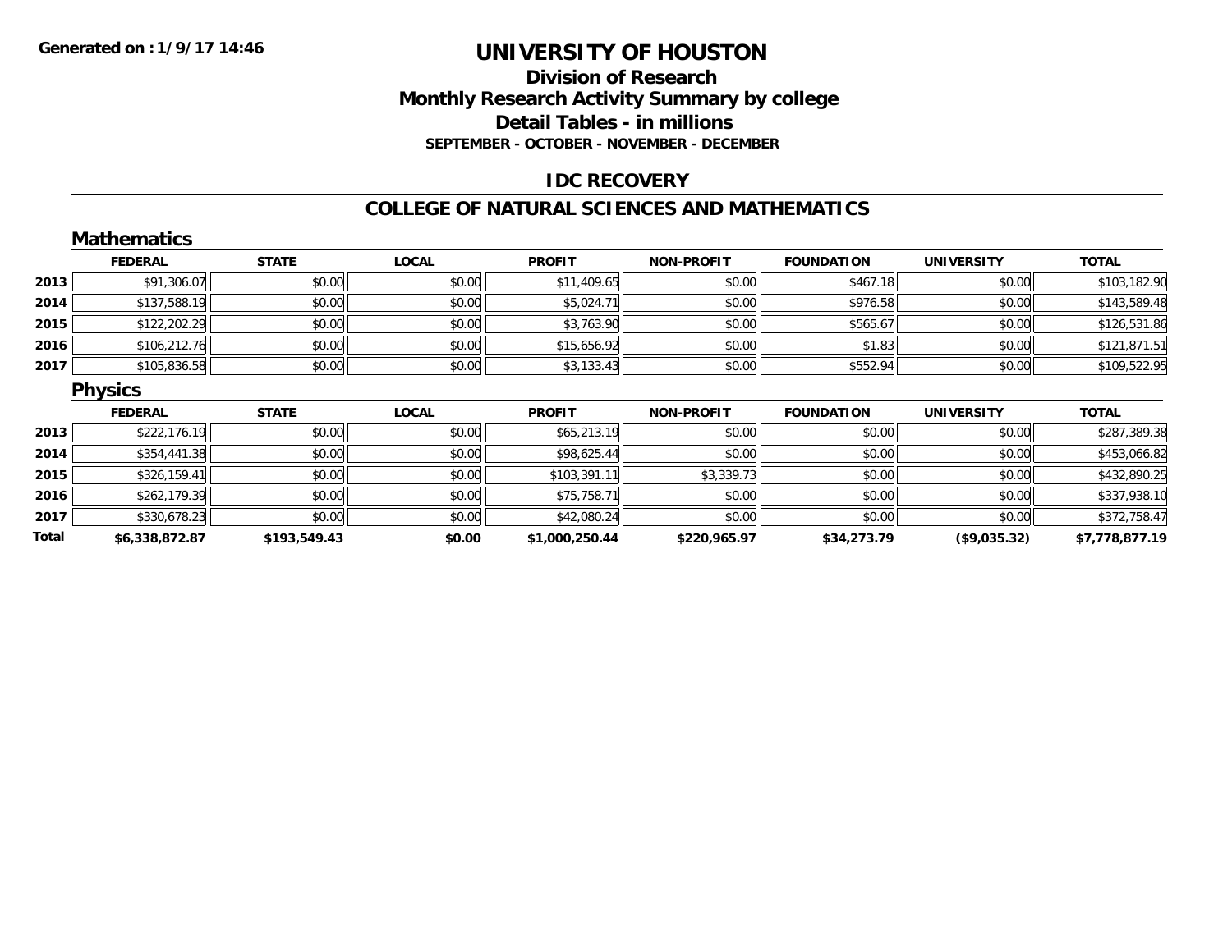# UNIVERSITY OF HOUSTON

## Division of Research
## Monthly Research Activity Summary by college
## Detail Tables - in millions
### SEPTEMBER - OCTOBER - NOVEMBER - DECEMBER

Generated on : 1/9/17 14:46

## IDC RECOVERY

## COLLEGE OF NATURAL SCIENCES AND MATHEMATICS

### Mathematics

| | FEDERAL | STATE | LOCAL | PROFIT | NON-PROFIT | FOUNDATION | UNIVERSITY | TOTAL |
|---|---|---|---|---|---|---|---|---|
| 2013 | $91,306.07 | $0.00 | $0.00 | $11,409.65 | $0.00 | $467.18 | $0.00 | $103,182.90 |
| 2014 | $137,588.19 | $0.00 | $0.00 | $5,024.71 | $0.00 | $976.58 | $0.00 | $143,589.48 |
| 2015 | $122,202.29 | $0.00 | $0.00 | $3,763.90 | $0.00 | $565.67 | $0.00 | $126,531.86 |
| 2016 | $106,212.76 | $0.00 | $0.00 | $15,656.92 | $0.00 | $1.83 | $0.00 | $121,871.51 |
| 2017 | $105,836.58 | $0.00 | $0.00 | $3,133.43 | $0.00 | $552.94 | $0.00 | $109,522.95 |

### Physics

| | FEDERAL | STATE | LOCAL | PROFIT | NON-PROFIT | FOUNDATION | UNIVERSITY | TOTAL |
|---|---|---|---|---|---|---|---|---|
| 2013 | $222,176.19 | $0.00 | $0.00 | $65,213.19 | $0.00 | $0.00 | $0.00 | $287,389.38 |
| 2014 | $354,441.38 | $0.00 | $0.00 | $98,625.44 | $0.00 | $0.00 | $0.00 | $453,066.82 |
| 2015 | $326,159.41 | $0.00 | $0.00 | $103,391.11 | $3,339.73 | $0.00 | $0.00 | $432,890.25 |
| 2016 | $262,179.39 | $0.00 | $0.00 | $75,758.71 | $0.00 | $0.00 | $0.00 | $337,938.10 |
| 2017 | $330,678.23 | $0.00 | $0.00 | $42,080.24 | $0.00 | $0.00 | $0.00 | $372,758.47 |
| **Total** | **$6,338,872.87** | **$193,549.43** | **$0.00** | **$1,000,250.44** | **$220,965.97** | **$34,273.79** | **($9,035.32)** | **$7,778,877.19** |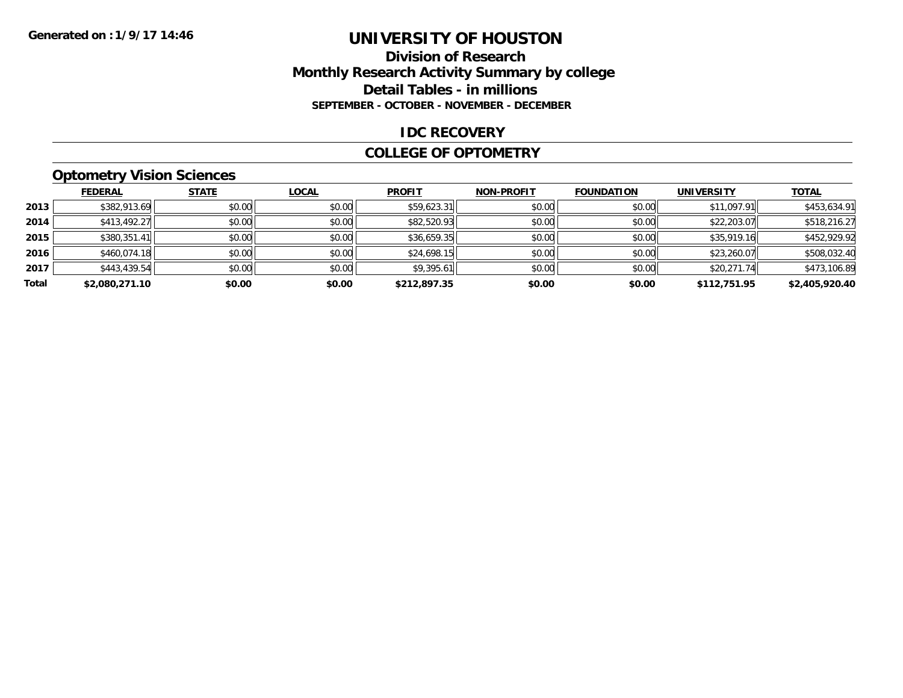**Generated on : 1/9/17 14:46**

# UNIVERSITY OF HOUSTON

## Division of Research
## Monthly Research Activity Summary by college
## Detail Tables - in millions
### SEPTEMBER - OCTOBER - NOVEMBER - DECEMBER

## IDC RECOVERY

## COLLEGE OF OPTOMETRY

### Optometry Vision Sciences

| | FEDERAL | STATE | LOCAL | PROFIT | NON-PROFIT | FOUNDATION | UNIVERSITY | TOTAL |
|---|---|---|---|---|---|---|---|---|
| 2013 | $382,913.69 | $0.00 | $0.00 | $59,623.31 | $0.00 | $0.00 | $11,097.91 | $453,634.91 |
| 2014 | $413,492.27 | $0.00 | $0.00 | $82,520.93 | $0.00 | $0.00 | $22,203.07 | $518,216.27 |
| 2015 | $380,351.41 | $0.00 | $0.00 | $36,659.35 | $0.00 | $0.00 | $35,919.16 | $452,929.92 |
| 2016 | $460,074.18 | $0.00 | $0.00 | $24,698.15 | $0.00 | $0.00 | $23,260.07 | $508,032.40 |
| 2017 | $443,439.54 | $0.00 | $0.00 | $9,395.61 | $0.00 | $0.00 | $20,271.74 | $473,106.89 |
| **Total** | **$2,080,271.10** | **$0.00** | **$0.00** | **$212,897.35** | **$0.00** | **$0.00** | **$112,751.95** | **$2,405,920.40** |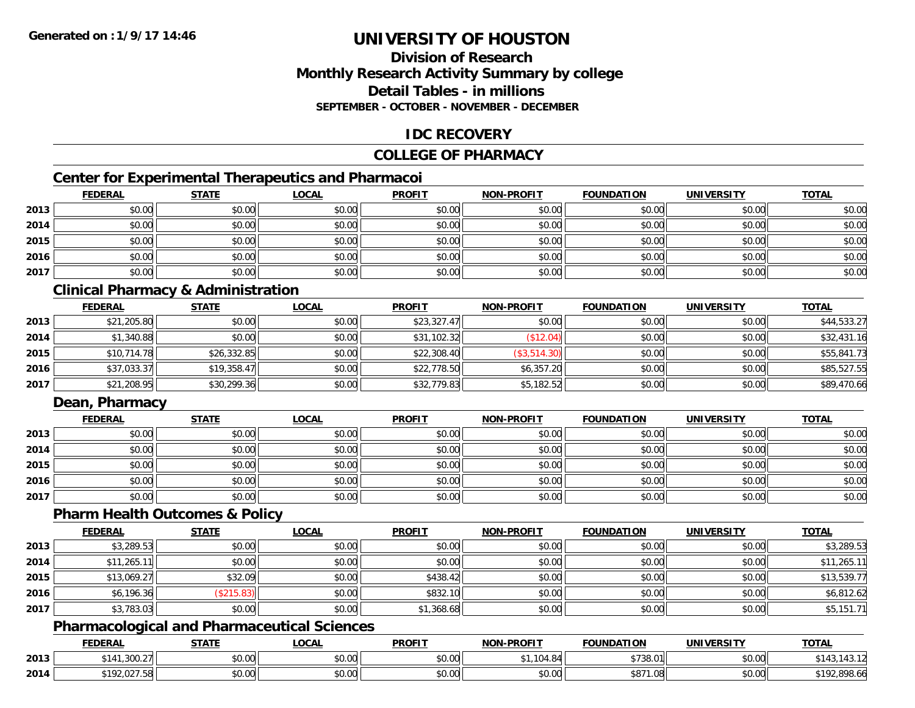# UNIVERSITY OF HOUSTON

## Division of Research
## Monthly Research Activity Summary by college
## Detail Tables - in millions
### SEPTEMBER - OCTOBER - NOVEMBER - DECEMBER

## IDC RECOVERY

## COLLEGE OF PHARMACY

### Center for Experimental Therapeutics and Pharmacoi

| | FEDERAL | STATE | LOCAL | PROFIT | NON-PROFIT | FOUNDATION | UNIVERSITY | TOTAL |
|---|---|---|---|---|---|---|---|---|
| 2013 | $0.00 | $0.00 | $0.00 | $0.00 | $0.00 | $0.00 | $0.00 | $0.00 |
| 2014 | $0.00 | $0.00 | $0.00 | $0.00 | $0.00 | $0.00 | $0.00 | $0.00 |
| 2015 | $0.00 | $0.00 | $0.00 | $0.00 | $0.00 | $0.00 | $0.00 | $0.00 |
| 2016 | $0.00 | $0.00 | $0.00 | $0.00 | $0.00 | $0.00 | $0.00 | $0.00 |
| 2017 | $0.00 | $0.00 | $0.00 | $0.00 | $0.00 | $0.00 | $0.00 | $0.00 |

### Clinical Pharmacy & Administration

| | FEDERAL | STATE | LOCAL | PROFIT | NON-PROFIT | FOUNDATION | UNIVERSITY | TOTAL |
|---|---|---|---|---|---|---|---|---|
| 2013 | $21,205.80 | $0.00 | $0.00 | $23,327.47 | $0.00 | $0.00 | $0.00 | $44,533.27 |
| 2014 | $1,340.88 | $0.00 | $0.00 | $31,102.32 | ($12.04) | $0.00 | $0.00 | $32,431.16 |
| 2015 | $10,714.78 | $26,332.85 | $0.00 | $22,308.40 | ($3,514.30) | $0.00 | $0.00 | $55,841.73 |
| 2016 | $37,033.37 | $19,358.47 | $0.00 | $22,778.50 | $6,357.20 | $0.00 | $0.00 | $85,527.55 |
| 2017 | $21,208.95 | $30,299.36 | $0.00 | $32,779.83 | $5,182.52 | $0.00 | $0.00 | $89,470.66 |

### Dean, Pharmacy

| | FEDERAL | STATE | LOCAL | PROFIT | NON-PROFIT | FOUNDATION | UNIVERSITY | TOTAL |
|---|---|---|---|---|---|---|---|---|
| 2013 | $0.00 | $0.00 | $0.00 | $0.00 | $0.00 | $0.00 | $0.00 | $0.00 |
| 2014 | $0.00 | $0.00 | $0.00 | $0.00 | $0.00 | $0.00 | $0.00 | $0.00 |
| 2015 | $0.00 | $0.00 | $0.00 | $0.00 | $0.00 | $0.00 | $0.00 | $0.00 |
| 2016 | $0.00 | $0.00 | $0.00 | $0.00 | $0.00 | $0.00 | $0.00 | $0.00 |
| 2017 | $0.00 | $0.00 | $0.00 | $0.00 | $0.00 | $0.00 | $0.00 | $0.00 |

### Pharm Health Outcomes & Policy

| | FEDERAL | STATE | LOCAL | PROFIT | NON-PROFIT | FOUNDATION | UNIVERSITY | TOTAL |
|---|---|---|---|---|---|---|---|---|
| 2013 | $3,289.53 | $0.00 | $0.00 | $0.00 | $0.00 | $0.00 | $0.00 | $3,289.53 |
| 2014 | $11,265.11 | $0.00 | $0.00 | $0.00 | $0.00 | $0.00 | $0.00 | $11,265.11 |
| 2015 | $13,069.27 | $32.09 | $0.00 | $438.42 | $0.00 | $0.00 | $0.00 | $13,539.77 |
| 2016 | $6,196.36 | ($215.83) | $0.00 | $832.10 | $0.00 | $0.00 | $0.00 | $6,812.62 |
| 2017 | $3,783.03 | $0.00 | $0.00 | $1,368.68 | $0.00 | $0.00 | $0.00 | $5,151.71 |

### Pharmacological and Pharmaceutical Sciences

| | FEDERAL | STATE | LOCAL | PROFIT | NON-PROFIT | FOUNDATION | UNIVERSITY | TOTAL |
|---|---|---|---|---|---|---|---|---|
| 2013 | $141,300.27 | $0.00 | $0.00 | $0.00 | $1,104.84 | $738.01 | $0.00 | $143,143.12 |
| 2014 | $192,027.58 | $0.00 | $0.00 | $0.00 | $0.00 | $871.08 | $0.00 | $192,898.66 |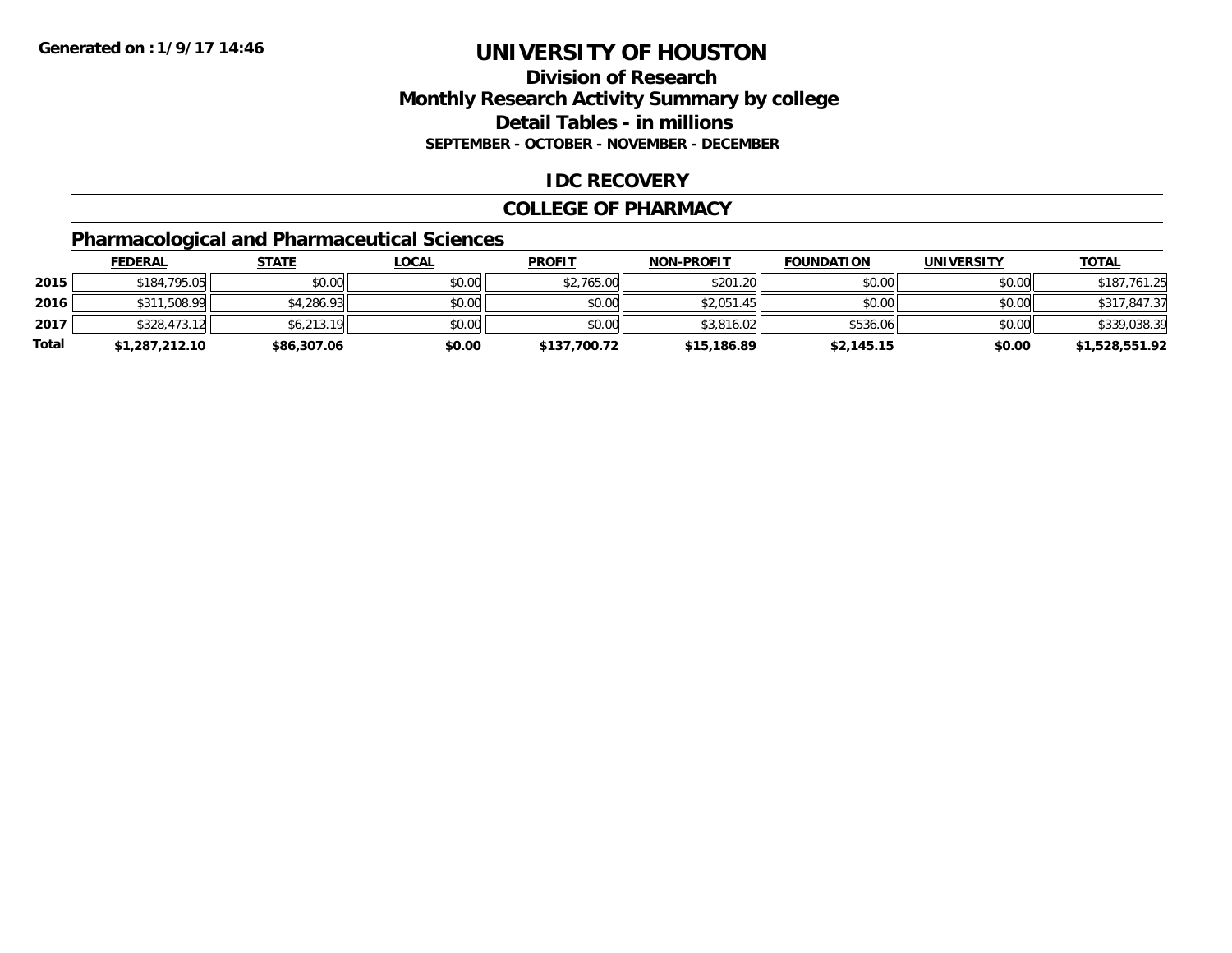**Generated on :1/9/17 14:46**

# UNIVERSITY OF HOUSTON

## Division of Research
## Monthly Research Activity Summary by college
## Detail Tables - in millions
### SEPTEMBER - OCTOBER - NOVEMBER - DECEMBER

## IDC RECOVERY

## COLLEGE OF PHARMACY

### Pharmacological and Pharmaceutical Sciences

| | FEDERAL | STATE | LOCAL | PROFIT | NON-PROFIT | FOUNDATION | UNIVERSITY | TOTAL |
|---|---|---|---|---|---|---|---|---|
| **2015** | $184,795.05 | $0.00 | $0.00 | $2,765.00 | $201.20 | $0.00 | $0.00 | $187,761.25 |
| **2016** | $311,508.99 | $4,286.93 | $0.00 | $0.00 | $2,051.45 | $0.00 | $0.00 | $317,847.37 |
| **2017** | $328,473.12 | $6,213.19 | $0.00 | $0.00 | $3,816.02 | $536.06 | $0.00 | $339,038.39 |
| **Total** | **$1,287,212.10** | **$86,307.06** | **$0.00** | **$137,700.72** | **$15,186.89** | **$2,145.15** | **$0.00** | **$1,528,551.92** |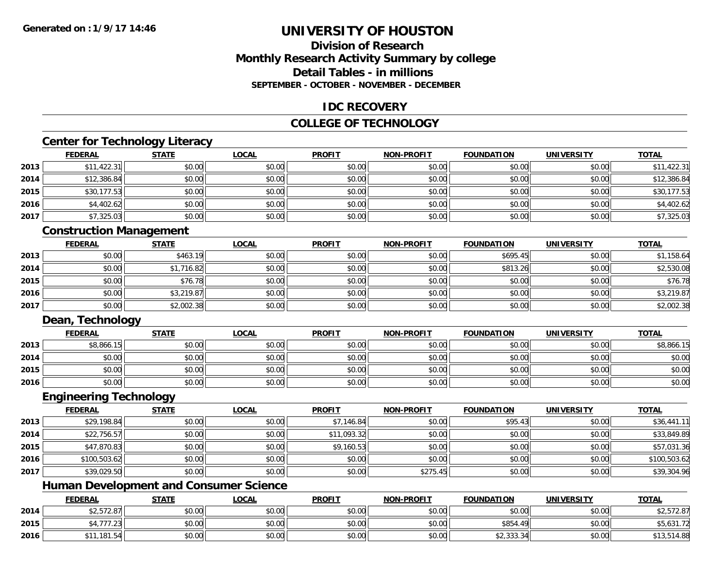Generated on :1/9/17 14:46

# UNIVERSITY OF HOUSTON

## Division of Research
## Monthly Research Activity Summary by college
## Detail Tables - in millions
### SEPTEMBER - OCTOBER - NOVEMBER - DECEMBER

## IDC RECOVERY

## COLLEGE OF TECHNOLOGY

### Center for Technology Literacy

| | FEDERAL | STATE | LOCAL | PROFIT | NON-PROFIT | FOUNDATION | UNIVERSITY | TOTAL |
|---|---|---|---|---|---|---|---|---|
| 2013 | $11,422.31 | $0.00 | $0.00 | $0.00 | $0.00 | $0.00 | $0.00 | $11,422.31 |
| 2014 | $12,386.84 | $0.00 | $0.00 | $0.00 | $0.00 | $0.00 | $0.00 | $12,386.84 |
| 2015 | $30,177.53 | $0.00 | $0.00 | $0.00 | $0.00 | $0.00 | $0.00 | $30,177.53 |
| 2016 | $4,402.62 | $0.00 | $0.00 | $0.00 | $0.00 | $0.00 | $0.00 | $4,402.62 |
| 2017 | $7,325.03 | $0.00 | $0.00 | $0.00 | $0.00 | $0.00 | $0.00 | $7,325.03 |

### Construction Management

| | FEDERAL | STATE | LOCAL | PROFIT | NON-PROFIT | FOUNDATION | UNIVERSITY | TOTAL |
|---|---|---|---|---|---|---|---|---|
| 2013 | $0.00 | $463.19 | $0.00 | $0.00 | $0.00 | $695.45 | $0.00 | $1,158.64 |
| 2014 | $0.00 | $1,716.82 | $0.00 | $0.00 | $0.00 | $813.26 | $0.00 | $2,530.08 |
| 2015 | $0.00 | $76.78 | $0.00 | $0.00 | $0.00 | $0.00 | $0.00 | $76.78 |
| 2016 | $0.00 | $3,219.87 | $0.00 | $0.00 | $0.00 | $0.00 | $0.00 | $3,219.87 |
| 2017 | $0.00 | $2,002.38 | $0.00 | $0.00 | $0.00 | $0.00 | $0.00 | $2,002.38 |

### Dean, Technology

| | FEDERAL | STATE | LOCAL | PROFIT | NON-PROFIT | FOUNDATION | UNIVERSITY | TOTAL |
|---|---|---|---|---|---|---|---|---|
| 2013 | $8,866.15 | $0.00 | $0.00 | $0.00 | $0.00 | $0.00 | $0.00 | $8,866.15 |
| 2014 | $0.00 | $0.00 | $0.00 | $0.00 | $0.00 | $0.00 | $0.00 | $0.00 |
| 2015 | $0.00 | $0.00 | $0.00 | $0.00 | $0.00 | $0.00 | $0.00 | $0.00 |
| 2016 | $0.00 | $0.00 | $0.00 | $0.00 | $0.00 | $0.00 | $0.00 | $0.00 |

### Engineering Technology

| | FEDERAL | STATE | LOCAL | PROFIT | NON-PROFIT | FOUNDATION | UNIVERSITY | TOTAL |
|---|---|---|---|---|---|---|---|---|
| 2013 | $29,198.84 | $0.00 | $0.00 | $7,146.84 | $0.00 | $95.43 | $0.00 | $36,441.11 |
| 2014 | $22,756.57 | $0.00 | $0.00 | $11,093.32 | $0.00 | $0.00 | $0.00 | $33,849.89 |
| 2015 | $47,870.83 | $0.00 | $0.00 | $9,160.53 | $0.00 | $0.00 | $0.00 | $57,031.36 |
| 2016 | $100,503.62 | $0.00 | $0.00 | $0.00 | $0.00 | $0.00 | $0.00 | $100,503.62 |
| 2017 | $39,029.50 | $0.00 | $0.00 | $0.00 | $275.45 | $0.00 | $0.00 | $39,304.96 |

### Human Development and Consumer Science

| | FEDERAL | STATE | LOCAL | PROFIT | NON-PROFIT | FOUNDATION | UNIVERSITY | TOTAL |
|---|---|---|---|---|---|---|---|---|
| 2014 | $2,572.87 | $0.00 | $0.00 | $0.00 | $0.00 | $0.00 | $0.00 | $2,572.87 |
| 2015 | $4,777.23 | $0.00 | $0.00 | $0.00 | $0.00 | $854.49 | $0.00 | $5,631.72 |
| 2016 | $11,181.54 | $0.00 | $0.00 | $0.00 | $0.00 | $2,333.34 | $0.00 | $13,514.88 |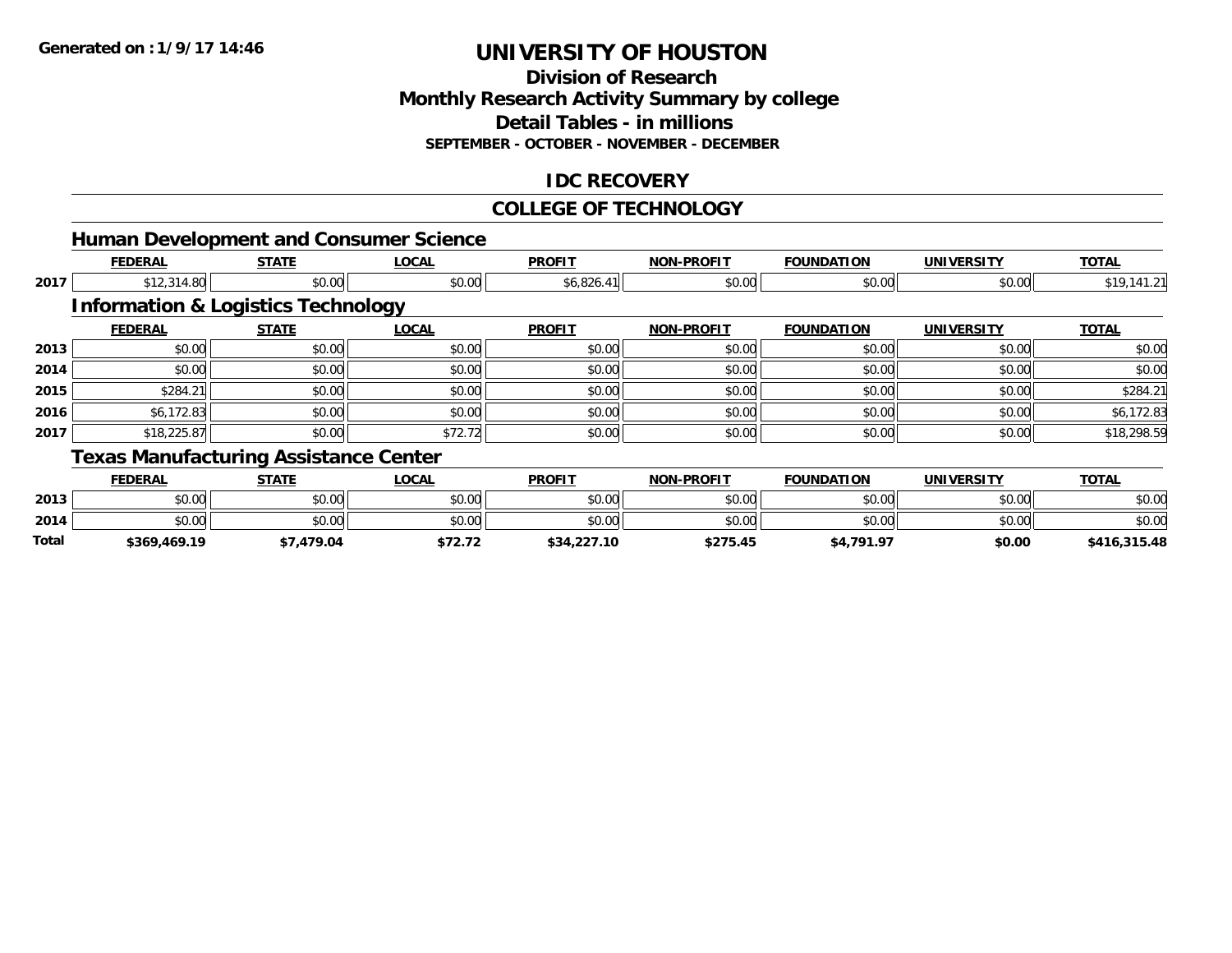# UNIVERSITY OF HOUSTON

## Division of Research
## Monthly Research Activity Summary by college
## Detail Tables - in millions
### SEPTEMBER - OCTOBER - NOVEMBER - DECEMBER

## IDC RECOVERY

## COLLEGE OF TECHNOLOGY

### Human Development and Consumer Science

| | FEDERAL | STATE | LOCAL | PROFIT | NON-PROFIT | FOUNDATION | UNIVERSITY | TOTAL |
|---|---|---|---|---|---|---|---|---|
| 2017 | $12,314.80 | $0.00 | $0.00 | $6,826.41 | $0.00 | $0.00 | $0.00 | $19,141.21 |

### Information & Logistics Technology

| | FEDERAL | STATE | LOCAL | PROFIT | NON-PROFIT | FOUNDATION | UNIVERSITY | TOTAL |
|---|---|---|---|---|---|---|---|---|
| 2013 | $0.00 | $0.00 | $0.00 | $0.00 | $0.00 | $0.00 | $0.00 | $0.00 |
| 2014 | $0.00 | $0.00 | $0.00 | $0.00 | $0.00 | $0.00 | $0.00 | $0.00 |
| 2015 | $284.21 | $0.00 | $0.00 | $0.00 | $0.00 | $0.00 | $0.00 | $284.21 |
| 2016 | $6,172.83 | $0.00 | $0.00 | $0.00 | $0.00 | $0.00 | $0.00 | $6,172.83 |
| 2017 | $18,225.87 | $0.00 | $72.72 | $0.00 | $0.00 | $0.00 | $0.00 | $18,298.59 |

### Texas Manufacturing Assistance Center

| | FEDERAL | STATE | LOCAL | PROFIT | NON-PROFIT | FOUNDATION | UNIVERSITY | TOTAL |
|---|---|---|---|---|---|---|---|---|
| 2013 | $0.00 | $0.00 | $0.00 | $0.00 | $0.00 | $0.00 | $0.00 | $0.00 |
| 2014 | $0.00 | $0.00 | $0.00 | $0.00 | $0.00 | $0.00 | $0.00 | $0.00 |
| **Total** | **$369,469.19** | **$7,479.04** | **$72.72** | **$34,227.10** | **$275.45** | **$4,791.97** | **$0.00** | **$416,315.48** |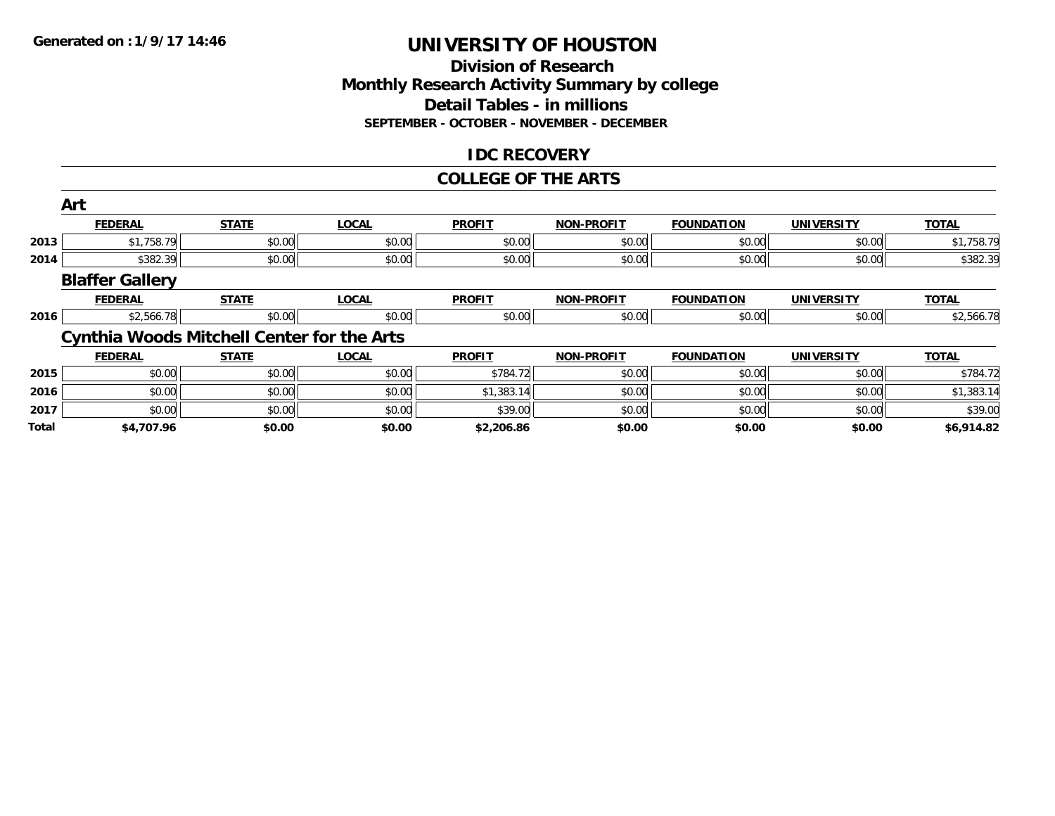Generated on :1/9/17 14:46

# UNIVERSITY OF HOUSTON

## Division of Research
## Monthly Research Activity Summary by college
## Detail Tables - in millions
### SEPTEMBER - OCTOBER - NOVEMBER - DECEMBER

### IDC RECOVERY

### COLLEGE OF THE ARTS

**Art**

| | FEDERAL | STATE | LOCAL | PROFIT | NON-PROFIT | FOUNDATION | UNIVERSITY | TOTAL |
|---|---|---|---|---|---|---|---|---|
| 2013 | $1,758.79 | $0.00 | $0.00 | $0.00 | $0.00 | $0.00 | $0.00 | $1,758.79 |
| 2014 | $382.39 | $0.00 | $0.00 | $0.00 | $0.00 | $0.00 | $0.00 | $382.39 |

**Blaffer Gallery**

| | FEDERAL | STATE | LOCAL | PROFIT | NON-PROFIT | FOUNDATION | UNIVERSITY | TOTAL |
|---|---|---|---|---|---|---|---|---|
| 2016 | $2,566.78 | $0.00 | $0.00 | $0.00 | $0.00 | $0.00 | $0.00 | $2,566.78 |

**Cynthia Woods Mitchell Center for the Arts**

| | FEDERAL | STATE | LOCAL | PROFIT | NON-PROFIT | FOUNDATION | UNIVERSITY | TOTAL |
|---|---|---|---|---|---|---|---|---|
| 2015 | $0.00 | $0.00 | $0.00 | $784.72 | $0.00 | $0.00 | $0.00 | $784.72 |
| 2016 | $0.00 | $0.00 | $0.00 | $1,383.14 | $0.00 | $0.00 | $0.00 | $1,383.14 |
| 2017 | $0.00 | $0.00 | $0.00 | $39.00 | $0.00 | $0.00 | $0.00 | $39.00 |
| **Total** | **$4,707.96** | **$0.00** | **$0.00** | **$2,206.86** | **$0.00** | **$0.00** | **$0.00** | **$6,914.82** |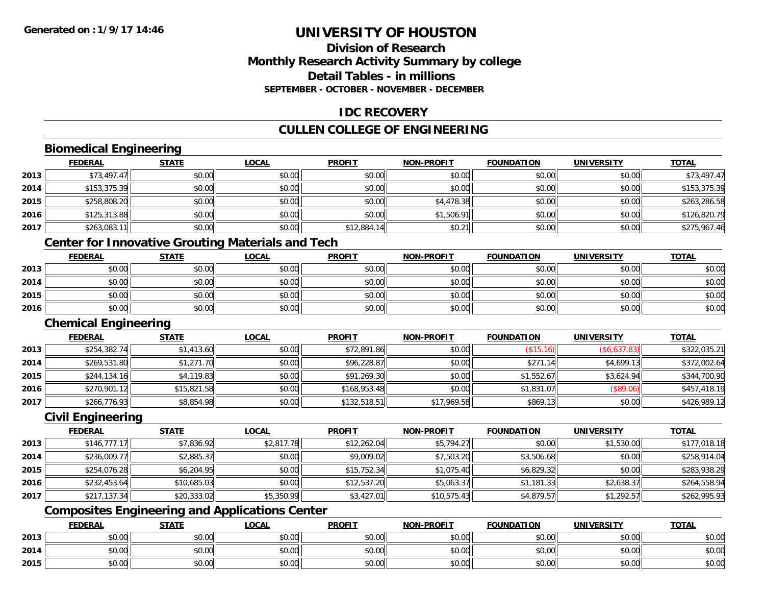# UNIVERSITY OF HOUSTON

## Division of Research
## Monthly Research Activity Summary by college
## Detail Tables - in millions
### SEPTEMBER - OCTOBER - NOVEMBER - DECEMBER

## IDC RECOVERY

## CULLEN COLLEGE OF ENGINEERING

### Biomedical Engineering

| | FEDERAL | STATE | LOCAL | PROFIT | NON-PROFIT | FOUNDATION | UNIVERSITY | TOTAL |
|---|---|---|---|---|---|---|---|---|
| 2013 | $73,497.47 | $0.00 | $0.00 | $0.00 | $0.00 | $0.00 | $0.00 | $73,497.47 |
| 2014 | $153,375.39 | $0.00 | $0.00 | $0.00 | $0.00 | $0.00 | $0.00 | $153,375.39 |
| 2015 | $258,808.20 | $0.00 | $0.00 | $0.00 | $4,478.38 | $0.00 | $0.00 | $263,286.58 |
| 2016 | $125,313.88 | $0.00 | $0.00 | $0.00 | $1,506.91 | $0.00 | $0.00 | $126,820.79 |
| 2017 | $263,083.11 | $0.00 | $0.00 | $12,884.14 | $0.21 | $0.00 | $0.00 | $275,967.46 |

### Center for Innovative Grouting Materials and Tech

| | FEDERAL | STATE | LOCAL | PROFIT | NON-PROFIT | FOUNDATION | UNIVERSITY | TOTAL |
|---|---|---|---|---|---|---|---|---|
| 2013 | $0.00 | $0.00 | $0.00 | $0.00 | $0.00 | $0.00 | $0.00 | $0.00 |
| 2014 | $0.00 | $0.00 | $0.00 | $0.00 | $0.00 | $0.00 | $0.00 | $0.00 |
| 2015 | $0.00 | $0.00 | $0.00 | $0.00 | $0.00 | $0.00 | $0.00 | $0.00 |
| 2016 | $0.00 | $0.00 | $0.00 | $0.00 | $0.00 | $0.00 | $0.00 | $0.00 |

### Chemical Engineering

| | FEDERAL | STATE | LOCAL | PROFIT | NON-PROFIT | FOUNDATION | UNIVERSITY | TOTAL |
|---|---|---|---|---|---|---|---|---|
| 2013 | $254,382.74 | $1,413.60 | $0.00 | $72,891.86 | $0.00 | ($15.16) | ($6,637.83) | $322,035.21 |
| 2014 | $269,531.80 | $1,271.70 | $0.00 | $96,228.87 | $0.00 | $271.14 | $4,699.13 | $372,002.64 |
| 2015 | $244,134.16 | $4,119.83 | $0.00 | $91,269.30 | $0.00 | $1,552.67 | $3,624.94 | $344,700.90 |
| 2016 | $270,901.12 | $15,821.58 | $0.00 | $168,953.48 | $0.00 | $1,831.07 | ($89.06) | $457,418.19 |
| 2017 | $266,776.93 | $8,854.98 | $0.00 | $132,518.51 | $17,969.58 | $869.13 | $0.00 | $426,989.12 |

### Civil Engineering

| | FEDERAL | STATE | LOCAL | PROFIT | NON-PROFIT | FOUNDATION | UNIVERSITY | TOTAL |
|---|---|---|---|---|---|---|---|---|
| 2013 | $146,777.17 | $7,836.92 | $2,817.78 | $12,262.04 | $5,794.27 | $0.00 | $1,530.00 | $177,018.18 |
| 2014 | $236,009.77 | $2,885.37 | $0.00 | $9,009.02 | $7,503.20 | $3,506.68 | $0.00 | $258,914.04 |
| 2015 | $254,076.28 | $6,204.95 | $0.00 | $15,752.34 | $1,075.40 | $6,829.32 | $0.00 | $283,938.29 |
| 2016 | $232,453.64 | $10,685.03 | $0.00 | $12,537.20 | $5,063.37 | $1,181.33 | $2,638.37 | $264,558.94 |
| 2017 | $217,137.34 | $20,333.02 | $5,350.99 | $3,427.01 | $10,575.43 | $4,879.57 | $1,292.57 | $262,995.93 |

### Composites Engineering and Applications Center

| | FEDERAL | STATE | LOCAL | PROFIT | NON-PROFIT | FOUNDATION | UNIVERSITY | TOTAL |
|---|---|---|---|---|---|---|---|---|
| 2013 | $0.00 | $0.00 | $0.00 | $0.00 | $0.00 | $0.00 | $0.00 | $0.00 |
| 2014 | $0.00 | $0.00 | $0.00 | $0.00 | $0.00 | $0.00 | $0.00 | $0.00 |
| 2015 | $0.00 | $0.00 | $0.00 | $0.00 | $0.00 | $0.00 | $0.00 | $0.00 |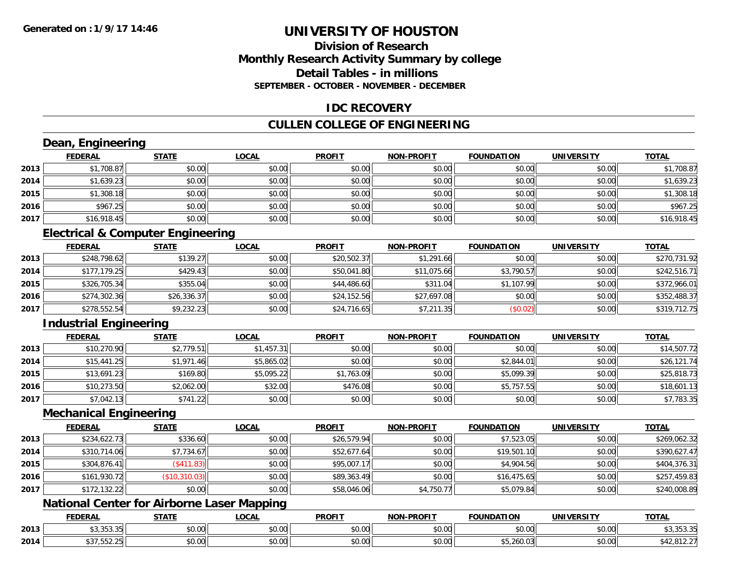**Generated on :1/9/17 14:46**

# UNIVERSITY OF HOUSTON

## Division of Research
## Monthly Research Activity Summary by college
## Detail Tables - in millions
### SEPTEMBER - OCTOBER - NOVEMBER - DECEMBER

## IDC RECOVERY

## CULLEN COLLEGE OF ENGINEERING

### Dean, Engineering

| | FEDERAL | STATE | LOCAL | PROFIT | NON-PROFIT | FOUNDATION | UNIVERSITY | TOTAL |
|---|---|---|---|---|---|---|---|---|
| 2013 | $1,708.87 | $0.00 | $0.00 | $0.00 | $0.00 | $0.00 | $0.00 | $1,708.87 |
| 2014 | $1,639.23 | $0.00 | $0.00 | $0.00 | $0.00 | $0.00 | $0.00 | $1,639.23 |
| 2015 | $1,308.18 | $0.00 | $0.00 | $0.00 | $0.00 | $0.00 | $0.00 | $1,308.18 |
| 2016 | $967.25 | $0.00 | $0.00 | $0.00 | $0.00 | $0.00 | $0.00 | $967.25 |
| 2017 | $16,918.45 | $0.00 | $0.00 | $0.00 | $0.00 | $0.00 | $0.00 | $16,918.45 |

### Electrical & Computer Engineering

| | FEDERAL | STATE | LOCAL | PROFIT | NON-PROFIT | FOUNDATION | UNIVERSITY | TOTAL |
|---|---|---|---|---|---|---|---|---|
| 2013 | $248,798.62 | $139.27 | $0.00 | $20,502.37 | $1,291.66 | $0.00 | $0.00 | $270,731.92 |
| 2014 | $177,179.25 | $429.43 | $0.00 | $50,041.80 | $11,075.66 | $3,790.57 | $0.00 | $242,516.71 |
| 2015 | $326,705.34 | $355.04 | $0.00 | $44,486.60 | $311.04 | $1,107.99 | $0.00 | $372,966.01 |
| 2016 | $274,302.36 | $26,336.37 | $0.00 | $24,152.56 | $27,697.08 | $0.00 | $0.00 | $352,488.37 |
| 2017 | $278,552.54 | $9,232.23 | $0.00 | $24,716.65 | $7,211.35 | ($0.02) | $0.00 | $319,712.75 |

### Industrial Engineering

| | FEDERAL | STATE | LOCAL | PROFIT | NON-PROFIT | FOUNDATION | UNIVERSITY | TOTAL |
|---|---|---|---|---|---|---|---|---|
| 2013 | $10,270.90 | $2,779.51 | $1,457.31 | $0.00 | $0.00 | $0.00 | $0.00 | $14,507.72 |
| 2014 | $15,441.25 | $1,971.46 | $5,865.02 | $0.00 | $0.00 | $2,844.01 | $0.00 | $26,121.74 |
| 2015 | $13,691.23 | $169.80 | $5,095.22 | $1,763.09 | $0.00 | $5,099.39 | $0.00 | $25,818.73 |
| 2016 | $10,273.50 | $2,062.00 | $32.00 | $476.08 | $0.00 | $5,757.55 | $0.00 | $18,601.13 |
| 2017 | $7,042.13 | $741.22 | $0.00 | $0.00 | $0.00 | $0.00 | $0.00 | $7,783.35 |

### Mechanical Engineering

| | FEDERAL | STATE | LOCAL | PROFIT | NON-PROFIT | FOUNDATION | UNIVERSITY | TOTAL |
|---|---|---|---|---|---|---|---|---|
| 2013 | $234,622.73 | $336.60 | $0.00 | $26,579.94 | $0.00 | $7,523.05 | $0.00 | $269,062.32 |
| 2014 | $310,714.06 | $7,734.67 | $0.00 | $52,677.64 | $0.00 | $19,501.10 | $0.00 | $390,627.47 |
| 2015 | $304,876.41 | ($411.83) | $0.00 | $95,007.17 | $0.00 | $4,904.56 | $0.00 | $404,376.31 |
| 2016 | $161,930.72 | ($10,310.03) | $0.00 | $89,363.49 | $0.00 | $16,475.65 | $0.00 | $257,459.83 |
| 2017 | $172,132.22 | $0.00 | $0.00 | $58,046.06 | $4,750.77 | $5,079.84 | $0.00 | $240,008.89 |

### National Center for Airborne Laser Mapping

| | FEDERAL | STATE | LOCAL | PROFIT | NON-PROFIT | FOUNDATION | UNIVERSITY | TOTAL |
|---|---|---|---|---|---|---|---|---|
| 2013 | $3,353.35 | $0.00 | $0.00 | $0.00 | $0.00 | $0.00 | $0.00 | $3,353.35 |
| 2014 | $37,552.25 | $0.00 | $0.00 | $0.00 | $0.00 | $5,260.03 | $0.00 | $42,812.27 |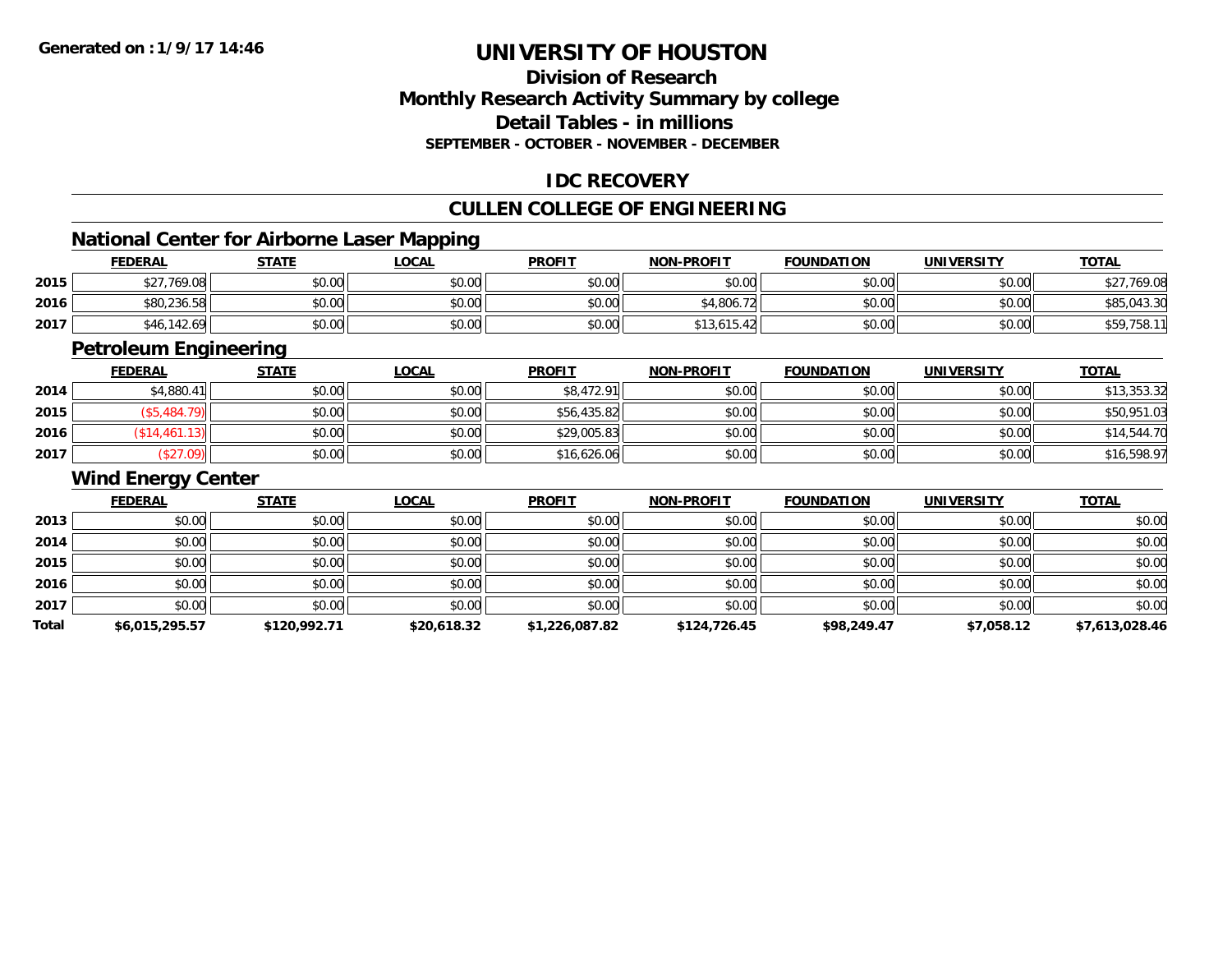**Generated on :1/9/17 14:46**

# UNIVERSITY OF HOUSTON

## Division of Research
## Monthly Research Activity Summary by college
## Detail Tables - in millions
**SEPTEMBER - OCTOBER - NOVEMBER - DECEMBER**

## IDC RECOVERY

## CULLEN COLLEGE OF ENGINEERING

### National Center for Airborne Laser Mapping

| | FEDERAL | STATE | LOCAL | PROFIT | NON-PROFIT | FOUNDATION | UNIVERSITY | TOTAL |
|---|---|---|---|---|---|---|---|---|
| 2015 | $27,769.08 | $0.00 | $0.00 | $0.00 | $0.00 | $0.00 | $0.00 | $27,769.08 |
| 2016 | $80,236.58 | $0.00 | $0.00 | $0.00 | $4,806.72 | $0.00 | $0.00 | $85,043.30 |
| 2017 | $46,142.69 | $0.00 | $0.00 | $0.00 | $13,615.42 | $0.00 | $0.00 | $59,758.11 |

### Petroleum Engineering

| | FEDERAL | STATE | LOCAL | PROFIT | NON-PROFIT | FOUNDATION | UNIVERSITY | TOTAL |
|---|---|---|---|---|---|---|---|---|
| 2014 | $4,880.41 | $0.00 | $0.00 | $8,472.91 | $0.00 | $0.00 | $0.00 | $13,353.32 |
| 2015 | ($5,484.79) | $0.00 | $0.00 | $56,435.82 | $0.00 | $0.00 | $0.00 | $50,951.03 |
| 2016 | ($14,461.13) | $0.00 | $0.00 | $29,005.83 | $0.00 | $0.00 | $0.00 | $14,544.70 |
| 2017 | ($27.09) | $0.00 | $0.00 | $16,626.06 | $0.00 | $0.00 | $0.00 | $16,598.97 |

### Wind Energy Center

| | FEDERAL | STATE | LOCAL | PROFIT | NON-PROFIT | FOUNDATION | UNIVERSITY | TOTAL |
|---|---|---|---|---|---|---|---|---|
| 2013 | $0.00 | $0.00 | $0.00 | $0.00 | $0.00 | $0.00 | $0.00 | $0.00 |
| 2014 | $0.00 | $0.00 | $0.00 | $0.00 | $0.00 | $0.00 | $0.00 | $0.00 |
| 2015 | $0.00 | $0.00 | $0.00 | $0.00 | $0.00 | $0.00 | $0.00 | $0.00 |
| 2016 | $0.00 | $0.00 | $0.00 | $0.00 | $0.00 | $0.00 | $0.00 | $0.00 |
| 2017 | $0.00 | $0.00 | $0.00 | $0.00 | $0.00 | $0.00 | $0.00 | $0.00 |
| **Total** | **$6,015,295.57** | **$120,992.71** | **$20,618.32** | **$1,226,087.82** | **$124,726.45** | **$98,249.47** | **$7,058.12** | **$7,613,028.46** |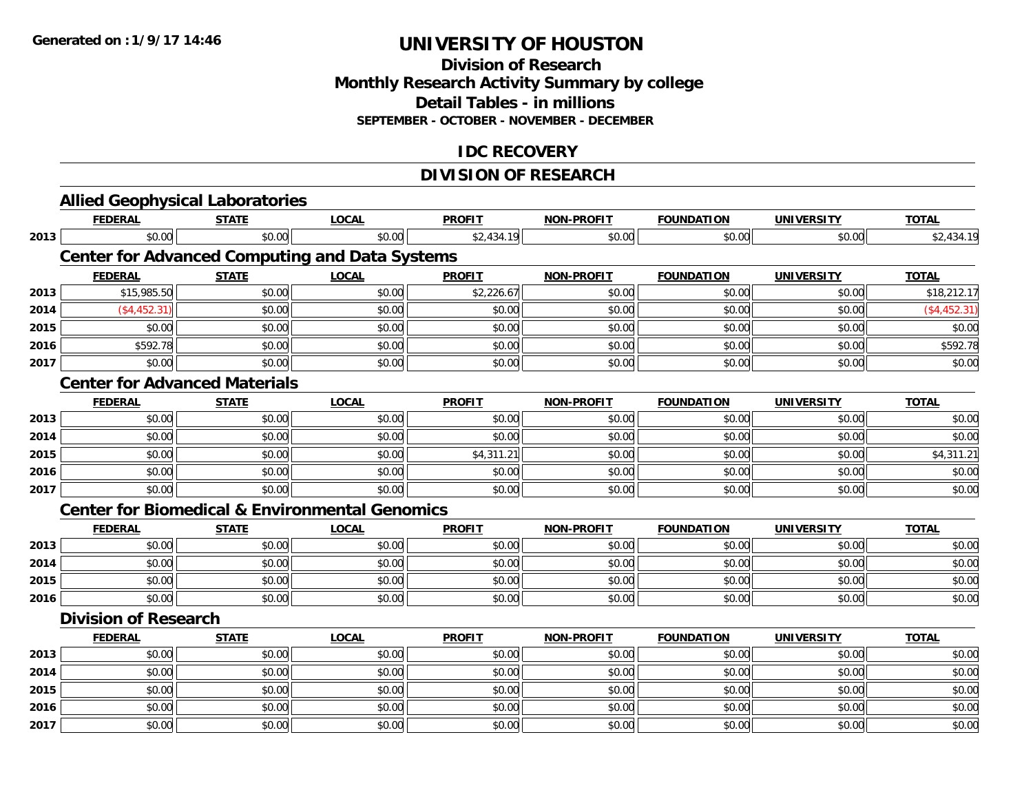**Generated on :1/9/17 14:46**

# UNIVERSITY OF HOUSTON

## Division of Research
## Monthly Research Activity Summary by college
## Detail Tables - in millions
### SEPTEMBER - OCTOBER - NOVEMBER - DECEMBER

## IDC RECOVERY

## DIVISION OF RESEARCH

### Allied Geophysical Laboratories

| | FEDERAL | STATE | LOCAL | PROFIT | NON-PROFIT | FOUNDATION | UNIVERSITY | TOTAL |
|---|---|---|---|---|---|---|---|---|
| 2013 | $0.00 | $0.00 | $0.00 | $2,434.19 | $0.00 | $0.00 | $0.00 | $2,434.19 |

### Center for Advanced Computing and Data Systems

| | FEDERAL | STATE | LOCAL | PROFIT | NON-PROFIT | FOUNDATION | UNIVERSITY | TOTAL |
|---|---|---|---|---|---|---|---|---|
| 2013 | $15,985.50 | $0.00 | $0.00 | $2,226.67 | $0.00 | $0.00 | $0.00 | $18,212.17 |
| 2014 | ($4,452.31) | $0.00 | $0.00 | $0.00 | $0.00 | $0.00 | $0.00 | ($4,452.31) |
| 2015 | $0.00 | $0.00 | $0.00 | $0.00 | $0.00 | $0.00 | $0.00 | $0.00 |
| 2016 | $592.78 | $0.00 | $0.00 | $0.00 | $0.00 | $0.00 | $0.00 | $592.78 |
| 2017 | $0.00 | $0.00 | $0.00 | $0.00 | $0.00 | $0.00 | $0.00 | $0.00 |

### Center for Advanced Materials

| | FEDERAL | STATE | LOCAL | PROFIT | NON-PROFIT | FOUNDATION | UNIVERSITY | TOTAL |
|---|---|---|---|---|---|---|---|---|
| 2013 | $0.00 | $0.00 | $0.00 | $0.00 | $0.00 | $0.00 | $0.00 | $0.00 |
| 2014 | $0.00 | $0.00 | $0.00 | $0.00 | $0.00 | $0.00 | $0.00 | $0.00 |
| 2015 | $0.00 | $0.00 | $0.00 | $4,311.21 | $0.00 | $0.00 | $0.00 | $4,311.21 |
| 2016 | $0.00 | $0.00 | $0.00 | $0.00 | $0.00 | $0.00 | $0.00 | $0.00 |
| 2017 | $0.00 | $0.00 | $0.00 | $0.00 | $0.00 | $0.00 | $0.00 | $0.00 |

### Center for Biomedical & Environmental Genomics

| | FEDERAL | STATE | LOCAL | PROFIT | NON-PROFIT | FOUNDATION | UNIVERSITY | TOTAL |
|---|---|---|---|---|---|---|---|---|
| 2013 | $0.00 | $0.00 | $0.00 | $0.00 | $0.00 | $0.00 | $0.00 | $0.00 |
| 2014 | $0.00 | $0.00 | $0.00 | $0.00 | $0.00 | $0.00 | $0.00 | $0.00 |
| 2015 | $0.00 | $0.00 | $0.00 | $0.00 | $0.00 | $0.00 | $0.00 | $0.00 |
| 2016 | $0.00 | $0.00 | $0.00 | $0.00 | $0.00 | $0.00 | $0.00 | $0.00 |

### Division of Research

| | FEDERAL | STATE | LOCAL | PROFIT | NON-PROFIT | FOUNDATION | UNIVERSITY | TOTAL |
|---|---|---|---|---|---|---|---|---|
| 2013 | $0.00 | $0.00 | $0.00 | $0.00 | $0.00 | $0.00 | $0.00 | $0.00 |
| 2014 | $0.00 | $0.00 | $0.00 | $0.00 | $0.00 | $0.00 | $0.00 | $0.00 |
| 2015 | $0.00 | $0.00 | $0.00 | $0.00 | $0.00 | $0.00 | $0.00 | $0.00 |
| 2016 | $0.00 | $0.00 | $0.00 | $0.00 | $0.00 | $0.00 | $0.00 | $0.00 |
| 2017 | $0.00 | $0.00 | $0.00 | $0.00 | $0.00 | $0.00 | $0.00 | $0.00 |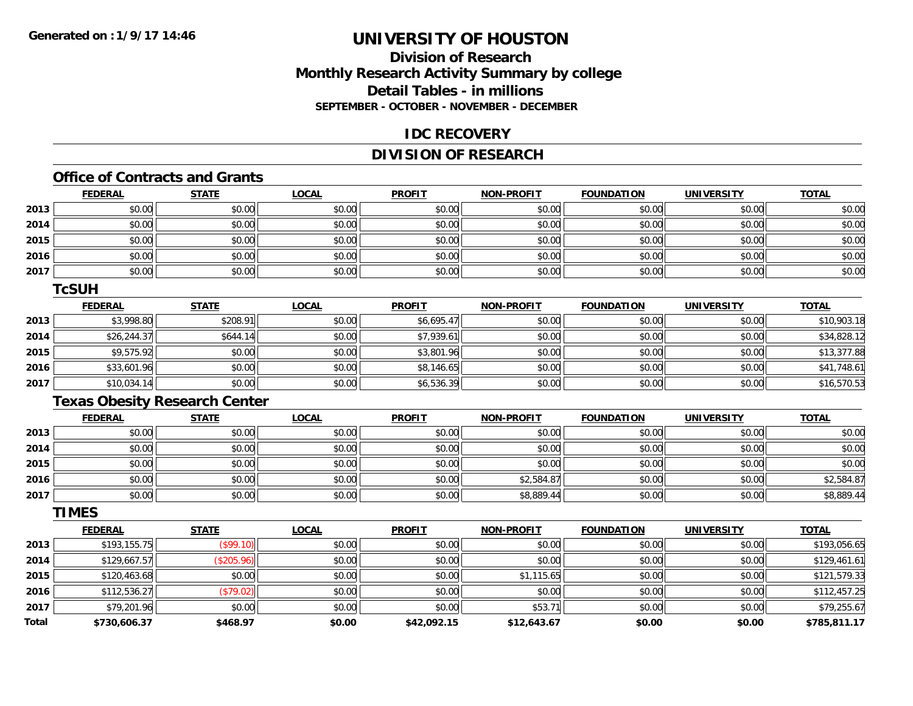# UNIVERSITY OF HOUSTON

## Division of Research
## Monthly Research Activity Summary by college
## Detail Tables - in millions
### SEPTEMBER - OCTOBER - NOVEMBER - DECEMBER

## IDC RECOVERY

## DIVISION OF RESEARCH

### Office of Contracts and Grants

| | FEDERAL | STATE | LOCAL | PROFIT | NON-PROFIT | FOUNDATION | UNIVERSITY | TOTAL |
|---|---|---|---|---|---|---|---|---|
| 2013 | $0.00 | $0.00 | $0.00 | $0.00 | $0.00 | $0.00 | $0.00 | $0.00 |
| 2014 | $0.00 | $0.00 | $0.00 | $0.00 | $0.00 | $0.00 | $0.00 | $0.00 |
| 2015 | $0.00 | $0.00 | $0.00 | $0.00 | $0.00 | $0.00 | $0.00 | $0.00 |
| 2016 | $0.00 | $0.00 | $0.00 | $0.00 | $0.00 | $0.00 | $0.00 | $0.00 |
| 2017 | $0.00 | $0.00 | $0.00 | $0.00 | $0.00 | $0.00 | $0.00 | $0.00 |

### TcSUH

| | FEDERAL | STATE | LOCAL | PROFIT | NON-PROFIT | FOUNDATION | UNIVERSITY | TOTAL |
|---|---|---|---|---|---|---|---|---|
| 2013 | $3,998.80 | $208.91 | $0.00 | $6,695.47 | $0.00 | $0.00 | $0.00 | $10,903.18 |
| 2014 | $26,244.37 | $644.14 | $0.00 | $7,939.61 | $0.00 | $0.00 | $0.00 | $34,828.12 |
| 2015 | $9,575.92 | $0.00 | $0.00 | $3,801.96 | $0.00 | $0.00 | $0.00 | $13,377.88 |
| 2016 | $33,601.96 | $0.00 | $0.00 | $8,146.65 | $0.00 | $0.00 | $0.00 | $41,748.61 |
| 2017 | $10,034.14 | $0.00 | $0.00 | $6,536.39 | $0.00 | $0.00 | $0.00 | $16,570.53 |

### Texas Obesity Research Center

| | FEDERAL | STATE | LOCAL | PROFIT | NON-PROFIT | FOUNDATION | UNIVERSITY | TOTAL |
|---|---|---|---|---|---|---|---|---|
| 2013 | $0.00 | $0.00 | $0.00 | $0.00 | $0.00 | $0.00 | $0.00 | $0.00 |
| 2014 | $0.00 | $0.00 | $0.00 | $0.00 | $0.00 | $0.00 | $0.00 | $0.00 |
| 2015 | $0.00 | $0.00 | $0.00 | $0.00 | $0.00 | $0.00 | $0.00 | $0.00 |
| 2016 | $0.00 | $0.00 | $0.00 | $0.00 | $2,584.87 | $0.00 | $0.00 | $2,584.87 |
| 2017 | $0.00 | $0.00 | $0.00 | $0.00 | $8,889.44 | $0.00 | $0.00 | $8,889.44 |

### TIMES

| | FEDERAL | STATE | LOCAL | PROFIT | NON-PROFIT | FOUNDATION | UNIVERSITY | TOTAL |
|---|---|---|---|---|---|---|---|---|
| 2013 | $193,155.75 | ($99.10) | $0.00 | $0.00 | $0.00 | $0.00 | $0.00 | $193,056.65 |
| 2014 | $129,667.57 | ($205.96) | $0.00 | $0.00 | $0.00 | $0.00 | $0.00 | $129,461.61 |
| 2015 | $120,463.68 | $0.00 | $0.00 | $0.00 | $1,115.65 | $0.00 | $0.00 | $121,579.33 |
| 2016 | $112,536.27 | ($79.02) | $0.00 | $0.00 | $0.00 | $0.00 | $0.00 | $112,457.25 |
| 2017 | $79,201.96 | $0.00 | $0.00 | $0.00 | $53.71 | $0.00 | $0.00 | $79,255.67 |
| **Total** | **$730,606.37** | **$468.97** | **$0.00** | **$42,092.15** | **$12,643.67** | **$0.00** | **$0.00** | **$785,811.17** |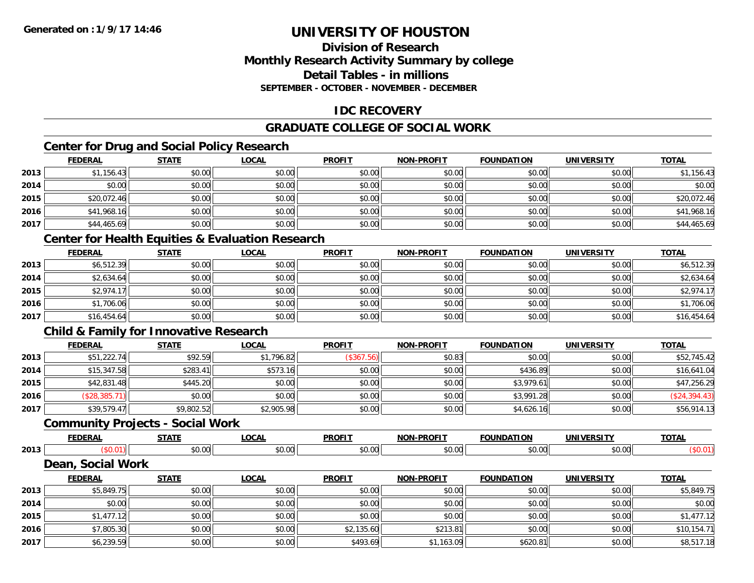Generated on :1/9/17 14:46

# UNIVERSITY OF HOUSTON

## Division of Research
## Monthly Research Activity Summary by college
## Detail Tables - in millions
### SEPTEMBER - OCTOBER - NOVEMBER - DECEMBER

## IDC RECOVERY

## GRADUATE COLLEGE OF SOCIAL WORK

### Center for Drug and Social Policy Research

| | FEDERAL | STATE | LOCAL | PROFIT | NON-PROFIT | FOUNDATION | UNIVERSITY | TOTAL |
|---|---|---|---|---|---|---|---|---|
| 2013 | $1,156.43 | $0.00 | $0.00 | $0.00 | $0.00 | $0.00 | $0.00 | $1,156.43 |
| 2014 | $0.00 | $0.00 | $0.00 | $0.00 | $0.00 | $0.00 | $0.00 | $0.00 |
| 2015 | $20,072.46 | $0.00 | $0.00 | $0.00 | $0.00 | $0.00 | $0.00 | $20,072.46 |
| 2016 | $41,968.16 | $0.00 | $0.00 | $0.00 | $0.00 | $0.00 | $0.00 | $41,968.16 |
| 2017 | $44,465.69 | $0.00 | $0.00 | $0.00 | $0.00 | $0.00 | $0.00 | $44,465.69 |

### Center for Health Equities & Evaluation Research

| | FEDERAL | STATE | LOCAL | PROFIT | NON-PROFIT | FOUNDATION | UNIVERSITY | TOTAL |
|---|---|---|---|---|---|---|---|---|
| 2013 | $6,512.39 | $0.00 | $0.00 | $0.00 | $0.00 | $0.00 | $0.00 | $6,512.39 |
| 2014 | $2,634.64 | $0.00 | $0.00 | $0.00 | $0.00 | $0.00 | $0.00 | $2,634.64 |
| 2015 | $2,974.17 | $0.00 | $0.00 | $0.00 | $0.00 | $0.00 | $0.00 | $2,974.17 |
| 2016 | $1,706.06 | $0.00 | $0.00 | $0.00 | $0.00 | $0.00 | $0.00 | $1,706.06 |
| 2017 | $16,454.64 | $0.00 | $0.00 | $0.00 | $0.00 | $0.00 | $0.00 | $16,454.64 |

### Child & Family for Innovative Research

| | FEDERAL | STATE | LOCAL | PROFIT | NON-PROFIT | FOUNDATION | UNIVERSITY | TOTAL |
|---|---|---|---|---|---|---|---|---|
| 2013 | $51,222.74 | $92.59 | $1,796.82 | ($367.56) | $0.83 | $0.00 | $0.00 | $52,745.42 |
| 2014 | $15,347.58 | $283.41 | $573.16 | $0.00 | $0.00 | $436.89 | $0.00 | $16,641.04 |
| 2015 | $42,831.48 | $445.20 | $0.00 | $0.00 | $0.00 | $3,979.61 | $0.00 | $47,256.29 |
| 2016 | ($28,385.71) | $0.00 | $0.00 | $0.00 | $0.00 | $3,991.28 | $0.00 | ($24,394.43) |
| 2017 | $39,579.47 | $9,802.52 | $2,905.98 | $0.00 | $0.00 | $4,626.16 | $0.00 | $56,914.13 |

### Community Projects - Social Work

| | FEDERAL | STATE | LOCAL | PROFIT | NON-PROFIT | FOUNDATION | UNIVERSITY | TOTAL |
|---|---|---|---|---|---|---|---|---|
| 2013 | ($0.01) | $0.00 | $0.00 | $0.00 | $0.00 | $0.00 | $0.00 | ($0.01) |

### Dean, Social Work

| | FEDERAL | STATE | LOCAL | PROFIT | NON-PROFIT | FOUNDATION | UNIVERSITY | TOTAL |
|---|---|---|---|---|---|---|---|---|
| 2013 | $5,849.75 | $0.00 | $0.00 | $0.00 | $0.00 | $0.00 | $0.00 | $5,849.75 |
| 2014 | $0.00 | $0.00 | $0.00 | $0.00 | $0.00 | $0.00 | $0.00 | $0.00 |
| 2015 | $1,477.12 | $0.00 | $0.00 | $0.00 | $0.00 | $0.00 | $0.00 | $1,477.12 |
| 2016 | $7,805.30 | $0.00 | $0.00 | $2,135.60 | $213.81 | $0.00 | $0.00 | $10,154.71 |
| 2017 | $6,239.59 | $0.00 | $0.00 | $493.69 | $1,163.09 | $620.81 | $0.00 | $8,517.18 |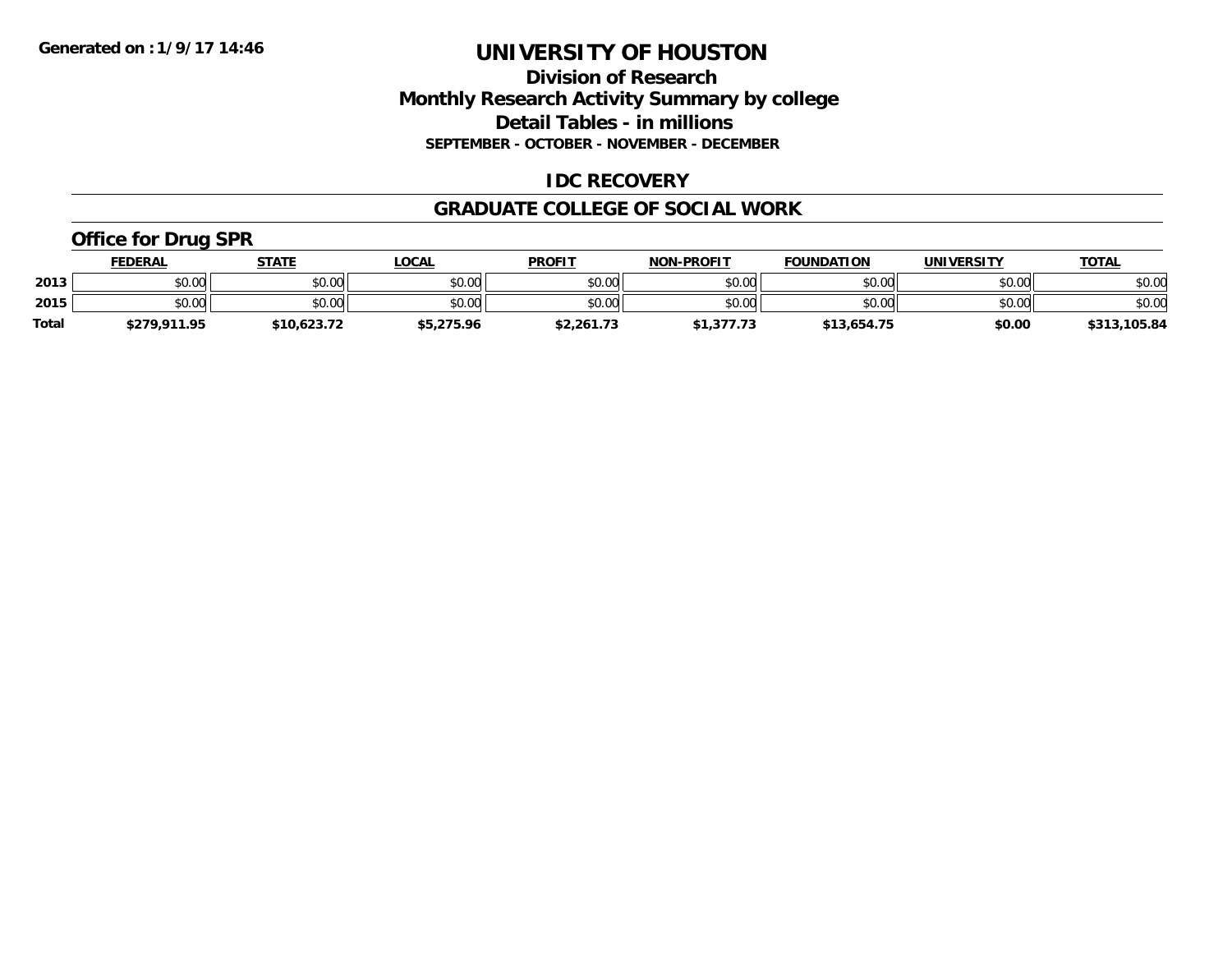Generated on :1/9/17 14:46

# UNIVERSITY OF HOUSTON

## Division of Research
## Monthly Research Activity Summary by college
## Detail Tables - in millions
### SEPTEMBER - OCTOBER - NOVEMBER - DECEMBER

## IDC RECOVERY

## GRADUATE COLLEGE OF SOCIAL WORK

### Office for Drug SPR

| | FEDERAL | STATE | LOCAL | PROFIT | NON-PROFIT | FOUNDATION | UNIVERSITY | TOTAL |
|---|---|---|---|---|---|---|---|---|
| 2013 | $0.00 | $0.00 | $0.00 | $0.00 | $0.00 | $0.00 | $0.00 | $0.00 |
| 2015 | $0.00 | $0.00 | $0.00 | $0.00 | $0.00 | $0.00 | $0.00 | $0.00 |
| **Total** | **$279,911.95** | **$10,623.72** | **$5,275.96** | **$2,261.73** | **$1,377.73** | **$13,654.75** | **$0.00** | **$313,105.84** |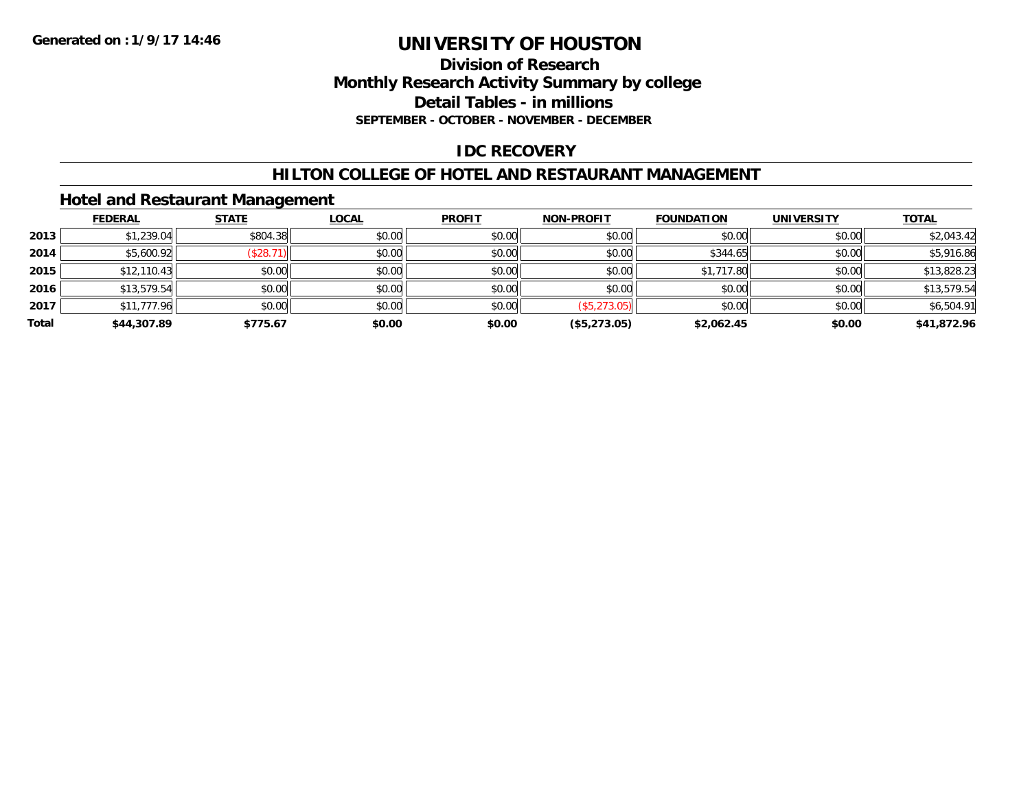Generated on :1/9/17 14:46

# UNIVERSITY OF HOUSTON

## Division of Research
## Monthly Research Activity Summary by college
## Detail Tables - in millions
### SEPTEMBER - OCTOBER - NOVEMBER - DECEMBER

## IDC RECOVERY

## HILTON COLLEGE OF HOTEL AND RESTAURANT MANAGEMENT

### Hotel and Restaurant Management

| | FEDERAL | STATE | LOCAL | PROFIT | NON-PROFIT | FOUNDATION | UNIVERSITY | TOTAL |
|---|---|---|---|---|---|---|---|---|
| 2013 | $1,239.04 | $804.38 | $0.00 | $0.00 | $0.00 | $0.00 | $0.00 | $2,043.42 |
| 2014 | $5,600.92 | ($28.71) | $0.00 | $0.00 | $0.00 | $344.65 | $0.00 | $5,916.86 |
| 2015 | $12,110.43 | $0.00 | $0.00 | $0.00 | $0.00 | $1,717.80 | $0.00 | $13,828.23 |
| 2016 | $13,579.54 | $0.00 | $0.00 | $0.00 | $0.00 | $0.00 | $0.00 | $13,579.54 |
| 2017 | $11,777.96 | $0.00 | $0.00 | $0.00 | ($5,273.05) | $0.00 | $0.00 | $6,504.91 |
| **Total** | **$44,307.89** | **$775.67** | **$0.00** | **$0.00** | **($5,273.05)** | **$2,062.45** | **$0.00** | **$41,872.96** |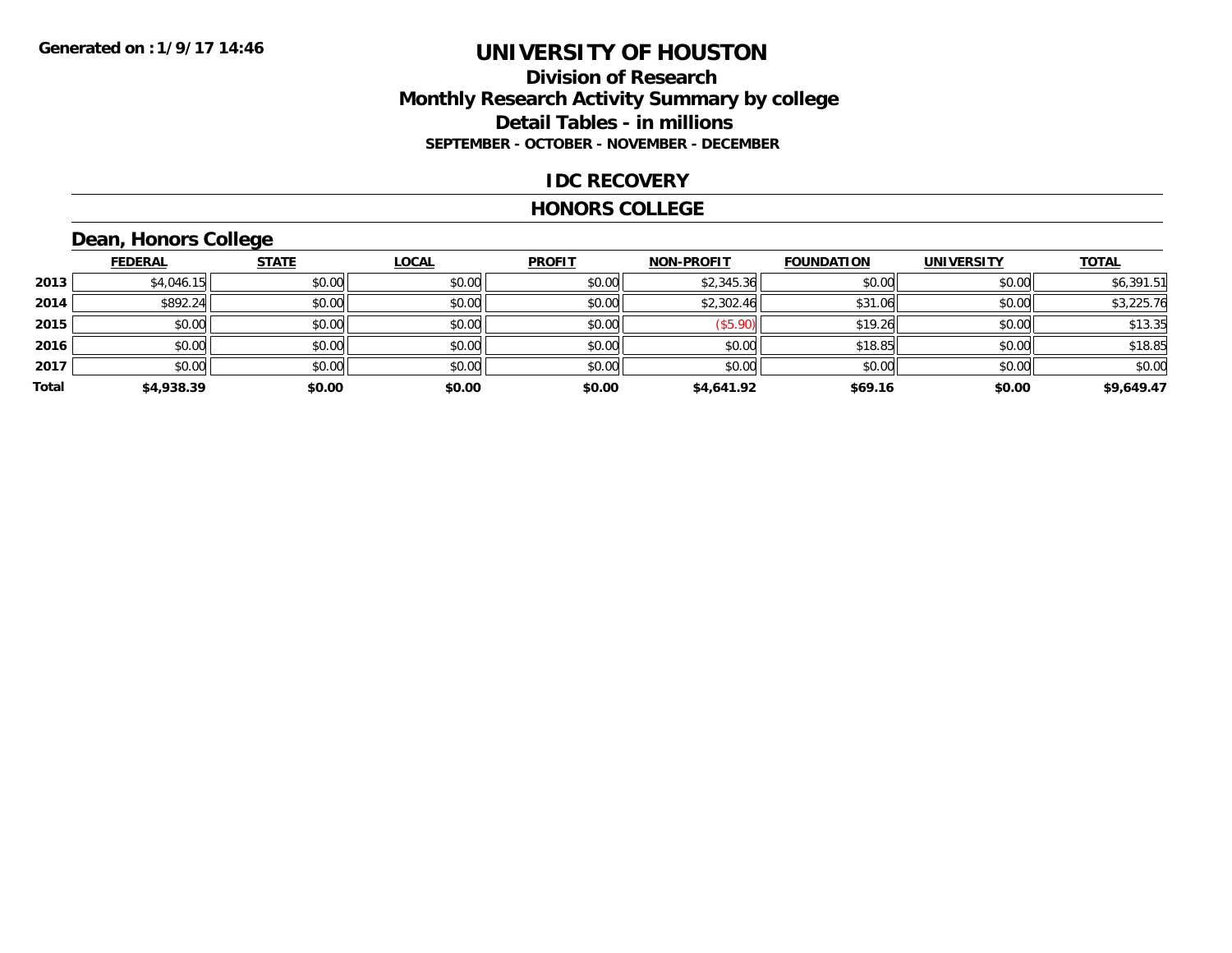Generated on :1/9/17 14:46

# UNIVERSITY OF HOUSTON

## Division of Research
## Monthly Research Activity Summary by college
## Detail Tables - in millions
### SEPTEMBER - OCTOBER - NOVEMBER - DECEMBER

### IDC RECOVERY

### HONORS COLLEGE

### Dean, Honors College

| | FEDERAL | STATE | LOCAL | PROFIT | NON-PROFIT | FOUNDATION | UNIVERSITY | TOTAL |
|---|---|---|---|---|---|---|---|---|
| 2013 | $4,046.15 | $0.00 | $0.00 | $0.00 | $2,345.36 | $0.00 | $0.00 | $6,391.51 |
| 2014 | $892.24 | $0.00 | $0.00 | $0.00 | $2,302.46 | $31.06 | $0.00 | $3,225.76 |
| 2015 | $0.00 | $0.00 | $0.00 | $0.00 | ($5.90) | $19.26 | $0.00 | $13.35 |
| 2016 | $0.00 | $0.00 | $0.00 | $0.00 | $0.00 | $18.85 | $0.00 | $18.85 |
| 2017 | $0.00 | $0.00 | $0.00 | $0.00 | $0.00 | $0.00 | $0.00 | $0.00 |
| **Total** | **$4,938.39** | **$0.00** | **$0.00** | **$0.00** | **$4,641.92** | **$69.16** | **$0.00** | **$9,649.47** |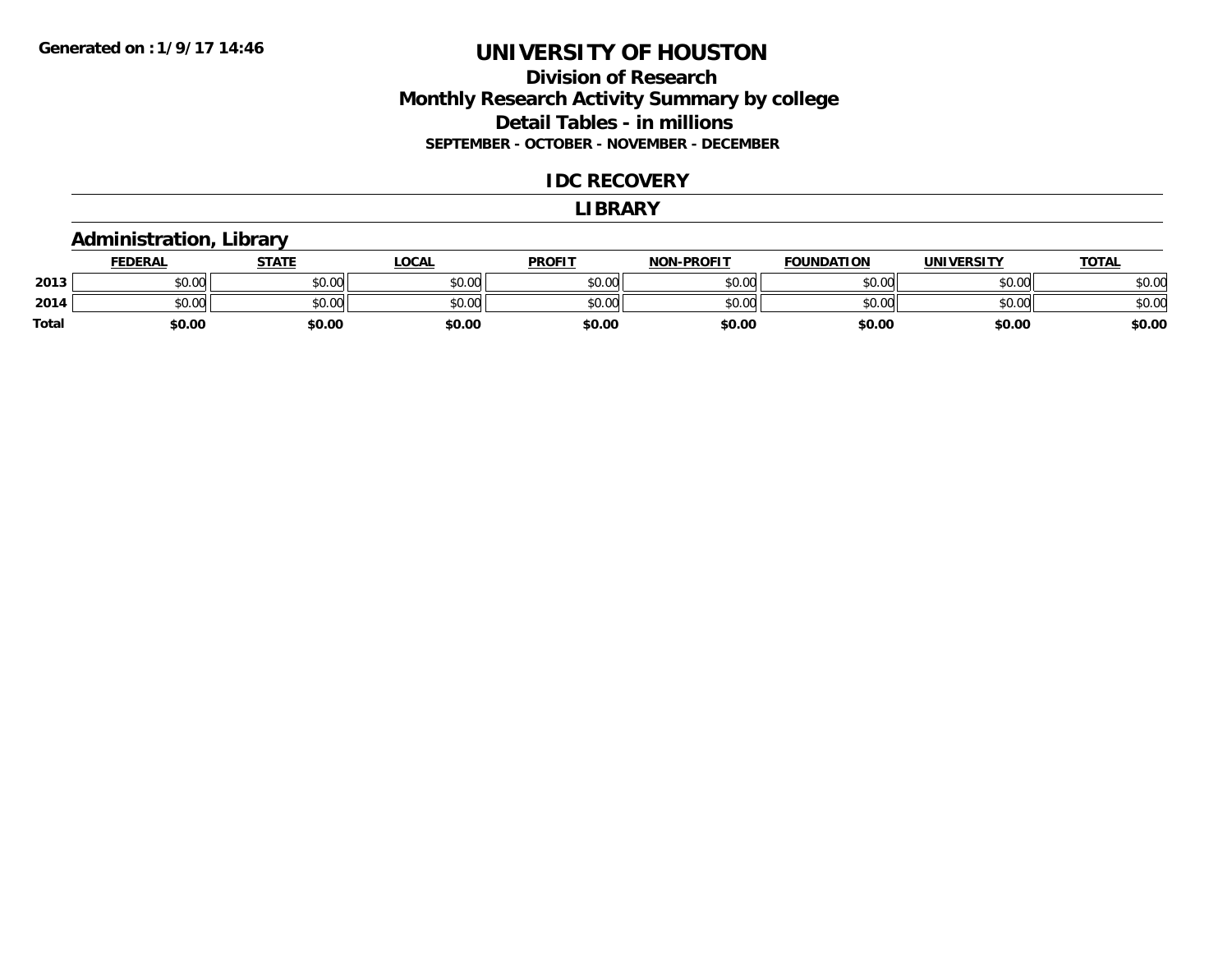**Generated on :1/9/17 14:46**

# UNIVERSITY OF HOUSTON

## Division of Research
## Monthly Research Activity Summary by college
## Detail Tables - in millions
### SEPTEMBER - OCTOBER - NOVEMBER - DECEMBER

## IDC RECOVERY

## LIBRARY

### Administration, Library

| | FEDERAL | STATE | LOCAL | PROFIT | NON-PROFIT | FOUNDATION | UNIVERSITY | TOTAL |
|---|---|---|---|---|---|---|---|---|
| 2013 | $0.00 | $0.00 | $0.00 | $0.00 | $0.00 | $0.00 | $0.00 | $0.00 |
| 2014 | $0.00 | $0.00 | $0.00 | $0.00 | $0.00 | $0.00 | $0.00 | $0.00 |
| **Total** | **$0.00** | **$0.00** | **$0.00** | **$0.00** | **$0.00** | **$0.00** | **$0.00** | **$0.00** |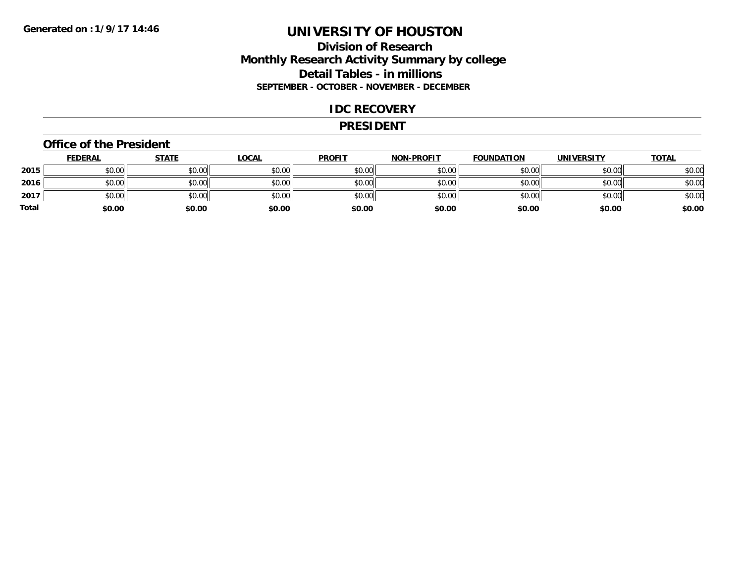**Generated on :1/9/17 14:46**

# UNIVERSITY OF HOUSTON

## Division of Research
## Monthly Research Activity Summary by college
## Detail Tables - in millions
### SEPTEMBER - OCTOBER - NOVEMBER - DECEMBER

## IDC RECOVERY

## PRESIDENT

### Office of the President

| | FEDERAL | STATE | LOCAL | PROFIT | NON-PROFIT | FOUNDATION | UNIVERSITY | TOTAL |
|---|---|---|---|---|---|---|---|---|
| **2015** | $0.00 | $0.00 | $0.00 | $0.00 | $0.00 | $0.00 | $0.00 | $0.00 |
| **2016** | $0.00 | $0.00 | $0.00 | $0.00 | $0.00 | $0.00 | $0.00 | $0.00 |
| **2017** | $0.00 | $0.00 | $0.00 | $0.00 | $0.00 | $0.00 | $0.00 | $0.00 |
| **Total** | **$0.00** | **$0.00** | **$0.00** | **$0.00** | **$0.00** | **$0.00** | **$0.00** | **$0.00** |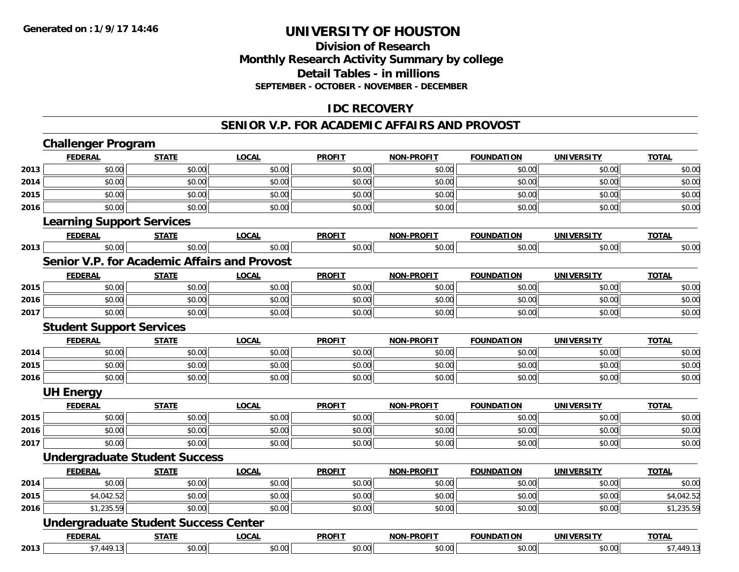**Generated on :1/9/17 14:46**

# UNIVERSITY OF HOUSTON

## Division of Research
## Monthly Research Activity Summary by college
## Detail Tables - in millions
### SEPTEMBER - OCTOBER - NOVEMBER - DECEMBER

## IDC RECOVERY

## SENIOR V.P. FOR ACADEMIC AFFAIRS AND PROVOST

### Challenger Program

| | FEDERAL | STATE | LOCAL | PROFIT | NON-PROFIT | FOUNDATION | UNIVERSITY | TOTAL |
|---|---|---|---|---|---|---|---|---|
| 2013 | $0.00 | $0.00 | $0.00 | $0.00 | $0.00 | $0.00 | $0.00 | $0.00 |
| 2014 | $0.00 | $0.00 | $0.00 | $0.00 | $0.00 | $0.00 | $0.00 | $0.00 |
| 2015 | $0.00 | $0.00 | $0.00 | $0.00 | $0.00 | $0.00 | $0.00 | $0.00 |
| 2016 | $0.00 | $0.00 | $0.00 | $0.00 | $0.00 | $0.00 | $0.00 | $0.00 |

### Learning Support Services

| | FEDERAL | STATE | LOCAL | PROFIT | NON-PROFIT | FOUNDATION | UNIVERSITY | TOTAL |
|---|---|---|---|---|---|---|---|---|
| 2013 | $0.00 | $0.00 | $0.00 | $0.00 | $0.00 | $0.00 | $0.00 | $0.00 |

### Senior V.P. for Academic Affairs and Provost

| | FEDERAL | STATE | LOCAL | PROFIT | NON-PROFIT | FOUNDATION | UNIVERSITY | TOTAL |
|---|---|---|---|---|---|---|---|---|
| 2015 | $0.00 | $0.00 | $0.00 | $0.00 | $0.00 | $0.00 | $0.00 | $0.00 |
| 2016 | $0.00 | $0.00 | $0.00 | $0.00 | $0.00 | $0.00 | $0.00 | $0.00 |
| 2017 | $0.00 | $0.00 | $0.00 | $0.00 | $0.00 | $0.00 | $0.00 | $0.00 |

### Student Support Services

| | FEDERAL | STATE | LOCAL | PROFIT | NON-PROFIT | FOUNDATION | UNIVERSITY | TOTAL |
|---|---|---|---|---|---|---|---|---|
| 2014 | $0.00 | $0.00 | $0.00 | $0.00 | $0.00 | $0.00 | $0.00 | $0.00 |
| 2015 | $0.00 | $0.00 | $0.00 | $0.00 | $0.00 | $0.00 | $0.00 | $0.00 |
| 2016 | $0.00 | $0.00 | $0.00 | $0.00 | $0.00 | $0.00 | $0.00 | $0.00 |

### UH Energy

| | FEDERAL | STATE | LOCAL | PROFIT | NON-PROFIT | FOUNDATION | UNIVERSITY | TOTAL |
|---|---|---|---|---|---|---|---|---|
| 2015 | $0.00 | $0.00 | $0.00 | $0.00 | $0.00 | $0.00 | $0.00 | $0.00 |
| 2016 | $0.00 | $0.00 | $0.00 | $0.00 | $0.00 | $0.00 | $0.00 | $0.00 |
| 2017 | $0.00 | $0.00 | $0.00 | $0.00 | $0.00 | $0.00 | $0.00 | $0.00 |

### Undergraduate Student Success

| | FEDERAL | STATE | LOCAL | PROFIT | NON-PROFIT | FOUNDATION | UNIVERSITY | TOTAL |
|---|---|---|---|---|---|---|---|---|
| 2014 | $0.00 | $0.00 | $0.00 | $0.00 | $0.00 | $0.00 | $0.00 | $0.00 |
| 2015 | $4,042.52 | $0.00 | $0.00 | $0.00 | $0.00 | $0.00 | $0.00 | $4,042.52 |
| 2016 | $1,235.59 | $0.00 | $0.00 | $0.00 | $0.00 | $0.00 | $0.00 | $1,235.59 |

### Undergraduate Student Success Center

| | FEDERAL | STATE | LOCAL | PROFIT | NON-PROFIT | FOUNDATION | UNIVERSITY | TOTAL |
|---|---|---|---|---|---|---|---|---|
| 2013 | $7,449.13 | $0.00 | $0.00 | $0.00 | $0.00 | $0.00 | $0.00 | $7,449.13 |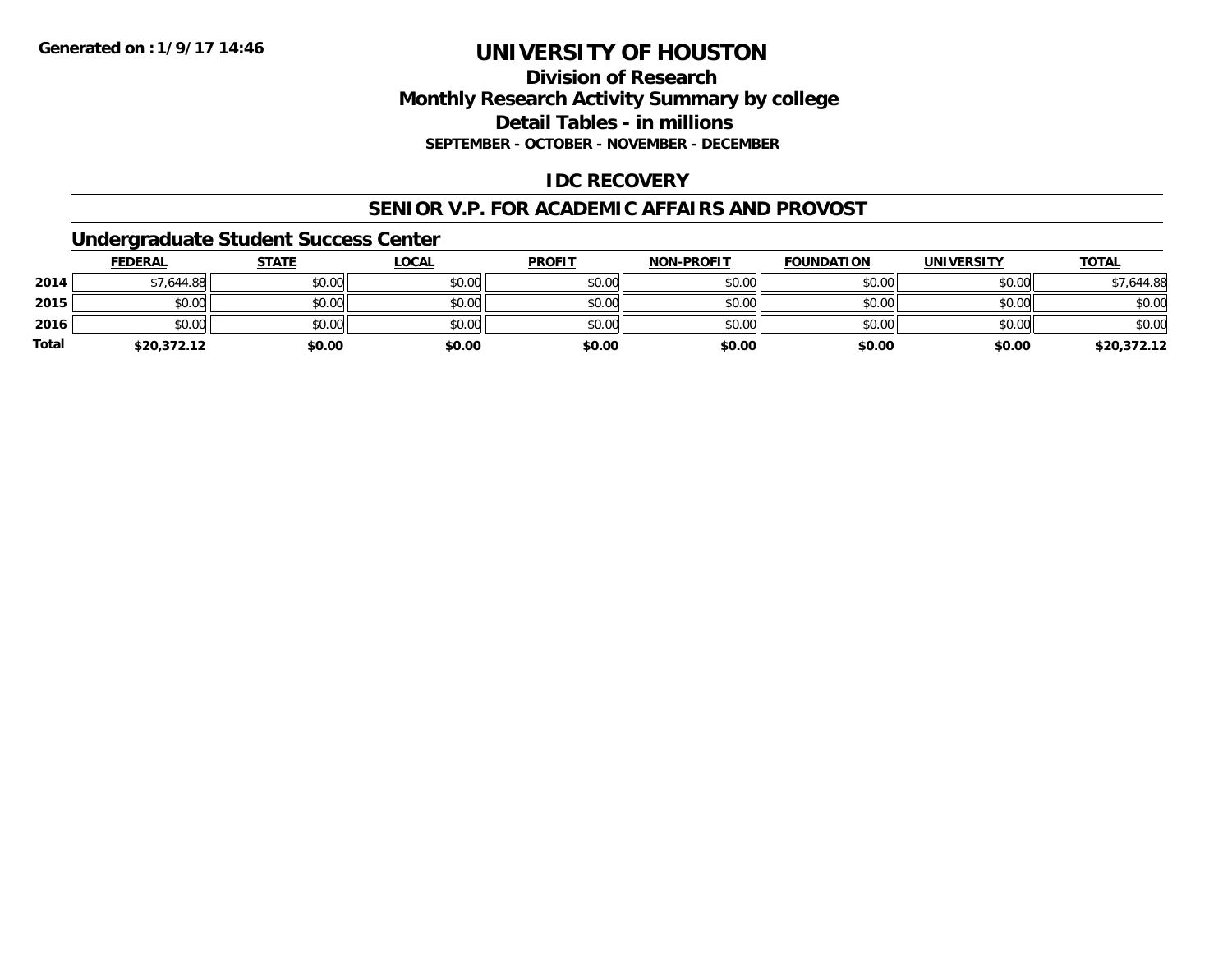Generated on :1/9/17 14:46

# UNIVERSITY OF HOUSTON

## Division of Research
## Monthly Research Activity Summary by college
## Detail Tables - in millions
### SEPTEMBER - OCTOBER - NOVEMBER - DECEMBER

## IDC RECOVERY

## SENIOR V.P. FOR ACADEMIC AFFAIRS AND PROVOST

### Undergraduate Student Success Center

| | FEDERAL | STATE | LOCAL | PROFIT | NON-PROFIT | FOUNDATION | UNIVERSITY | TOTAL |
|---|---|---|---|---|---|---|---|---|
| 2014 | $7,644.88 | $0.00 | $0.00 | $0.00 | $0.00 | $0.00 | $0.00 | $7,644.88 |
| 2015 | $0.00 | $0.00 | $0.00 | $0.00 | $0.00 | $0.00 | $0.00 | $0.00 |
| 2016 | $0.00 | $0.00 | $0.00 | $0.00 | $0.00 | $0.00 | $0.00 | $0.00 |
| **Total** | **$20,372.12** | **$0.00** | **$0.00** | **$0.00** | **$0.00** | **$0.00** | **$0.00** | **$20,372.12** |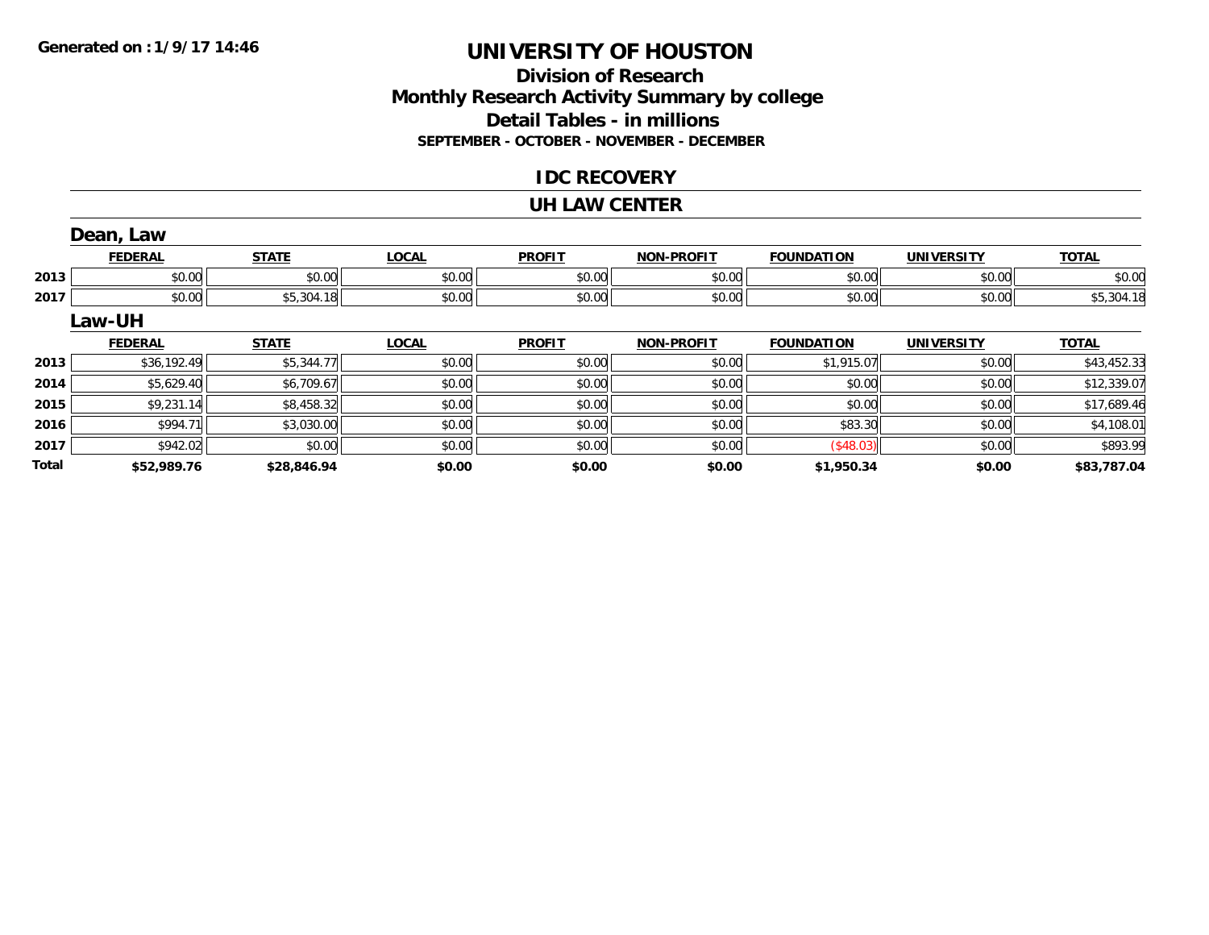**Generated on :1/9/17 14:46**

# UNIVERSITY OF HOUSTON

## Division of Research
## Monthly Research Activity Summary by college
## Detail Tables - in millions
### SEPTEMBER - OCTOBER - NOVEMBER - DECEMBER

## IDC RECOVERY

## UH LAW CENTER

### Dean, Law

| | FEDERAL | STATE | LOCAL | PROFIT | NON-PROFIT | FOUNDATION | UNIVERSITY | TOTAL |
|---|---|---|---|---|---|---|---|---|
| 2013 | $0.00 | $0.00 | $0.00 | $0.00 | $0.00 | $0.00 | $0.00 | $0.00 |
| 2017 | $0.00 | $5,304.18 | $0.00 | $0.00 | $0.00 | $0.00 | $0.00 | $5,304.18 |

### Law-UH

| | FEDERAL | STATE | LOCAL | PROFIT | NON-PROFIT | FOUNDATION | UNIVERSITY | TOTAL |
|---|---|---|---|---|---|---|---|---|
| 2013 | $36,192.49 | $5,344.77 | $0.00 | $0.00 | $0.00 | $1,915.07 | $0.00 | $43,452.33 |
| 2014 | $5,629.40 | $6,709.67 | $0.00 | $0.00 | $0.00 | $0.00 | $0.00 | $12,339.07 |
| 2015 | $9,231.14 | $8,458.32 | $0.00 | $0.00 | $0.00 | $0.00 | $0.00 | $17,689.46 |
| 2016 | $994.71 | $3,030.00 | $0.00 | $0.00 | $0.00 | $83.30 | $0.00 | $4,108.01 |
| 2017 | $942.02 | $0.00 | $0.00 | $0.00 | $0.00 | ($48.03) | $0.00 | $893.99 |
| **Total** | **$52,989.76** | **$28,846.94** | **$0.00** | **$0.00** | **$0.00** | **$1,950.34** | **$0.00** | **$83,787.04** |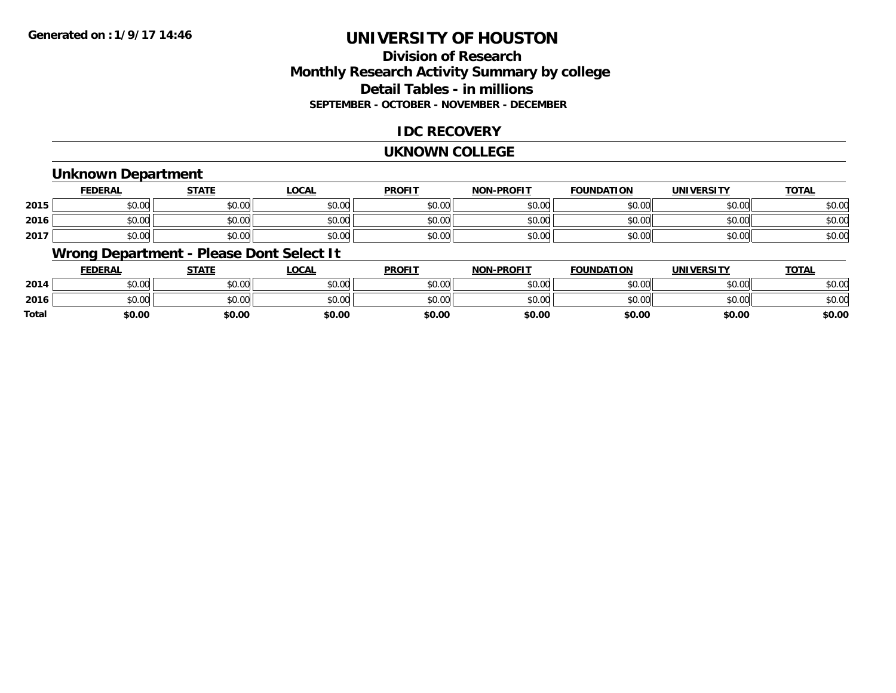# UNIVERSITY OF HOUSTON

## Division of Research
## Monthly Research Activity Summary by college
## Detail Tables - in millions
### SEPTEMBER - OCTOBER - NOVEMBER - DECEMBER

## IDC RECOVERY

## UKNOWN COLLEGE

### Unknown Department

| | FEDERAL | STATE | LOCAL | PROFIT | NON-PROFIT | FOUNDATION | UNIVERSITY | TOTAL |
|---|---|---|---|---|---|---|---|---|
| 2015 | $0.00 | $0.00 | $0.00 | $0.00 | $0.00 | $0.00 | $0.00 | $0.00 |
| 2016 | $0.00 | $0.00 | $0.00 | $0.00 | $0.00 | $0.00 | $0.00 | $0.00 |
| 2017 | $0.00 | $0.00 | $0.00 | $0.00 | $0.00 | $0.00 | $0.00 | $0.00 |

### Wrong Department - Please Dont Select It

| | FEDERAL | STATE | LOCAL | PROFIT | NON-PROFIT | FOUNDATION | UNIVERSITY | TOTAL |
|---|---|---|---|---|---|---|---|---|
| 2014 | $0.00 | $0.00 | $0.00 | $0.00 | $0.00 | $0.00 | $0.00 | $0.00 |
| 2016 | $0.00 | $0.00 | $0.00 | $0.00 | $0.00 | $0.00 | $0.00 | $0.00 |
| **Total** | **$0.00** | **$0.00** | **$0.00** | **$0.00** | **$0.00** | **$0.00** | **$0.00** | **$0.00** |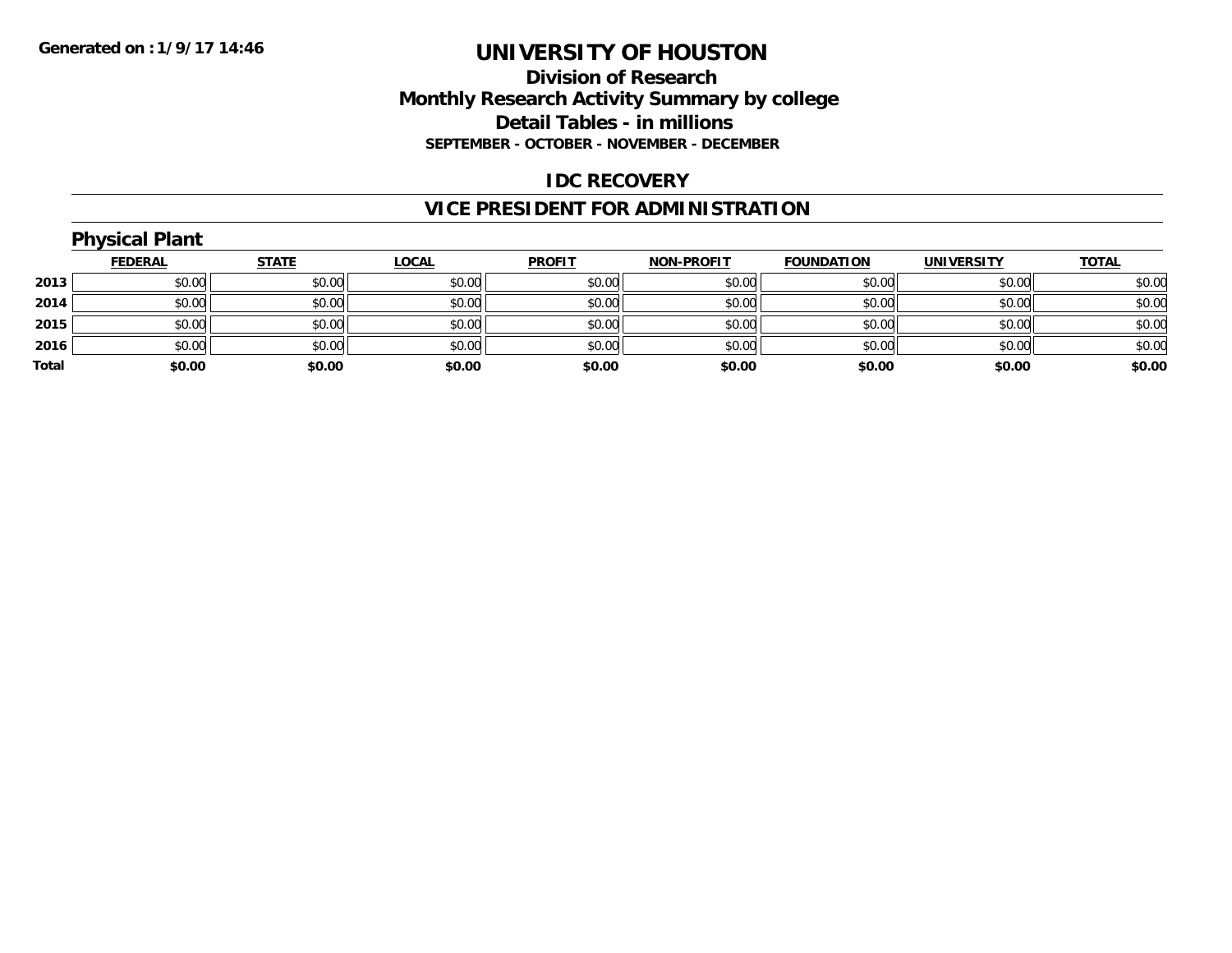# UNIVERSITY OF HOUSTON

## Division of Research
## Monthly Research Activity Summary by college
## Detail Tables - in millions
### SEPTEMBER - OCTOBER - NOVEMBER - DECEMBER

## IDC RECOVERY

## VICE PRESIDENT FOR ADMINISTRATION

### Physical Plant

| | FEDERAL | STATE | LOCAL | PROFIT | NON-PROFIT | FOUNDATION | UNIVERSITY | TOTAL |
|---|---|---|---|---|---|---|---|---|
| 2013 | $0.00 | $0.00 | $0.00 | $0.00 | $0.00 | $0.00 | $0.00 | $0.00 |
| 2014 | $0.00 | $0.00 | $0.00 | $0.00 | $0.00 | $0.00 | $0.00 | $0.00 |
| 2015 | $0.00 | $0.00 | $0.00 | $0.00 | $0.00 | $0.00 | $0.00 | $0.00 |
| 2016 | $0.00 | $0.00 | $0.00 | $0.00 | $0.00 | $0.00 | $0.00 | $0.00 |
| **Total** | **$0.00** | **$0.00** | **$0.00** | **$0.00** | **$0.00** | **$0.00** | **$0.00** | **$0.00** |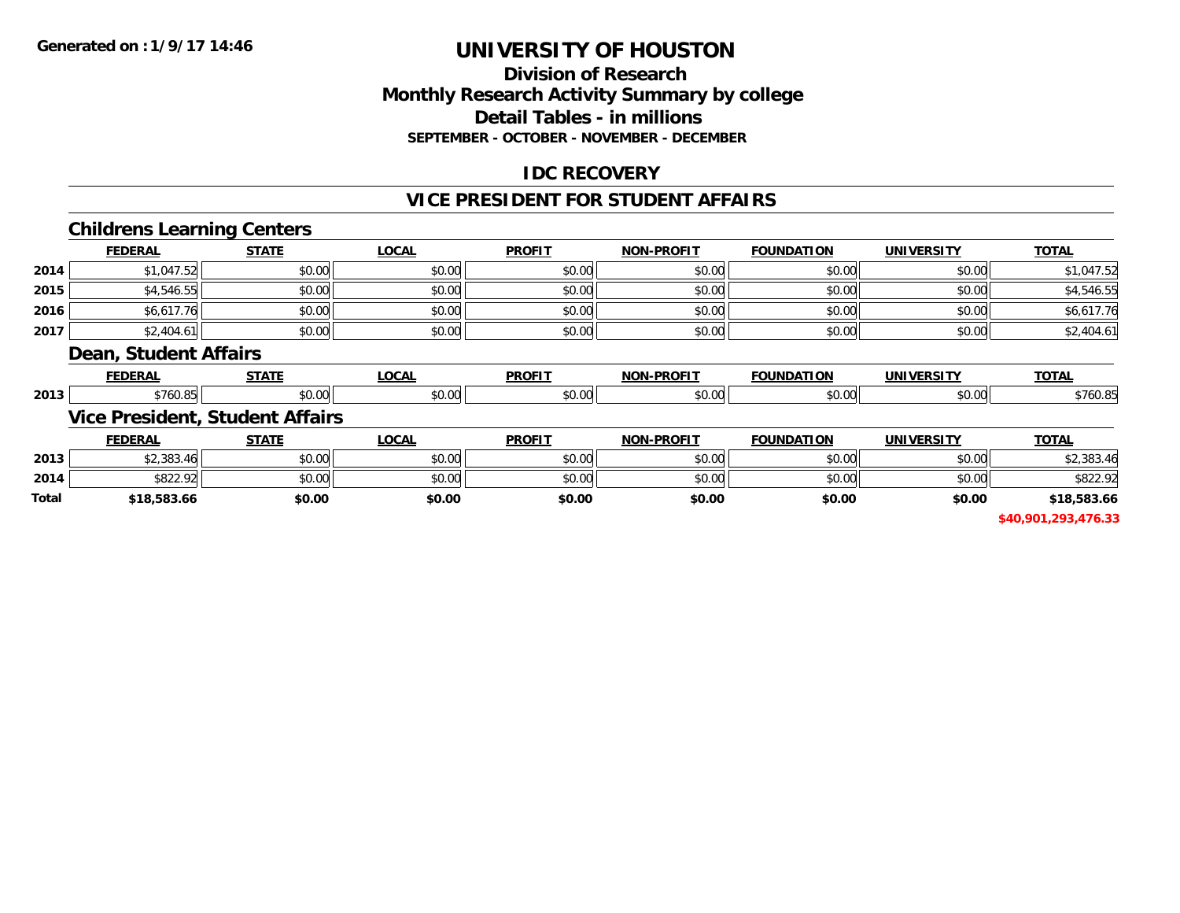**Generated on :1/9/17 14:46**

# UNIVERSITY OF HOUSTON

## Division of Research
## Monthly Research Activity Summary by college
## Detail Tables - in millions
### SEPTEMBER - OCTOBER - NOVEMBER - DECEMBER

## IDC RECOVERY

## VICE PRESIDENT FOR STUDENT AFFAIRS

### Childrens Learning Centers

| | FEDERAL | STATE | LOCAL | PROFIT | NON-PROFIT | FOUNDATION | UNIVERSITY | TOTAL |
|---|---|---|---|---|---|---|---|---|
| 2014 | $1,047.52 | $0.00 | $0.00 | $0.00 | $0.00 | $0.00 | $0.00 | $1,047.52 |
| 2015 | $4,546.55 | $0.00 | $0.00 | $0.00 | $0.00 | $0.00 | $0.00 | $4,546.55 |
| 2016 | $6,617.76 | $0.00 | $0.00 | $0.00 | $0.00 | $0.00 | $0.00 | $6,617.76 |
| 2017 | $2,404.61 | $0.00 | $0.00 | $0.00 | $0.00 | $0.00 | $0.00 | $2,404.61 |

### Dean, Student Affairs

| | FEDERAL | STATE | LOCAL | PROFIT | NON-PROFIT | FOUNDATION | UNIVERSITY | TOTAL |
|---|---|---|---|---|---|---|---|---|
| 2013 | $760.85 | $0.00 | $0.00 | $0.00 | $0.00 | $0.00 | $0.00 | $760.85 |

### Vice President, Student Affairs

| | FEDERAL | STATE | LOCAL | PROFIT | NON-PROFIT | FOUNDATION | UNIVERSITY | TOTAL |
|---|---|---|---|---|---|---|---|---|
| 2013 | $2,383.46 | $0.00 | $0.00 | $0.00 | $0.00 | $0.00 | $0.00 | $2,383.46 |
| 2014 | $822.92 | $0.00 | $0.00 | $0.00 | $0.00 | $0.00 | $0.00 | $822.92 |
| **Total** | **$18,583.66** | **$0.00** | **$0.00** | **$0.00** | **$0.00** | **$0.00** | **$0.00** | **$18,583.66** |

**$40,901,293,476.33**